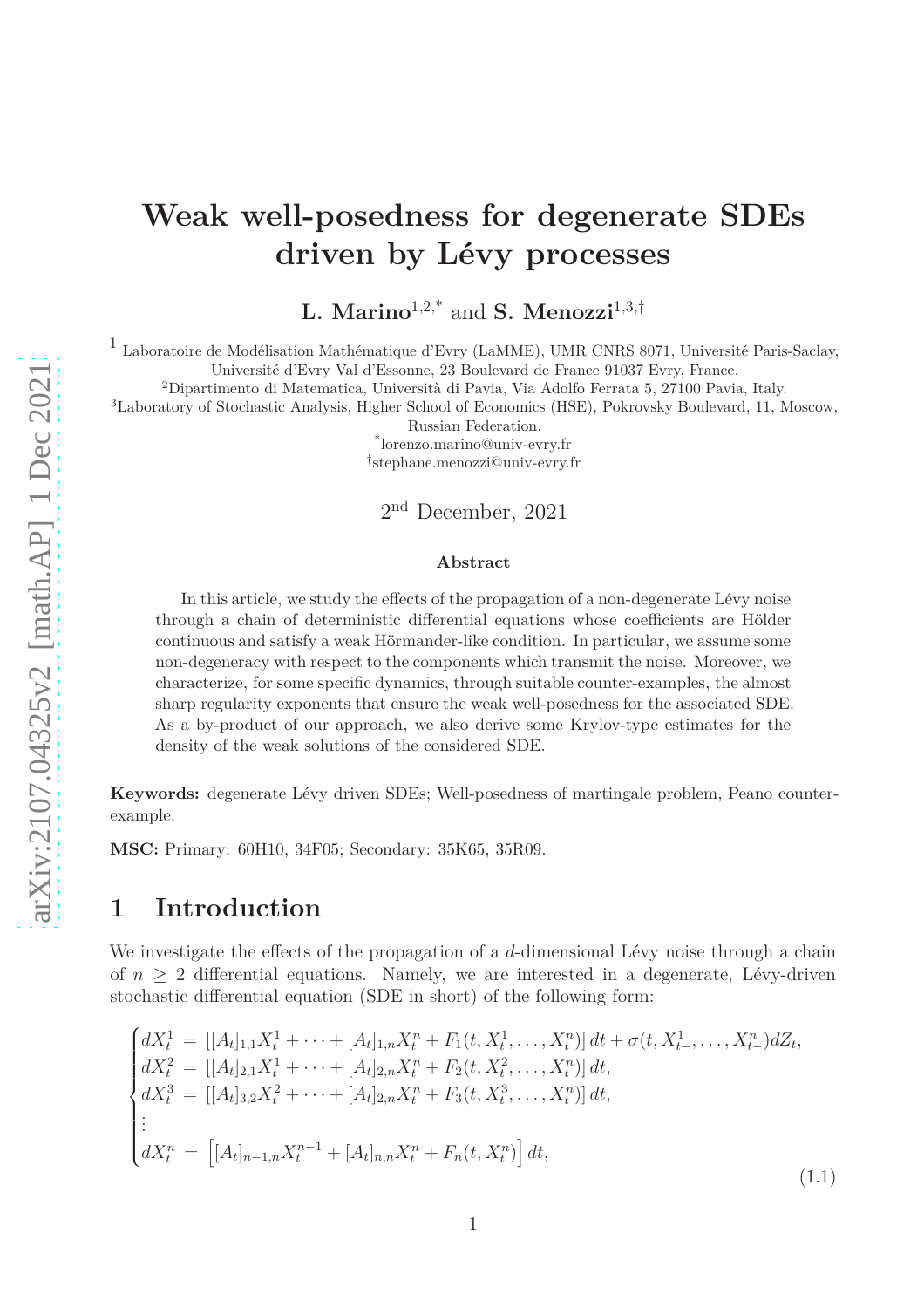# Weak well-posedness for degenerate SDEs driven by Lévy processes

**L. Marino**[1,2,*] and **S. Menozzi**[1,3,†]

[1] Laboratoire de Modélisation Mathématique d'Evry (LaMME), UMR CNRS 8071, Université Paris-Saclay, Université d'Evry Val d'Essonne, 23 Boulevard de France 91037 Evry, France.

[2] Dipartimento di Matematica, Università di Pavia, Via Adolfo Ferrata 5, 27100 Pavia, Italy.

[3] Laboratory of Stochastic Analysis, Higher School of Economics (HSE), Pokrovsky Boulevard, 11, Moscow, Russian Federation.

[*] lorenzo.marino@univ-evry.fr

[†] stephane.menozzi@univ-evry.fr

2nd December, 2021

**Abstract**

In this article, we study the effects of the propagation of a non-degenerate Lévy noise through a chain of deterministic differential equations whose coefficients are Hölder continuous and satisfy a weak Hörmander-like condition. In particular, we assume some non-degeneracy with respect to the components which transmit the noise. Moreover, we characterize, for some specific dynamics, through suitable counter-examples, the almost sharp regularity exponents that ensure the weak well-posedness for the associated SDE. As a by-product of our approach, we also derive some Krylov-type estimates for the density of the weak solutions of the considered SDE.

**Keywords:** degenerate Lévy driven SDEs; Well-posedness of martingale problem, Peano counter-example.

**MSC:** Primary: 60H10, 34F05; Secondary: 35K65, 35R09.

## 1 Introduction

We investigate the effects of the propagation of a $d$-dimensional Lévy noise through a chain of $n \geq 2$ differential equations. Namely, we are interested in a degenerate, Lévy-driven stochastic differential equation (SDE in short) of the following form:

$$
\begin{cases}
dX^1_t \,=\, \left[[A_t]_{1,1}X^1_t + \cdots + [A_t]_{1,n}X^n_t + F_1(t, X^1_t, \ldots, X^n_t)\right] dt + \sigma(t, X^1_{t-}, \ldots, X^n_{t-})dZ_t, \\
dX^2_t \,=\, \left[[A_t]_{2,1}X^1_t + \cdots + [A_t]_{2,n}X^n_t + F_2(t, X^2_t, \ldots, X^n_t)\right] dt, \\
dX^3_t \,=\, \left[[A_t]_{3,2}X^2_t + \cdots + [A_t]_{2,n}X^n_t + F_3(t, X^3_t, \ldots, X^n_t)\right] dt, \\
\vdots \\
dX^n_t \,=\, \left[[A_t]_{n-1,n}X^{n-1}_t + [A_t]_{n,n}X^n_t + F_n(t, X^n_t)\right] dt,
\end{cases}
\tag{1.1}
$$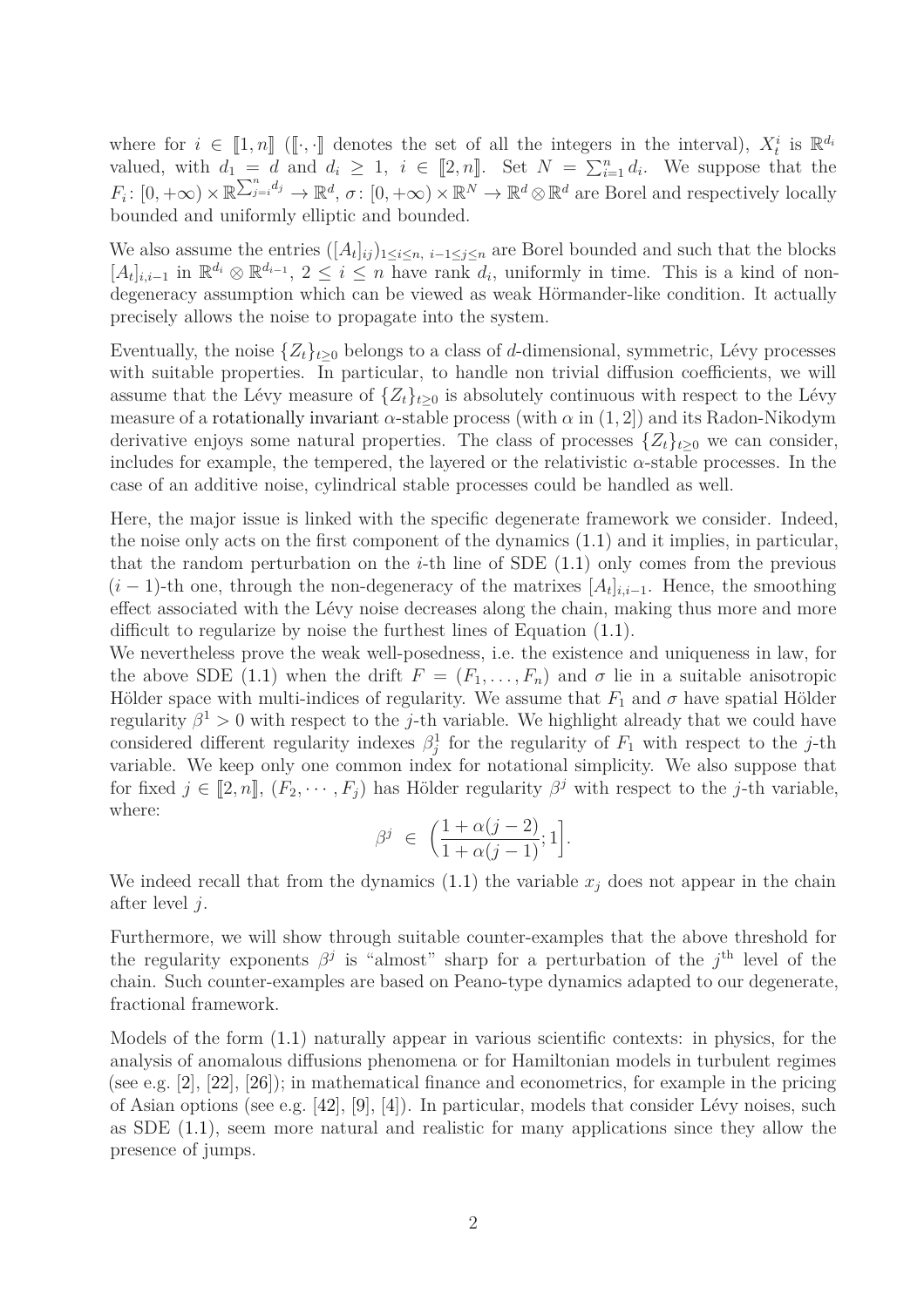where for $i \in [\![1, n]\!]$ ($[\![\cdot, \cdot]\!]$ denotes the set of all the integers in the interval), $X^i_t$ is $\mathbb{R}^{d_i}$ valued, with $d_1 = d$ and $d_i \geq 1$, $i \in [\![2, n]\!]$. Set $N = \sum_{i=1}^n d_i$. We suppose that the $F_i \colon [0, +\infty) \times \mathbb{R}^{\sum_{j=i}^n d_j} \to \mathbb{R}^d$, $\sigma \colon [0, +\infty) \times \mathbb{R}^N \to \mathbb{R}^d \otimes \mathbb{R}^d$ are Borel and respectively locally bounded and uniformly elliptic and bounded.

We also assume the entries $([A_t]_{ij})_{1 \leq i \leq n,\ i-1 \leq j \leq n}$ are Borel bounded and such that the blocks $[A_t]_{i,i-1}$ in $\mathbb{R}^{d_i} \otimes \mathbb{R}^{d_{i-1}}$, $2 \leq i \leq n$ have rank $d_i$, uniformly in time. This is a kind of non-degeneracy assumption which can be viewed as weak Hörmander-like condition. It actually precisely allows the noise to propagate into the system.

Eventually, the noise $\{Z_t\}_{t \geq 0}$ belongs to a class of $d$-dimensional, symmetric, Lévy processes with suitable properties. In particular, to handle non trivial diffusion coefficients, we will assume that the Lévy measure of $\{Z_t\}_{t \geq 0}$ is absolutely continuous with respect to the Lévy measure of a rotationally invariant $\alpha$-stable process (with $\alpha$ in $(1, 2]$) and its Radon-Nikodym derivative enjoys some natural properties. The class of processes $\{Z_t\}_{t \geq 0}$ we can consider, includes for example, the tempered, the layered or the relativistic $\alpha$-stable processes. In the case of an additive noise, cylindrical stable processes could be handled as well.

Here, the major issue is linked with the specific degenerate framework we consider. Indeed, the noise only acts on the first component of the dynamics (1.1) and it implies, in particular, that the random perturbation on the $i$-th line of SDE (1.1) only comes from the previous $(i-1)$-th one, through the non-degeneracy of the matrixes $[A_t]_{i,i-1}$. Hence, the smoothing effect associated with the Lévy noise decreases along the chain, making thus more and more difficult to regularize by noise the furthest lines of Equation (1.1).
We nevertheless prove the weak well-posedness, i.e. the existence and uniqueness in law, for the above SDE (1.1) when the drift $F = (F_1, \dots, F_n)$ and $\sigma$ lie in a suitable anisotropic Hölder space with multi-indices of regularity. We assume that $F_1$ and $\sigma$ have spatial Hölder regularity $\beta^1 > 0$ with respect to the $j$-th variable. We highlight already that we could have considered different regularity indexes $\beta^1_j$ for the regularity of $F_1$ with respect to the $j$-th variable. We keep only one common index for notational simplicity. We also suppose that for fixed $j \in [\![2, n]\!]$, $(F_2, \cdots, F_j)$ has Hölder regularity $\beta^j$ with respect to the $j$-th variable, where:

$$\beta^j \ \in \ \Big(\frac{1 + \alpha(j-2)}{1 + \alpha(j-1)}; 1\Big].$$

We indeed recall that from the dynamics (1.1) the variable $x_j$ does not appear in the chain after level $j$.

Furthermore, we will show through suitable counter-examples that the above threshold for the regularity exponents $\beta^j$ is "almost" sharp for a perturbation of the $j^{\text{th}}$ level of the chain. Such counter-examples are based on Peano-type dynamics adapted to our degenerate, fractional framework.

Models of the form (1.1) naturally appear in various scientific contexts: in physics, for the analysis of anomalous diffusions phenomena or for Hamiltonian models in turbulent regimes (see e.g. [2], [22], [26]); in mathematical finance and econometrics, for example in the pricing of Asian options (see e.g. [42], [9], [4]). In particular, models that consider Lévy noises, such as SDE (1.1), seem more natural and realistic for many applications since they allow the presence of jumps.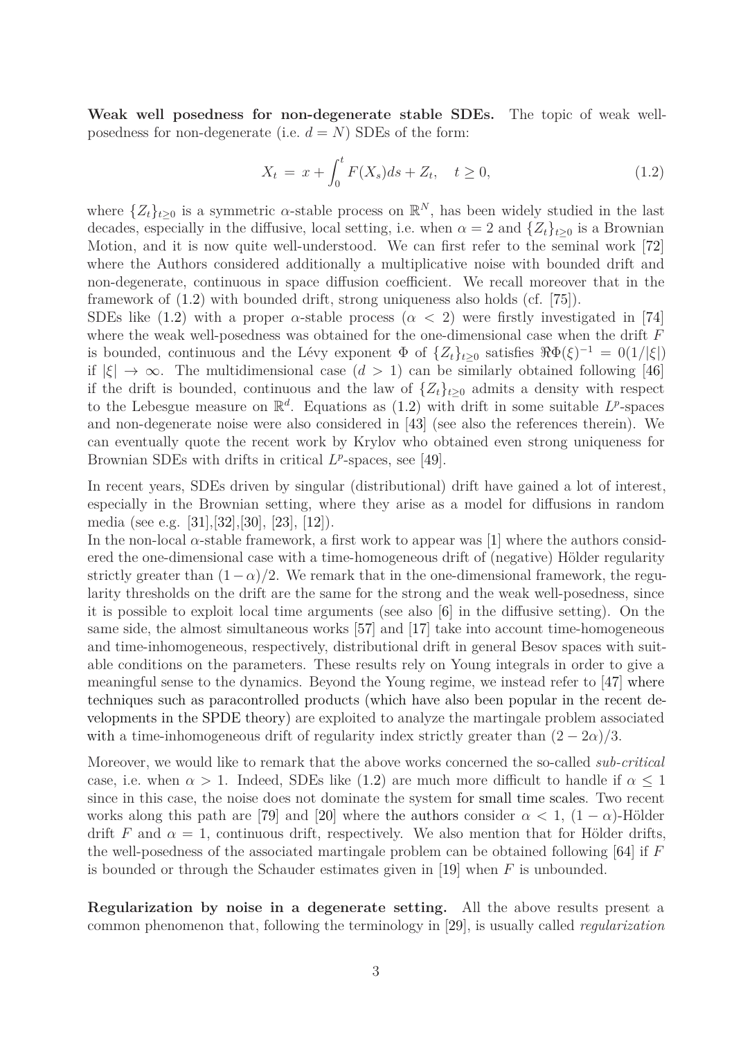**Weak well posedness for non-degenerate stable SDEs.** The topic of weak well-posedness for non-degenerate (i.e. $d = N$) SDEs of the form:

$$X_t = x + \int_0^t F(X_s)ds + Z_t, \quad t \geq 0, \tag{1.2}$$

where $\{Z_t\}_{t\geq 0}$ is a symmetric $\alpha$-stable process on $\mathbb{R}^N$, has been widely studied in the last decades, especially in the diffusive, local setting, i.e. when $\alpha = 2$ and $\{Z_t\}_{t\geq 0}$ is a Brownian Motion, and it is now quite well-understood. We can first refer to the seminal work [72] where the Authors considered additionally a multiplicative noise with bounded drift and non-degenerate, continuous in space diffusion coefficient. We recall moreover that in the framework of (1.2) with bounded drift, strong uniqueness also holds (cf. [75]).
SDEs like (1.2) with a proper $\alpha$-stable process ($\alpha < 2$) were firstly investigated in [74] where the weak well-posedness was obtained for the one-dimensional case when the drift $F$ is bounded, continuous and the Lévy exponent $\Phi$ of $\{Z_t\}_{t\geq 0}$ satisfies $\Re\Phi(\xi)^{-1} = 0(1/|\xi|)$ if $|\xi| \to \infty$. The multidimensional case ($d > 1$) can be similarly obtained following [46] if the drift is bounded, continuous and the law of $\{Z_t\}_{t\geq 0}$ admits a density with respect to the Lebesgue measure on $\mathbb{R}^d$. Equations as (1.2) with drift in some suitable $L^p$-spaces and non-degenerate noise were also considered in [43] (see also the references therein). We can eventually quote the recent work by Krylov who obtained even strong uniqueness for Brownian SDEs with drifts in critical $L^p$-spaces, see [49].

In recent years, SDEs driven by singular (distributional) drift have gained a lot of interest, especially in the Brownian setting, where they arise as a model for diffusions in random media (see e.g. [31],[32],[30], [23], [12]).
In the non-local $\alpha$-stable framework, a first work to appear was [1] where the authors considered the one-dimensional case with a time-homogeneous drift of (negative) Hölder regularity strictly greater than $(1-\alpha)/2$. We remark that in the one-dimensional framework, the regularity thresholds on the drift are the same for the strong and the weak well-posedness, since it is possible to exploit local time arguments (see also [6] in the diffusive setting). On the same side, the almost simultaneous works [57] and [17] take into account time-homogeneous and time-inhomogeneous, respectively, distributional drift in general Besov spaces with suitable conditions on the parameters. These results rely on Young integrals in order to give a meaningful sense to the dynamics. Beyond the Young regime, we instead refer to [47] where techniques such as paracontrolled products (which have also been popular in the recent developments in the SPDE theory) are exploited to analyze the martingale problem associated with a time-inhomogeneous drift of regularity index strictly greater than $(2-2\alpha)/3$.

Moreover, we would like to remark that the above works concerned the so-called *sub-critical* case, i.e. when $\alpha > 1$. Indeed, SDEs like (1.2) are much more difficult to handle if $\alpha \leq 1$ since in this case, the noise does not dominate the system for small time scales. Two recent works along this path are [79] and [20] where the authors consider $\alpha < 1$, $(1-\alpha)$-Hölder drift $F$ and $\alpha = 1$, continuous drift, respectively. We also mention that for Hölder drifts, the well-posedness of the associated martingale problem can be obtained following [64] if $F$ is bounded or through the Schauder estimates given in [19] when $F$ is unbounded.

**Regularization by noise in a degenerate setting.** All the above results present a common phenomenon that, following the terminology in [29], is usually called *regularization*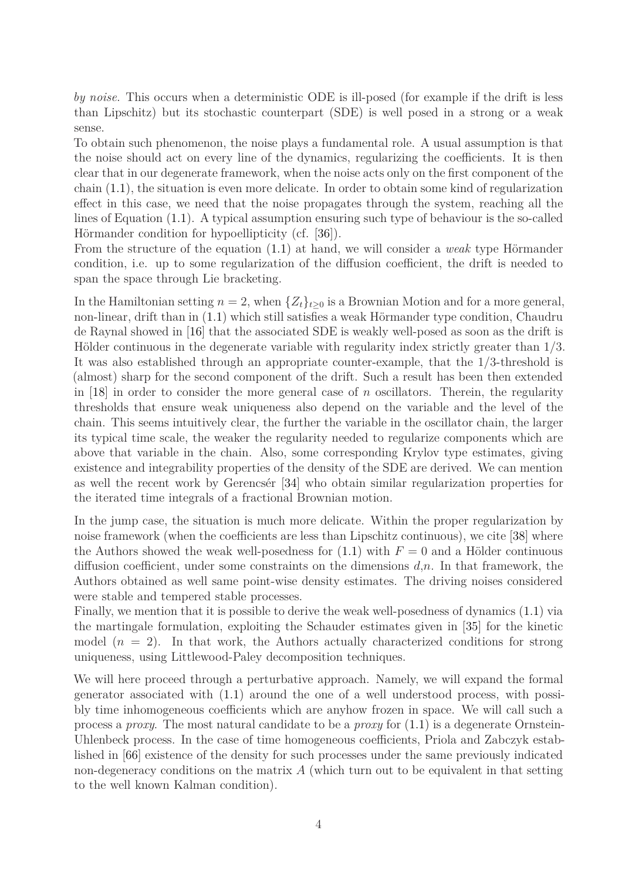*by noise*. This occurs when a deterministic ODE is ill-posed (for example if the drift is less than Lipschitz) but its stochastic counterpart (SDE) is well posed in a strong or a weak sense.
To obtain such phenomenon, the noise plays a fundamental role. A usual assumption is that the noise should act on every line of the dynamics, regularizing the coefficients. It is then clear that in our degenerate framework, when the noise acts only on the first component of the chain (1.1), the situation is even more delicate. In order to obtain some kind of regularization effect in this case, we need that the noise propagates through the system, reaching all the lines of Equation (1.1). A typical assumption ensuring such type of behaviour is the so-called Hörmander condition for hypoellipticity (cf. [36]).
From the structure of the equation (1.1) at hand, we will consider a *weak* type Hörmander condition, i.e. up to some regularization of the diffusion coefficient, the drift is needed to span the space through Lie bracketing.

In the Hamiltonian setting $n = 2$, when $\{Z_t\}_{t\geq 0}$ is a Brownian Motion and for a more general, non-linear, drift than in (1.1) which still satisfies a weak Hörmander type condition, Chaudru de Raynal showed in [16] that the associated SDE is weakly well-posed as soon as the drift is Hölder continuous in the degenerate variable with regularity index strictly greater than $1/3$. It was also established through an appropriate counter-example, that the $1/3$-threshold is (almost) sharp for the second component of the drift. Such a result has been then extended in [18] in order to consider the more general case of $n$ oscillators. Therein, the regularity thresholds that ensure weak uniqueness also depend on the variable and the level of the chain. This seems intuitively clear, the further the variable in the oscillator chain, the larger its typical time scale, the weaker the regularity needed to regularize components which are above that variable in the chain. Also, some corresponding Krylov type estimates, giving existence and integrability properties of the density of the SDE are derived. We can mention as well the recent work by Gerencsér [34] who obtain similar regularization properties for the iterated time integrals of a fractional Brownian motion.

In the jump case, the situation is much more delicate. Within the proper regularization by noise framework (when the coefficients are less than Lipschitz continuous), we cite [38] where the Authors showed the weak well-posedness for (1.1) with $F = 0$ and a Hölder continuous diffusion coefficient, under some constraints on the dimensions $d$,$n$. In that framework, the Authors obtained as well same point-wise density estimates. The driving noises considered were stable and tempered stable processes.
Finally, we mention that it is possible to derive the weak well-posedness of dynamics (1.1) via the martingale formulation, exploiting the Schauder estimates given in [35] for the kinetic model ($n = 2$). In that work, the Authors actually characterized conditions for strong uniqueness, using Littlewood-Paley decomposition techniques.

We will here proceed through a perturbative approach. Namely, we will expand the formal generator associated with (1.1) around the one of a well understood process, with possibly time inhomogeneous coefficients which are anyhow frozen in space. We will call such a process a *proxy*. The most natural candidate to be a *proxy* for (1.1) is a degenerate Ornstein-Uhlenbeck process. In the case of time homogeneous coefficients, Priola and Zabczyk established in [66] existence of the density for such processes under the same previously indicated non-degeneracy conditions on the matrix $A$ (which turn out to be equivalent in that setting to the well known Kalman condition).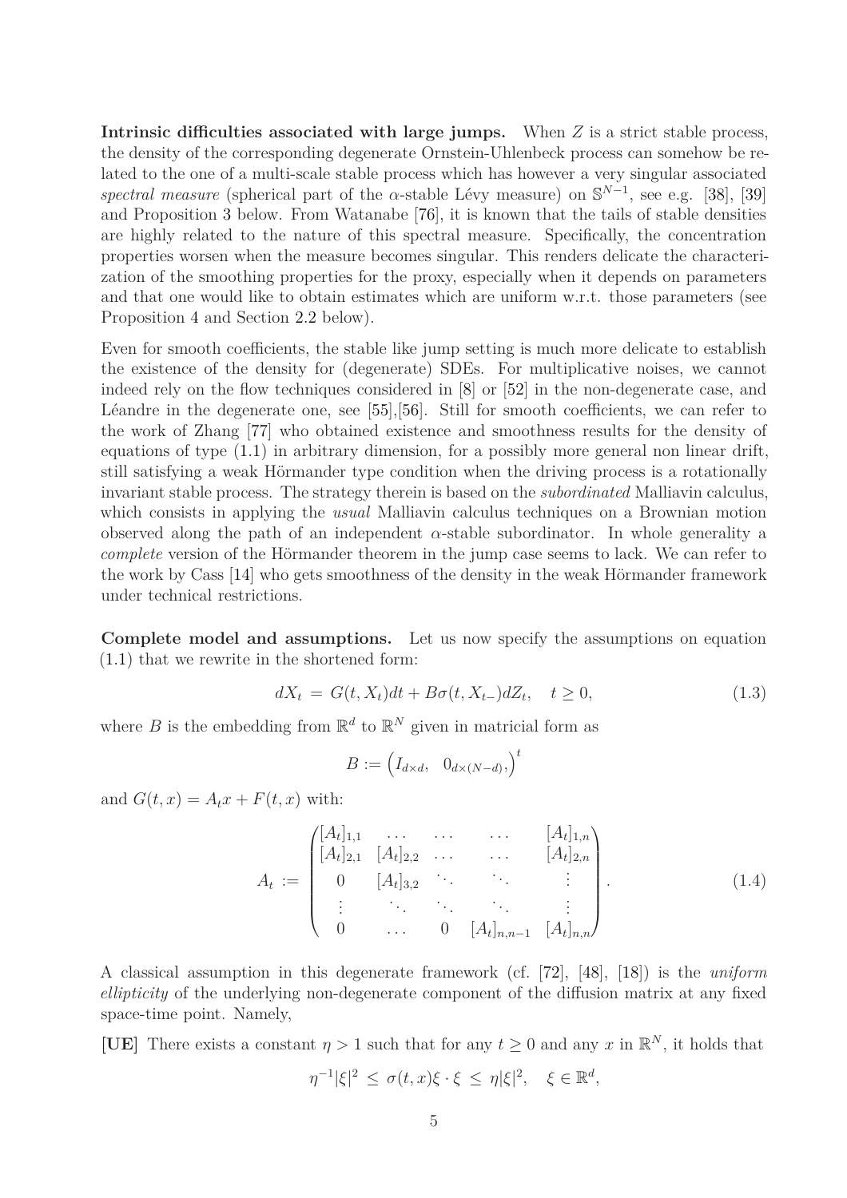**Intrinsic difficulties associated with large jumps.** When $Z$ is a strict stable process, the density of the corresponding degenerate Ornstein-Uhlenbeck process can somehow be related to the one of a multi-scale stable process which has however a very singular associated *spectral measure* (spherical part of the $\alpha$-stable Lévy measure) on $\mathbb{S}^{N-1}$, see e.g. [38], [39] and Proposition 3 below. From Watanabe [76], it is known that the tails of stable densities are highly related to the nature of this spectral measure. Specifically, the concentration properties worsen when the measure becomes singular. This renders delicate the characterization of the smoothing properties for the proxy, especially when it depends on parameters and that one would like to obtain estimates which are uniform w.r.t. those parameters (see Proposition 4 and Section 2.2 below).

Even for smooth coefficients, the stable like jump setting is much more delicate to establish the existence of the density for (degenerate) SDEs. For multiplicative noises, we cannot indeed rely on the flow techniques considered in [8] or [52] in the non-degenerate case, and Léandre in the degenerate one, see [55],[56]. Still for smooth coefficients, we can refer to the work of Zhang [77] who obtained existence and smoothness results for the density of equations of type (1.1) in arbitrary dimension, for a possibly more general non linear drift, still satisfying a weak Hörmander type condition when the driving process is a rotationally invariant stable process. The strategy therein is based on the *subordinated* Malliavin calculus, which consists in applying the *usual* Malliavin calculus techniques on a Brownian motion observed along the path of an independent $\alpha$-stable subordinator. In whole generality a *complete* version of the Hörmander theorem in the jump case seems to lack. We can refer to the work by Cass [14] who gets smoothness of the density in the weak Hörmander framework under technical restrictions.

**Complete model and assumptions.** Let us now specify the assumptions on equation (1.1) that we rewrite in the shortened form:

$$dX_t \,=\, G(t,X_t)dt + B\sigma(t,X_{t-})dZ_t, \quad t \ge 0, \tag{1.3}$$

where $B$ is the embedding from $\mathbb{R}^d$ to $\mathbb{R}^N$ given in matricial form as

$$B := \begin{pmatrix} I_{d\times d}, & 0_{d\times(N-d)}, \end{pmatrix}^t$$

and $G(t,x) = A_t x + F(t,x)$ with:

$$A_t \,:=\, \begin{pmatrix} [A_t]_{1,1} & \dots & \dots & \dots & [A_t]_{1,n} \\ [A_t]_{2,1} & [A_t]_{2,2} & \dots & \dots & [A_t]_{2,n} \\ 0 & [A_t]_{3,2} & \ddots & \ddots & \vdots \\ \vdots & \ddots & \ddots & \ddots & \vdots \\ 0 & \dots & 0 & [A_t]_{n,n-1} & [A_t]_{n,n} \end{pmatrix}. \tag{1.4}$$

A classical assumption in this degenerate framework (cf. [72], [48], [18]) is the *uniform ellipticity* of the underlying non-degenerate component of the diffusion matrix at any fixed space-time point. Namely,

**[UE]** There exists a constant $\eta > 1$ such that for any $t \ge 0$ and any $x$ in $\mathbb{R}^N$, it holds that

$$\eta^{-1}|\xi|^2 \,\le\, \sigma(t,x)\xi\cdot\xi \,\le\, \eta|\xi|^2, \quad \xi \in \mathbb{R}^d,$$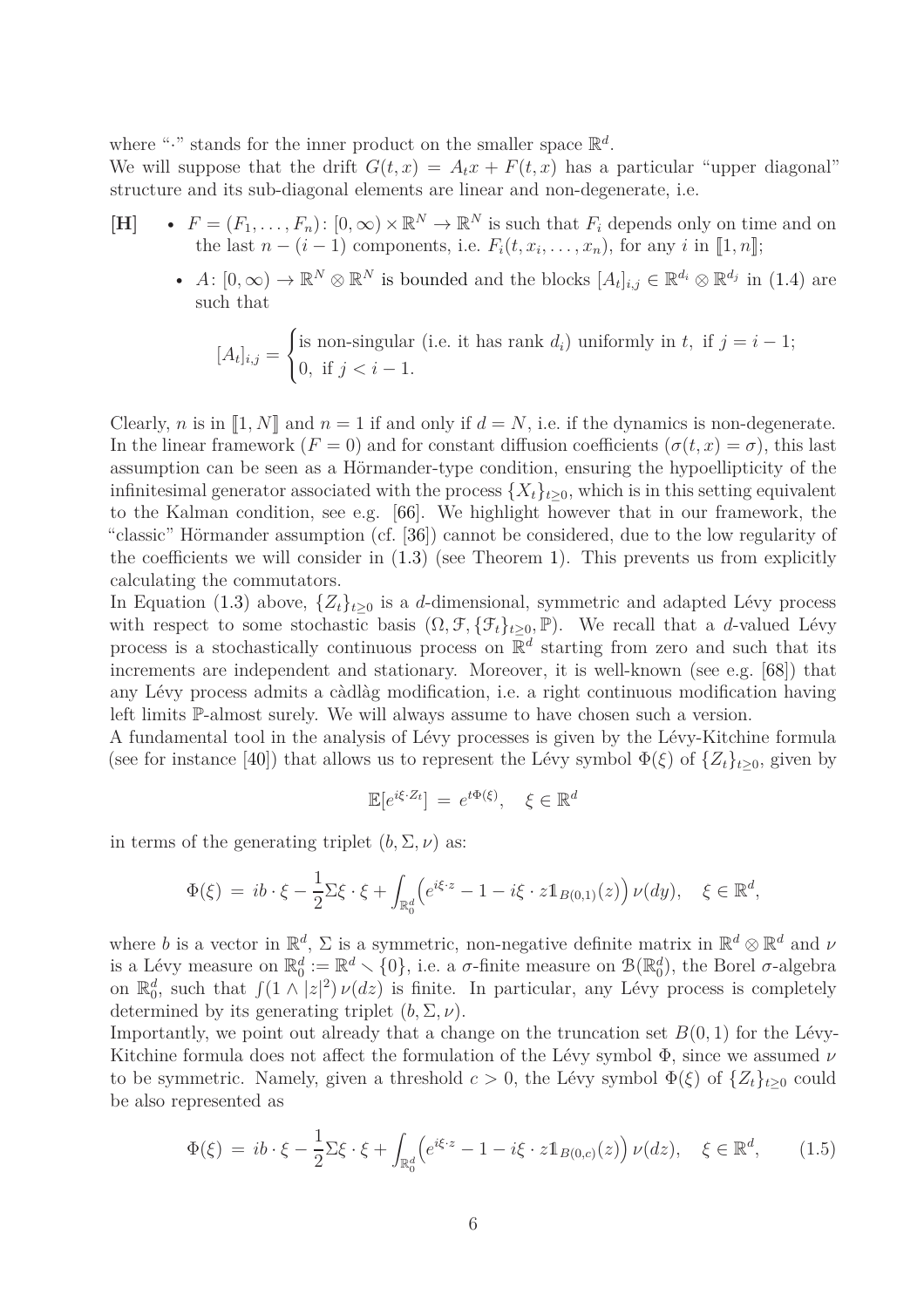where "$\cdot$" stands for the inner product on the smaller space $\mathbb{R}^d$.
We will suppose that the drift $G(t,x) = A_t x + F(t,x)$ has a particular "upper diagonal" structure and its sub-diagonal elements are linear and non-degenerate, i.e.

**[H]**

- $F = (F_1, \dots, F_n)\colon [0,\infty) \times \mathbb{R}^N \to \mathbb{R}^N$ is such that $F_i$ depends only on time and on the last $n-(i-1)$ components, i.e. $F_i(t, x_i, \dots, x_n)$, for any $i$ in $[\![1,n]\!]$;
- $A\colon [0,\infty) \to \mathbb{R}^N \otimes \mathbb{R}^N$ is bounded and the blocks $[A_t]_{i,j} \in \mathbb{R}^{d_i} \otimes \mathbb{R}^{d_j}$ in (1.4) are such that

$$[A_t]_{i,j} = \begin{cases} \text{is non-singular (i.e. it has rank } d_i\text{) uniformly in } t, \text{ if } j = i-1; \\ 0, \text{ if } j < i-1. \end{cases}$$

Clearly, $n$ is in $[\![1,N]\!]$ and $n = 1$ if and only if $d = N$, i.e. if the dynamics is non-degenerate. In the linear framework ($F = 0$) and for constant diffusion coefficients ($\sigma(t,x) = \sigma$), this last assumption can be seen as a Hörmander-type condition, ensuring the hypoellipticity of the infinitesimal generator associated with the process $\{X_t\}_{t\geq 0}$, which is in this setting equivalent to the Kalman condition, see e.g. [66]. We highlight however that in our framework, the "classic" Hörmander assumption (cf. [36]) cannot be considered, due to the low regularity of the coefficients we will consider in (1.3) (see Theorem 1). This prevents us from explicitly calculating the commutators.
In Equation (1.3) above, $\{Z_t\}_{t\geq 0}$ is a $d$-dimensional, symmetric and adapted Lévy process with respect to some stochastic basis $(\Omega, \mathcal{F}, \{\mathcal{F}_t\}_{t\geq 0}, \mathbb{P})$. We recall that a $d$-valued Lévy process is a stochastically continuous process on $\mathbb{R}^d$ starting from zero and such that its increments are independent and stationary. Moreover, it is well-known (see e.g. [68]) that any Lévy process admits a càdlàg modification, i.e. a right continuous modification having left limits $\mathbb{P}$-almost surely. We will always assume to have chosen such a version.
A fundamental tool in the analysis of Lévy processes is given by the Lévy-Kitchine formula (see for instance [40]) that allows us to represent the Lévy symbol $\Phi(\xi)$ of $\{Z_t\}_{t\geq 0}$, given by

$$\mathbb{E}[e^{i\xi\cdot Z_t}] = e^{t\Phi(\xi)}, \quad \xi \in \mathbb{R}^d$$

in terms of the generating triplet $(b, \Sigma, \nu)$ as:

$$\Phi(\xi) = ib\cdot\xi - \frac{1}{2}\Sigma\xi\cdot\xi + \int_{\mathbb{R}^d_0}\Bigl(e^{i\xi\cdot z} - 1 - i\xi\cdot z\mathbb{1}_{B(0,1)}(z)\Bigr)\,\nu(dy), \quad \xi \in \mathbb{R}^d,$$

where $b$ is a vector in $\mathbb{R}^d$, $\Sigma$ is a symmetric, non-negative definite matrix in $\mathbb{R}^d \otimes \mathbb{R}^d$ and $\nu$ is a Lévy measure on $\mathbb{R}^d_0 := \mathbb{R}^d \smallsetminus \{0\}$, i.e. a $\sigma$-finite measure on $\mathcal{B}(\mathbb{R}^d_0)$, the Borel $\sigma$-algebra on $\mathbb{R}^d_0$, such that $\int (1 \wedge |z|^2)\,\nu(dz)$ is finite. In particular, any Lévy process is completely determined by its generating triplet $(b, \Sigma, \nu)$.
Importantly, we point out already that a change on the truncation set $B(0,1)$ for the Lévy-Kitchine formula does not affect the formulation of the Lévy symbol $\Phi$, since we assumed $\nu$ to be symmetric. Namely, given a threshold $c > 0$, the Lévy symbol $\Phi(\xi)$ of $\{Z_t\}_{t\geq 0}$ could be also represented as

$$\Phi(\xi) = ib\cdot\xi - \frac{1}{2}\Sigma\xi\cdot\xi + \int_{\mathbb{R}^d_0}\Bigl(e^{i\xi\cdot z} - 1 - i\xi\cdot z\mathbb{1}_{B(0,c)}(z)\Bigr)\,\nu(dz), \quad \xi \in \mathbb{R}^d, \tag{1.5}$$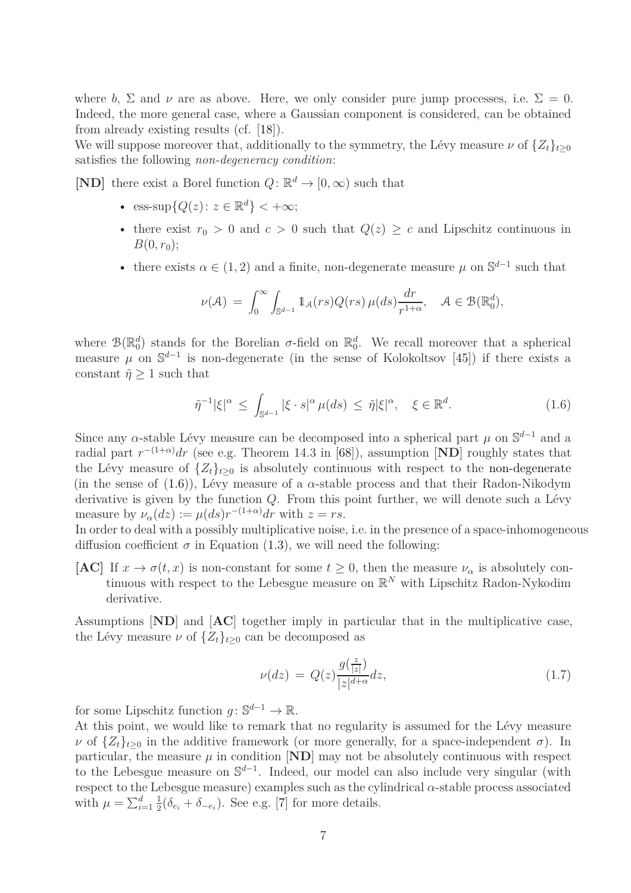where $b$, $\Sigma$ and $\nu$ are as above. Here, we only consider pure jump processes, i.e. $\Sigma = 0$. Indeed, the more general case, where a Gaussian component is considered, can be obtained from already existing results (cf. [18]).
We will suppose moreover that, additionally to the symmetry, the Lévy measure $\nu$ of $\{Z_t\}_{t\geq 0}$ satisfies the following *non-degeneracy condition*:

**[ND]** there exist a Borel function $Q\colon \mathbb{R}^d \to [0,\infty)$ such that

- $\text{ess-sup}\{Q(z)\colon z \in \mathbb{R}^d\} < +\infty$;
- there exist $r_0 > 0$ and $c > 0$ such that $Q(z) \geq c$ and Lipschitz continuous in $B(0, r_0)$;
- there exists $\alpha \in (1,2)$ and a finite, non-degenerate measure $\mu$ on $\mathbb{S}^{d-1}$ such that

$$\nu(\mathcal{A}) \,=\, \int_0^\infty \int_{\mathbb{S}^{d-1}} \mathbb{1}_{\mathcal{A}}(rs) Q(rs)\, \mu(ds) \frac{dr}{r^{1+\alpha}}, \quad \mathcal{A} \in \mathcal{B}(\mathbb{R}^d_0),$$

where $\mathcal{B}(\mathbb{R}^d_0)$ stands for the Borelian $\sigma$-field on $\mathbb{R}^d_0$. We recall moreover that a spherical measure $\mu$ on $\mathbb{S}^{d-1}$ is non-degenerate (in the sense of Kolokoltsov [45]) if there exists a constant $\tilde{\eta} \geq 1$ such that

$$\tilde{\eta}^{-1}|\xi|^\alpha \,\leq\, \int_{\mathbb{S}^{d-1}} |\xi \cdot s|^\alpha \, \mu(ds) \,\leq\, \tilde{\eta}|\xi|^\alpha, \quad \xi \in \mathbb{R}^d. \tag{1.6}$$

Since any $\alpha$-stable Lévy measure can be decomposed into a spherical part $\mu$ on $\mathbb{S}^{d-1}$ and a radial part $r^{-(1+\alpha)}dr$ (see e.g. Theorem 14.3 in [68]), assumption [**ND**] roughly states that the Lévy measure of $\{Z_t\}_{t\geq 0}$ is absolutely continuous with respect to the non-degenerate (in the sense of (1.6)), Lévy measure of a $\alpha$-stable process and that their Radon-Nikodym derivative is given by the function $Q$. From this point further, we will denote such a Lévy measure by $\nu_\alpha(dz) := \mu(ds)r^{-(1+\alpha)}dr$ with $z = rs$.
In order to deal with a possibly multiplicative noise, i.e. in the presence of a space-inhomogeneous diffusion coefficient $\sigma$ in Equation (1.3), we will need the following:

**[AC]** If $x \to \sigma(t,x)$ is non-constant for some $t \geq 0$, then the measure $\nu_\alpha$ is absolutely continuous with respect to the Lebesgue measure on $\mathbb{R}^N$ with Lipschitz Radon-Nykodim derivative.

Assumptions [**ND**] and [**AC**] together imply in particular that in the multiplicative case, the Lévy measure $\nu$ of $\{Z_t\}_{t\geq 0}$ can be decomposed as

$$\nu(dz) \,=\, Q(z)\frac{g(\frac{z}{|z|})}{|z|^{d+\alpha}}dz, \tag{1.7}$$

for some Lipschitz function $g\colon \mathbb{S}^{d-1} \to \mathbb{R}$.
At this point, we would like to remark that no regularity is assumed for the Lévy measure $\nu$ of $\{Z_t\}_{t\geq 0}$ in the additive framework (or more generally, for a space-independent $\sigma$). In particular, the measure $\mu$ in condition [**ND**] may not be absolutely continuous with respect to the Lebesgue measure on $\mathbb{S}^{d-1}$. Indeed, our model can also include very singular (with respect to the Lebesgue measure) examples such as the cylindrical $\alpha$-stable process associated with $\mu = \sum_{i=1}^d \frac{1}{2}(\delta_{e_i} + \delta_{-e_i})$. See e.g. [7] for more details.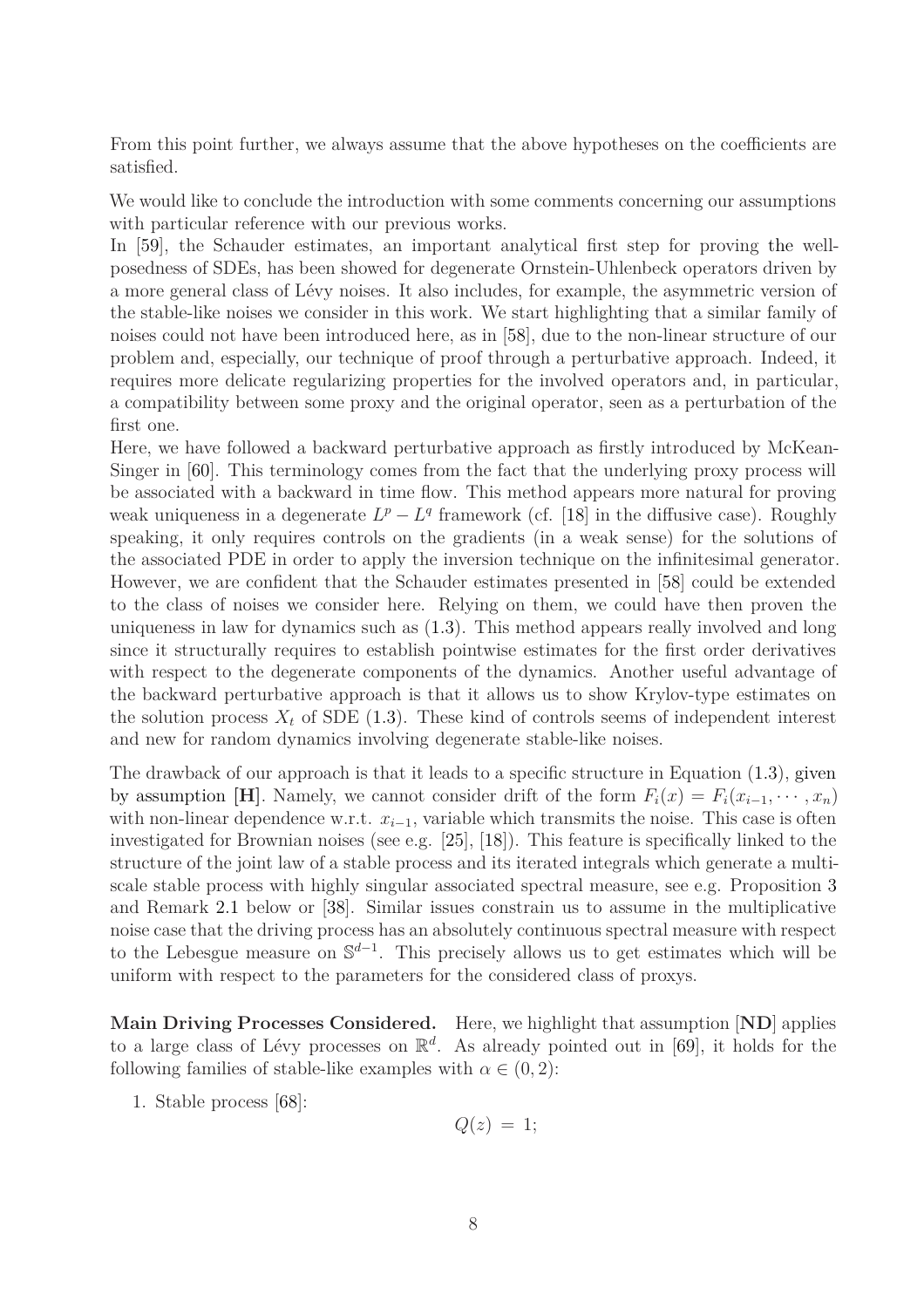From this point further, we always assume that the above hypotheses on the coefficients are satisfied.

We would like to conclude the introduction with some comments concerning our assumptions with particular reference with our previous works.

In [59], the Schauder estimates, an important analytical first step for proving the well-posedness of SDEs, has been showed for degenerate Ornstein-Uhlenbeck operators driven by a more general class of Lévy noises. It also includes, for example, the asymmetric version of the stable-like noises we consider in this work. We start highlighting that a similar family of noises could not have been introduced here, as in [58], due to the non-linear structure of our problem and, especially, our technique of proof through a perturbative approach. Indeed, it requires more delicate regularizing properties for the involved operators and, in particular, a compatibility between some proxy and the original operator, seen as a perturbation of the first one.

Here, we have followed a backward perturbative approach as firstly introduced by McKean-Singer in [60]. This terminology comes from the fact that the underlying proxy process will be associated with a backward in time flow. This method appears more natural for proving weak uniqueness in a degenerate $L^p - L^q$ framework (cf. [18] in the diffusive case). Roughly speaking, it only requires controls on the gradients (in a weak sense) for the solutions of the associated PDE in order to apply the inversion technique on the infinitesimal generator. However, we are confident that the Schauder estimates presented in [58] could be extended to the class of noises we consider here. Relying on them, we could have then proven the uniqueness in law for dynamics such as (1.3). This method appears really involved and long since it structurally requires to establish pointwise estimates for the first order derivatives with respect to the degenerate components of the dynamics. Another useful advantage of the backward perturbative approach is that it allows us to show Krylov-type estimates on the solution process $X_t$ of SDE (1.3). These kind of controls seems of independent interest and new for random dynamics involving degenerate stable-like noises.

The drawback of our approach is that it leads to a specific structure in Equation (1.3), given by assumption **[H]**. Namely, we cannot consider drift of the form $F_i(x) = F_i(x_{i-1}, \cdots, x_n)$ with non-linear dependence w.r.t. $x_{i-1}$, variable which transmits the noise. This case is often investigated for Brownian noises (see e.g. [25], [18]). This feature is specifically linked to the structure of the joint law of a stable process and its iterated integrals which generate a multi-scale stable process with highly singular associated spectral measure, see e.g. Proposition 3 and Remark 2.1 below or [38]. Similar issues constrain us to assume in the multiplicative noise case that the driving process has an absolutely continuous spectral measure with respect to the Lebesgue measure on $\mathbb{S}^{d-1}$. This precisely allows us to get estimates which will be uniform with respect to the parameters for the considered class of proxys.

**Main Driving Processes Considered.** Here, we highlight that assumption [**ND**] applies to a large class of Lévy processes on $\mathbb{R}^d$. As already pointed out in [69], it holds for the following families of stable-like examples with $\alpha \in (0, 2)$:

1. Stable process [68]:

$$Q(z) \,=\, 1;$$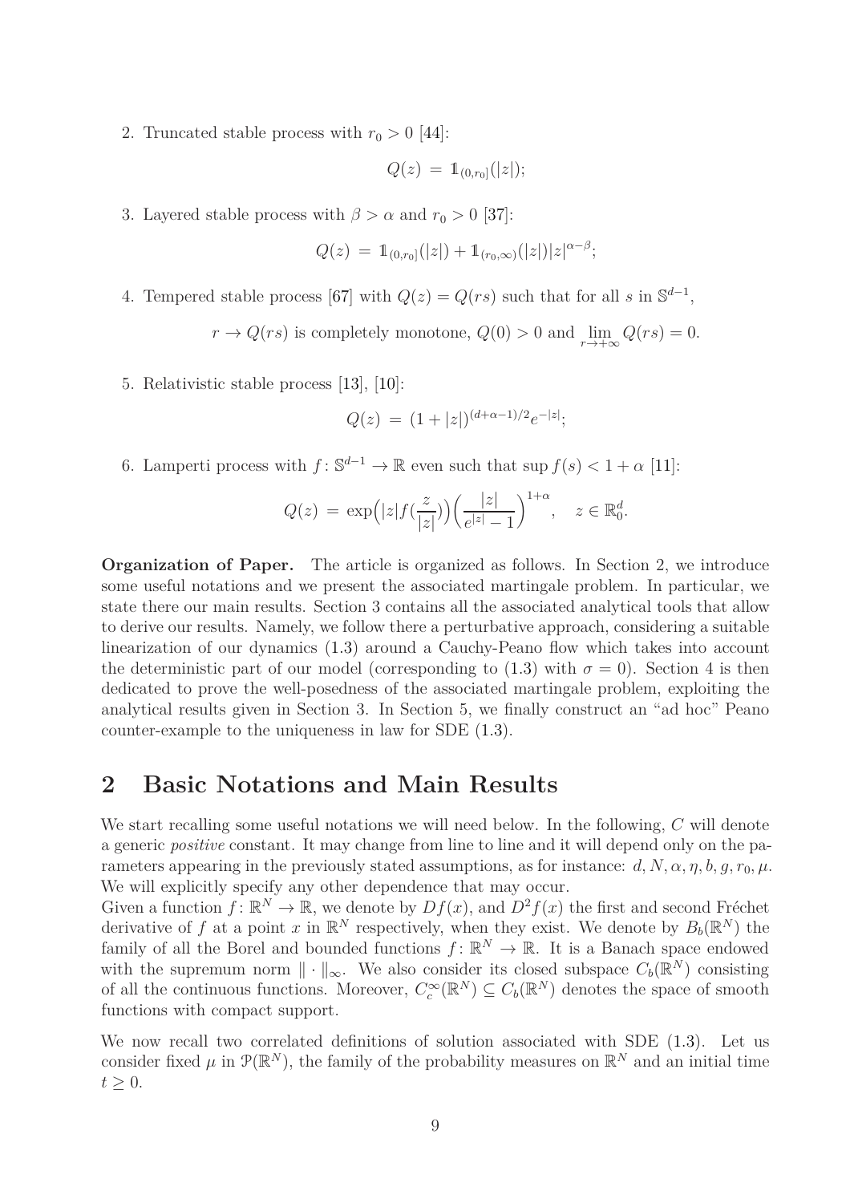2. Truncated stable process with $r_0 > 0$ [44]:

$$Q(z) \,=\, \mathbb{1}_{(0,r_0]}(|z|);$$

3. Layered stable process with $\beta > \alpha$ and $r_0 > 0$ [37]:

$$Q(z) \,=\, \mathbb{1}_{(0,r_0]}(|z|) + \mathbb{1}_{(r_0,\infty)}(|z|)|z|^{\alpha-\beta};$$

4. Tempered stable process [67] with $Q(z) = Q(rs)$ such that for all $s$ in $\mathbb{S}^{d-1}$,

$$r \to Q(rs) \text{ is completely monotone, } Q(0) > 0 \text{ and } \lim_{r\to+\infty} Q(rs) = 0.$$

5. Relativistic stable process [13], [10]:

$$Q(z) \,=\, (1+|z|)^{(d+\alpha-1)/2}e^{-|z|};$$

6. Lamperti process with $f\colon \mathbb{S}^{d-1} \to \mathbb{R}$ even such that $\sup f(s) < 1+\alpha$ [11]:

$$Q(z) \,=\, \exp\Big(|z|f(\frac{z}{|z|})\Big)\Big(\frac{|z|}{e^{|z|}-1}\Big)^{1+\alpha}, \quad z \in \mathbb{R}^d_0.$$

**Organization of Paper.** The article is organized as follows. In Section 2, we introduce some useful notations and we present the associated martingale problem. In particular, we state there our main results. Section 3 contains all the associated analytical tools that allow to derive our results. Namely, we follow there a perturbative approach, considering a suitable linearization of our dynamics (1.3) around a Cauchy-Peano flow which takes into account the deterministic part of our model (corresponding to (1.3) with $\sigma = 0$). Section 4 is then dedicated to prove the well-posedness of the associated martingale problem, exploiting the analytical results given in Section 3. In Section 5, we finally construct an "ad hoc" Peano counter-example to the uniqueness in law for SDE (1.3).

## 2 Basic Notations and Main Results

We start recalling some useful notations we will need below. In the following, $C$ will denote a generic *positive* constant. It may change from line to line and it will depend only on the parameters appearing in the previously stated assumptions, as for instance: $d, N, \alpha, \eta, b, g, r_0, \mu$. We will explicitly specify any other dependence that may occur.
Given a function $f\colon \mathbb{R}^N \to \mathbb{R}$, we denote by $Df(x)$, and $D^2f(x)$ the first and second Fréchet derivative of $f$ at a point $x$ in $\mathbb{R}^N$ respectively, when they exist. We denote by $B_b(\mathbb{R}^N)$ the family of all the Borel and bounded functions $f\colon \mathbb{R}^N \to \mathbb{R}$. It is a Banach space endowed with the supremum norm $\|\cdot\|_\infty$. We also consider its closed subspace $C_b(\mathbb{R}^N)$ consisting of all the continuous functions. Moreover, $C^\infty_c(\mathbb{R}^N) \subseteq C_b(\mathbb{R}^N)$ denotes the space of smooth functions with compact support.

We now recall two correlated definitions of solution associated with SDE (1.3). Let us consider fixed $\mu$ in $\mathcal{P}(\mathbb{R}^N)$, the family of the probability measures on $\mathbb{R}^N$ and an initial time $t \geq 0$.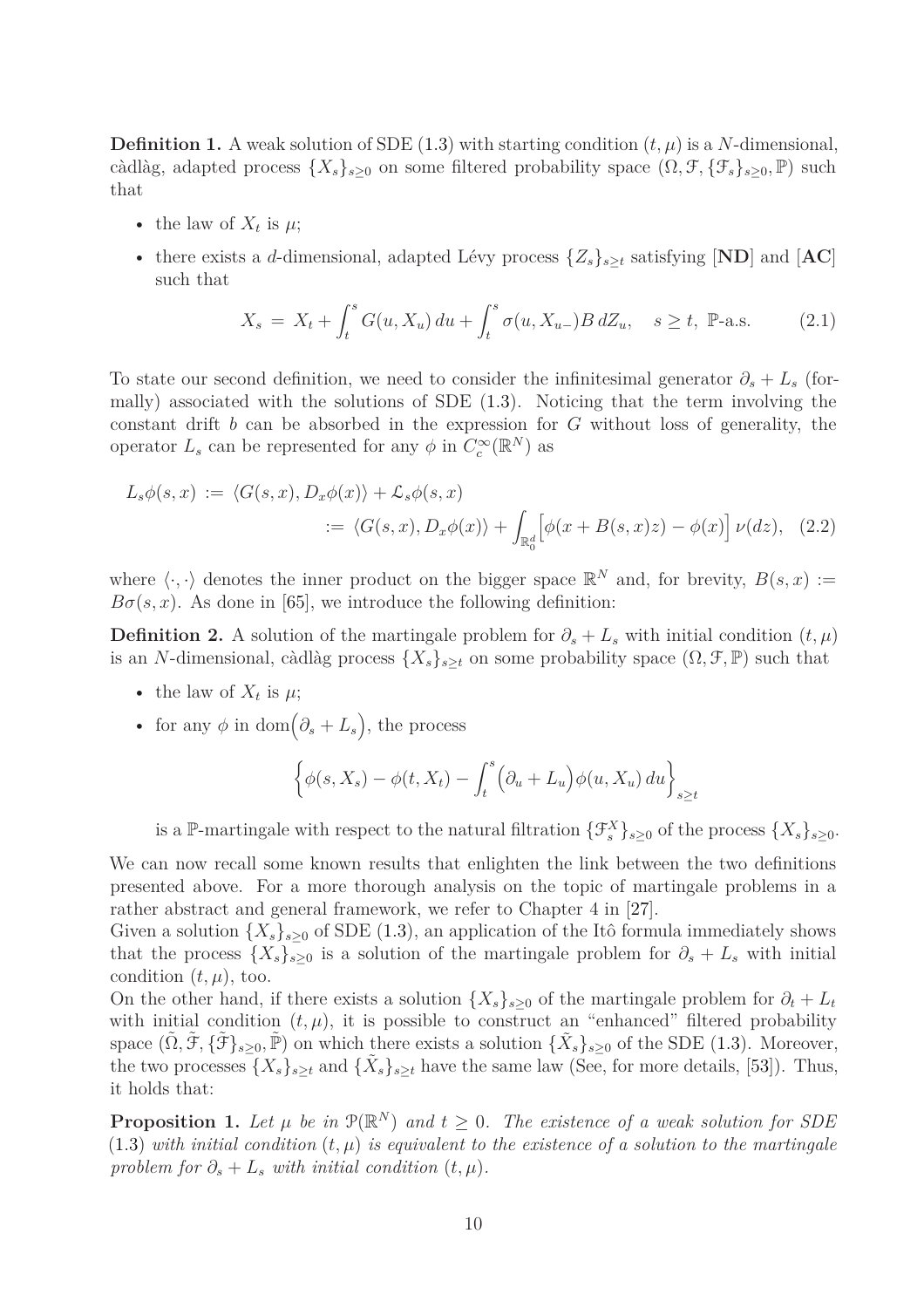**Definition 1.** A weak solution of SDE (1.3) with starting condition $(t, \mu)$ is a $N$-dimensional, càdlàg, adapted process $\{X_s\}_{s\geq 0}$ on some filtered probability space $(\Omega, \mathcal{F}, \{\mathcal{F}_s\}_{s\geq 0}, \mathbb{P})$ such that

- the law of $X_t$ is $\mu$;
- there exists a $d$-dimensional, adapted Lévy process $\{Z_s\}_{s\geq t}$ satisfying [**ND**] and [**AC**] such that

$$
X_s \,=\, X_t + \int_t^s G(u, X_u)\, du + \int_t^s \sigma(u, X_{u-}) B\, dZ_u, \quad s \geq t, \ \mathbb{P}\text{-a.s.} \tag{2.1}
$$

To state our second definition, we need to consider the infinitesimal generator $\partial_s + L_s$ (formally) associated with the solutions of SDE (1.3). Noticing that the term involving the constant drift $b$ can be absorbed in the expression for $G$ without loss of generality, the operator $L_s$ can be represented for any $\phi$ in $C_c^\infty(\mathbb{R}^N)$ as

$$
\begin{aligned}
L_s\phi(s,x) \,&:=\, \langle G(s,x), D_x\phi(x)\rangle + \mathcal{L}_s\phi(s,x) \\
&:=\, \langle G(s,x), D_x\phi(x)\rangle + \int_{\mathbb{R}_0^d} \Big[\phi(x + B(s,x)z) - \phi(x)\Big]\, \nu(dz), \quad (2.2)
\end{aligned}
$$

where $\langle \cdot, \cdot \rangle$ denotes the inner product on the bigger space $\mathbb{R}^N$ and, for brevity, $B(s,x) := B\sigma(s,x)$. As done in [65], we introduce the following definition:

**Definition 2.** A solution of the martingale problem for $\partial_s + L_s$ with initial condition $(t, \mu)$ is an $N$-dimensional, càdlàg process $\{X_s\}_{s\geq t}$ on some probability space $(\Omega, \mathcal{F}, \mathbb{P})$ such that

- the law of $X_t$ is $\mu$;
- for any $\phi$ in $\mathrm{dom}\Big(\partial_s + L_s\Big)$, the process

$$
\Big\{\phi(s, X_s) - \phi(t, X_t) - \int_t^s \Big(\partial_u + L_u\Big)\phi(u, X_u)\, du\Big\}_{s\geq t}
$$

  is a $\mathbb{P}$-martingale with respect to the natural filtration $\{\mathcal{F}_s^X\}_{s\geq 0}$ of the process $\{X_s\}_{s\geq 0}$.

We can now recall some known results that enlighten the link between the two definitions presented above. For a more thorough analysis on the topic of martingale problems in a rather abstract and general framework, we refer to Chapter 4 in [27].

Given a solution $\{X_s\}_{s\geq 0}$ of SDE (1.3), an application of the Itô formula immediately shows that the process $\{X_s\}_{s\geq 0}$ is a solution of the martingale problem for $\partial_s + L_s$ with initial condition $(t, \mu)$, too.

On the other hand, if there exists a solution $\{X_s\}_{s\geq 0}$ of the martingale problem for $\partial_t + L_t$ with initial condition $(t, \mu)$, it is possible to construct an "enhanced" filtered probability space $(\tilde{\Omega}, \tilde{\mathcal{F}}, \{\tilde{\mathcal{F}}\}_{s\geq 0}, \tilde{\mathbb{P}})$ on which there exists a solution $\{\tilde{X}_s\}_{s\geq 0}$ of the SDE (1.3). Moreover, the two processes $\{X_s\}_{s\geq t}$ and $\{\tilde{X}_s\}_{s\geq t}$ have the same law (See, for more details, [53]). Thus, it holds that:

**Proposition 1.** *Let $\mu$ be in $\mathcal{P}(\mathbb{R}^N)$ and $t \geq 0$. The existence of a weak solution for SDE* (1.3) *with initial condition $(t, \mu)$ is equivalent to the existence of a solution to the martingale problem for $\partial_s + L_s$ with initial condition $(t, \mu)$.*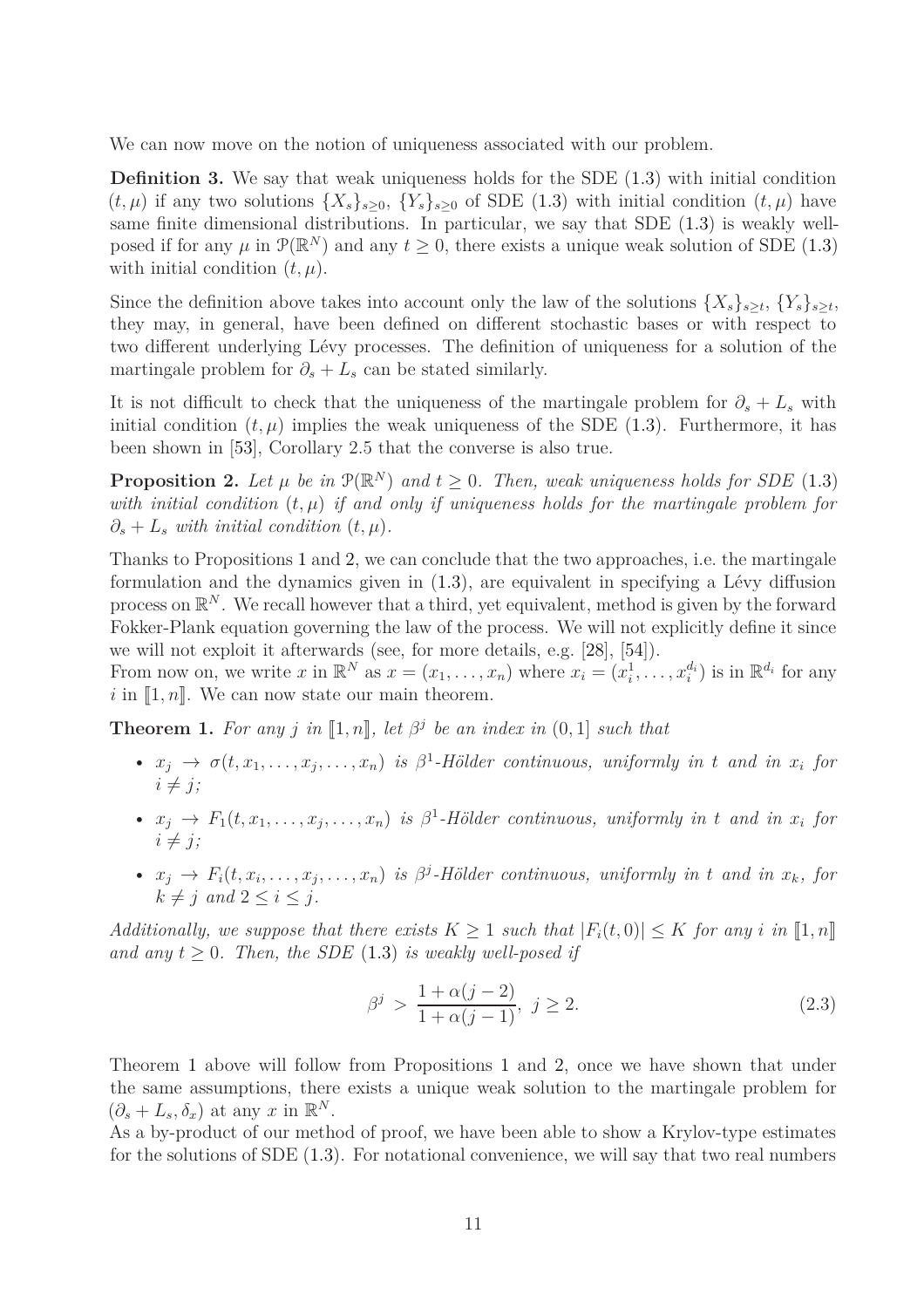We can now move on the notion of uniqueness associated with our problem.

**Definition 3.** We say that weak uniqueness holds for the SDE (1.3) with initial condition $(t, \mu)$ if any two solutions $\{X_s\}_{s\geq 0}$, $\{Y_s\}_{s\geq 0}$ of SDE (1.3) with initial condition $(t, \mu)$ have same finite dimensional distributions. In particular, we say that SDE (1.3) is weakly well-posed if for any $\mu$ in $\mathcal{P}(\mathbb{R}^N)$ and any $t \geq 0$, there exists a unique weak solution of SDE (1.3) with initial condition $(t, \mu)$.

Since the definition above takes into account only the law of the solutions $\{X_s\}_{s\geq t}$, $\{Y_s\}_{s\geq t}$, they may, in general, have been defined on different stochastic bases or with respect to two different underlying Lévy processes. The definition of uniqueness for a solution of the martingale problem for $\partial_s + L_s$ can be stated similarly.

It is not difficult to check that the uniqueness of the martingale problem for $\partial_s + L_s$ with initial condition $(t, \mu)$ implies the weak uniqueness of the SDE (1.3). Furthermore, it has been shown in [53], Corollary 2.5 that the converse is also true.

**Proposition 2.** *Let $\mu$ be in $\mathcal{P}(\mathbb{R}^N)$ and $t \geq 0$. Then, weak uniqueness holds for SDE (1.3) with initial condition $(t, \mu)$ if and only if uniqueness holds for the martingale problem for $\partial_s + L_s$ with initial condition $(t, \mu)$.*

Thanks to Propositions 1 and 2, we can conclude that the two approaches, i.e. the martingale formulation and the dynamics given in (1.3), are equivalent in specifying a Lévy diffusion process on $\mathbb{R}^N$. We recall however that a third, yet equivalent, method is given by the forward Fokker-Plank equation governing the law of the process. We will not explicitly define it since we will not exploit it afterwards (see, for more details, e.g. [28], [54]).
From now on, we write $x$ in $\mathbb{R}^N$ as $x = (x_1, \dots, x_n)$ where $x_i = (x_i^1, \dots, x_i^{d_i})$ is in $\mathbb{R}^{d_i}$ for any $i$ in $[\![1, n]\!]$. We can now state our main theorem.

**Theorem 1.** *For any $j$ in $[\![1, n]\!]$, let $\beta^j$ be an index in $(0, 1]$ such that*

- *$x_j \to \sigma(t, x_1, \dots, x_j, \dots, x_n)$ is $\beta^1$-Hölder continuous, uniformly in $t$ and in $x_i$ for $i \neq j$;*
- *$x_j \to F_1(t, x_1, \dots, x_j, \dots, x_n)$ is $\beta^1$-Hölder continuous, uniformly in $t$ and in $x_i$ for $i \neq j$;*
- *$x_j \to F_i(t, x_i, \dots, x_j, \dots, x_n)$ is $\beta^j$-Hölder continuous, uniformly in $t$ and in $x_k$, for $k \neq j$ and $2 \leq i \leq j$.*

*Additionally, we suppose that there exists $K \geq 1$ such that $|F_i(t, 0)| \leq K$ for any $i$ in $[\![1, n]\!]$ and any $t \geq 0$. Then, the SDE (1.3) is weakly well-posed if*

$$\beta^j > \frac{1 + \alpha(j-2)}{1 + \alpha(j-1)}, \; j \geq 2. \tag{2.3}$$

Theorem 1 above will follow from Propositions 1 and 2, once we have shown that under the same assumptions, there exists a unique weak solution to the martingale problem for $(\partial_s + L_s, \delta_x)$ at any $x$ in $\mathbb{R}^N$.
As a by-product of our method of proof, we have been able to show a Krylov-type estimates for the solutions of SDE (1.3). For notational convenience, we will say that two real numbers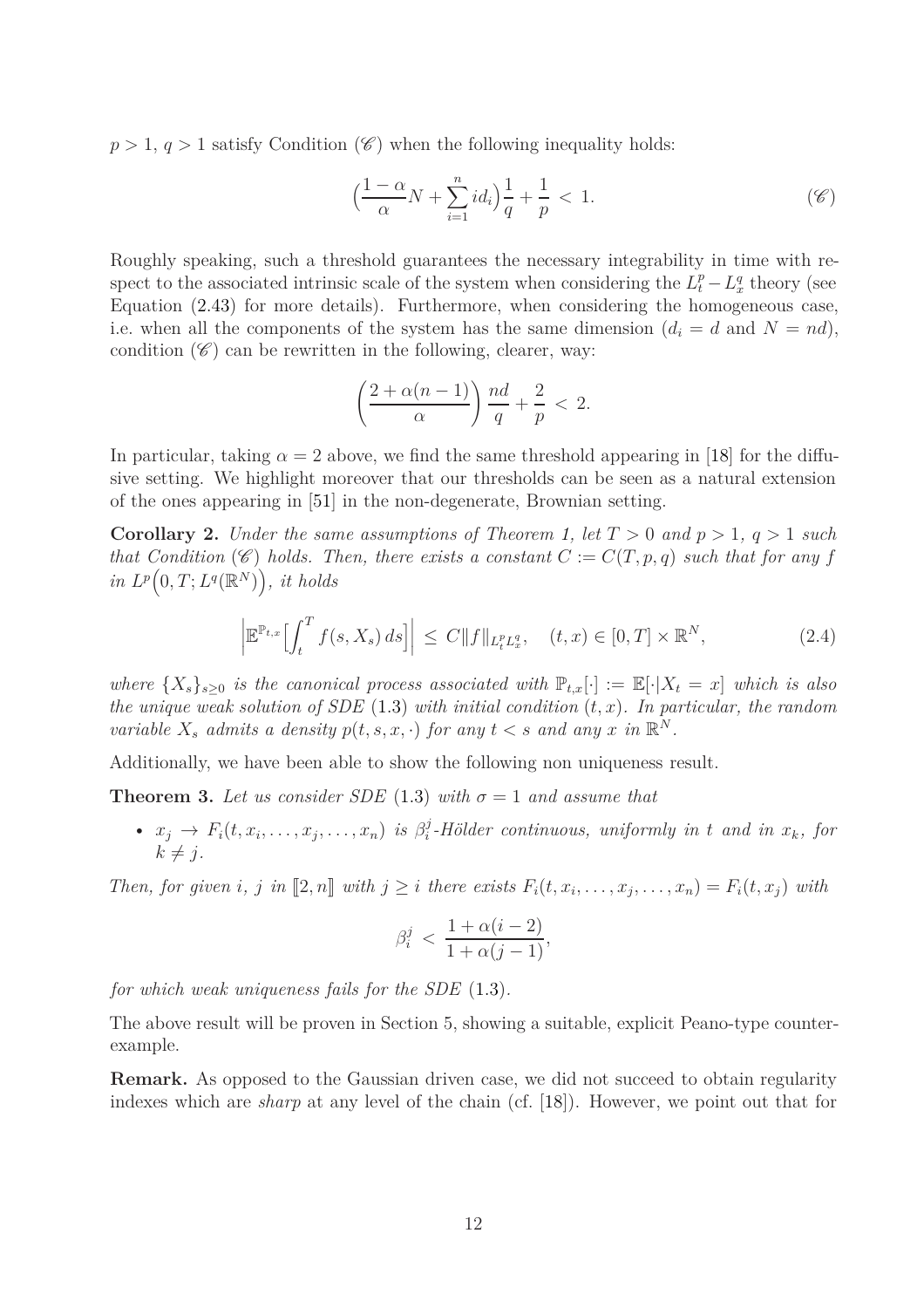$p > 1$, $q > 1$ satisfy Condition ($\mathscr{C}$) when the following inequality holds:

$$\Big(\frac{1-\alpha}{\alpha}N + \sum_{i=1}^{n} id_i\Big)\frac{1}{q} + \frac{1}{p} \,<\, 1. \tag{$\mathscr{C}$}$$

Roughly speaking, such a threshold guarantees the necessary integrability in time with respect to the associated intrinsic scale of the system when considering the $L^p_t - L^q_x$ theory (see Equation (2.43) for more details). Furthermore, when considering the homogeneous case, i.e. when all the components of the system has the same dimension ($d_i = d$ and $N = nd$), condition ($\mathscr{C}$) can be rewritten in the following, clearer, way:

$$\left(\frac{2+\alpha(n-1)}{\alpha}\right)\frac{nd}{q} + \frac{2}{p} \,<\, 2.$$

In particular, taking $\alpha = 2$ above, we find the same threshold appearing in [18] for the diffusive setting. We highlight moreover that our thresholds can be seen as a natural extension of the ones appearing in [51] in the non-degenerate, Brownian setting.

**Corollary 2.** *Under the same assumptions of Theorem 1, let $T > 0$ and $p > 1$, $q > 1$ such that Condition ($\mathscr{C}$) holds. Then, there exists a constant $C := C(T, p, q)$ such that for any $f$ in $L^p\big(0, T; L^q(\mathbb{R}^N)\big)$, it holds*

$$\left|\mathbb{E}^{\mathbb{P}_{t,x}}\Big[\int_t^T f(s, X_s)\,ds\Big]\right| \,\le\, C\|f\|_{L^p_t L^q_x}, \quad (t,x) \in [0,T]\times\mathbb{R}^N, \tag{2.4}$$

*where $\{X_s\}_{s\ge 0}$ is the canonical process associated with $\mathbb{P}_{t,x}[\cdot] := \mathbb{E}[\cdot|X_t = x]$ which is also the unique weak solution of SDE (1.3) with initial condition $(t,x)$. In particular, the random variable $X_s$ admits a density $p(t,s,x,\cdot)$ for any $t < s$ and any $x$ in $\mathbb{R}^N$.*

Additionally, we have been able to show the following non uniqueness result.

**Theorem 3.** *Let us consider SDE (1.3) with $\sigma = 1$ and assume that*

- *$x_j \to F_i(t, x_i, \dots, x_j, \dots, x_n)$ is $\beta_i^j$-Hölder continuous, uniformly in $t$ and in $x_k$, for $k \neq j$.*

*Then, for given $i$, $j$ in $[\![2, n]\!]$ with $j \ge i$ there exists $F_i(t, x_i, \dots, x_j, \dots, x_n) = F_i(t, x_j)$ with*

$$\beta_i^j \,<\, \frac{1+\alpha(i-2)}{1+\alpha(j-1)},$$

*for which weak uniqueness fails for the SDE (1.3).*

The above result will be proven in Section 5, showing a suitable, explicit Peano-type counter-example.

**Remark.** As opposed to the Gaussian driven case, we did not succeed to obtain regularity indexes which are *sharp* at any level of the chain (cf. [18]). However, we point out that for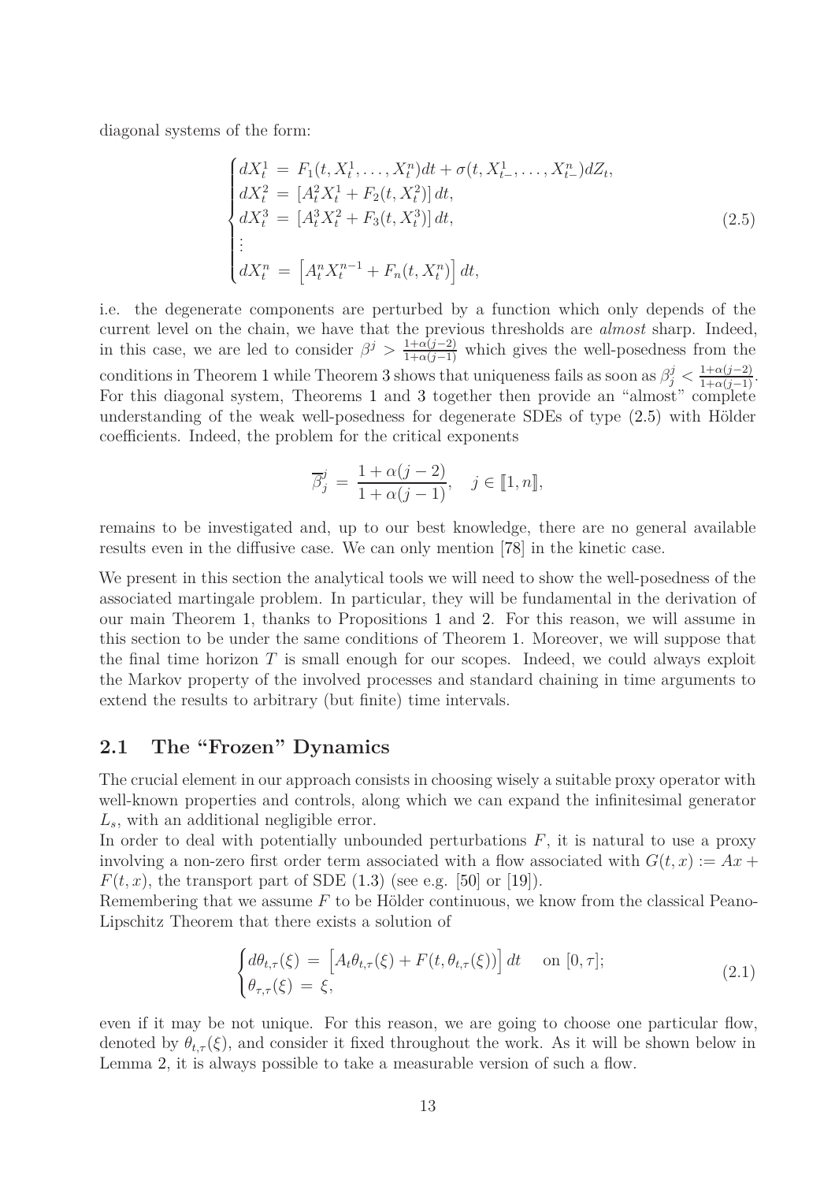diagonal systems of the form:

$$
\begin{cases}
dX_t^1 = F_1(t, X_t^1, \dots, X_t^n)dt + \sigma(t, X_{t-}^1, \dots, X_{t-}^n)dZ_t, \\
dX_t^2 = [A_t^2 X_t^1 + F_2(t, X_t^2)]\, dt, \\
dX_t^3 = [A_t^3 X_t^2 + F_3(t, X_t^3)]\, dt, \\
\vdots \\
dX_t^n = \left[A_t^n X_t^{n-1} + F_n(t, X_t^n)\right] dt,
\end{cases}
\tag{2.5}
$$

i.e. the degenerate components are perturbed by a function which only depends of the current level on the chain, we have that the previous thresholds are *almost* sharp. Indeed, in this case, we are led to consider $\beta^j > \frac{1+\alpha(j-2)}{1+\alpha(j-1)}$ which gives the well-posedness from the conditions in Theorem 1 while Theorem 3 shows that uniqueness fails as soon as $\beta_j^j < \frac{1+\alpha(j-2)}{1+\alpha(j-1)}$. For this diagonal system, Theorems 1 and 3 together then provide an "almost" complete understanding of the weak well-posedness for degenerate SDEs of type (2.5) with Hölder coefficients. Indeed, the problem for the critical exponents

$$
\overline{\beta}_j^j = \frac{1+\alpha(j-2)}{1+\alpha(j-1)}, \quad j \in [\![1, n]\!],
$$

remains to be investigated and, up to our best knowledge, there are no general available results even in the diffusive case. We can only mention [78] in the kinetic case.

We present in this section the analytical tools we will need to show the well-posedness of the associated martingale problem. In particular, they will be fundamental in the derivation of our main Theorem 1, thanks to Propositions 1 and 2. For this reason, we will assume in this section to be under the same conditions of Theorem 1. Moreover, we will suppose that the final time horizon $T$ is small enough for our scopes. Indeed, we could always exploit the Markov property of the involved processes and standard chaining in time arguments to extend the results to arbitrary (but finite) time intervals.

## 2.1 The "Frozen" Dynamics

The crucial element in our approach consists in choosing wisely a suitable proxy operator with well-known properties and controls, along which we can expand the infinitesimal generator $L_s$, with an additional negligible error.

In order to deal with potentially unbounded perturbations $F$, it is natural to use a proxy involving a non-zero first order term associated with a flow associated with $G(t, x) := Ax + F(t, x)$, the transport part of SDE (1.3) (see e.g. [50] or [19]).

Remembering that we assume $F$ to be Hölder continuous, we know from the classical Peano-Lipschitz Theorem that there exists a solution of

$$
\begin{cases}
d\theta_{t,\tau}(\xi) = \left[A_t \theta_{t,\tau}(\xi) + F(t, \theta_{t,\tau}(\xi))\right] dt \quad \text{ on } [0, \tau]; \\
\theta_{\tau,\tau}(\xi) = \xi,
\end{cases}
\tag{2.1}
$$

even if it may be not unique. For this reason, we are going to choose one particular flow, denoted by $\theta_{t,\tau}(\xi)$, and consider it fixed throughout the work. As it will be shown below in Lemma 2, it is always possible to take a measurable version of such a flow.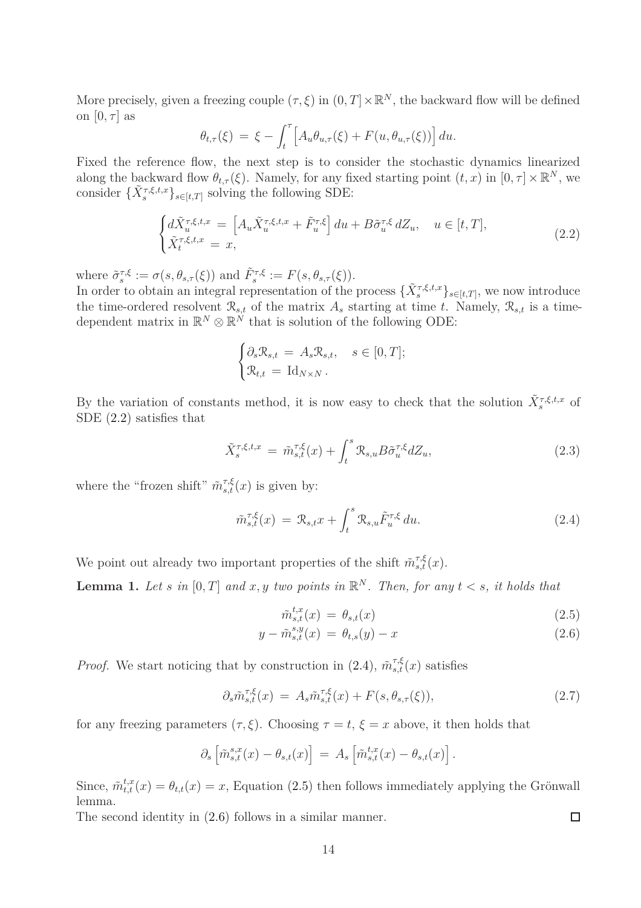More precisely, given a freezing couple $(\tau, \xi)$ in $(0, T] \times \mathbb{R}^N$, the backward flow will be defined on $[0, \tau]$ as

$$
\theta_{t,\tau}(\xi) \;=\; \xi - \int_t^\tau \Big[ A_u \theta_{u,\tau}(\xi) + F(u, \theta_{u,\tau}(\xi)) \Big] \, du.
$$

Fixed the reference flow, the next step is to consider the stochastic dynamics linearized along the backward flow $\theta_{t,\tau}(\xi)$. Namely, for any fixed starting point $(t, x)$ in $[0, \tau] \times \mathbb{R}^N$, we consider $\{\tilde{X}_s^{\tau,\xi,t,x}\}_{s \in [t,T]}$ solving the following SDE:

$$
\begin{cases}
d\tilde{X}_u^{\tau,\xi,t,x} \;=\; \Big[ A_u \tilde{X}_u^{\tau,\xi,t,x} + \tilde{F}_u^{\tau,\xi} \Big] \, du + B \tilde{\sigma}_u^{\tau,\xi} \, dZ_u, \quad u \in [t, T], \\
\tilde{X}_t^{\tau,\xi,t,x} \;=\; x,
\end{cases}
\tag{2.2}
$$

where $\tilde{\sigma}_s^{\tau,\xi} := \sigma(s, \theta_{s,\tau}(\xi))$ and $\tilde{F}_s^{\tau,\xi} := F(s, \theta_{s,\tau}(\xi))$.
In order to obtain an integral representation of the process $\{\tilde{X}_s^{\tau,\xi,t,x}\}_{s \in [t,T]}$, we now introduce the time-ordered resolvent $\mathcal{R}_{s,t}$ of the matrix $A_s$ starting at time $t$. Namely, $\mathcal{R}_{s,t}$ is a time-dependent matrix in $\mathbb{R}^N \otimes \mathbb{R}^N$ that is solution of the following ODE:

$$
\begin{cases}
\partial_s \mathcal{R}_{s,t} \;=\; A_s \mathcal{R}_{s,t}, \quad s \in [0, T]; \\
\mathcal{R}_{t,t} \;=\; \mathrm{Id}_{N \times N}.
\end{cases}
$$

By the variation of constants method, it is now easy to check that the solution $\tilde{X}_s^{\tau,\xi,t,x}$ of SDE (2.2) satisfies that

$$
\tilde{X}_s^{\tau,\xi,t,x} \;=\; \tilde{m}_{s,t}^{\tau,\xi}(x) + \int_t^s \mathcal{R}_{s,u} B \tilde{\sigma}_u^{\tau,\xi} dZ_u,
\tag{2.3}
$$

where the "frozen shift" $\tilde{m}_{s,t}^{\tau,\xi}(x)$ is given by:

$$
\tilde{m}_{s,t}^{\tau,\xi}(x) \;=\; \mathcal{R}_{s,t} x + \int_t^s \mathcal{R}_{s,u} \tilde{F}_u^{\tau,\xi} \, du.
\tag{2.4}
$$

We point out already two important properties of the shift $\tilde{m}_{s,t}^{\tau,\xi}(x)$.

**Lemma 1.** *Let $s$ in $[0, T]$ and $x, y$ two points in $\mathbb{R}^N$. Then, for any $t < s$, it holds that*

$$
\tilde{m}_{s,t}^{t,x}(x) \;=\; \theta_{s,t}(x)
\tag{2.5}
$$

$$
y - \tilde{m}_{s,t}^{s,y}(x) \;=\; \theta_{t,s}(y) - x
\tag{2.6}
$$

*Proof.* We start noticing that by construction in (2.4), $\tilde{m}_{s,t}^{\tau,\xi}(x)$ satisfies

$$
\partial_s \tilde{m}_{s,t}^{\tau,\xi}(x) \;=\; A_s \tilde{m}_{s,t}^{\tau,\xi}(x) + F(s, \theta_{s,\tau}(\xi)),
\tag{2.7}
$$

for any freezing parameters $(\tau, \xi)$. Choosing $\tau = t$, $\xi = x$ above, it then holds that

$$
\partial_s \Big[ \tilde{m}_{s,t}^{s,x}(x) - \theta_{s,t}(x) \Big] \;=\; A_s \Big[ \tilde{m}_{s,t}^{t,x}(x) - \theta_{s,t}(x) \Big].
$$

Since, $\tilde{m}_{t,t}^{t,x}(x) = \theta_{t,t}(x) = x$, Equation (2.5) then follows immediately applying the Grönwall lemma.
The second identity in (2.6) follows in a similar manner. $\square$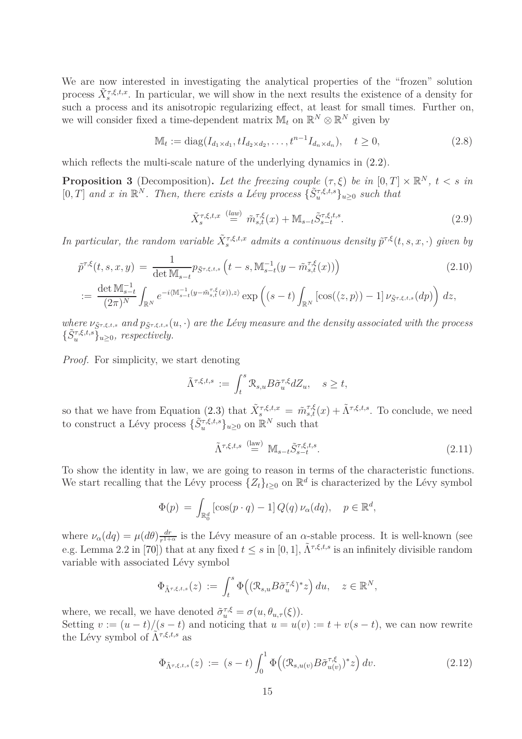We are now interested in investigating the analytical properties of the "frozen" solution process $\tilde{X}^{\tau,\xi,t,x}_s$. In particular, we will show in the next results the existence of a density for such a process and its anisotropic regularizing effect, at least for small times. Further on, we will consider fixed a time-dependent matrix $\mathbb{M}_t$ on $\mathbb{R}^N \otimes \mathbb{R}^N$ given by

$$\mathbb{M}_t := \operatorname{diag}(I_{d_1\times d_1}, tI_{d_2\times d_2}, \dots, t^{n-1}I_{d_n\times d_n}), \quad t \geq 0, \tag{2.8}$$

which reflects the multi-scale nature of the underlying dynamics in (2.2).

**Proposition 3** (Decomposition)**.** *Let the freezing couple $(\tau,\xi)$ be in $[0,T]\times\mathbb{R}^N$, $t<s$ in $[0,T]$ and $x$ in $\mathbb{R}^N$. Then, there exists a Lévy process $\{\tilde{S}^{\tau,\xi,t,s}_u\}_{u\geq 0}$ such that*

$$\tilde{X}^{\tau,\xi,t,x}_s \overset{(law)}{=} \tilde{m}^{\tau,\xi}_{s,t}(x) + \mathbb{M}_{s-t}\tilde{S}^{\tau,\xi,t,s}_{s-t}. \tag{2.9}$$

*In particular, the random variable $\tilde{X}^{\tau,\xi,t,x}_s$ admits a continuous density $\tilde{p}^{\tau,\xi}(t,s,x,\cdot)$ given by*

$$\begin{aligned}
\tilde{p}^{\tau,\xi}(t,s,x,y) &= \frac{1}{\det \mathbb{M}_{s-t}} p_{\tilde{S}^{\tau,\xi,t,s}}\left(t-s, \mathbb{M}^{-1}_{s-t}(y-\tilde{m}^{\tau,\xi}_{s,t}(x))\right) \qquad (2.10)\\
&:= \frac{\det \mathbb{M}^{-1}_{s-t}}{(2\pi)^N}\int_{\mathbb{R}^N} e^{-i\langle \mathbb{M}^{-1}_{s-t}(y-\tilde{m}^{\tau,\xi}_{s,t}(x)),z\rangle}\exp\left((s-t)\int_{\mathbb{R}^N}\left[\cos(\langle z,p\rangle)-1\right]\nu_{\tilde{S}^{\tau,\xi,t,s}}(dp)\right)dz,
\end{aligned}$$

*where $\nu_{\tilde{S}^{\tau,\xi,t,s}}$ and $p_{\tilde{S}^{\tau,\xi,t,s}}(u,\cdot)$ are the Lévy measure and the density associated with the process $\{\tilde{S}^{\tau,\xi,t,s}_u\}_{u\geq 0}$, respectively.*

*Proof.* For simplicity, we start denoting

$$\tilde{\Lambda}^{\tau,\xi,t,s} := \int_t^s \mathcal{R}_{s,u}B\tilde{\sigma}^{\tau,\xi}_u dZ_u, \quad s\geq t,$$

so that we have from Equation (2.3) that $\tilde{X}^{\tau,\xi,t,x}_s = \tilde{m}^{\tau,\xi}_{s,t}(x) + \tilde{\Lambda}^{\tau,\xi,t,s}$. To conclude, we need to construct a Lévy process $\{\tilde{S}^{\tau,\xi,t,s}_u\}_{u\geq 0}$ on $\mathbb{R}^N$ such that

$$\tilde{\Lambda}^{\tau,\xi,t,s} \overset{(\text{law})}{=} \mathbb{M}_{s-t}\tilde{S}^{\tau,\xi,t,s}_{s-t}. \tag{2.11}$$

To show the identity in law, we are going to reason in terms of the characteristic functions. We start recalling that the Lévy process $\{Z_t\}_{t\geq 0}$ on $\mathbb{R}^d$ is characterized by the Lévy symbol

$$\Phi(p) = \int_{\mathbb{R}^d_0}\left[\cos(p\cdot q)-1\right]Q(q)\,\nu_\alpha(dq), \quad p\in\mathbb{R}^d,$$

where $\nu_\alpha(dq) = \mu(d\theta)\frac{dr}{r^{1+\alpha}}$ is the Lévy measure of an $\alpha$-stable process. It is well-known (see e.g. Lemma 2.2 in [70]) that at any fixed $t\leq s$ in $[0,1]$, $\tilde{\Lambda}^{\tau,\xi,t,s}$ is an infinitely divisible random variable with associated Lévy symbol

$$\Phi_{\tilde{\Lambda}^{\tau,\xi,t,s}}(z) := \int_t^s \Phi\Big((\mathcal{R}_{s,u}B\tilde{\sigma}^{\tau,\xi}_u)^*z\Big)\,du, \quad z\in\mathbb{R}^N,$$

where, we recall, we have denoted $\tilde{\sigma}^{\tau,\xi}_u = \sigma(u,\theta_{u,\tau}(\xi))$.
Setting $v := (u-t)/(s-t)$ and noticing that $u = u(v) := t+v(s-t)$, we can now rewrite the Lévy symbol of $\tilde{\Lambda}^{\tau,\xi,t,s}$ as

$$\Phi_{\tilde{\Lambda}^{\tau,\xi,t,s}}(z) := (s-t)\int_0^1 \Phi\Big((\mathcal{R}_{s,u(v)}B\tilde{\sigma}^{\tau,\xi}_{u(v)})^*z\Big)\,dv. \tag{2.12}$$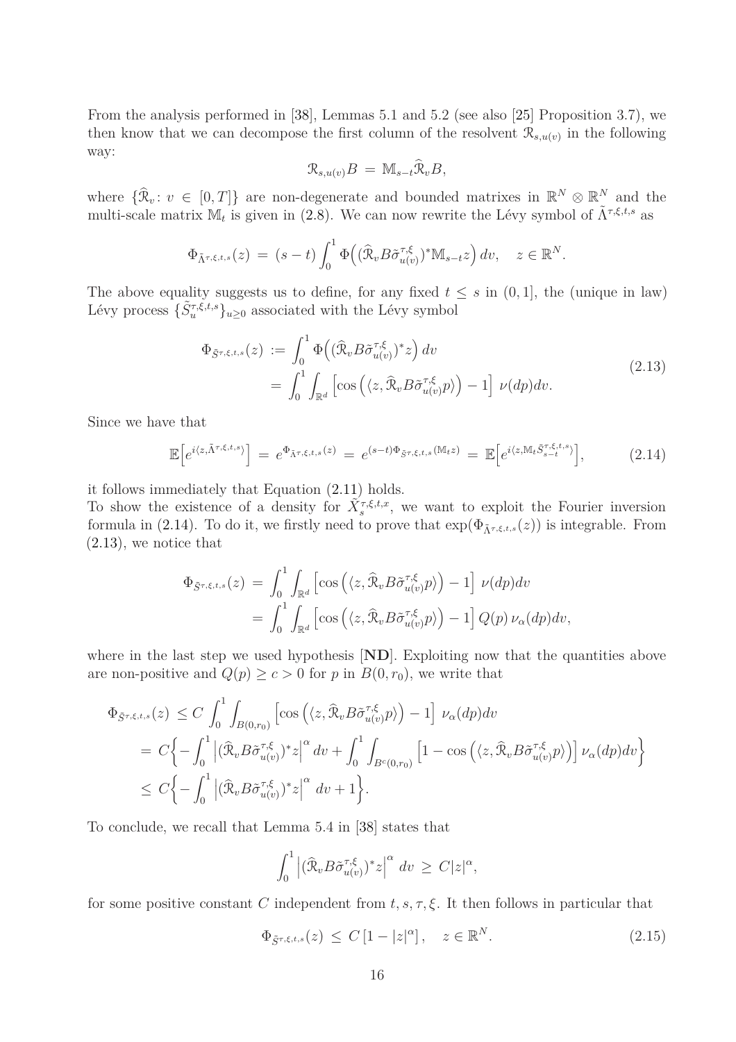From the analysis performed in [38], Lemmas 5.1 and 5.2 (see also [25] Proposition 3.7), we then know that we can decompose the first column of the resolvent $\mathcal{R}_{s,u(v)}$ in the following way:

$$\mathcal{R}_{s,u(v)}B \,=\, \mathbb{M}_{s-t}\widehat{\mathcal{R}}_v B,$$

where $\{\widehat{\mathcal{R}}_v \colon v \in [0,T]\}$ are non-degenerate and bounded matrixes in $\mathbb{R}^N \otimes \mathbb{R}^N$ and the multi-scale matrix $\mathbb{M}_t$ is given in (2.8). We can now rewrite the Lévy symbol of $\tilde{\Lambda}^{\tau,\xi,t,s}$ as

$$\Phi_{\tilde{\Lambda}^{\tau,\xi,t,s}}(z) \,=\, (s-t)\int_0^1 \Phi\Big((\widehat{\mathcal{R}}_v B\tilde{\sigma}^{\tau,\xi}_{u(v)})^*\mathbb{M}_{s-t}z\Big)\, dv, \quad z \in \mathbb{R}^N.$$

The above equality suggests us to define, for any fixed $t \le s$ in $(0,1]$, the (unique in law) Lévy process $\{\tilde{S}^{\tau,\xi,t,s}_u\}_{u\ge 0}$ associated with the Lévy symbol

$$\begin{aligned}
\Phi_{\tilde{S}^{\tau,\xi,t,s}}(z) \,&:=\, \int_0^1 \Phi\Big((\widehat{\mathcal{R}}_v B\tilde{\sigma}^{\tau,\xi}_{u(v)})^*z\Big)\, dv \\
&=\, \int_0^1\int_{\mathbb{R}^d}\Big[\cos\Big(\langle z, \widehat{\mathcal{R}}_v B\tilde{\sigma}^{\tau,\xi}_{u(v)}p\rangle\Big) - 1\Big]\; \nu(dp)dv.
\end{aligned} \tag{2.13}$$

Since we have that

$$\mathbb{E}\Big[e^{i\langle z, \tilde{\Lambda}^{\tau,\xi,t,s}\rangle}\Big] \,=\, e^{\Phi_{\tilde{\Lambda}^{\tau,\xi,t,s}}(z)} \,=\, e^{(s-t)\Phi_{\tilde{S}^{\tau,\xi,t,s}}(\mathbb{M}_t z)} \,=\, \mathbb{E}\Big[e^{i\langle z, \mathbb{M}_t\tilde{S}^{\tau,\xi,t,s}_{s-t}\rangle}\Big], \tag{2.14}$$

it follows immediately that Equation (2.11) holds.
To show the existence of a density for $\tilde{X}^{\tau,\xi,t,x}_s$, we want to exploit the Fourier inversion formula in (2.14). To do it, we firstly need to prove that $\exp(\Phi_{\tilde{\Lambda}^{\tau,\xi,t,s}}(z))$ is integrable. From (2.13), we notice that

$$\begin{aligned}
\Phi_{\tilde{S}^{\tau,\xi,t,s}}(z) \,&=\, \int_0^1\int_{\mathbb{R}^d}\Big[\cos\Big(\langle z, \widehat{\mathcal{R}}_v B\tilde{\sigma}^{\tau,\xi}_{u(v)}p\rangle\Big) - 1\Big]\; \nu(dp)dv \\
&=\, \int_0^1\int_{\mathbb{R}^d}\Big[\cos\Big(\langle z, \widehat{\mathcal{R}}_v B\tilde{\sigma}^{\tau,\xi}_{u(v)}p\rangle\Big) - 1\Big]\, Q(p)\,\nu_\alpha(dp)dv,
\end{aligned}$$

where in the last step we used hypothesis [**ND**]. Exploiting now that the quantities above are non-positive and $Q(p) \ge c > 0$ for $p$ in $B(0,r_0)$, we write that

$$\begin{aligned}
\Phi_{\tilde{S}^{\tau,\xi,t,s}}(z) \,&\le\, C\int_0^1\int_{B(0,r_0)}\Big[\cos\Big(\langle z, \widehat{\mathcal{R}}_v B\tilde{\sigma}^{\tau,\xi}_{u(v)}p\rangle\Big) - 1\Big]\; \nu_\alpha(dp)dv \\
&=\, C\Big\{-\int_0^1\Big|(\widehat{\mathcal{R}}_v B\tilde{\sigma}^{\tau,\xi}_{u(v)})^*z\Big|^\alpha dv + \int_0^1\int_{B^c(0,r_0)}\Big[1-\cos\Big(\langle z, \widehat{\mathcal{R}}_v B\tilde{\sigma}^{\tau,\xi}_{u(v)}p\rangle\Big)\Big]\,\nu_\alpha(dp)dv\Big\} \\
&\le\, C\Big\{-\int_0^1\Big|(\widehat{\mathcal{R}}_v B\tilde{\sigma}^{\tau,\xi}_{u(v)})^*z\Big|^\alpha\, dv + 1\Big\}.
\end{aligned}$$

To conclude, we recall that Lemma 5.4 in [38] states that

$$\int_0^1\Big|(\widehat{\mathcal{R}}_v B\tilde{\sigma}^{\tau,\xi}_{u(v)})^*z\Big|^\alpha\, dv \,\ge\, C|z|^\alpha,$$

for some positive constant $C$ independent from $t,s,\tau,\xi$. It then follows in particular that

$$\Phi_{\tilde{S}^{\tau,\xi,t,s}}(z) \,\le\, C\left[1-|z|^\alpha\right], \quad z \in \mathbb{R}^N. \tag{2.15}$$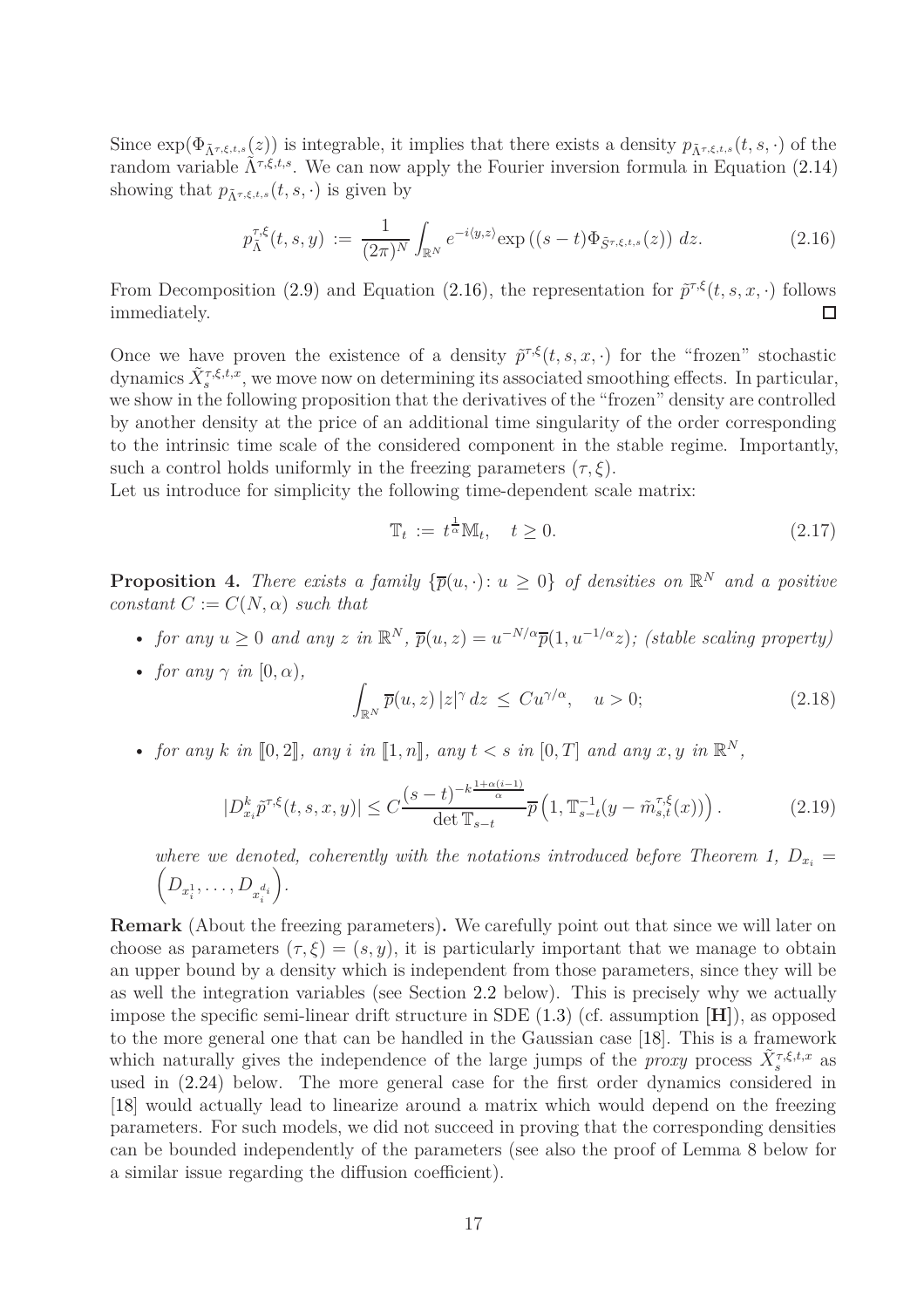Since $\exp(\Phi_{\tilde{\Lambda}^{\tau,\xi,t,s}}(z))$ is integrable, it implies that there exists a density $p_{\tilde{\Lambda}^{\tau,\xi,t,s}}(t,s,\cdot)$ of the random variable $\tilde{\Lambda}^{\tau,\xi,t,s}$. We can now apply the Fourier inversion formula in Equation (2.14) showing that $p_{\tilde{\Lambda}^{\tau,\xi,t,s}}(t,s,\cdot)$ is given by

$$p^{\tau,\xi}_{\tilde{\Lambda}}(t,s,y) := \frac{1}{(2\pi)^N}\int_{\mathbb{R}^N} e^{-i\langle y,z\rangle}\exp\left((s-t)\Phi_{\tilde{S}^{\tau,\xi,t,s}}(z)\right)\,dz. \tag{2.16}$$

From Decomposition (2.9) and Equation (2.16), the representation for $\tilde{p}^{\tau,\xi}(t,s,x,\cdot)$ follows immediately. □

Once we have proven the existence of a density $\tilde{p}^{\tau,\xi}(t,s,x,\cdot)$ for the "frozen" stochastic dynamics $\tilde{X}^{\tau,\xi,t,x}_s$, we move now on determining its associated smoothing effects. In particular, we show in the following proposition that the derivatives of the "frozen" density are controlled by another density at the price of an additional time singularity of the order corresponding to the intrinsic time scale of the considered component in the stable regime. Importantly, such a control holds uniformly in the freezing parameters $(\tau,\xi)$.

Let us introduce for simplicity the following time-dependent scale matrix:

$$\mathbb{T}_t := t^{\frac{1}{\alpha}}\mathbb{M}_t, \quad t\geq 0. \tag{2.17}$$

**Proposition 4.** *There exists a family $\{\overline{p}(u,\cdot)\colon u\geq 0\}$ of densities on $\mathbb{R}^N$ and a positive constant $C:=C(N,\alpha)$ such that*

- *for any $u\geq 0$ and any $z$ in $\mathbb{R}^N$, $\overline{p}(u,z)=u^{-N/\alpha}\overline{p}(1,u^{-1/\alpha}z)$; (stable scaling property)*
- *for any $\gamma$ in $[0,\alpha)$,*
$$\int_{\mathbb{R}^N}\overline{p}(u,z)\,|z|^\gamma\,dz \leq Cu^{\gamma/\alpha}, \quad u>0; \tag{2.18}$$
- *for any $k$ in $[\![0,2]\!]$, any $i$ in $[\![1,n]\!]$, any $t<s$ in $[0,T]$ and any $x,y$ in $\mathbb{R}^N$,*
$$|D^k_{x_i}\tilde{p}^{\tau,\xi}(t,s,x,y)|\leq C\frac{(s-t)^{-k\frac{1+\alpha(i-1)}{\alpha}}}{\det\mathbb{T}_{s-t}}\overline{p}\left(1,\mathbb{T}^{-1}_{s-t}(y-\tilde{m}^{\tau,\xi}_{s,t}(x))\right). \tag{2.19}$$

*where we denoted, coherently with the notations introduced before Theorem 1, $D_{x_i}=\left(D_{x_i^1},\dots,D_{x_i^{d_i}}\right)$.*

**Remark** (About the freezing parameters)**.** We carefully point out that since we will later on choose as parameters $(\tau,\xi)=(s,y)$, it is particularly important that we manage to obtain an upper bound by a density which is independent from those parameters, since they will be as well the integration variables (see Section 2.2 below). This is precisely why we actually impose the specific semi-linear drift structure in SDE (1.3) (cf. assumption **[H]**), as opposed to the more general one that can be handled in the Gaussian case [18]. This is a framework which naturally gives the independence of the large jumps of the *proxy* process $\tilde{X}^{\tau,\xi,t,x}_s$ as used in (2.24) below. The more general case for the first order dynamics considered in [18] would actually lead to linearize around a matrix which would depend on the freezing parameters. For such models, we did not succeed in proving that the corresponding densities can be bounded independently of the parameters (see also the proof of Lemma 8 below for a similar issue regarding the diffusion coefficient).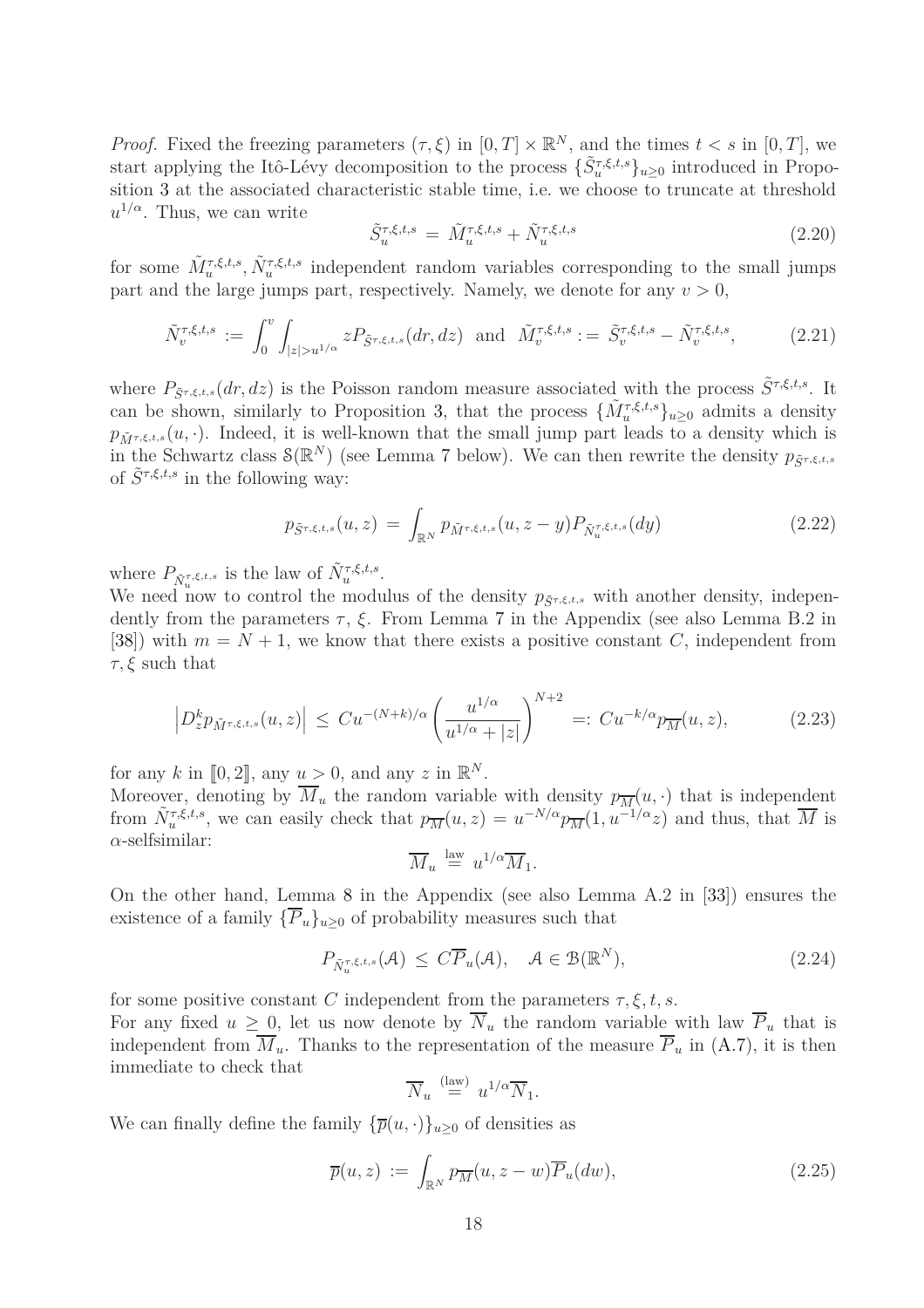*Proof.* Fixed the freezing parameters $(\tau,\xi)$ in $[0,T]\times\mathbb{R}^N$, and the times $t<s$ in $[0,T]$, we start applying the Itô-Lévy decomposition to the process $\{\tilde{S}^{\tau,\xi,t,s}_u\}_{u\geq 0}$ introduced in Proposition 3 at the associated characteristic stable time, i.e. we choose to truncate at threshold $u^{1/\alpha}$. Thus, we can write

$$
\tilde{S}^{\tau,\xi,t,s}_u \,=\, \tilde{M}^{\tau,\xi,t,s}_u + \tilde{N}^{\tau,\xi,t,s}_u \tag{2.20}
$$

for some $\tilde{M}^{\tau,\xi,t,s}_u, \tilde{N}^{\tau,\xi,t,s}_u$ independent random variables corresponding to the small jumps part and the large jumps part, respectively. Namely, we denote for any $v>0$,

$$
\tilde{N}^{\tau,\xi,t,s}_v \,:=\, \int_0^v\int_{|z|>u^{1/\alpha}} zP_{\tilde{S}^{\tau,\xi,t,s}}(dr,dz) \;\text{ and }\; \tilde{M}^{\tau,\xi,t,s}_v := \tilde{S}^{\tau,\xi,t,s}_v - \tilde{N}^{\tau,\xi,t,s}_v, \tag{2.21}
$$

where $P_{\tilde{S}^{\tau,\xi,t,s}}(dr,dz)$ is the Poisson random measure associated with the process $\tilde{S}^{\tau,\xi,t,s}$. It can be shown, similarly to Proposition 3, that the process $\{\tilde{M}^{\tau,\xi,t,s}_u\}_{u\geq 0}$ admits a density $p_{\tilde{M}^{\tau,\xi,t,s}}(u,\cdot)$. Indeed, it is well-known that the small jump part leads to a density which is in the Schwartz class $\mathcal{S}(\mathbb{R}^N)$ (see Lemma 7 below). We can then rewrite the density $p_{\tilde{S}^{\tau,\xi,t,s}}$ of $\tilde{S}^{\tau,\xi,t,s}$ in the following way:

$$
p_{\tilde{S}^{\tau,\xi,t,s}}(u,z) \,=\, \int_{\mathbb{R}^N} p_{\tilde{M}^{\tau,\xi,t,s}}(u,z-y)P_{\tilde{N}^{\tau,\xi,t,s}_u}(dy) \tag{2.22}
$$

where $P_{\tilde{N}^{\tau,\xi,t,s}_u}$ is the law of $\tilde{N}^{\tau,\xi,t,s}_u$.
We need now to control the modulus of the density $p_{\tilde{S}^{\tau,\xi,t,s}}$ with another density, independently from the parameters $\tau$, $\xi$. From Lemma 7 in the Appendix (see also Lemma B.2 in [38]) with $m=N+1$, we know that there exists a positive constant $C$, independent from $\tau,\xi$ such that

$$
\left|D^k_z p_{\tilde{M}^{\tau,\xi,t,s}}(u,z)\right| \,\leq\, Cu^{-(N+k)/\alpha}\left(\frac{u^{1/\alpha}}{u^{1/\alpha}+|z|}\right)^{N+2} =:\, Cu^{-k/\alpha}p_{\overline{M}}(u,z), \tag{2.23}
$$

for any $k$ in $[\![0,2]\!]$, any $u>0$, and any $z$ in $\mathbb{R}^N$.
Moreover, denoting by $\overline{M}_u$ the random variable with density $p_{\overline{M}}(u,\cdot)$ that is independent from $\tilde{N}^{\tau,\xi,t,s}_u$, we can easily check that $p_{\overline{M}}(u,z)=u^{-N/\alpha}p_{\overline{M}}(1,u^{-1/\alpha}z)$ and thus, that $\overline{M}$ is $\alpha$-selfsimilar:

$$
\overline{M}_u \overset{\text{law}}{=} u^{1/\alpha}\overline{M}_1.
$$

On the other hand, Lemma 8 in the Appendix (see also Lemma A.2 in [33]) ensures the existence of a family $\{\overline{P}_u\}_{u\geq 0}$ of probability measures such that

$$
P_{\tilde{N}^{\tau,\xi,t,s}_u}(\mathcal{A}) \,\leq\, C\overline{P}_u(\mathcal{A}), \quad \mathcal{A}\in\mathcal{B}(\mathbb{R}^N), \tag{2.24}
$$

for some positive constant $C$ independent from the parameters $\tau,\xi,t,s$.
For any fixed $u\geq 0$, let us now denote by $\overline{N}_u$ the random variable with law $\overline{P}_u$ that is independent from $\overline{M}_u$. Thanks to the representation of the measure $\overline{P}_u$ in (A.7), it is then immediate to check that

$$
\overline{N}_u \overset{(\text{law})}{=} u^{1/\alpha}\overline{N}_1.
$$

We can finally define the family $\{\overline{p}(u,\cdot)\}_{u\geq 0}$ of densities as

$$
\overline{p}(u,z) \,:=\, \int_{\mathbb{R}^N} p_{\overline{M}}(u,z-w)\overline{P}_u(dw), \tag{2.25}
$$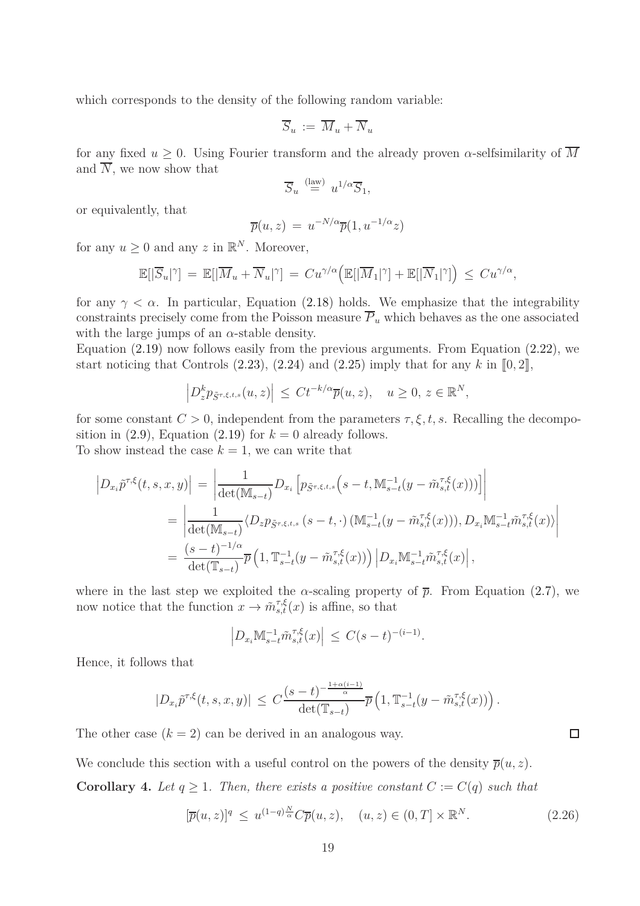which corresponds to the density of the following random variable:

$$\overline{S}_u := \overline{M}_u + \overline{N}_u$$

for any fixed $u \geq 0$. Using Fourier transform and the already proven $\alpha$-selfsimilarity of $\overline{M}$ and $\overline{N}$, we now show that

$$\overline{S}_u \overset{(\text{law})}{=} u^{1/\alpha}\overline{S}_1,$$

or equivalently, that

$$\overline{p}(u,z) = u^{-N/\alpha}\overline{p}(1, u^{-1/\alpha}z)$$

for any $u \geq 0$ and any $z$ in $\mathbb{R}^N$. Moreover,

$$\mathbb{E}[|\overline{S}_u|^\gamma] = \mathbb{E}[|\overline{M}_u + \overline{N}_u|^\gamma] = Cu^{\gamma/\alpha}\Big(\mathbb{E}[|\overline{M}_1|^\gamma] + \mathbb{E}[|\overline{N}_1|^\gamma]\Big) \leq Cu^{\gamma/\alpha},$$

for any $\gamma < \alpha$. In particular, Equation (2.18) holds. We emphasize that the integrability constraints precisely come from the Poisson measure $\overline{P}_u$ which behaves as the one associated with the large jumps of an $\alpha$-stable density.

Equation (2.19) now follows easily from the previous arguments. From Equation (2.22), we start noticing that Controls (2.23), (2.24) and (2.25) imply that for any $k$ in $[\![0,2]\!]$,

$$\Big|D^k_z p_{\tilde{S}^{\tau,\xi,t,s}}(u,z)\Big| \leq Ct^{-k/\alpha}\overline{p}(u,z), \quad u \geq 0,\, z \in \mathbb{R}^N,$$

for some constant $C > 0$, independent from the parameters $\tau, \xi, t, s$. Recalling the decomposition in (2.9), Equation (2.19) for $k = 0$ already follows.

To show instead the case $k = 1$, we can write that

$$\begin{aligned}
\Big|D_{x_i}\tilde{p}^{\tau,\xi}(t,s,x,y)\Big| &= \left|\frac{1}{\det(\mathbb{M}_{s-t})}D_{x_i}\Big[p_{\tilde{S}^{\tau,\xi,t,s}}\Big(s-t, \mathbb{M}^{-1}_{s-t}(y - \tilde{m}^{\tau,\xi}_{s,t}(x))\Big)\Big]\right| \\
&= \left|\frac{1}{\det(\mathbb{M}_{s-t})}\langle D_z p_{\tilde{S}^{\tau,\xi,t,s}}\,(s-t,\cdot)\,(\mathbb{M}^{-1}_{s-t}(y - \tilde{m}^{\tau,\xi}_{s,t}(x))), D_{x_i}\mathbb{M}^{-1}_{s-t}\tilde{m}^{\tau,\xi}_{s,t}(x)\rangle\right| \\
&= \frac{(s-t)^{-1/\alpha}}{\det(\mathbb{T}_{s-t})}\overline{p}\Big(1, \mathbb{T}^{-1}_{s-t}(y - \tilde{m}^{\tau,\xi}_{s,t}(x))\Big)\Big|D_{x_i}\mathbb{M}^{-1}_{s-t}\tilde{m}^{\tau,\xi}_{s,t}(x)\Big|,
\end{aligned}$$

where in the last step we exploited the $\alpha$-scaling property of $\overline{p}$. From Equation (2.7), we now notice that the function $x \to \tilde{m}^{\tau,\xi}_{s,t}(x)$ is affine, so that

$$\Big|D_{x_i}\mathbb{M}^{-1}_{s-t}\tilde{m}^{\tau,\xi}_{s,t}(x)\Big| \leq C(s-t)^{-(i-1)}.$$

Hence, it follows that

$$|D_{x_i}\tilde{p}^{\tau,\xi}(t,s,x,y)| \leq C\frac{(s-t)^{-\frac{1+\alpha(i-1)}{\alpha}}}{\det(\mathbb{T}_{s-t})}\overline{p}\Big(1, \mathbb{T}^{-1}_{s-t}(y - \tilde{m}^{\tau,\xi}_{s,t}(x))\Big).$$

The other case ($k = 2$) can be derived in an analogous way. □

We conclude this section with a useful control on the powers of the density $\overline{p}(u,z)$.

**Corollary 4.** *Let $q \geq 1$. Then, there exists a positive constant $C := C(q)$ such that*

$$[\overline{p}(u,z)]^q \leq u^{(1-q)\frac{N}{\alpha}}C\overline{p}(u,z), \quad (u,z) \in (0,T] \times \mathbb{R}^N. \tag{2.26}$$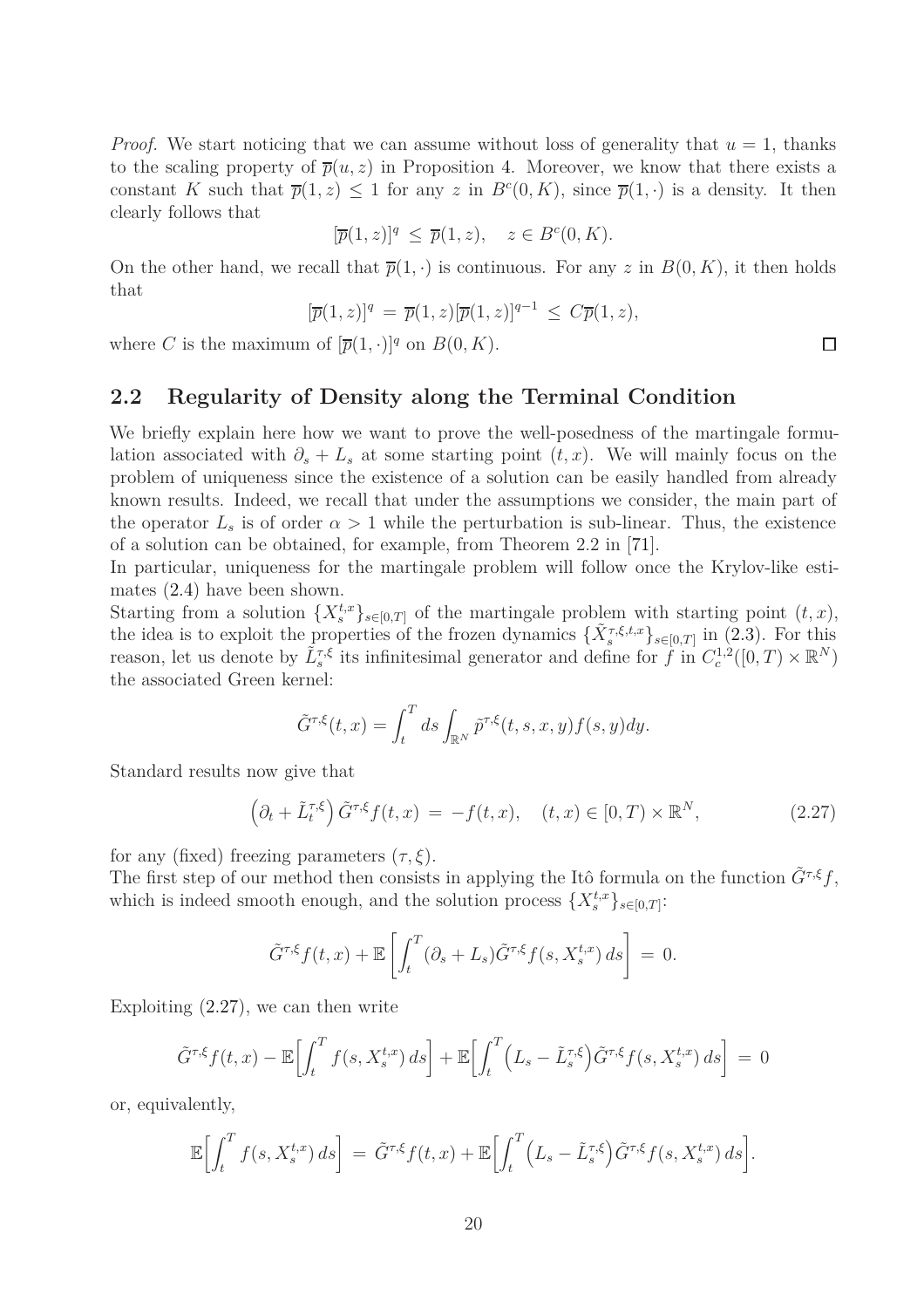*Proof.* We start noticing that we can assume without loss of generality that $u = 1$, thanks to the scaling property of $\overline{p}(u, z)$ in Proposition 4. Moreover, we know that there exists a constant $K$ such that $\overline{p}(1, z) \le 1$ for any $z$ in $B^c(0, K)$, since $\overline{p}(1, \cdot)$ is a density. It then clearly follows that

$$[\overline{p}(1, z)]^q \le \overline{p}(1, z), \quad z \in B^c(0, K).$$

On the other hand, we recall that $\overline{p}(1, \cdot)$ is continuous. For any $z$ in $B(0, K)$, it then holds that

$$[\overline{p}(1, z)]^q = \overline{p}(1, z)[\overline{p}(1, z)]^{q-1} \le C\overline{p}(1, z),$$

where $C$ is the maximum of $[\overline{p}(1, \cdot)]^q$ on $B(0, K)$. □

## 2.2 Regularity of Density along the Terminal Condition

We briefly explain here how we want to prove the well-posedness of the martingale formulation associated with $\partial_s + L_s$ at some starting point $(t, x)$. We will mainly focus on the problem of uniqueness since the existence of a solution can be easily handled from already known results. Indeed, we recall that under the assumptions we consider, the main part of the operator $L_s$ is of order $\alpha > 1$ while the perturbation is sub-linear. Thus, the existence of a solution can be obtained, for example, from Theorem 2.2 in [71].

In particular, uniqueness for the martingale problem will follow once the Krylov-like estimates (2.4) have been shown.

Starting from a solution $\{X^{t,x}_s\}_{s\in[0,T]}$ of the martingale problem with starting point $(t, x)$, the idea is to exploit the properties of the frozen dynamics $\{\tilde{X}^{\tau,\xi,t,x}_s\}_{s\in[0,T]}$ in (2.3). For this reason, let us denote by $\tilde{L}^{\tau,\xi}_s$ its infinitesimal generator and define for $f$ in $C^{1,2}_c([0, T) \times \mathbb{R}^N)$ the associated Green kernel:

$$\tilde{G}^{\tau,\xi}(t, x) = \int_t^T ds \int_{\mathbb{R}^N} \tilde{p}^{\tau,\xi}(t, s, x, y) f(s, y) dy.$$

Standard results now give that

$$\left(\partial_t + \tilde{L}^{\tau,\xi}_t\right) \tilde{G}^{\tau,\xi} f(t, x) = -f(t, x), \quad (t, x) \in [0, T) \times \mathbb{R}^N, \tag{2.27}$$

for any (fixed) freezing parameters $(\tau, \xi)$.

The first step of our method then consists in applying the Itô formula on the function $\tilde{G}^{\tau,\xi} f$, which is indeed smooth enough, and the solution process $\{X^{t,x}_s\}_{s\in[0,T]}$:

$$\tilde{G}^{\tau,\xi} f(t, x) + \mathbb{E}\left[\int_t^T (\partial_s + L_s)\tilde{G}^{\tau,\xi} f(s, X^{t,x}_s)\, ds\right] = 0.$$

Exploiting (2.27), we can then write

$$\tilde{G}^{\tau,\xi} f(t, x) - \mathbb{E}\Big[\int_t^T f(s, X^{t,x}_s)\, ds\Big] + \mathbb{E}\Big[\int_t^T \Big(L_s - \tilde{L}^{\tau,\xi}_s\Big)\tilde{G}^{\tau,\xi} f(s, X^{t,x}_s)\, ds\Big] = 0$$

or, equivalently,

$$\mathbb{E}\Big[\int_t^T f(s, X^{t,x}_s)\, ds\Big] = \tilde{G}^{\tau,\xi} f(t, x) + \mathbb{E}\Big[\int_t^T \Big(L_s - \tilde{L}^{\tau,\xi}_s\Big)\tilde{G}^{\tau,\xi} f(s, X^{t,x}_s)\, ds\Big].$$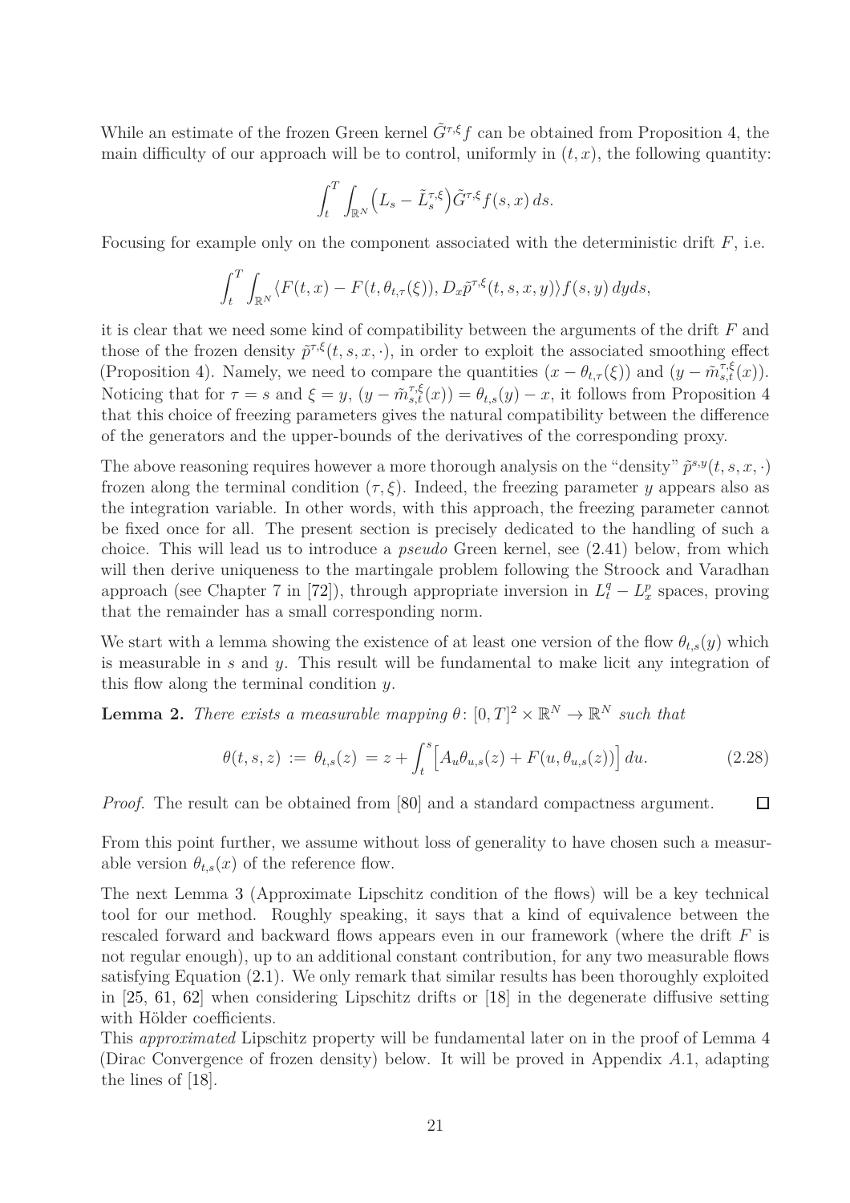While an estimate of the frozen Green kernel $\tilde{G}^{\tau,\xi}f$ can be obtained from Proposition 4, the main difficulty of our approach will be to control, uniformly in $(t,x)$, the following quantity:

$$\int_t^T \int_{\mathbb{R}^N} \Big(L_s - \tilde{L}_s^{\tau,\xi}\Big)\tilde{G}^{\tau,\xi}f(s,x)\,ds.$$

Focusing for example only on the component associated with the deterministic drift $F$, i.e.

$$\int_t^T \int_{\mathbb{R}^N} \langle F(t,x) - F(t,\theta_{t,\tau}(\xi)), D_x\tilde{p}^{\tau,\xi}(t,s,x,y)\rangle f(s,y)\,dyds,$$

it is clear that we need some kind of compatibility between the arguments of the drift $F$ and those of the frozen density $\tilde{p}^{\tau,\xi}(t,s,x,\cdot)$, in order to exploit the associated smoothing effect (Proposition 4). Namely, we need to compare the quantities $(x-\theta_{t,\tau}(\xi))$ and $(y-\tilde{m}^{\tau,\xi}_{s,t}(x))$. Noticing that for $\tau = s$ and $\xi = y$, $(y-\tilde{m}^{\tau,\xi}_{s,t}(x)) = \theta_{t,s}(y) - x$, it follows from Proposition 4 that this choice of freezing parameters gives the natural compatibility between the difference of the generators and the upper-bounds of the derivatives of the corresponding proxy.

The above reasoning requires however a more thorough analysis on the "density" $\tilde{p}^{s,y}(t,s,x,\cdot)$ frozen along the terminal condition $(\tau,\xi)$. Indeed, the freezing parameter $y$ appears also as the integration variable. In other words, with this approach, the freezing parameter cannot be fixed once for all. The present section is precisely dedicated to the handling of such a choice. This will lead us to introduce a *pseudo* Green kernel, see (2.41) below, from which will then derive uniqueness to the martingale problem following the Stroock and Varadhan approach (see Chapter 7 in [72]), through appropriate inversion in $L^q_t - L^p_x$ spaces, proving that the remainder has a small corresponding norm.

We start with a lemma showing the existence of at least one version of the flow $\theta_{t,s}(y)$ which is measurable in $s$ and $y$. This result will be fundamental to make licit any integration of this flow along the terminal condition $y$.

**Lemma 2.** *There exists a measurable mapping $\theta\colon [0,T]^2\times\mathbb{R}^N \to \mathbb{R}^N$ such that*

$$\theta(t,s,z) \,:=\, \theta_{t,s}(z) \,=\, z + \int_t^s \Big[A_u\theta_{u,s}(z) + F(u,\theta_{u,s}(z))\Big]\,du. \tag{2.28}$$

*Proof.* The result can be obtained from [80] and a standard compactness argument. $\square$

From this point further, we assume without loss of generality to have chosen such a measurable version $\theta_{t,s}(x)$ of the reference flow.

The next Lemma 3 (Approximate Lipschitz condition of the flows) will be a key technical tool for our method. Roughly speaking, it says that a kind of equivalence between the rescaled forward and backward flows appears even in our framework (where the drift $F$ is not regular enough), up to an additional constant contribution, for any two measurable flows satisfying Equation (2.1). We only remark that similar results has been thoroughly exploited in [25, 61, 62] when considering Lipschitz drifts or [18] in the degenerate diffusive setting with Hölder coefficients.

This *approximated* Lipschitz property will be fundamental later on in the proof of Lemma 4 (Dirac Convergence of frozen density) below. It will be proved in Appendix *A*.1, adapting the lines of [18].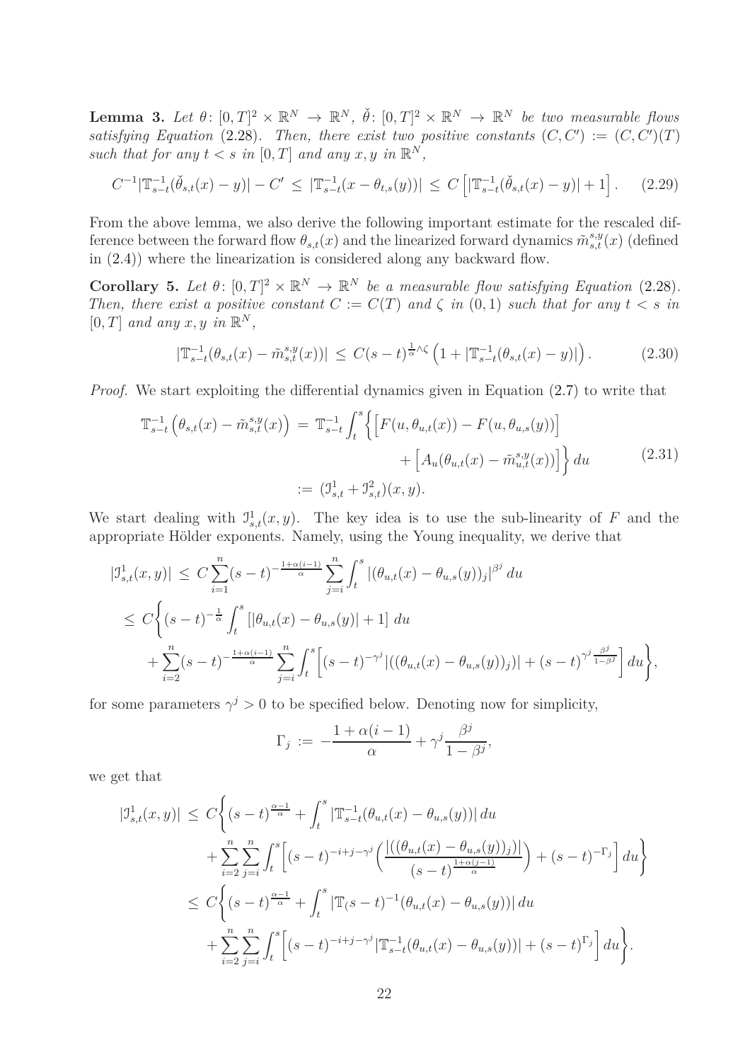**Lemma 3.** *Let $\theta\colon [0,T]^2\times\mathbb{R}^N\to\mathbb{R}^N$, $\check{\theta}\colon [0,T]^2\times\mathbb{R}^N\to\mathbb{R}^N$ be two measurable flows satisfying Equation* (2.28). *Then, there exist two positive constants $(C,C'):=(C,C')(T)$ such that for any $t<s$ in $[0,T]$ and any $x,y$ in $\mathbb{R}^N$,*

$$
C^{-1}|\mathbb{T}^{-1}_{s-t}(\check{\theta}_{s,t}(x)-y)|-C' \,\le\, |\mathbb{T}^{-1}_{s-t}(x-\theta_{t,s}(y))| \,\le\, C\left[|\mathbb{T}^{-1}_{s-t}(\check{\theta}_{s,t}(x)-y)|+1\right]. \tag{2.29}
$$

From the above lemma, we also derive the following important estimate for the rescaled difference between the forward flow $\theta_{s,t}(x)$ and the linearized forward dynamics $\tilde{m}^{s,y}_{s,t}(x)$ (defined in (2.4)) where the linearization is considered along any backward flow.

**Corollary 5.** *Let $\theta\colon [0,T]^2\times\mathbb{R}^N\to\mathbb{R}^N$ be a measurable flow satisfying Equation* (2.28). *Then, there exist a positive constant $C:=C(T)$ and $\zeta$ in $(0,1)$ such that for any $t<s$ in $[0,T]$ and any $x,y$ in $\mathbb{R}^N$,*

$$
|\mathbb{T}^{-1}_{s-t}(\theta_{s,t}(x)-\tilde{m}^{s,y}_{s,t}(x))| \,\le\, C(s-t)^{\frac{1}{\alpha}\wedge\zeta}\left(1+|\mathbb{T}^{-1}_{s-t}(\theta_{s,t}(x)-y)|\right). \tag{2.30}
$$

*Proof.* We start exploiting the differential dynamics given in Equation (2.7) to write that

$$
\begin{aligned}
\mathbb{T}^{-1}_{s-t}\left(\theta_{s,t}(x)-\tilde{m}^{s,y}_{s,t}(x)\right) \,&=\, \mathbb{T}^{-1}_{s-t}\int_t^s\Big\{\Big[F(u,\theta_{u,t}(x))-F(u,\theta_{u,s}(y))\Big] \\
&\qquad\qquad + \Big[A_u(\theta_{u,t}(x)-\tilde{m}^{s,y}_{u,t}(x))\Big]\Big\}\,du \\
&:=\, (\mathcal{I}^1_{s,t}+\mathcal{I}^2_{s,t})(x,y).
\end{aligned} \tag{2.31}
$$

We start dealing with $\mathcal{I}^1_{s,t}(x,y)$. The key idea is to use the sub-linearity of $F$ and the appropriate Hölder exponents. Namely, using the Young inequality, we derive that

$$
\begin{aligned}
|\mathcal{I}^1_{s,t}(x,y)| \,&\le\, C\sum_{i=1}^n (s-t)^{-\frac{1+\alpha(i-1)}{\alpha}}\sum_{j=i}^n\int_t^s |(\theta_{u,t}(x)-\theta_{u,s}(y))_j|^{\beta^j}\,du \\
&\le\, C\Bigg\{(s-t)^{-\frac{1}{\alpha}}\int_t^s\left[|\theta_{u,t}(x)-\theta_{u,s}(y)|+1\right]du \\
&\quad + \sum_{i=2}^n (s-t)^{-\frac{1+\alpha(i-1)}{\alpha}}\sum_{j=i}^n\int_t^s\Big[(s-t)^{-\gamma^j}|((\theta_{u,t}(x)-\theta_{u,s}(y))_j)|+(s-t)^{\gamma^j\frac{\beta^j}{1-\beta^j}}\Big]\,du\Bigg\},
\end{aligned}
$$

for some parameters $\gamma^j>0$ to be specified below. Denoting now for simplicity,

$$
\Gamma_j \,:=\, -\frac{1+\alpha(i-1)}{\alpha}+\gamma^j\frac{\beta^j}{1-\beta^j},
$$

we get that

$$
\begin{aligned}
|\mathcal{I}^1_{s,t}(x,y)| \,&\le\, C\Bigg\{(s-t)^{\frac{\alpha-1}{\alpha}}+\int_t^s|\mathbb{T}^{-1}_{s-t}(\theta_{u,t}(x)-\theta_{u,s}(y))|\,du \\
&\quad + \sum_{i=2}^n\sum_{j=i}^n\int_t^s\Big[(s-t)^{-i+j-\gamma^j}\Big(\frac{|((\theta_{u,t}(x)-\theta_{u,s}(y))_j)|}{(s-t)^{\frac{1+\alpha(j-1)}{\alpha}}}\Big)+(s-t)^{-\Gamma_j}\Big]\,du\Bigg\} \\
&\le\, C\Bigg\{(s-t)^{\frac{\alpha-1}{\alpha}}+\int_t^s|\mathbb{T}_(s-t)^{-1}(\theta_{u,t}(x)-\theta_{u,s}(y))|\,du \\
&\quad + \sum_{i=2}^n\sum_{j=i}^n\int_t^s\Big[(s-t)^{-i+j-\gamma^j}|\mathbb{T}^{-1}_{s-t}(\theta_{u,t}(x)-\theta_{u,s}(y))|+(s-t)^{\Gamma_j}\Big]\,du\Bigg\}.
\end{aligned}
$$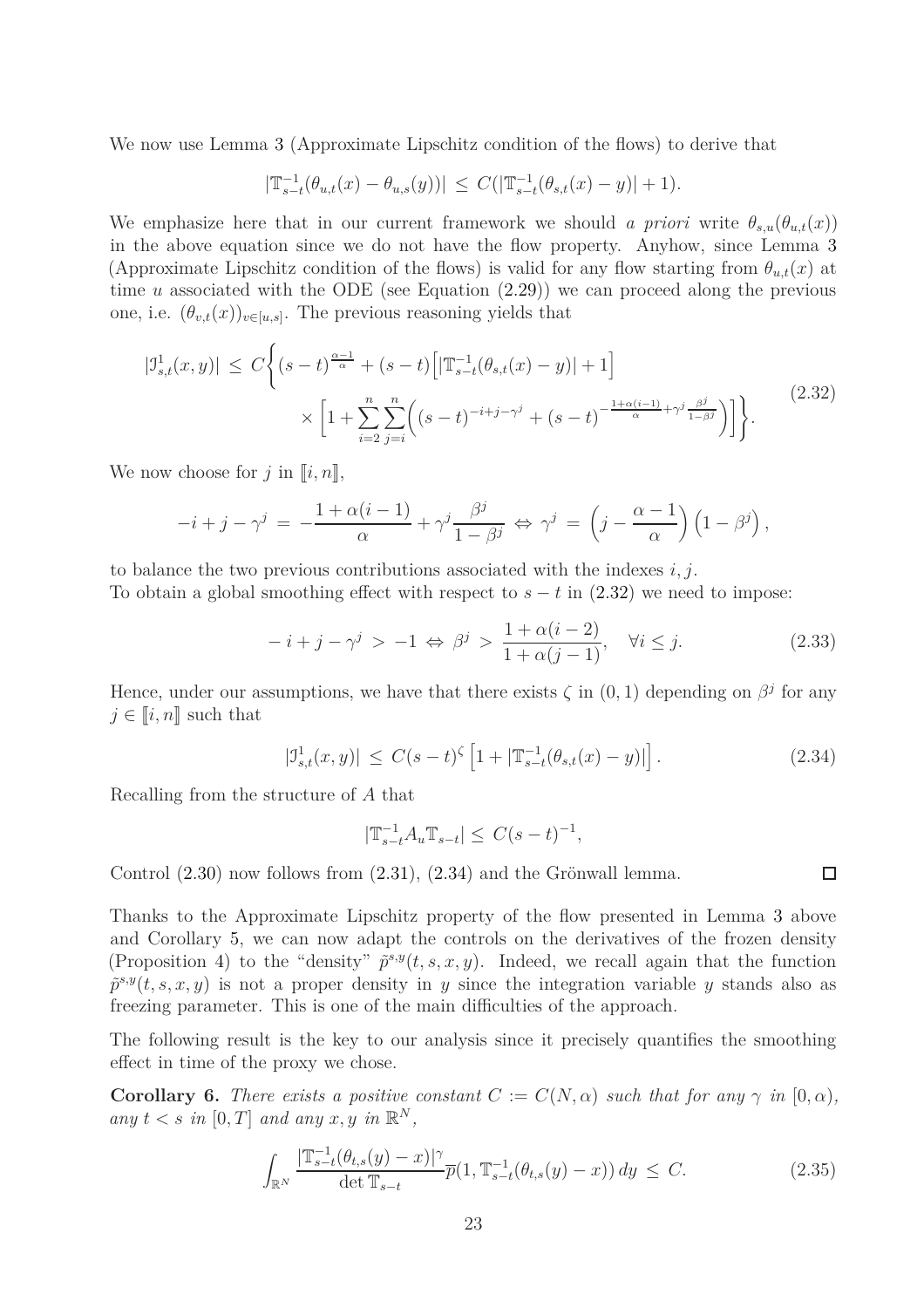We now use Lemma 3 (Approximate Lipschitz condition of the flows) to derive that

$$|\mathbb{T}_{s-t}^{-1}(\theta_{u,t}(x)-\theta_{u,s}(y))| \le C(|\mathbb{T}_{s-t}^{-1}(\theta_{s,t}(x)-y)|+1).$$

We emphasize here that in our current framework we should *a priori* write $\theta_{s,u}(\theta_{u,t}(x))$ in the above equation since we do not have the flow property. Anyhow, since Lemma 3 (Approximate Lipschitz condition of the flows) is valid for any flow starting from $\theta_{u,t}(x)$ at time $u$ associated with the ODE (see Equation (2.29)) we can proceed along the previous one, i.e. $(\theta_{v,t}(x))_{v\in[u,s]}$. The previous reasoning yields that

$$|\mathcal{I}^1_{s,t}(x,y)| \le C\Big\{(s-t)^{\frac{\alpha-1}{\alpha}}+(s-t)\Big[|\mathbb{T}_{s-t}^{-1}(\theta_{s,t}(x)-y)|+1\Big] \\ \times\Big[1+\sum_{i=2}^n\sum_{j=i}^n\Big((s-t)^{-i+j-\gamma^j}+(s-t)^{-\frac{1+\alpha(i-1)}{\alpha}+\gamma^j\frac{\beta^j}{1-\beta^j}}\Big)\Big]\Big\}. \tag{2.32}$$

We now choose for $j$ in $[\![i,n]\!]$,

$$-i+j-\gamma^j = -\frac{1+\alpha(i-1)}{\alpha}+\gamma^j\frac{\beta^j}{1-\beta^j} \Leftrightarrow \gamma^j = \Big(j-\frac{\alpha-1}{\alpha}\Big)\left(1-\beta^j\right),$$

to balance the two previous contributions associated with the indexes $i,j$.
To obtain a global smoothing effect with respect to $s-t$ in (2.32) we need to impose:

$$-i+j-\gamma^j > -1 \Leftrightarrow \beta^j > \frac{1+\alpha(i-2)}{1+\alpha(j-1)}, \quad \forall i\le j. \tag{2.33}$$

Hence, under our assumptions, we have that there exists $\zeta$ in $(0,1)$ depending on $\beta^j$ for any $j\in[\![i,n]\!]$ such that

$$|\mathcal{I}^1_{s,t}(x,y)| \le C(s-t)^{\zeta}\left[1+|\mathbb{T}_{s-t}^{-1}(\theta_{s,t}(x)-y)|\right]. \tag{2.34}$$

Recalling from the structure of $A$ that

$$|\mathbb{T}_{s-t}^{-1}A_u\mathbb{T}_{s-t}| \le C(s-t)^{-1},$$

Control (2.30) now follows from (2.31), (2.34) and the Grönwall lemma. □

Thanks to the Approximate Lipschitz property of the flow presented in Lemma 3 above and Corollary 5, we can now adapt the controls on the derivatives of the frozen density (Proposition 4) to the "density" $\tilde{p}^{s,y}(t,s,x,y)$. Indeed, we recall again that the function $\tilde{p}^{s,y}(t,s,x,y)$ is not a proper density in $y$ since the integration variable $y$ stands also as freezing parameter. This is one of the main difficulties of the approach.

The following result is the key to our analysis since it precisely quantifies the smoothing effect in time of the proxy we chose.

**Corollary 6.** *There exists a positive constant $C := C(N,\alpha)$ such that for any $\gamma$ in $[0,\alpha)$, any $t<s$ in $[0,T]$ and any $x,y$ in $\mathbb{R}^N$,*

$$\int_{\mathbb{R}^N}\frac{|\mathbb{T}_{s-t}^{-1}(\theta_{t,s}(y)-x)|^{\gamma}}{\det\mathbb{T}_{s-t}}\overline{p}(1,\mathbb{T}_{s-t}^{-1}(\theta_{t,s}(y)-x))\,dy \le C. \tag{2.35}$$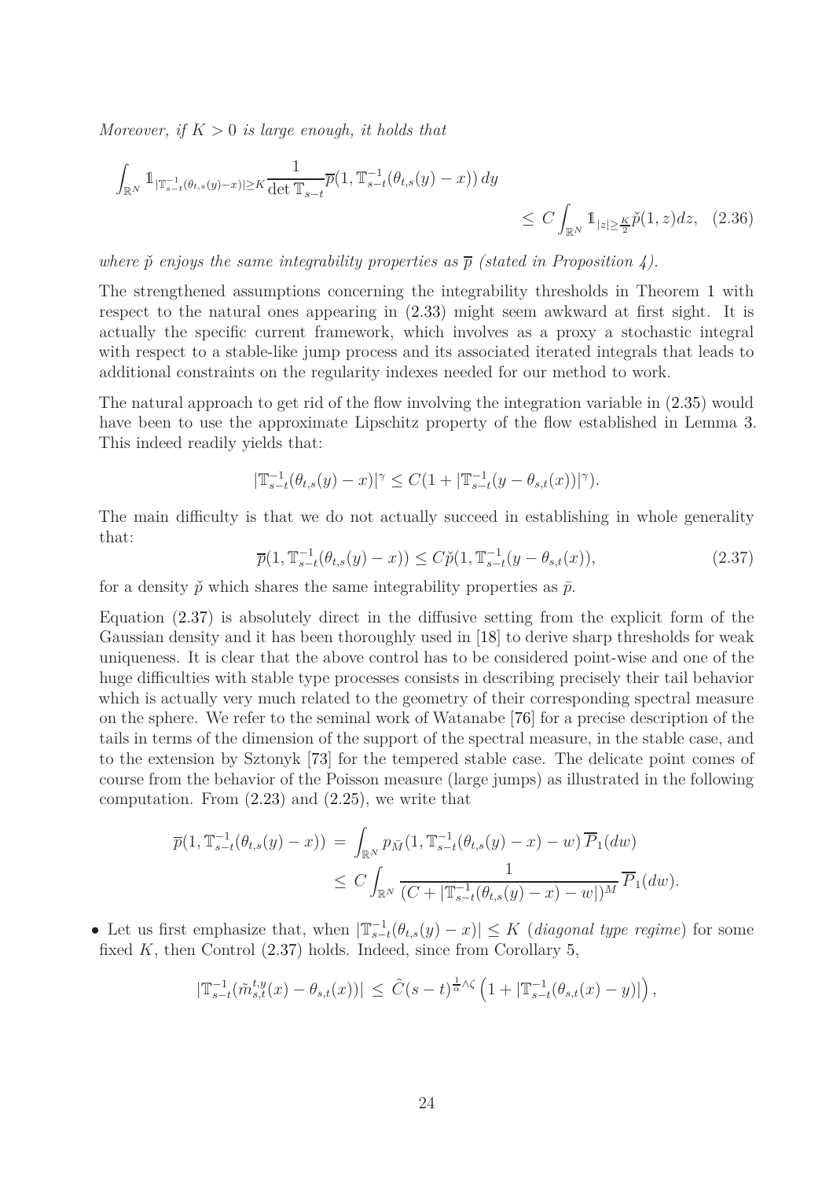*Moreover, if $K > 0$ is large enough, it holds that*

$$\int_{\mathbb{R}^N} \mathbb{1}_{|\mathbb{T}_{s-t}^{-1}(\theta_{t,s}(y)-x)|\geq K} \frac{1}{\det \mathbb{T}_{s-t}} \overline{p}(1, \mathbb{T}_{s-t}^{-1}(\theta_{t,s}(y)-x))\, dy \leq C \int_{\mathbb{R}^N} \mathbb{1}_{|z|\geq \frac{K}{2}} \check{p}(1,z)dz, \quad (2.36)$$

*where $\check{p}$ enjoys the same integrability properties as $\overline{p}$ (stated in Proposition 4).*

The strengthened assumptions concerning the integrability thresholds in Theorem 1 with respect to the natural ones appearing in (2.33) might seem awkward at first sight. It is actually the specific current framework, which involves as a proxy a stochastic integral with respect to a stable-like jump process and its associated iterated integrals that leads to additional constraints on the regularity indexes needed for our method to work.

The natural approach to get rid of the flow involving the integration variable in (2.35) would have been to use the approximate Lipschitz property of the flow established in Lemma 3. This indeed readily yields that:

$$|\mathbb{T}_{s-t}^{-1}(\theta_{t,s}(y)-x)|^{\gamma} \leq C(1 + |\mathbb{T}_{s-t}^{-1}(y-\theta_{s,t}(x))|^{\gamma}).$$

The main difficulty is that we do not actually succeed in establishing in whole generality that:

$$\overline{p}(1, \mathbb{T}_{s-t}^{-1}(\theta_{t,s}(y)-x)) \leq C\check{p}(1, \mathbb{T}_{s-t}^{-1}(y-\theta_{s,t}(x)), \quad (2.37)$$

for a density $\check{p}$ which shares the same integrability properties as $\bar{p}$.

Equation (2.37) is absolutely direct in the diffusive setting from the explicit form of the Gaussian density and it has been thoroughly used in [18] to derive sharp thresholds for weak uniqueness. It is clear that the above control has to be considered point-wise and one of the huge difficulties with stable type processes consists in describing precisely their tail behavior which is actually very much related to the geometry of their corresponding spectral measure on the sphere. We refer to the seminal work of Watanabe [76] for a precise description of the tails in terms of the dimension of the support of the spectral measure, in the stable case, and to the extension by Sztonyk [73] for the tempered stable case. The delicate point comes of course from the behavior of the Poisson measure (large jumps) as illustrated in the following computation. From (2.23) and (2.25), we write that

$$\begin{aligned}
\overline{p}(1, \mathbb{T}_{s-t}^{-1}(\theta_{t,s}(y)-x)) &= \int_{\mathbb{R}^N} p_{\bar{M}}(1, \mathbb{T}_{s-t}^{-1}(\theta_{t,s}(y)-x)-w)\, \overline{P}_1(dw) \\
&\leq C \int_{\mathbb{R}^N} \frac{1}{(C + |\mathbb{T}_{s-t}^{-1}(\theta_{t,s}(y)-x)-w|)^M}\, \overline{P}_1(dw).
\end{aligned}$$

- Let us first emphasize that, when $|\mathbb{T}_{s-t}^{-1}(\theta_{t,s}(y)-x)| \leq K$ (*diagonal type regime*) for some fixed $K$, then Control (2.37) holds. Indeed, since from Corollary 5,

$$|\mathbb{T}_{s-t}^{-1}(\tilde{m}_{s,t}^{t,y}(x) - \theta_{s,t}(x))| \leq \tilde{C}(s-t)^{\frac{1}{\alpha}\wedge\zeta}\left(1 + |\mathbb{T}_{s-t}^{-1}(\theta_{s,t}(x)-y)|\right),$$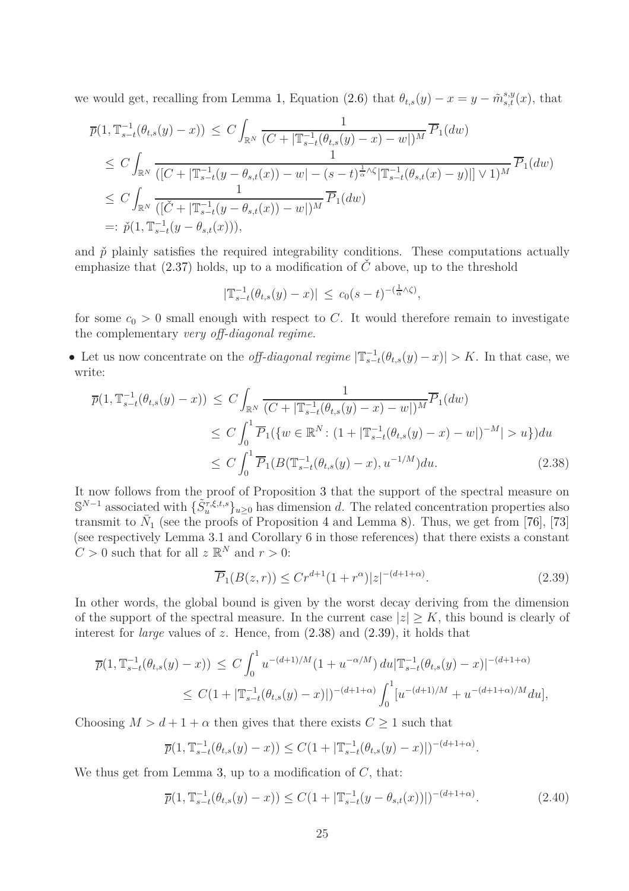we would get, recalling from Lemma 1, Equation (2.6) that $\theta_{t,s}(y) - x = y - \tilde{m}_{s,t}^{s,y}(x)$, that

$$
\begin{aligned}
\overline{p}(1, \mathbb{T}_{s-t}^{-1}(\theta_{t,s}(y) - x)) &\le C \int_{\mathbb{R}^N} \frac{1}{(C + |\mathbb{T}_{s-t}^{-1}(\theta_{t,s}(y) - x) - w|)^M} \overline{P}_1(dw) \\
&\le C \int_{\mathbb{R}^N} \frac{1}{([C + |\mathbb{T}_{s-t}^{-1}(y - \theta_{s,t}(x)) - w| - (s-t)^{\frac{1}{\alpha}\wedge\zeta} |\mathbb{T}_{s-t}^{-1}(\theta_{s,t}(x) - y)|] \vee 1)^M} \overline{P}_1(dw) \\
&\le C \int_{\mathbb{R}^N} \frac{1}{([\check{C} + |\mathbb{T}_{s-t}^{-1}(y - \theta_{s,t}(x)) - w|)^M} \overline{P}_1(dw) \\
&=: \check{p}(1, \mathbb{T}_{s-t}^{-1}(y - \theta_{s,t}(x))),
\end{aligned}
$$

and $\check{p}$ plainly satisfies the required integrability conditions. These computations actually emphasize that (2.37) holds, up to a modification of $\check{C}$ above, up to the threshold

$$
|\mathbb{T}_{s-t}^{-1}(\theta_{t,s}(y) - x)| \le c_0 (s-t)^{-(\frac{1}{\alpha}\wedge\zeta)},
$$

for some $c_0 > 0$ small enough with respect to $C$. It would therefore remain to investigate the complementary *very off-diagonal regime*.

- Let us now concentrate on the *off-diagonal regime* $|\mathbb{T}_{s-t}^{-1}(\theta_{t,s}(y) - x)| > K$. In that case, we write:

$$
\begin{aligned}
\overline{p}(1, \mathbb{T}_{s-t}^{-1}(\theta_{t,s}(y) - x)) &\le C \int_{\mathbb{R}^N} \frac{1}{(C + |\mathbb{T}_{s-t}^{-1}(\theta_{t,s}(y) - x) - w|)^M} \overline{P}_1(dw) \\
&\le C \int_0^1 \overline{P}_1(\{w \in \mathbb{R}^N : (1 + |\mathbb{T}_{s-t}^{-1}(\theta_{t,s}(y) - x) - w|)^{-M}| > u\}) du \\
&\le C \int_0^1 \overline{P}_1(B(\mathbb{T}_{s-t}^{-1}(\theta_{t,s}(y) - x), u^{-1/M}) du. \qquad (2.38)
\end{aligned}
$$

It now follows from the proof of Proposition 3 that the support of the spectral measure on $\mathbb{S}^{N-1}$ associated with $\{\tilde{S}_u^{\tau,\xi,t,s}\}_{u\ge 0}$ has dimension $d$. The related concentration properties also transmit to $\bar{N}_1$ (see the proofs of Proposition 4 and Lemma 8). Thus, we get from [76], [73] (see respectively Lemma 3.1 and Corollary 6 in those references) that there exists a constant $C > 0$ such that for all $z$ $\mathbb{R}^N$ and $r > 0$:

$$
\overline{P}_1(B(z, r)) \le C r^{d+1}(1 + r^\alpha)|z|^{-(d+1+\alpha)}. \qquad (2.39)
$$

In other words, the global bound is given by the worst decay deriving from the dimension of the support of the spectral measure. In the current case $|z| \ge K$, this bound is clearly of interest for *large* values of $z$. Hence, from (2.38) and (2.39), it holds that

$$
\begin{aligned}
\overline{p}(1, \mathbb{T}_{s-t}^{-1}(\theta_{t,s}(y) - x)) &\le C \int_0^1 u^{-(d+1)/M}(1 + u^{-\alpha/M})\, du |\mathbb{T}_{s-t}^{-1}(\theta_{t,s}(y) - x)|^{-(d+1+\alpha)} \\
&\le C(1 + |\mathbb{T}_{s-t}^{-1}(\theta_{t,s}(y) - x)|)^{-(d+1+\alpha)} \int_0^1 [u^{-(d+1)/M} + u^{-(d+1+\alpha)/M} du],
\end{aligned}
$$

Choosing $M > d + 1 + \alpha$ then gives that there exists $C \ge 1$ such that

$$
\overline{p}(1, \mathbb{T}_{s-t}^{-1}(\theta_{t,s}(y) - x)) \le C(1 + |\mathbb{T}_{s-t}^{-1}(\theta_{t,s}(y) - x)|)^{-(d+1+\alpha)}.
$$

We thus get from Lemma 3, up to a modification of $C$, that:

$$
\overline{p}(1, \mathbb{T}_{s-t}^{-1}(\theta_{t,s}(y) - x)) \le C(1 + |\mathbb{T}_{s-t}^{-1}(y - \theta_{s,t}(x))|)^{-(d+1+\alpha)}. \qquad (2.40)
$$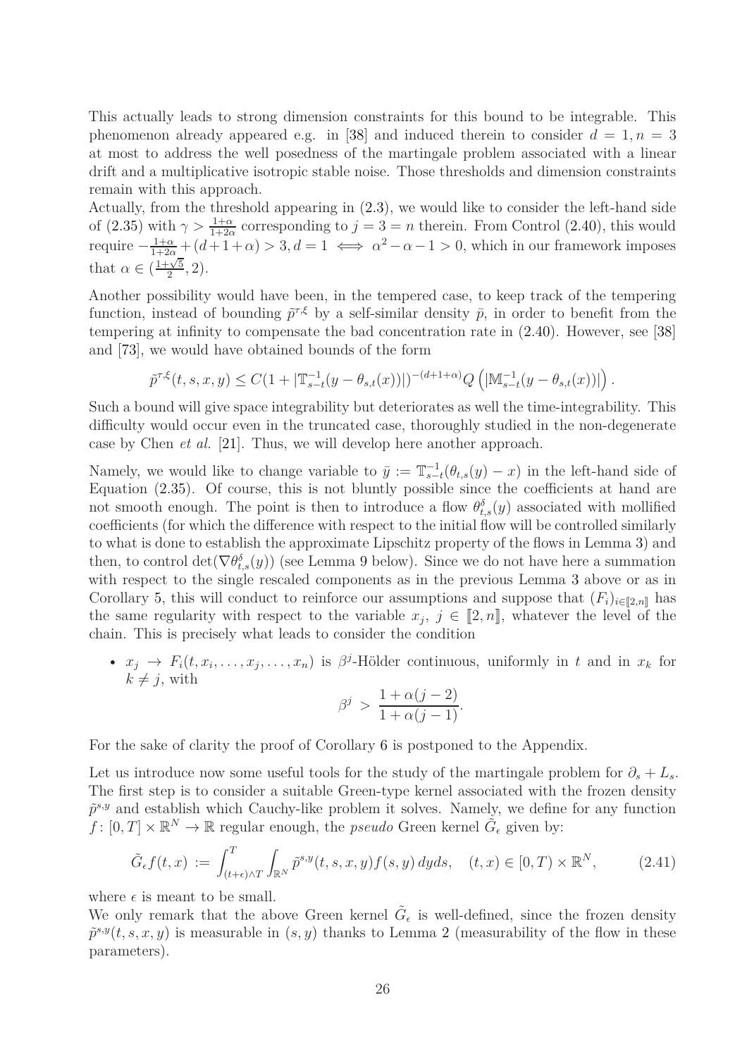This actually leads to strong dimension constraints for this bound to be integrable. This phenomenon already appeared e.g. in [38] and induced therein to consider $d = 1, n = 3$ at most to address the well posedness of the martingale problem associated with a linear drift and a multiplicative isotropic stable noise. Those thresholds and dimension constraints remain with this approach.

Actually, from the threshold appearing in (2.3), we would like to consider the left-hand side of (2.35) with $\gamma > \frac{1+\alpha}{1+2\alpha}$ corresponding to $j = 3 = n$ therein. From Control (2.40), this would require $-\frac{1+\alpha}{1+2\alpha} + (d+1+\alpha) > 3, d = 1 \iff \alpha^2 - \alpha - 1 > 0$, which in our framework imposes that $\alpha \in (\frac{1+\sqrt{5}}{2}, 2)$.

Another possibility would have been, in the tempered case, to keep track of the tempering function, instead of bounding $\tilde{p}^{\tau,\xi}$ by a self-similar density $\bar{p}$, in order to benefit from the tempering at infinity to compensate the bad concentration rate in (2.40). However, see [38] and [73], we would have obtained bounds of the form

$$
\tilde{p}^{\tau,\xi}(t,s,x,y) \le C(1 + |\mathbb{T}_{s-t}^{-1}(y - \theta_{s,t}(x))|)^{-(d+1+\alpha)} Q\left(|\mathbb{M}_{s-t}^{-1}(y - \theta_{s,t}(x))|\right).
$$

Such a bound will give space integrability but deteriorates as well the time-integrability. This difficulty would occur even in the truncated case, thoroughly studied in the non-degenerate case by Chen *et al.* [21]. Thus, we will develop here another approach.

Namely, we would like to change variable to $\bar{y} := \mathbb{T}_{s-t}^{-1}(\theta_{t,s}(y) - x)$ in the left-hand side of Equation (2.35). Of course, this is not bluntly possible since the coefficients at hand are not smooth enough. The point is then to introduce a flow $\theta_{t,s}^{\delta}(y)$ associated with mollified coefficients (for which the difference with respect to the initial flow will be controlled similarly to what is done to establish the approximate Lipschitz property of the flows in Lemma 3) and then, to control $\det(\nabla\theta_{t,s}^{\delta}(y))$ (see Lemma 9 below). Since we do not have here a summation with respect to the single rescaled components as in the previous Lemma 3 above or as in Corollary 5, this will conduct to reinforce our assumptions and suppose that $(F_i)_{i\in[\![2,n]\!]}$ has the same regularity with respect to the variable $x_j$, $j \in [\![2,n]\!]$, whatever the level of the chain. This is precisely what leads to consider the condition

- $x_j \to F_i(t, x_i, \dots, x_j, \dots, x_n)$ is $\beta^j$-Hölder continuous, uniformly in $t$ and in $x_k$ for $k \neq j$, with
$$
\beta^j > \frac{1+\alpha(j-2)}{1+\alpha(j-1)}.
$$

For the sake of clarity the proof of Corollary 6 is postponed to the Appendix.

Let us introduce now some useful tools for the study of the martingale problem for $\partial_s + L_s$. The first step is to consider a suitable Green-type kernel associated with the frozen density $\tilde{p}^{s,y}$ and establish which Cauchy-like problem it solves. Namely, we define for any function $f\colon [0,T]\times\mathbb{R}^N \to \mathbb{R}$ regular enough, the *pseudo* Green kernel $\tilde{G}_\epsilon$ given by:

$$
\tilde{G}_\epsilon f(t,x) := \int_{(t+\epsilon)\wedge T}^{T} \int_{\mathbb{R}^N} \tilde{p}^{s,y}(t,s,x,y) f(s,y)\, dy ds, \quad (t,x) \in [0,T)\times\mathbb{R}^N, \tag{2.41}
$$

where $\epsilon$ is meant to be small.

We only remark that the above Green kernel $\tilde{G}_\epsilon$ is well-defined, since the frozen density $\tilde{p}^{s,y}(t,s,x,y)$ is measurable in $(s,y)$ thanks to Lemma 2 (measurability of the flow in these parameters).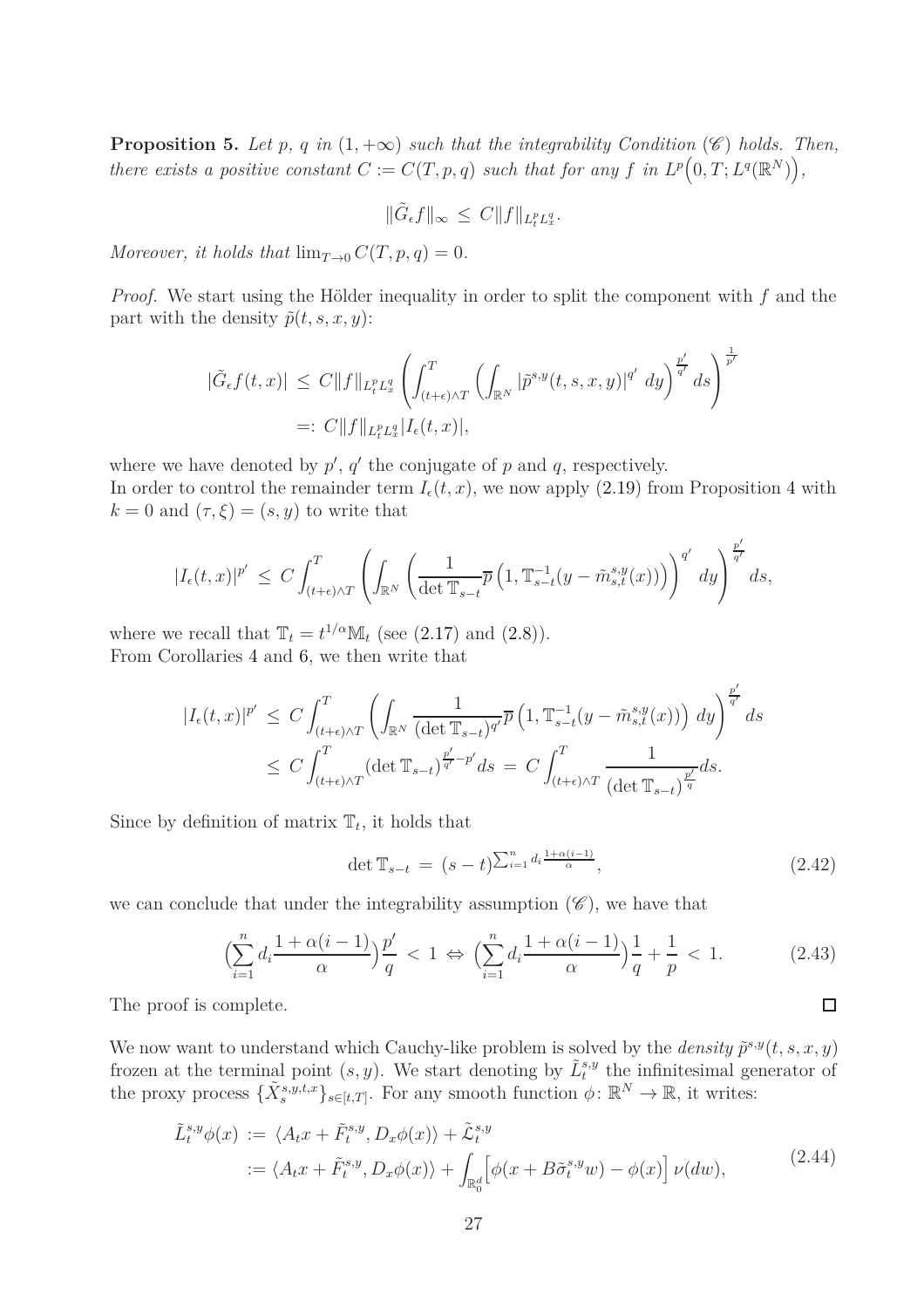**Proposition 5.** *Let $p$, $q$ in $(1,+\infty)$ such that the integrability Condition $(\mathscr{C})$ holds. Then, there exists a positive constant $C := C(T,p,q)$ such that for any $f$ in $L^p\Big(0,T;L^q(\mathbb{R}^N)\Big)$,*

$$\|\tilde{G}_\epsilon f\|_\infty \,\leq\, C\|f\|_{L^p_tL^q_x}.$$

*Moreover, it holds that $\lim_{T\to 0} C(T,p,q) = 0$.*

*Proof.* We start using the Hölder inequality in order to split the component with $f$ and the part with the density $\tilde{p}(t,s,x,y)$:

$$\begin{aligned}
|\tilde{G}_\epsilon f(t,x)| \,&\leq\, C\|f\|_{L^p_tL^q_x}\left(\int_{(t+\epsilon)\wedge T}^T\left(\int_{\mathbb{R}^N}|\tilde{p}^{s,y}(t,s,x,y)|^{q'}\,dy\right)^{\frac{p'}{q'}}ds\right)^{\frac{1}{p'}}\\
&=:\, C\|f\|_{L^p_tL^q_x}|I_\epsilon(t,x)|,
\end{aligned}$$

where we have denoted by $p'$, $q'$ the conjugate of $p$ and $q$, respectively.
In order to control the remainder term $I_\epsilon(t,x)$, we now apply (2.19) from Proposition 4 with $k=0$ and $(\tau,\xi)=(s,y)$ to write that

$$|I_\epsilon(t,x)|^{p'} \,\leq\, C\int_{(t+\epsilon)\wedge T}^T\left(\int_{\mathbb{R}^N}\left(\frac{1}{\det\mathbb{T}_{s-t}}\overline{p}\left(1,\mathbb{T}^{-1}_{s-t}(y-\tilde{m}^{s,y}_{s,t}(x))\right)\right)^{q'}dy\right)^{\frac{p'}{q'}}ds,$$

where we recall that $\mathbb{T}_t = t^{1/\alpha}\mathbb{M}_t$ (see (2.17) and (2.8)).
From Corollaries 4 and 6, we then write that

$$\begin{aligned}
|I_\epsilon(t,x)|^{p'} \,&\leq\, C\int_{(t+\epsilon)\wedge T}^T\left(\int_{\mathbb{R}^N}\frac{1}{(\det\mathbb{T}_{s-t})^{q'}}\overline{p}\left(1,\mathbb{T}^{-1}_{s-t}(y-\tilde{m}^{s,y}_{s,t}(x))\right)dy\right)^{\frac{p'}{q'}}ds\\
&\leq\, C\int_{(t+\epsilon)\wedge T}^T(\det\mathbb{T}_{s-t})^{\frac{p'}{q'}-p'}ds \,=\, C\int_{(t+\epsilon)\wedge T}^T\frac{1}{(\det\mathbb{T}_{s-t})^{\frac{p'}{q}}}ds.
\end{aligned}$$

Since by definition of matrix $\mathbb{T}_t$, it holds that

$$\det\mathbb{T}_{s-t} \,=\, (s-t)^{\sum_{i=1}^n d_i\frac{1+\alpha(i-1)}{\alpha}}, \tag{2.42}$$

we can conclude that under the integrability assumption $(\mathscr{C})$, we have that

$$\Big(\sum_{i=1}^n d_i\frac{1+\alpha(i-1)}{\alpha}\Big)\frac{p'}{q} \,<\, 1 \,\Leftrightarrow\, \Big(\sum_{i=1}^n d_i\frac{1+\alpha(i-1)}{\alpha}\Big)\frac{1}{q}+\frac{1}{p} \,<\, 1. \tag{2.43}$$

The proof is complete. $\square$

We now want to understand which Cauchy-like problem is solved by the *density* $\tilde{p}^{s,y}(t,s,x,y)$ frozen at the terminal point $(s,y)$. We start denoting by $\tilde{L}^{s,y}_t$ the infinitesimal generator of the proxy process $\{\tilde{X}^{s,y,t,x}_s\}_{s\in[t,T]}$. For any smooth function $\phi\colon\mathbb{R}^N\to\mathbb{R}$, it writes:

$$\begin{aligned}
\tilde{L}^{s,y}_t\phi(x) \,&:=\, \langle A_tx+\tilde{F}^{s,y}_t, D_x\phi(x)\rangle + \tilde{\mathcal{L}}^{s,y}_t\\
&:= \langle A_tx+\tilde{F}^{s,y}_t, D_x\phi(x)\rangle + \int_{\mathbb{R}^d_0}\Big[\phi(x+B\tilde{\sigma}^{s,y}_tw)-\phi(x)\Big]\,\nu(dw),
\end{aligned} \tag{2.44}$$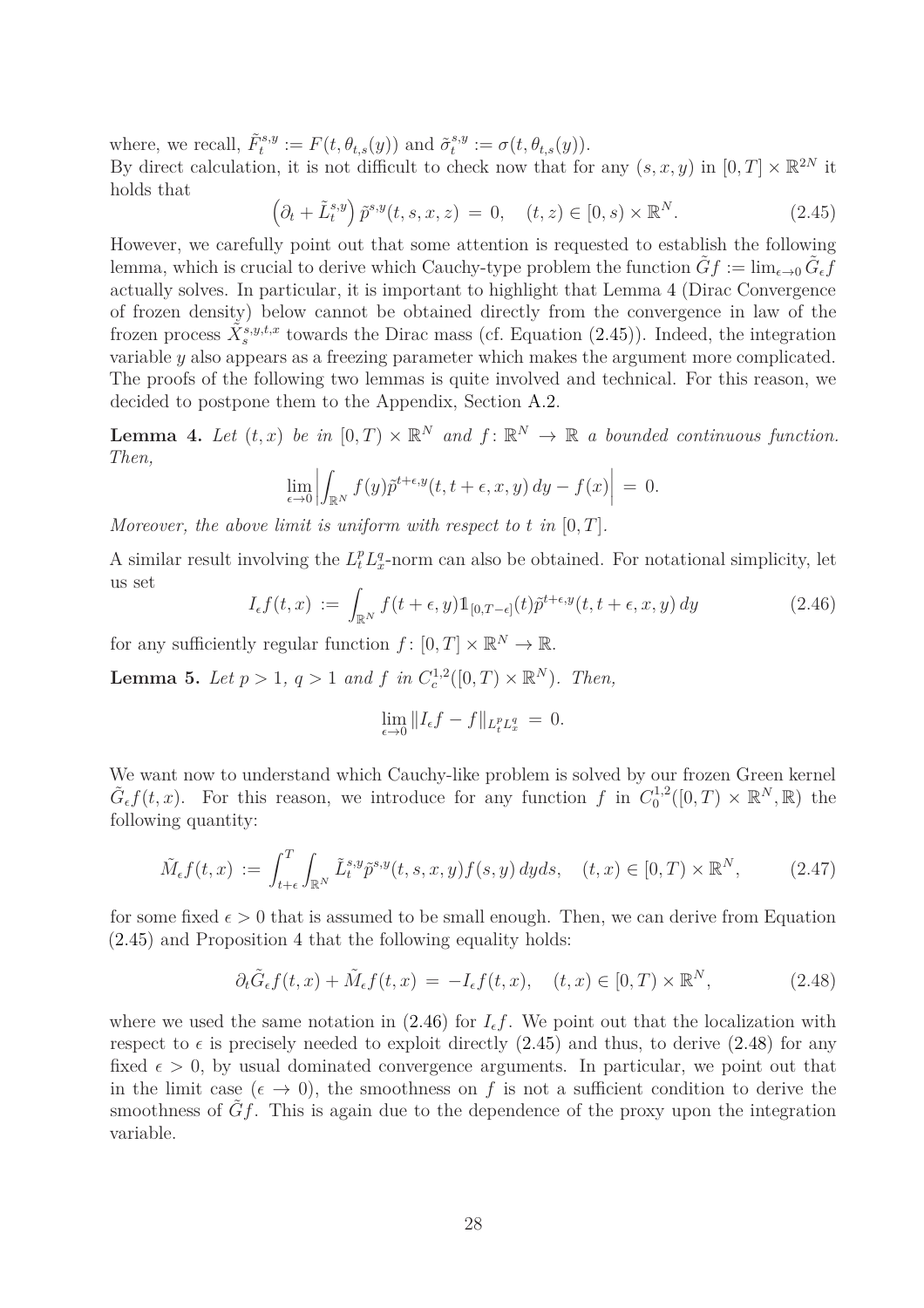where, we recall, $\tilde{F}_t^{s,y} := F(t, \theta_{t,s}(y))$ and $\tilde{\sigma}_t^{s,y} := \sigma(t, \theta_{t,s}(y))$.
By direct calculation, it is not difficult to check now that for any $(s, x, y)$ in $[0, T] \times \mathbb{R}^{2N}$ it holds that

$$\left(\partial_t + \tilde{L}_t^{s,y}\right) \tilde{p}^{s,y}(t, s, x, z) \,=\, 0, \quad (t, z) \in [0, s) \times \mathbb{R}^N. \tag{2.45}$$

However, we carefully point out that some attention is requested to establish the following lemma, which is crucial to derive which Cauchy-type problem the function $\tilde{G}f := \lim_{\epsilon \to 0} \tilde{G}_\epsilon f$ actually solves. In particular, it is important to highlight that Lemma 4 (Dirac Convergence of frozen density) below cannot be obtained directly from the convergence in law of the frozen process $\tilde{X}_s^{s,y,t,x}$ towards the Dirac mass (cf. Equation (2.45)). Indeed, the integration variable $y$ also appears as a freezing parameter which makes the argument more complicated. The proofs of the following two lemmas is quite involved and technical. For this reason, we decided to postpone them to the Appendix, Section A.2.

**Lemma 4.** *Let $(t, x)$ be in $[0, T) \times \mathbb{R}^N$ and $f \colon \mathbb{R}^N \to \mathbb{R}$ a bounded continuous function. Then,*

$$\lim_{\epsilon \to 0} \left| \int_{\mathbb{R}^N} f(y) \tilde{p}^{t+\epsilon, y}(t, t+\epsilon, x, y)\, dy - f(x) \right| \,=\, 0.$$

*Moreover, the above limit is uniform with respect to $t$ in $[0, T]$.*

A similar result involving the $L^p_t L^q_x$-norm can also be obtained. For notational simplicity, let us set

$$I_\epsilon f(t, x) \,:=\, \int_{\mathbb{R}^N} f(t+\epsilon, y) \mathbb{1}_{[0, T-\epsilon]}(t) \tilde{p}^{t+\epsilon, y}(t, t+\epsilon, x, y)\, dy \tag{2.46}$$

for any sufficiently regular function $f \colon [0, T] \times \mathbb{R}^N \to \mathbb{R}$.

**Lemma 5.** *Let $p > 1$, $q > 1$ and $f$ in $C^{1,2}_c([0, T) \times \mathbb{R}^N)$. Then,*

$$\lim_{\epsilon \to 0} \| I_\epsilon f - f \|_{L^p_t L^q_x} \,=\, 0.$$

We want now to understand which Cauchy-like problem is solved by our frozen Green kernel $\tilde{G}_\epsilon f(t, x)$. For this reason, we introduce for any function $f$ in $C^{1,2}_0([0, T) \times \mathbb{R}^N, \mathbb{R})$ the following quantity:

$$\tilde{M}_\epsilon f(t, x) \,:=\, \int_{t+\epsilon}^T \int_{\mathbb{R}^N} \tilde{L}_t^{s,y} \tilde{p}^{s,y}(t, s, x, y) f(s, y)\, dy ds, \quad (t, x) \in [0, T) \times \mathbb{R}^N, \tag{2.47}$$

for some fixed $\epsilon > 0$ that is assumed to be small enough. Then, we can derive from Equation (2.45) and Proposition 4 that the following equality holds:

$$\partial_t \tilde{G}_\epsilon f(t, x) + \tilde{M}_\epsilon f(t, x) \,=\, -I_\epsilon f(t, x), \quad (t, x) \in [0, T) \times \mathbb{R}^N, \tag{2.48}$$

where we used the same notation in (2.46) for $I_\epsilon f$. We point out that the localization with respect to $\epsilon$ is precisely needed to exploit directly (2.45) and thus, to derive (2.48) for any fixed $\epsilon > 0$, by usual dominated convergence arguments. In particular, we point out that in the limit case ($\epsilon \to 0$), the smoothness on $f$ is not a sufficient condition to derive the smoothness of $\tilde{G}f$. This is again due to the dependence of the proxy upon the integration variable.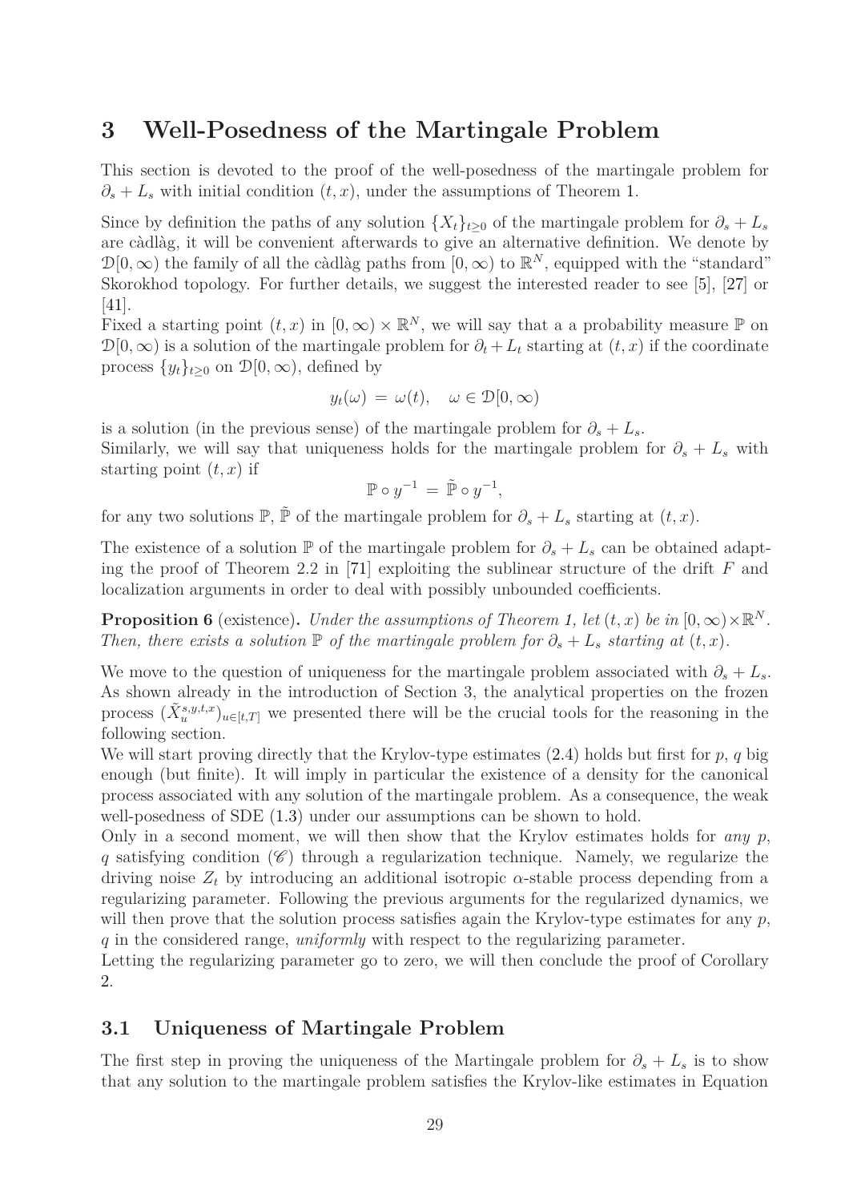# 3 Well-Posedness of the Martingale Problem

This section is devoted to the proof of the well-posedness of the martingale problem for $\partial_s + L_s$ with initial condition $(t, x)$, under the assumptions of Theorem 1.

Since by definition the paths of any solution $\{X_t\}_{t\geq 0}$ of the martingale problem for $\partial_s + L_s$ are càdlàg, it will be convenient afterwards to give an alternative definition. We denote by $\mathcal{D}[0,\infty)$ the family of all the càdlàg paths from $[0,\infty)$ to $\mathbb{R}^N$, equipped with the "standard" Skorokhod topology. For further details, we suggest the interested reader to see [5], [27] or [41].

Fixed a starting point $(t, x)$ in $[0,\infty) \times \mathbb{R}^N$, we will say that a a probability measure $\mathbb{P}$ on $\mathcal{D}[0,\infty)$ is a solution of the martingale problem for $\partial_t + L_t$ starting at $(t, x)$ if the coordinate process $\{y_t\}_{t\geq 0}$ on $\mathcal{D}[0,\infty)$, defined by

$$
y_t(\omega) \,=\, \omega(t), \quad \omega \in \mathcal{D}[0,\infty)
$$

is a solution (in the previous sense) of the martingale problem for $\partial_s + L_s$.

Similarly, we will say that uniqueness holds for the martingale problem for $\partial_s + L_s$ with starting point $(t, x)$ if

$$
\mathbb{P} \circ y^{-1} \,=\, \tilde{\mathbb{P}} \circ y^{-1},
$$

for any two solutions $\mathbb{P}$, $\tilde{\mathbb{P}}$ of the martingale problem for $\partial_s + L_s$ starting at $(t, x)$.

The existence of a solution $\mathbb{P}$ of the martingale problem for $\partial_s + L_s$ can be obtained adapting the proof of Theorem 2.2 in [71] exploiting the sublinear structure of the drift $F$ and localization arguments in order to deal with possibly unbounded coefficients.

**Proposition 6** (existence)**.** *Under the assumptions of Theorem 1, let $(t, x)$ be in $[0,\infty)\times\mathbb{R}^N$. Then, there exists a solution $\mathbb{P}$ of the martingale problem for $\partial_s + L_s$ starting at $(t, x)$.*

We move to the question of uniqueness for the martingale problem associated with $\partial_s + L_s$. As shown already in the introduction of Section 3, the analytical properties on the frozen process $(\tilde{X}^{s,y,t,x}_u)_{u\in[t,T]}$ we presented there will be the crucial tools for the reasoning in the following section.

We will start proving directly that the Krylov-type estimates (2.4) holds but first for $p$, $q$ big enough (but finite). It will imply in particular the existence of a density for the canonical process associated with any solution of the martingale problem. As a consequence, the weak well-posedness of SDE (1.3) under our assumptions can be shown to hold.

Only in a second moment, we will then show that the Krylov estimates holds for *any* $p$, $q$ satisfying condition $(\mathscr{C})$ through a regularization technique. Namely, we regularize the driving noise $Z_t$ by introducing an additional isotropic $\alpha$-stable process depending from a regularizing parameter. Following the previous arguments for the regularized dynamics, we will then prove that the solution process satisfies again the Krylov-type estimates for any $p$, $q$ in the considered range, *uniformly* with respect to the regularizing parameter.

Letting the regularizing parameter go to zero, we will then conclude the proof of Corollary 2.

## 3.1 Uniqueness of Martingale Problem

The first step in proving the uniqueness of the Martingale problem for $\partial_s + L_s$ is to show that any solution to the martingale problem satisfies the Krylov-like estimates in Equation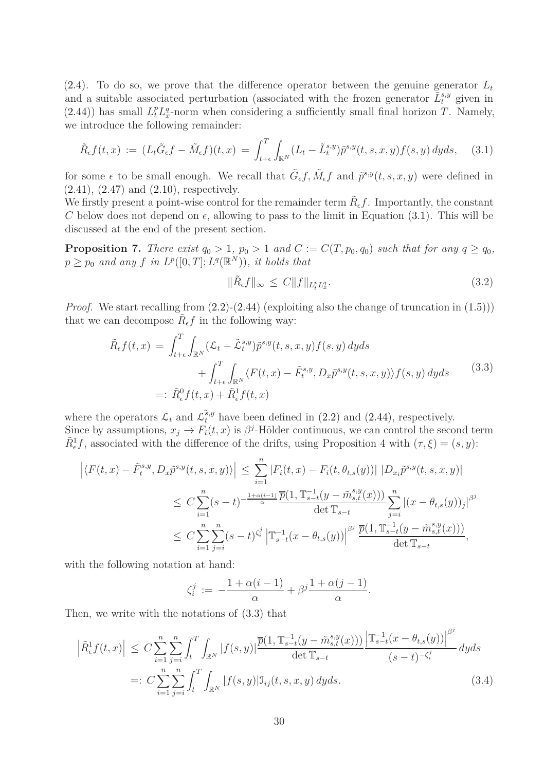(2.4). To do so, we prove that the difference operator between the genuine generator $L_t$ and a suitable associated perturbation (associated with the frozen generator $\tilde{L}_t^{s,y}$ given in (2.44)) has small $L_t^pL_x^q$-norm when considering a sufficiently small final horizon $T$. Namely, we introduce the following remainder:

$$\tilde{R}_\epsilon f(t,x) := (L_t\tilde{G}_\epsilon f - \tilde{M}_\epsilon f)(t,x) = \int_{t+\epsilon}^T \int_{\mathbb{R}^N} (L_t - \tilde{L}_t^{s,y})\tilde{p}^{s,y}(t,s,x,y)f(s,y)\,dyds, \tag{3.1}$$

for some $\epsilon$ to be small enough. We recall that $\tilde{G}_\epsilon f, \tilde{M}_\epsilon f$ and $\tilde{p}^{s,y}(t,s,x,y)$ were defined in (2.41), (2.47) and (2.10), respectively.
We firstly present a point-wise control for the remainder term $\tilde{R}_\epsilon f$. Importantly, the constant $C$ below does not depend on $\epsilon$, allowing to pass to the limit in Equation (3.1). This will be discussed at the end of the present section.

**Proposition 7.** *There exist $q_0 > 1$, $p_0 > 1$ and $C := C(T, p_0, q_0)$ such that for any $q \geq q_0$, $p \geq p_0$ and any $f$ in $L^p([0,T]; L^q(\mathbb{R}^N))$, it holds that*

$$\|\tilde{R}_\epsilon f\|_\infty \leq C\|f\|_{L_t^pL_x^q}. \tag{3.2}$$

*Proof.* We start recalling from (2.2)-(2.44) (exploiting also the change of truncation in (1.5))) that we can decompose $\tilde{R}_\epsilon f$ in the following way:

$$\begin{aligned}
\tilde{R}_\epsilon f(t,x) &= \int_{t+\epsilon}^T \int_{\mathbb{R}^N} (\mathcal{L}_t - \tilde{\mathcal{L}}_t^{s,y})\tilde{p}^{s,y}(t,s,x,y)f(s,y)\,dyds \\
&\qquad + \int_{t+\epsilon}^T \int_{\mathbb{R}^N} \langle F(t,x) - \tilde{F}_t^{s,y}, D_x\tilde{p}^{s,y}(t,s,x,y)\rangle f(s,y)\,dyds \\
&=: \tilde{R}_\epsilon^0 f(t,x) + \tilde{R}_\epsilon^1 f(t,x)
\end{aligned} \tag{3.3}$$

where the operators $\mathcal{L}_t$ and $\mathcal{L}_t^{\tilde{s},y}$ have been defined in (2.2) and (2.44), respectively.
Since by assumptions, $x_j \to F_i(t,x)$ is $\beta^j$-Hölder continuous, we can control the second term $\tilde{R}_\epsilon^1 f$, associated with the difference of the drifts, using Proposition 4 with $(\tau,\xi) = (s,y)$:

$$\begin{aligned}
\left|\langle F(t,x) - \tilde{F}_t^{s,y}, D_x\tilde{p}^{s,y}(t,s,x,y)\rangle\right| &\leq \sum_{i=1}^n |F_i(t,x) - F_i(t,\theta_{t,s}(y))|\,|D_{x_i}\tilde{p}^{s,y}(t,s,x,y)| \\
&\leq C\sum_{i=1}^n (s-t)^{-\frac{1+\alpha(i-1)}{\alpha}} \frac{\overline{p}(1, \mathbb{T}_{s-t}^{-1}(y - \tilde{m}_{s,t}^{s,y}(x)))}{\det \mathbb{T}_{s-t}} \sum_{j=i}^n |(x - \theta_{t,s}(y))_j|^{\beta^j} \\
&\leq C\sum_{i=1}^n\sum_{j=i}^n (s-t)^{\zeta_i^j} \left|\mathbb{T}_{s-t}^{-1}(x - \theta_{t,s}(y))\right|^{\beta^j} \frac{\overline{p}(1, \mathbb{T}_{s-t}^{-1}(y - \tilde{m}_{s,t}^{s,y}(x)))}{\det \mathbb{T}_{s-t}},
\end{aligned}$$

with the following notation at hand:

$$\zeta_i^j := -\frac{1+\alpha(i-1)}{\alpha} + \beta^j\frac{1+\alpha(j-1)}{\alpha}.$$

Then, we write with the notations of (3.3) that

$$\begin{aligned}
\left|\tilde{R}_\epsilon^1 f(t,x)\right| &\leq C\sum_{i=1}^n\sum_{j=i}^n \int_t^T \int_{\mathbb{R}^N} |f(s,y)| \frac{\overline{p}(1, \mathbb{T}_{s-t}^{-1}(y - \tilde{m}_{s,t}^{s,y}(x)))}{\det \mathbb{T}_{s-t}} \frac{\left|\mathbb{T}_{s-t}^{-1}(x - \theta_{t,s}(y))\right|^{\beta^j}}{(s-t)^{-\zeta_i^j}}\,dyds \\
&=: C\sum_{i=1}^n\sum_{j=i}^n \int_t^T \int_{\mathbb{R}^N} |f(s,y)|\mathcal{I}_{ij}(t,s,x,y)\,dyds.
\end{aligned} \tag{3.4}$$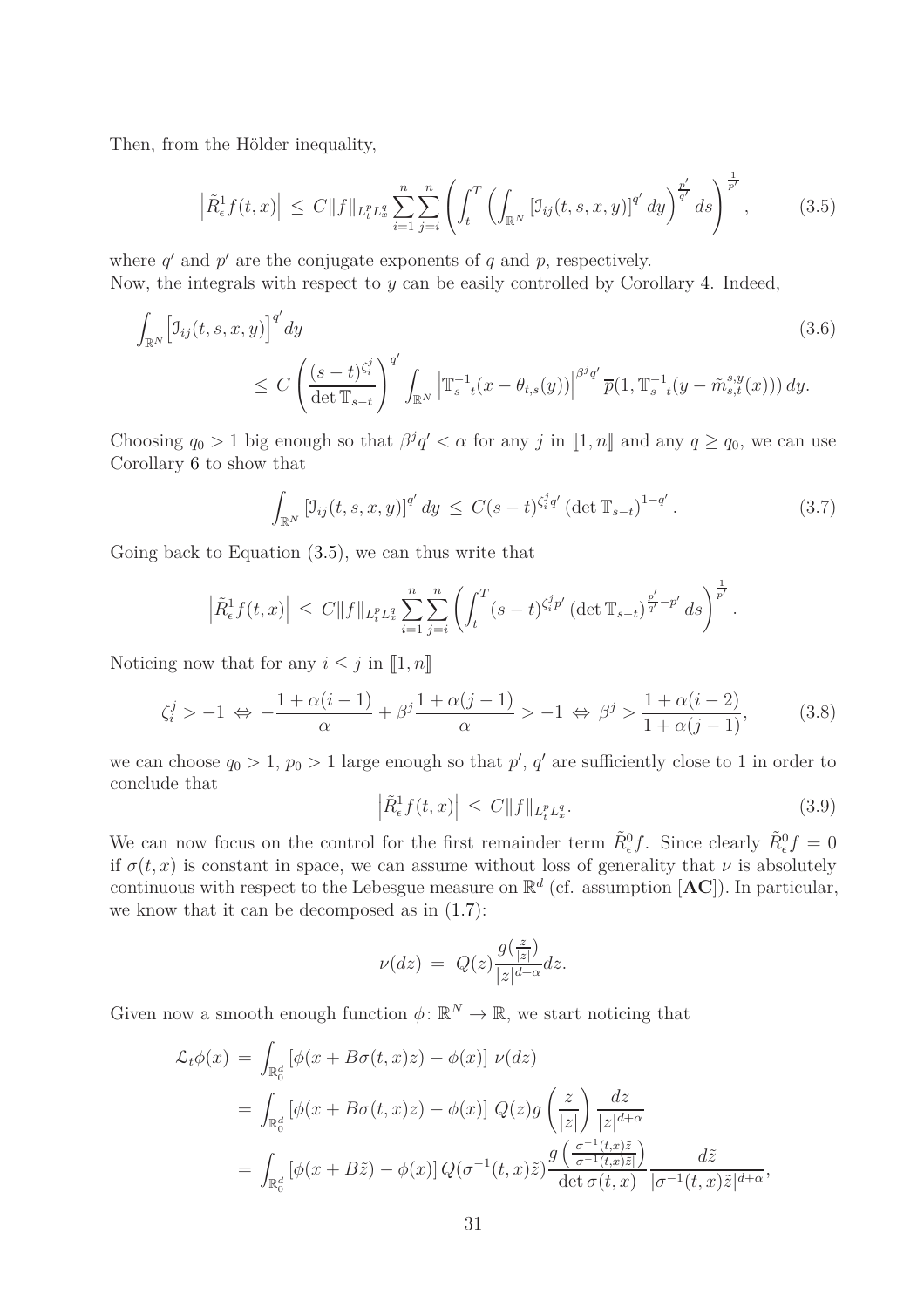Then, from the Hölder inequality,

$$\left|\tilde{R}^1_\epsilon f(t,x)\right| \le C\|f\|_{L^p_tL^q_x}\sum_{i=1}^n\sum_{j=i}^n\left(\int_t^T\left(\int_{\mathbb{R}^N}\left[\mathcal{I}_{ij}(t,s,x,y)\right]^{q'}dy\right)^{\frac{p'}{q'}}ds\right)^{\frac{1}{p'}}, \tag{3.5}$$

where $q'$ and $p'$ are the conjugate exponents of $q$ and $p$, respectively.
Now, the integrals with respect to $y$ can be easily controlled by Corollary 4. Indeed,

$$\begin{aligned}\int_{\mathbb{R}^N}\Big[\mathcal{I}_{ij}(t,s,x,y)\Big]^{q'}dy & \\ \le C\left(\frac{(s-t)^{\zeta^j_i}}{\det\mathbb{T}_{s-t}}\right)^{q'}&\int_{\mathbb{R}^N}\left|\mathbb{T}^{-1}_{s-t}(x-\theta_{t,s}(y))\right|^{\beta^jq'}\overline{p}(1,\mathbb{T}^{-1}_{s-t}(y-\tilde{m}^{s,y}_{s,t}(x)))\,dy.\end{aligned} \tag{3.6}$$

Choosing $q_0>1$ big enough so that $\beta^jq'<\alpha$ for any $j$ in $[\![1,n]\!]$ and any $q\ge q_0$, we can use Corollary 6 to show that

$$\int_{\mathbb{R}^N}\left[\mathcal{I}_{ij}(t,s,x,y)\right]^{q'}dy \le C(s-t)^{\zeta^j_iq'}\left(\det\mathbb{T}_{s-t}\right)^{1-q'}. \tag{3.7}$$

Going back to Equation (3.5), we can thus write that

$$\left|\tilde{R}^1_\epsilon f(t,x)\right| \le C\|f\|_{L^p_tL^q_x}\sum_{i=1}^n\sum_{j=i}^n\left(\int_t^T(s-t)^{\zeta^j_ip'}\left(\det\mathbb{T}_{s-t}\right)^{\frac{p'}{q'}-p'}ds\right)^{\frac{1}{p'}}.$$

Noticing now that for any $i\le j$ in $[\![1,n]\!]$

$$\zeta^j_i>-1 \Leftrightarrow -\frac{1+\alpha(i-1)}{\alpha}+\beta^j\frac{1+\alpha(j-1)}{\alpha}>-1 \Leftrightarrow \beta^j>\frac{1+\alpha(i-2)}{1+\alpha(j-1)}, \tag{3.8}$$

we can choose $q_0>1$, $p_0>1$ large enough so that $p'$, $q'$ are sufficiently close to 1 in order to conclude that

$$\left|\tilde{R}^1_\epsilon f(t,x)\right| \le C\|f\|_{L^p_tL^q_x}. \tag{3.9}$$

We can now focus on the control for the first remainder term $\tilde{R}^0_\epsilon f$. Since clearly $\tilde{R}^0_\epsilon f=0$ if $\sigma(t,x)$ is constant in space, we can assume without loss of generality that $\nu$ is absolutely continuous with respect to the Lebesgue measure on $\mathbb{R}^d$ (cf. assumption [**AC**]). In particular, we know that it can be decomposed as in (1.7):

$$\nu(dz) = Q(z)\frac{g(\frac{z}{|z|})}{|z|^{d+\alpha}}dz.$$

Given now a smooth enough function $\phi\colon\mathbb{R}^N\to\mathbb{R}$, we start noticing that

$$\begin{aligned}\mathcal{L}_t\phi(x) &= \int_{\mathbb{R}^d_0}\left[\phi(x+B\sigma(t,x)z)-\phi(x)\right]\nu(dz)\\ &= \int_{\mathbb{R}^d_0}\left[\phi(x+B\sigma(t,x)z)-\phi(x)\right]Q(z)g\left(\frac{z}{|z|}\right)\frac{dz}{|z|^{d+\alpha}}\\ &= \int_{\mathbb{R}^d_0}\left[\phi(x+B\tilde{z})-\phi(x)\right]Q(\sigma^{-1}(t,x)\tilde{z})\frac{g\left(\frac{\sigma^{-1}(t,x)\tilde{z}}{|\sigma^{-1}(t,x)\tilde{z}|}\right)}{\det\sigma(t,x)}\frac{d\tilde{z}}{|\sigma^{-1}(t,x)\tilde{z}|^{d+\alpha}},\end{aligned}$$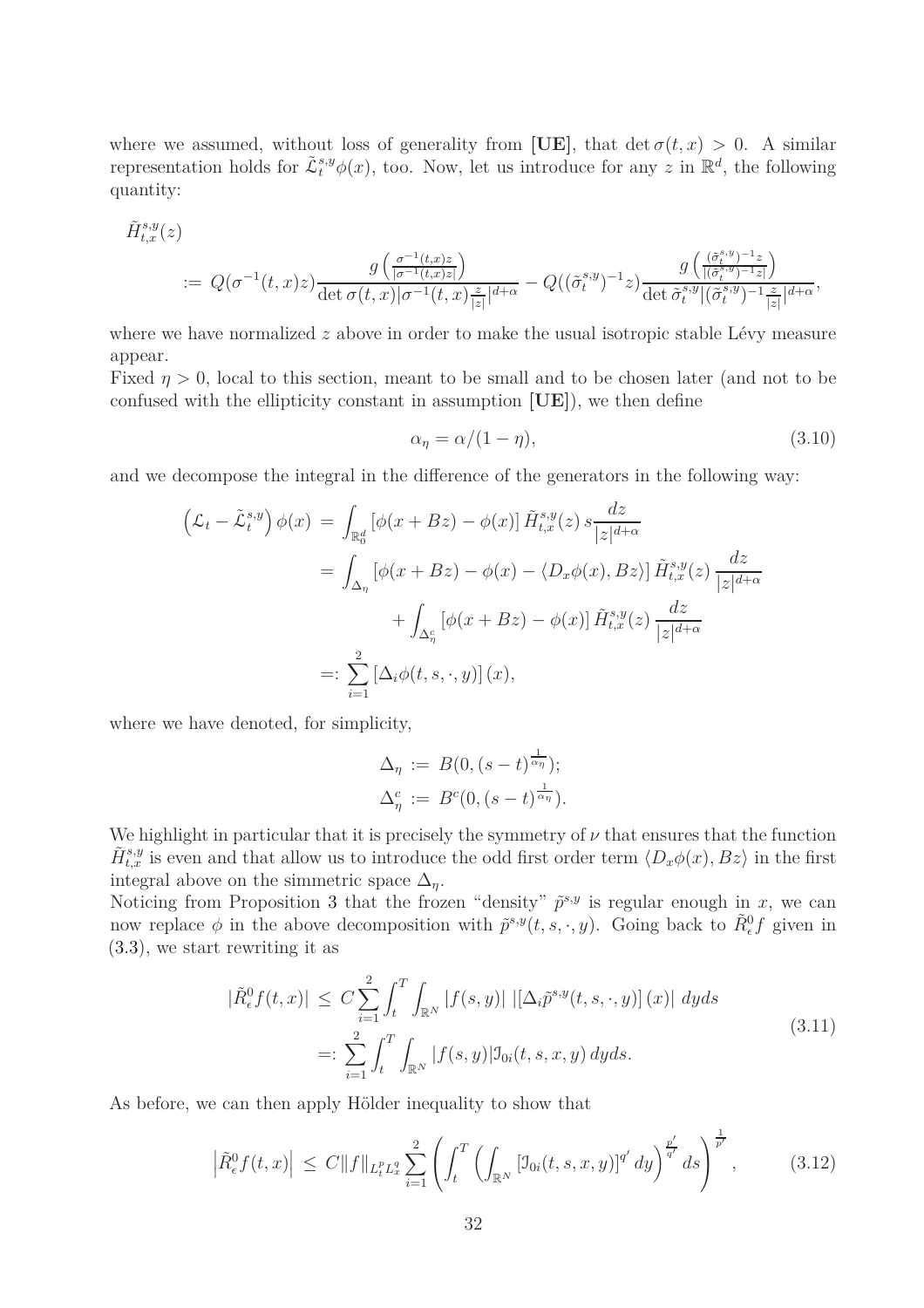where we assumed, without loss of generality from **[UE]**, that $\det \sigma(t,x) > 0$. A similar representation holds for $\tilde{\mathcal{L}}^{s,y}_t \phi(x)$, too. Now, let us introduce for any $z$ in $\mathbb{R}^d$, the following quantity:

$$
\begin{aligned}
&\tilde{H}^{s,y}_{t,x}(z) \\
&:= Q(\sigma^{-1}(t,x)z)\frac{g\left(\frac{\sigma^{-1}(t,x)z}{|\sigma^{-1}(t,x)z|}\right)}{\det \sigma(t,x)|\sigma^{-1}(t,x)\frac{z}{|z|}|^{d+\alpha}} - Q((\tilde{\sigma}^{s,y}_t)^{-1}z)\frac{g\left(\frac{(\tilde{\sigma}^{s,y}_t)^{-1}z}{|(\tilde{\sigma}^{s,y}_t)^{-1}z|}\right)}{\det \tilde{\sigma}^{s,y}_t|(\tilde{\sigma}^{s,y}_t)^{-1}\frac{z}{|z|}|^{d+\alpha}},
\end{aligned}
$$

where we have normalized $z$ above in order to make the usual isotropic stable Lévy measure appear.

Fixed $\eta > 0$, local to this section, meant to be small and to be chosen later (and not to be confused with the ellipticity constant in assumption **[UE]**), we then define

$$
\alpha_\eta = \alpha/(1-\eta), \tag{3.10}
$$

and we decompose the integral in the difference of the generators in the following way:

$$
\begin{aligned}
\left(\mathcal{L}_t - \tilde{\mathcal{L}}^{s,y}_t\right)\phi(x) &= \int_{\mathbb{R}^d_0} \left[\phi(x+Bz) - \phi(x)\right] \tilde{H}^{s,y}_{t,x}(z)\, s\frac{dz}{|z|^{d+\alpha}} \\
&= \int_{\Delta_\eta} \left[\phi(x+Bz) - \phi(x) - \langle D_x\phi(x), Bz\rangle\right] \tilde{H}^{s,y}_{t,x}(z)\, \frac{dz}{|z|^{d+\alpha}} \\
&\qquad + \int_{\Delta^c_\eta} \left[\phi(x+Bz) - \phi(x)\right] \tilde{H}^{s,y}_{t,x}(z)\, \frac{dz}{|z|^{d+\alpha}} \\
&=: \sum_{i=1}^{2} \left[\Delta_i \phi(t,s,\cdot,y)\right](x),
\end{aligned}
$$

where we have denoted, for simplicity,

$$
\begin{aligned}
\Delta_\eta &:= B(0,(s-t)^{\frac{1}{\alpha_\eta}}); \\
\Delta^c_\eta &:= B^c(0,(s-t)^{\frac{1}{\alpha_\eta}}).
\end{aligned}
$$

We highlight in particular that it is precisely the symmetry of $\nu$ that ensures that the function $\tilde{H}^{s,y}_{t,x}$ is even and that allow us to introduce the odd first order term $\langle D_x\phi(x), Bz\rangle$ in the first integral above on the simmetric space $\Delta_\eta$.

Noticing from Proposition 3 that the frozen "density" $\tilde{p}^{s,y}$ is regular enough in $x$, we can now replace $\phi$ in the above decomposition with $\tilde{p}^{s,y}(t,s,\cdot,y)$. Going back to $\tilde{R}^0_\epsilon f$ given in (3.3), we start rewriting it as

$$
\begin{aligned}
|\tilde{R}^0_\epsilon f(t,x)| &\le C\sum_{i=1}^{2} \int_t^T \int_{\mathbb{R}^N} |f(s,y)|\, \left|\left[\Delta_i \tilde{p}^{s,y}(t,s,\cdot,y)\right](x)\right|\, dyds \\
&=: \sum_{i=1}^{2} \int_t^T \int_{\mathbb{R}^N} |f(s,y)| \mathcal{I}_{0i}(t,s,x,y)\, dyds.
\end{aligned} \tag{3.11}
$$

As before, we can then apply Hölder inequality to show that

$$
\left|\tilde{R}^0_\epsilon f(t,x)\right| \le C\|f\|_{L^p_t L^q_x} \sum_{i=1}^{2} \left(\int_t^T \left(\int_{\mathbb{R}^N} \left[\mathcal{I}_{0i}(t,s,x,y)\right]^{q'} dy\right)^{\frac{p'}{q'}} ds\right)^{\frac{1}{p'}}, \tag{3.12}
$$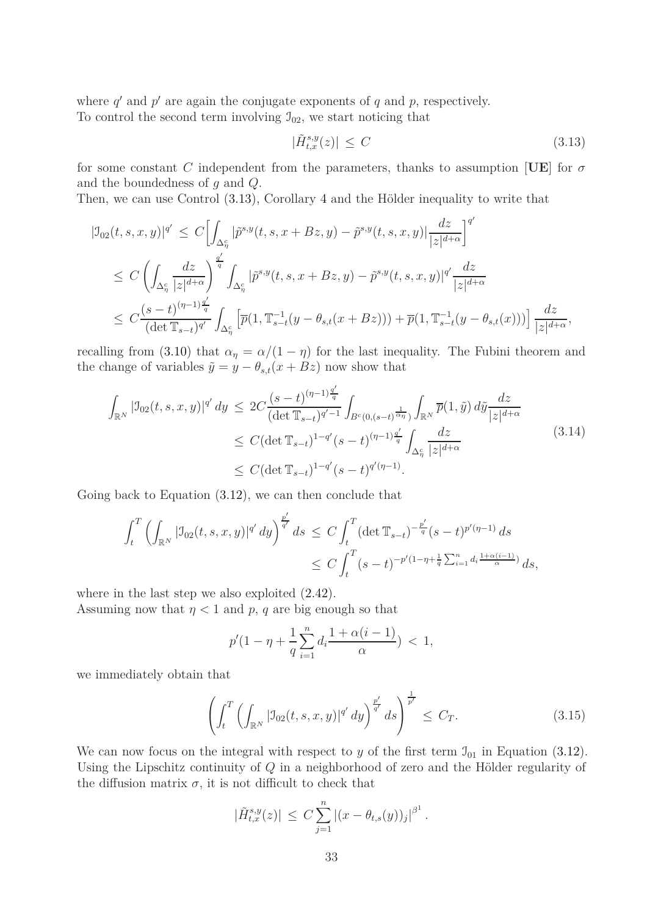where $q'$ and $p'$ are again the conjugate exponents of $q$ and $p$, respectively.
To control the second term involving $\mathcal{I}_{02}$, we start noticing that

$$|\tilde{H}^{s,y}_{t,x}(z)| \le C \tag{3.13}$$

for some constant $C$ independent from the parameters, thanks to assumption [**UE**] for $\sigma$ and the boundedness of $g$ and $Q$.
Then, we can use Control (3.13), Corollary 4 and the Hölder inequality to write that

$$\begin{aligned}
|\mathcal{I}_{02}(t,s,x,y)|^{q'} &\le C\Big[\int_{\Delta^c_\eta} |\tilde{p}^{s,y}(t,s,x+Bz,y)-\tilde{p}^{s,y}(t,s,x,y)|\frac{dz}{|z|^{d+\alpha}}\Big]^{q'} \\
&\le C\left(\int_{\Delta^c_\eta}\frac{dz}{|z|^{d+\alpha}}\right)^{\frac{q'}{q}} \int_{\Delta^c_\eta} |\tilde{p}^{s,y}(t,s,x+Bz,y)-\tilde{p}^{s,y}(t,s,x,y)|^{q'}\frac{dz}{|z|^{d+\alpha}} \\
&\le C\frac{(s-t)^{(\eta-1)\frac{q'}{q}}}{(\det \mathbb{T}_{s-t})^{q'}}\int_{\Delta^c_\eta}\Big[\overline{p}(1,\mathbb{T}^{-1}_{s-t}(y-\theta_{s,t}(x+Bz)))+\overline{p}(1,\mathbb{T}^{-1}_{s-t}(y-\theta_{s,t}(x)))\Big]\frac{dz}{|z|^{d+\alpha}},
\end{aligned}$$

recalling from (3.10) that $\alpha_\eta = \alpha/(1-\eta)$ for the last inequality. The Fubini theorem and the change of variables $\tilde{y} = y-\theta_{s,t}(x+Bz)$ now show that

$$\begin{aligned}
\int_{\mathbb{R}^N} |\mathcal{I}_{02}(t,s,x,y)|^{q'}\,dy &\le 2C\frac{(s-t)^{(\eta-1)\frac{q'}{q}}}{(\det \mathbb{T}_{s-t})^{q'-1}}\int_{B^c(0,(s-t)^{\frac{1}{\alpha_\eta}})}\int_{\mathbb{R}^N}\overline{p}(1,\tilde{y})\,d\tilde{y}\frac{dz}{|z|^{d+\alpha}} \\
&\le C(\det \mathbb{T}_{s-t})^{1-q'}(s-t)^{(\eta-1)\frac{q'}{q}}\int_{\Delta^c_\eta}\frac{dz}{|z|^{d+\alpha}} \\
&\le C(\det \mathbb{T}_{s-t})^{1-q'}(s-t)^{q'(\eta-1)}.
\end{aligned}\tag{3.14}$$

Going back to Equation (3.12), we can then conclude that

$$\begin{aligned}
\int_t^T\left(\int_{\mathbb{R}^N}|\mathcal{I}_{02}(t,s,x,y)|^{q'}\,dy\right)^{\frac{p'}{q'}}ds &\le C\int_t^T(\det \mathbb{T}_{s-t})^{-\frac{p'}{q}}(s-t)^{p'(\eta-1)}\,ds \\
&\le C\int_t^T(s-t)^{-p'(1-\eta+\frac{1}{q}\sum_{i=1}^n d_i\frac{1+\alpha(i-1)}{\alpha})}\,ds,
\end{aligned}$$

where in the last step we also exploited (2.42).
Assuming now that $\eta<1$ and $p$, $q$ are big enough so that

$$p'(1-\eta+\frac{1}{q}\sum_{i=1}^n d_i\frac{1+\alpha(i-1)}{\alpha}) \,<\, 1,$$

we immediately obtain that

$$\left(\int_t^T\left(\int_{\mathbb{R}^N}|\mathcal{I}_{02}(t,s,x,y)|^{q'}\,dy\right)^{\frac{p'}{q'}}ds\right)^{\frac{1}{p'}} \le C_T. \tag{3.15}$$

We can now focus on the integral with respect to $y$ of the first term $\mathcal{I}_{01}$ in Equation (3.12). Using the Lipschitz continuity of $Q$ in a neighborhood of zero and the Hölder regularity of the diffusion matrix $\sigma$, it is not difficult to check that

$$|\tilde{H}^{s,y}_{t,x}(z)| \le C\sum_{j=1}^n |(x-\theta_{t,s}(y))_j|^{\beta^1}.$$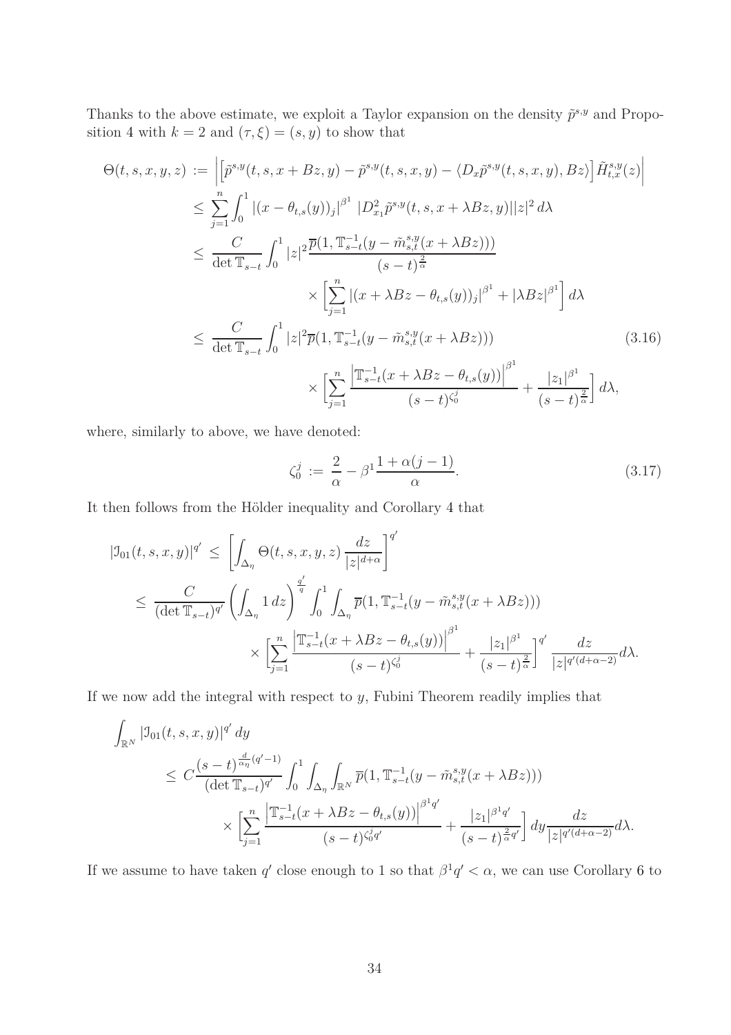Thanks to the above estimate, we exploit a Taylor expansion on the density $\tilde{p}^{s,y}$ and Proposition 4 with $k = 2$ and $(\tau, \xi) = (s, y)$ to show that

$$
\begin{aligned}
\Theta(t,s,x,y,z) &:= \left| \left[ \tilde{p}^{s,y}(t,s,x+Bz,y) - \tilde{p}^{s,y}(t,s,x,y) - \langle D_x \tilde{p}^{s,y}(t,s,x,y), Bz\rangle \right] \tilde{H}^{s,y}_{t,x}(z) \right| \\
&\leq \sum_{j=1}^n \int_0^1 |(x-\theta_{t,s}(y))_j|^{\beta^1} \, |D^2_{x_1} \tilde{p}^{s,y}(t,s,x+\lambda Bz, y)| |z|^2 \, d\lambda \\
&\leq \frac{C}{\det \mathbb{T}_{s-t}} \int_0^1 |z|^2 \frac{\overline{p}(1, \mathbb{T}^{-1}_{s-t}(y - \tilde{m}^{s,y}_{s,t}(x+\lambda Bz)))}{(s-t)^{\frac{2}{\alpha}}} \\
&\qquad\qquad \times \left[ \sum_{j=1}^n |(x+\lambda Bz - \theta_{t,s}(y))_j|^{\beta^1} + |\lambda Bz|^{\beta^1} \right] d\lambda \\
&\leq \frac{C}{\det \mathbb{T}_{s-t}} \int_0^1 |z|^2 \overline{p}(1, \mathbb{T}^{-1}_{s-t}(y - \tilde{m}^{s,y}_{s,t}(x+\lambda Bz))) \qquad\qquad (3.16) \\
&\qquad\qquad \times \Big[ \sum_{j=1}^n \frac{\left|\mathbb{T}^{-1}_{s-t}(x+\lambda Bz - \theta_{t,s}(y))\right|^{\beta^1}}{(s-t)^{\zeta_0^j}} + \frac{|z_1|^{\beta^1}}{(s-t)^{\frac{2}{\alpha}}} \Big] \, d\lambda,
\end{aligned}
$$

where, similarly to above, we have denoted:

$$
\zeta_0^j := \frac{2}{\alpha} - \beta^1 \frac{1+\alpha(j-1)}{\alpha}. \qquad (3.17)
$$

It then follows from the Hölder inequality and Corollary 4 that

$$
\begin{aligned}
|\mathcal{I}_{01}(t,s,x,y)|^{q'} &\leq \left[ \int_{\Delta_\eta} \Theta(t,s,x,y,z) \frac{dz}{|z|^{d+\alpha}} \right]^{q'} \\
&\leq \frac{C}{(\det \mathbb{T}_{s-t})^{q'}} \left( \int_{\Delta_\eta} 1 \, dz \right)^{\frac{q'}{q}} \int_0^1 \int_{\Delta_\eta} \overline{p}(1, \mathbb{T}^{-1}_{s-t}(y - \tilde{m}^{s,y}_{s,t}(x+\lambda Bz))) \\
&\qquad\qquad \times \Big[ \sum_{j=1}^n \frac{\left|\mathbb{T}^{-1}_{s-t}(x+\lambda Bz - \theta_{t,s}(y))\right|^{\beta^1}}{(s-t)^{\zeta_0^j}} + \frac{|z_1|^{\beta^1}}{(s-t)^{\frac{2}{\alpha}}} \Big]^{q'} \frac{dz}{|z|^{q'(d+\alpha-2)}} d\lambda.
\end{aligned}
$$

If we now add the integral with respect to $y$, Fubini Theorem readily implies that

$$
\begin{aligned}
&\int_{\mathbb{R}^N} |\mathcal{I}_{01}(t,s,x,y)|^{q'} \, dy \\
&\quad \leq C \frac{(s-t)^{\frac{d}{\alpha_\eta}(q'-1)}}{(\det \mathbb{T}_{s-t})^{q'}} \int_0^1 \int_{\Delta_\eta} \int_{\mathbb{R}^N} \overline{p}(1, \mathbb{T}^{-1}_{s-t}(y - \tilde{m}^{s,y}_{s,t}(x+\lambda Bz))) \\
&\qquad\qquad \times \Big[ \sum_{j=1}^n \frac{\left|\mathbb{T}^{-1}_{s-t}(x+\lambda Bz - \theta_{t,s}(y))\right|^{\beta^1 q'}}{(s-t)^{\zeta_0^j q'}} + \frac{|z_1|^{\beta^1 q'}}{(s-t)^{\frac{2}{\alpha}q'}} \Big] dy \frac{dz}{|z|^{q'(d+\alpha-2)}} d\lambda.
\end{aligned}
$$

If we assume to have taken $q'$ close enough to 1 so that $\beta^1 q' < \alpha$, we can use Corollary 6 to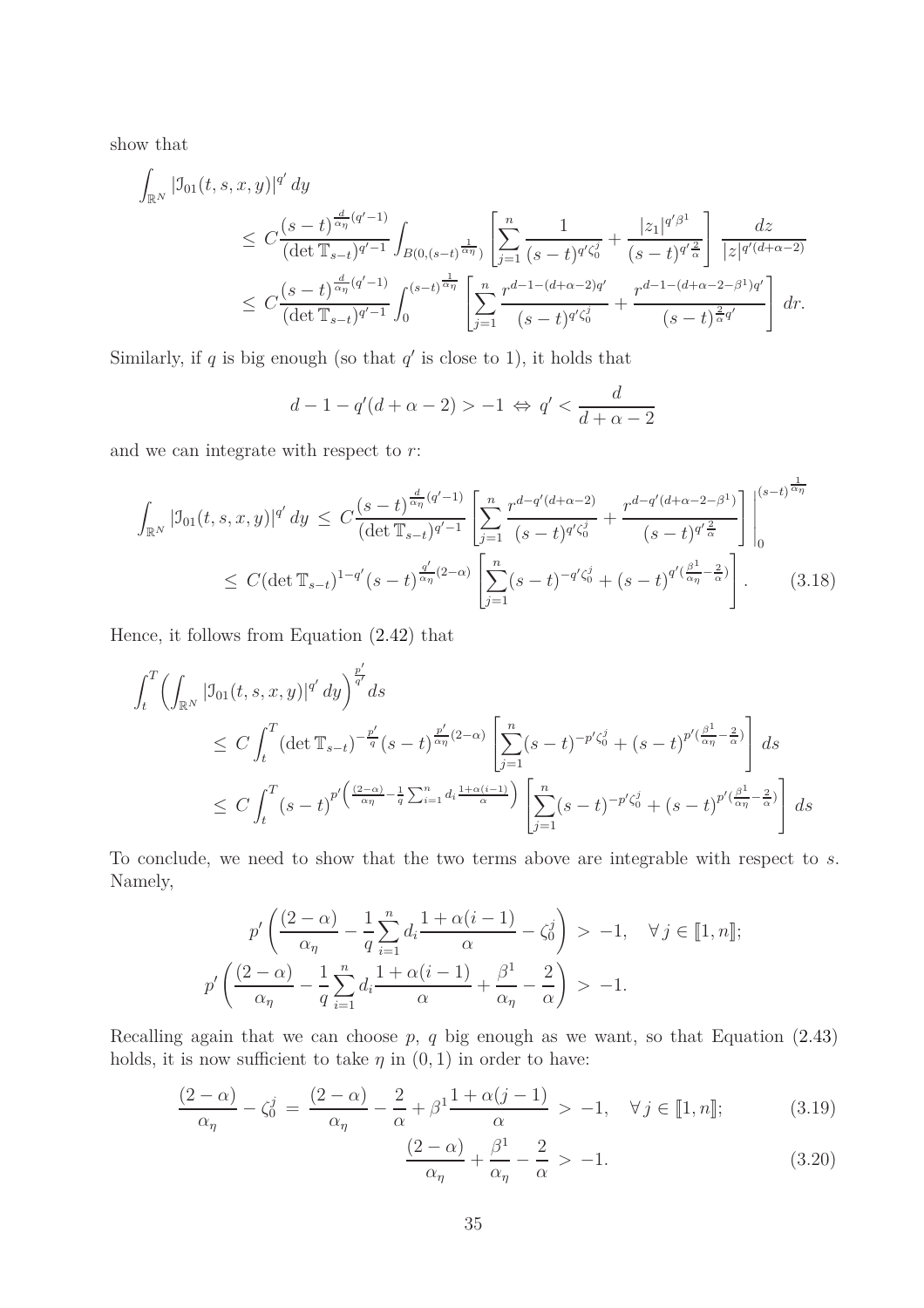show that

$$
\begin{aligned}
\int_{\mathbb{R}^N} |\mathfrak{I}_{01}(t,s,x,y)|^{q'}\,dy
&\le C\frac{(s-t)^{\frac{d}{\alpha_\eta}(q'-1)}}{(\det \mathbb{T}_{s-t})^{q'-1}}\int_{B(0,(s-t)^{\frac{1}{\alpha_\eta}})}\left[\sum_{j=1}^n \frac{1}{(s-t)^{q'\zeta_0^j}}+\frac{|z_1|^{q'\beta^1}}{(s-t)^{q'\frac{2}{\alpha}}}\right]\frac{dz}{|z|^{q'(d+\alpha-2)}}\\
&\le C\frac{(s-t)^{\frac{d}{\alpha_\eta}(q'-1)}}{(\det \mathbb{T}_{s-t})^{q'-1}}\int_0^{(s-t)^{\frac{1}{\alpha_\eta}}}\left[\sum_{j=1}^n \frac{r^{d-1-(d+\alpha-2)q'}}{(s-t)^{q'\zeta_0^j}}+\frac{r^{d-1-(d+\alpha-2-\beta^1)q'}}{(s-t)^{\frac{2}{\alpha}q'}}\right]dr.
\end{aligned}
$$

Similarly, if $q$ is big enough (so that $q'$ is close to 1), it holds that

$$
d-1-q'(d+\alpha-2)>-1 \Leftrightarrow q'<\frac{d}{d+\alpha-2}
$$

and we can integrate with respect to $r$:

$$
\begin{aligned}
\int_{\mathbb{R}^N} |\mathfrak{I}_{01}(t,s,x,y)|^{q'}\,dy &\le C\frac{(s-t)^{\frac{d}{\alpha_\eta}(q'-1)}}{(\det \mathbb{T}_{s-t})^{q'-1}}\left[\sum_{j=1}^n \frac{r^{d-q'(d+\alpha-2)}}{(s-t)^{q'\zeta_0^j}}+\frac{r^{d-q'(d+\alpha-2-\beta^1)}}{(s-t)^{q'\frac{2}{\alpha}}}\right]\Bigg|_0^{(s-t)^{\frac{1}{\alpha_\eta}}}\\
&\le C(\det \mathbb{T}_{s-t})^{1-q'}(s-t)^{\frac{q'}{\alpha_\eta}(2-\alpha)}\left[\sum_{j=1}^n (s-t)^{-q'\zeta_0^j}+(s-t)^{q'(\frac{\beta^1}{\alpha_\eta}-\frac{2}{\alpha})}\right]. \qquad (3.18)
\end{aligned}
$$

Hence, it follows from Equation (2.42) that

$$
\begin{aligned}
\int_t^T\Big(\int_{\mathbb{R}^N}|\mathfrak{I}_{01}(t,s,x,y)|^{q'}\,dy\Big)^{\frac{p'}{q'}}ds
&\le C\int_t^T (\det \mathbb{T}_{s-t})^{-\frac{p'}{q}}(s-t)^{\frac{p'}{\alpha_\eta}(2-\alpha)}\left[\sum_{j=1}^n (s-t)^{-p'\zeta_0^j}+(s-t)^{p'(\frac{\beta^1}{\alpha_\eta}-\frac{2}{\alpha})}\right]ds\\
&\le C\int_t^T (s-t)^{p'\left(\frac{(2-\alpha)}{\alpha_\eta}-\frac{1}{q}\sum_{i=1}^n d_i\frac{1+\alpha(i-1)}{\alpha}\right)}\left[\sum_{j=1}^n (s-t)^{-p'\zeta_0^j}+(s-t)^{p'(\frac{\beta^1}{\alpha_\eta}-\frac{2}{\alpha})}\right]ds
\end{aligned}
$$

To conclude, we need to show that the two terms above are integrable with respect to $s$. Namely,

$$
\begin{aligned}
p'\left(\frac{(2-\alpha)}{\alpha_\eta}-\frac{1}{q}\sum_{i=1}^n d_i\frac{1+\alpha(i-1)}{\alpha}-\zeta_0^j\right) &> -1, \quad \forall\, j\in[\![1,n]\!];\\
p'\left(\frac{(2-\alpha)}{\alpha_\eta}-\frac{1}{q}\sum_{i=1}^n d_i\frac{1+\alpha(i-1)}{\alpha}+\frac{\beta^1}{\alpha_\eta}-\frac{2}{\alpha}\right) &> -1.
\end{aligned}
$$

Recalling again that we can choose $p$, $q$ big enough as we want, so that Equation (2.43) holds, it is now sufficient to take $\eta$ in $(0,1)$ in order to have:

$$
\frac{(2-\alpha)}{\alpha_\eta}-\zeta_0^j = \frac{(2-\alpha)}{\alpha_\eta}-\frac{2}{\alpha}+\beta^1\frac{1+\alpha(j-1)}{\alpha} > -1, \quad \forall\, j\in[\![1,n]\!]; \qquad (3.19)
$$

$$
\frac{(2-\alpha)}{\alpha_\eta}+\frac{\beta^1}{\alpha_\eta}-\frac{2}{\alpha} > -1. \qquad (3.20)
$$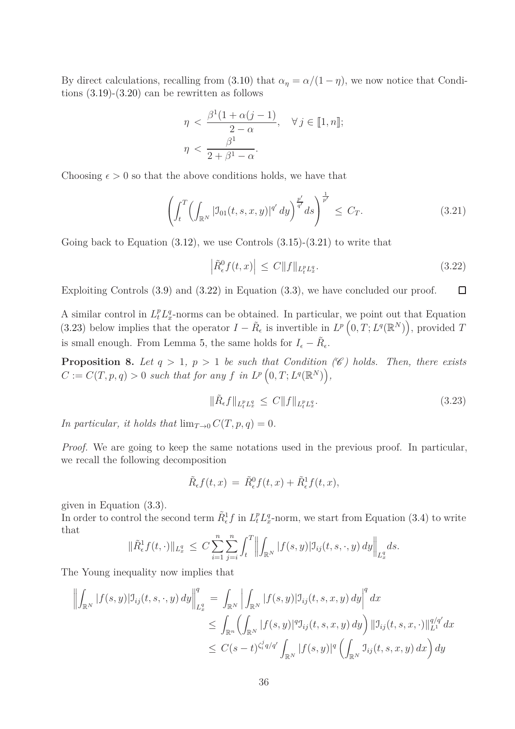By direct calculations, recalling from (3.10) that $\alpha_\eta = \alpha/(1-\eta)$, we now notice that Conditions (3.19)-(3.20) can be rewritten as follows

$$
\begin{aligned}
\eta &< \frac{\beta^1(1+\alpha(j-1)}{2-\alpha}, \quad \forall\, j \in [\![1,n]\!];\\
\eta &< \frac{\beta^1}{2+\beta^1-\alpha}.
\end{aligned}
$$

Choosing $\epsilon > 0$ so that the above conditions holds, we have that

$$
\left(\int_t^T \Big(\int_{\mathbb{R}^N} |\mathcal{I}_{01}(t,s,x,y)|^{q'}\,dy\Big)^{\frac{p'}{q'}} ds\right)^{\frac{1}{p'}} \le C_T. \tag{3.21}
$$

Going back to Equation (3.12), we use Controls (3.15)-(3.21) to write that

$$
\left|\tilde{R}^0_\epsilon f(t,x)\right| \le C\|f\|_{L^p_t L^q_x}. \tag{3.22}
$$

Exploiting Controls (3.9) and (3.22) in Equation (3.3), we have concluded our proof. $\square$

A similar control in $L^p_t L^q_x$-norms can be obtained. In particular, we point out that Equation (3.23) below implies that the operator $I - \tilde{R}_\epsilon$ is invertible in $L^p\left(0,T;L^q(\mathbb{R}^N)\right)$, provided $T$ is small enough. From Lemma 5, the same holds for $I_\epsilon - \tilde{R}_\epsilon$.

**Proposition 8.** *Let $q > 1$, $p > 1$ be such that Condition ($\mathscr{C}$) holds. Then, there exists $C := C(T,p,q) > 0$ such that for any $f$ in $L^p\left(0,T;L^q(\mathbb{R}^N)\right)$,*

$$
\|\tilde{R}_\epsilon f\|_{L^p_t L^q_x} \le C\|f\|_{L^p_t L^q_x}. \tag{3.23}
$$

*In particular, it holds that $\lim_{T\to 0} C(T,p,q) = 0$.*

*Proof.* We are going to keep the same notations used in the previous proof. In particular, we recall the following decomposition

$$
\tilde{R}_\epsilon f(t,x) = \tilde{R}^0_\epsilon f(t,x) + \tilde{R}^1_\epsilon f(t,x),
$$

given in Equation (3.3).
In order to control the second term $\tilde{R}^1_\epsilon f$ in $L^p_t L^q_x$-norm, we start from Equation (3.4) to write that

$$
\|\tilde{R}^1_\epsilon f(t,\cdot)\|_{L^q_x} \le C\sum_{i=1}^n\sum_{j=i}^n \int_t^T \Big\|\int_{\mathbb{R}^N} |f(s,y)|\mathcal{I}_{ij}(t,s,\cdot,y)\,dy\Big\|_{L^q_x} ds.
$$

The Young inequality now implies that

$$
\begin{aligned}
\Big\|\int_{\mathbb{R}^N} |f(s,y)|\mathcal{I}_{ij}(t,s,\cdot,y)\,dy\Big\|^q_{L^q_x} &= \int_{\mathbb{R}^N}\Big|\int_{\mathbb{R}^N} |f(s,y)|\mathcal{I}_{ij}(t,s,x,y)\,dy\Big|^q dx\\
&\le \int_{\mathbb{R}^n}\Big(\int_{\mathbb{R}^N} |f(s,y)|^q\mathcal{I}_{ij}(t,s,x,y)\,dy\Big)\|\mathcal{I}_{ij}(t,s,x,\cdot)\|^{q/q'}_{L^1}dx\\
&\le C(s-t)^{\zeta^j_i q/q'}\int_{\mathbb{R}^N} |f(s,y)|^q\left(\int_{\mathbb{R}^N}\mathcal{I}_{ij}(t,s,x,y)\,dx\right)dy
\end{aligned}
$$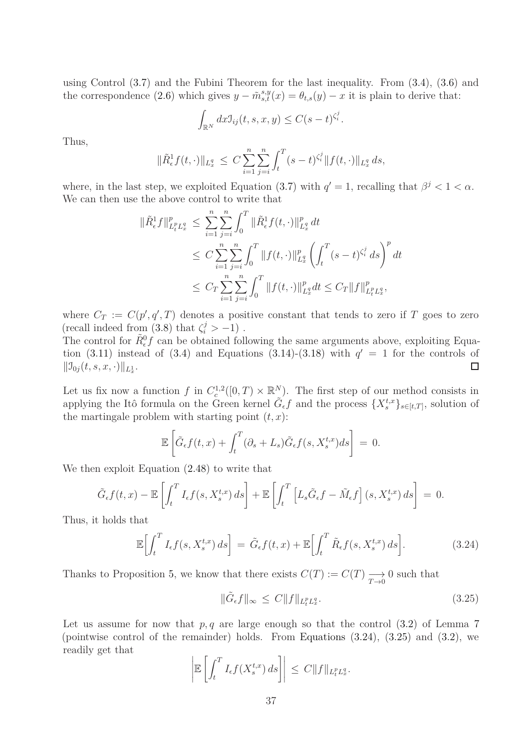using Control (3.7) and the Fubini Theorem for the last inequality. From (3.4), (3.6) and the correspondence (2.6) which gives $y - \tilde{m}^{s,y}_{s,t}(x) = \theta_{t,s}(y) - x$ it is plain to derive that:

$$\int_{\mathbb{R}^N} dx \mathfrak{I}_{ij}(t,s,x,y) \le C(s-t)^{\zeta^j_i}.$$

Thus,

$$\|\tilde{R}^1_\epsilon f(t,\cdot)\|_{L^q_x} \,\le\, C\sum_{i=1}^n\sum_{j=i}^n \int_t^T (s-t)^{\zeta^j_i}\|f(t,\cdot)\|_{L^q_x}\,ds,$$

where, in the last step, we exploited Equation (3.7) with $q'=1$, recalling that $\beta^j < 1 < \alpha$. We can then use the above control to write that

$$\begin{aligned}
\|\tilde{R}^1_\epsilon f\|^p_{L^p_tL^q_x} \,&\le\, \sum_{i=1}^n\sum_{j=i}^n \int_0^T \|\tilde{R}^1_\epsilon f(t,\cdot)\|^p_{L^q_x}\,dt \\
&\le\, C\sum_{i=1}^n\sum_{j=i}^n \int_0^T \|f(t,\cdot)\|^p_{L^q_x}\left(\int_t^T (s-t)^{\zeta^j_i}\,ds\right)^p dt \\
&\le\, C_T\sum_{i=1}^n\sum_{j=i}^n \int_0^T \|f(t,\cdot)\|^p_{L^q_x}dt \le C_T\|f\|^p_{L^p_tL^q_x},
\end{aligned}$$

where $C_T := C(p',q',T)$ denotes a positive constant that tends to zero if $T$ goes to zero (recall indeed from (3.8) that $\zeta^j_i > -1$) .
The control for $\tilde{R}^0_\epsilon f$ can be obtained following the same arguments above, exploiting Equation (3.11) instead of (3.4) and Equations (3.14)-(3.18) with $q'=1$ for the controls of $\|\mathfrak{I}_{0j}(t,s,x,\cdot)\|_{L^1_x}$. □

Let us fix now a function $f$ in $C^{1,2}_c([0,T)\times\mathbb{R}^N)$. The first step of our method consists in applying the Itô formula on the Green kernel $\tilde{G}_\epsilon f$ and the process $\{X^{t,x}_s\}_{s\in[t,T]}$, solution of the martingale problem with starting point $(t,x)$:

$$\mathbb{E}\left[\tilde{G}_\epsilon f(t,x) + \int_t^T (\partial_s + L_s)\tilde{G}_\epsilon f(s,X^{t,x}_s)ds\right] \,=\, 0.$$

We then exploit Equation (2.48) to write that

$$\tilde{G}_\epsilon f(t,x) - \mathbb{E}\left[\int_t^T I_\epsilon f(s,X^{t,x}_s)\,ds\right] + \mathbb{E}\left[\int_t^T \left[L_s\tilde{G}_\epsilon f - \tilde{M}_\epsilon f\right](s,X^{t,x}_s)\,ds\right] \,=\, 0.$$

Thus, it holds that

$$\mathbb{E}\Big[\int_t^T I_\epsilon f(s,X^{t,x}_s)\,ds\Big] \,=\, \tilde{G}_\epsilon f(t,x) + \mathbb{E}\Big[\int_t^T \tilde{R}_\epsilon f(s,X^{t,x}_s)\,ds\Big]. \tag{3.24}$$

Thanks to Proposition 5, we know that there exists $C(T) := C(T) \underset{T\to 0}{\longrightarrow} 0$ such that

$$\|\tilde{G}_\epsilon f\|_\infty \,\le\, C\|f\|_{L^p_tL^q_x}. \tag{3.25}$$

Let us assume for now that $p,q$ are large enough so that the control (3.2) of Lemma 7 (pointwise control of the remainder) holds. From Equations (3.24), (3.25) and (3.2), we readily get that

$$\left|\mathbb{E}\left[\int_t^T I_\epsilon f(X^{t,x}_s)\,ds\right]\right| \,\le\, C\|f\|_{L^p_tL^q_x}.$$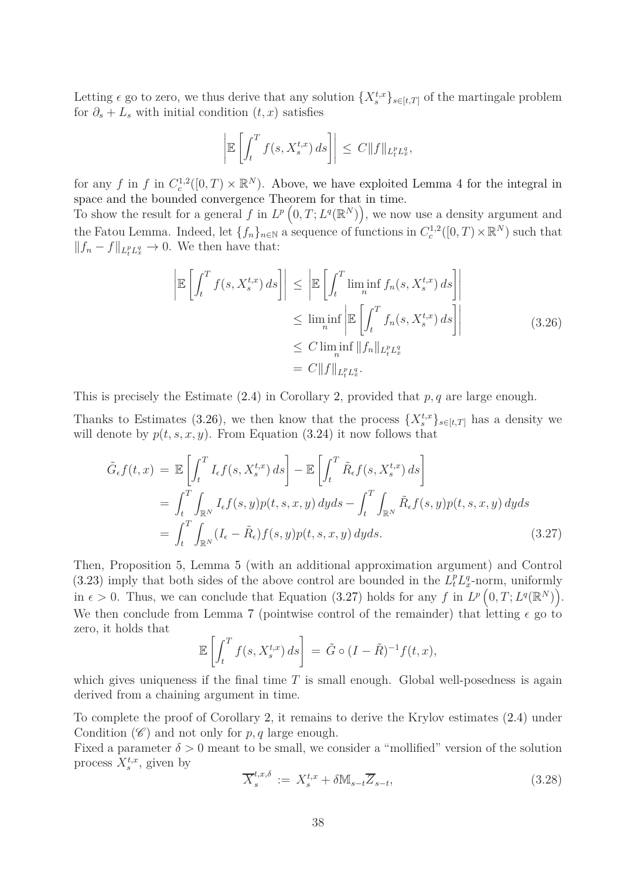Letting $\epsilon$ go to zero, we thus derive that any solution $\{X_s^{t,x}\}_{s\in[t,T]}$ of the martingale problem for $\partial_s + L_s$ with initial condition $(t,x)$ satisfies

$$
\left|\mathbb{E}\left[\int_t^T f(s,X_s^{t,x})\,ds\right]\right| \,\leq\, C\|f\|_{L^p_tL^q_x},
$$

for any $f$ in $f$ in $C^{1,2}_c([0,T)\times\mathbb{R}^N)$. Above, we have exploited Lemma 4 for the integral in space and the bounded convergence Theorem for that in time.
To show the result for a general $f$ in $L^p\left(0,T;L^q(\mathbb{R}^N)\right)$, we now use a density argument and the Fatou Lemma. Indeed, let $\{f_n\}_{n\in\mathbb{N}}$ a sequence of functions in $C^{1,2}_c([0,T)\times\mathbb{R}^N)$ such that $\|f_n - f\|_{L^p_tL^q_x}\to 0$. We then have that:

$$
\begin{aligned}
\left|\mathbb{E}\left[\int_t^T f(s,X_s^{t,x})\,ds\right]\right| \,&\leq\, \left|\mathbb{E}\left[\int_t^T \liminf_n f_n(s,X_s^{t,x})\,ds\right]\right| \\
&\leq\, \liminf_n\left|\mathbb{E}\left[\int_t^T f_n(s,X_s^{t,x})\,ds\right]\right| \\
&\leq\, C\liminf_n\|f_n\|_{L^p_tL^q_x} \\
&=\, C\|f\|_{L^p_tL^q_x}.
\end{aligned}
\tag{3.26}
$$

This is precisely the Estimate (2.4) in Corollary 2, provided that $p,q$ are large enough.

Thanks to Estimates (3.26), we then know that the process $\{X_s^{t,x}\}_{s\in[t,T]}$ has a density we will denote by $p(t,s,x,y)$. From Equation (3.24) it now follows that

$$
\begin{aligned}
\tilde{G}_\epsilon f(t,x) \,&=\, \mathbb{E}\left[\int_t^T I_\epsilon f(s,X_s^{t,x})\,ds\right] - \mathbb{E}\left[\int_t^T \tilde{R}_\epsilon f(s,X_s^{t,x})\,ds\right] \\
&=\, \int_t^T\int_{\mathbb{R}^N} I_\epsilon f(s,y)p(t,s,x,y)\,dyds - \int_t^T\int_{\mathbb{R}^N}\tilde{R}_\epsilon f(s,y)p(t,s,x,y)\,dyds \\
&=\, \int_t^T\int_{\mathbb{R}^N}(I_\epsilon - \tilde{R}_\epsilon)f(s,y)p(t,s,x,y)\,dyds.
\end{aligned}
\tag{3.27}
$$

Then, Proposition 5, Lemma 5 (with an additional approximation argument) and Control (3.23) imply that both sides of the above control are bounded in the $L^p_tL^q_x$-norm, uniformly in $\epsilon>0$. Thus, we can conclude that Equation (3.27) holds for any $f$ in $L^p\left(0,T;L^q(\mathbb{R}^N)\right)$. We then conclude from Lemma 7 (pointwise control of the remainder) that letting $\epsilon$ go to zero, it holds that

$$
\mathbb{E}\left[\int_t^T f(s,X_s^{t,x})\,ds\right] \,=\, \tilde{G}\circ(I-\tilde{R})^{-1}f(t,x),
$$

which gives uniqueness if the final time $T$ is small enough. Global well-posedness is again derived from a chaining argument in time.

To complete the proof of Corollary 2, it remains to derive the Krylov estimates (2.4) under Condition $(\mathscr{C})$ and not only for $p,q$ large enough.
Fixed a parameter $\delta>0$ meant to be small, we consider a "mollified" version of the solution process $X_s^{t,x}$, given by

$$
\overline{X}_s^{t,x,\delta} \,:=\, X_s^{t,x} + \delta\mathbb{M}_{s-t}\overline{Z}_{s-t},
\tag{3.28}
$$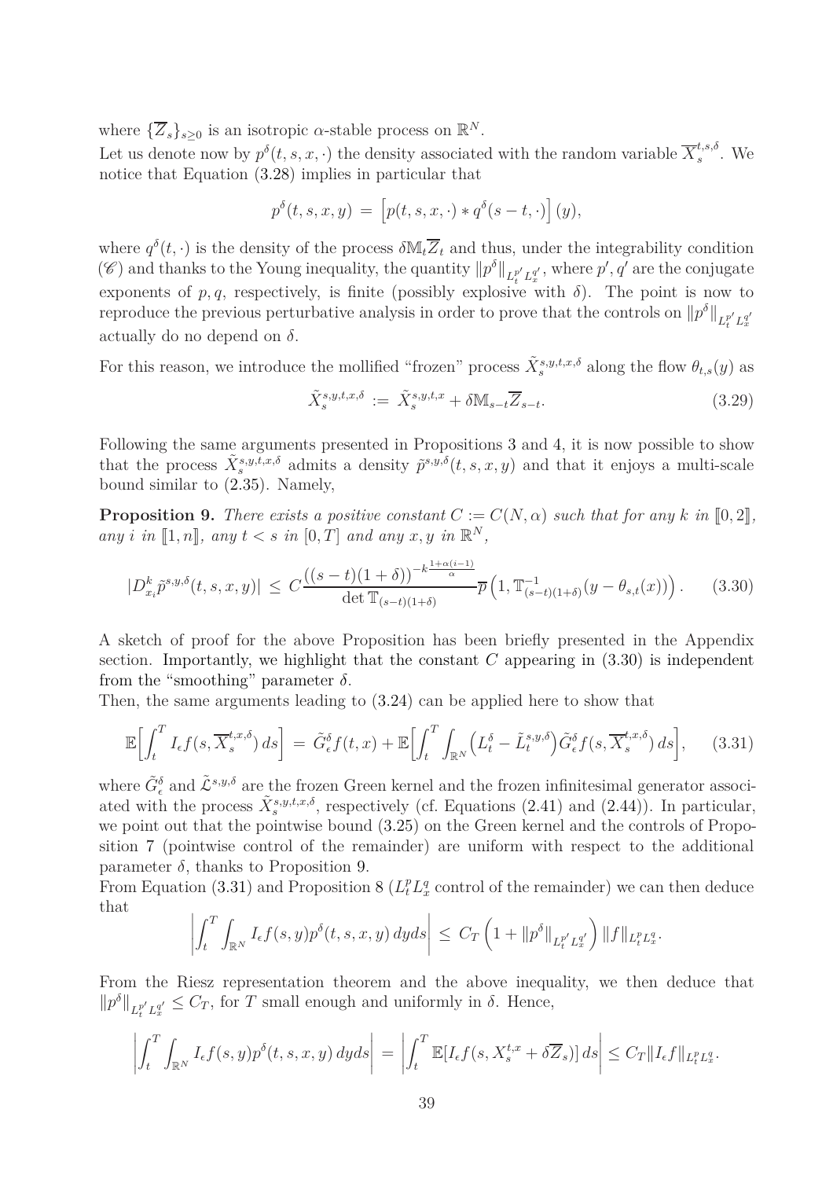where $\{\overline{Z}_s\}_{s\geq 0}$ is an isotropic $\alpha$-stable process on $\mathbb{R}^N$.

Let us denote now by $p^\delta(t,s,x,\cdot)$ the density associated with the random variable $\overline{X}^{t,s,\delta}_s$. We notice that Equation (3.28) implies in particular that

$$p^\delta(t,s,x,y) \,=\, \Big[p(t,s,x,\cdot) * q^\delta(s-t,\cdot)\Big](y),$$

where $q^\delta(t,\cdot)$ is the density of the process $\delta\mathbb{M}_t\overline{Z}_t$ and thus, under the integrability condition $(\mathscr{C})$ and thanks to the Young inequality, the quantity $\|p^\delta\|_{L^{p'}_tL^{q'}_x}$, where $p', q'$ are the conjugate exponents of $p, q$, respectively, is finite (possibly explosive with $\delta$). The point is now to reproduce the previous perturbative analysis in order to prove that the controls on $\|p^\delta\|_{L^{p'}_tL^{q'}_x}$ actually do no depend on $\delta$.

For this reason, we introduce the mollified "frozen" process $\tilde{X}^{s,y,t,x,\delta}_s$ along the flow $\theta_{t,s}(y)$ as

$$\tilde{X}^{s,y,t,x,\delta}_s \,:=\, \tilde{X}^{s,y,t,x}_s + \delta\mathbb{M}_{s-t}\overline{Z}_{s-t}. \tag{3.29}$$

Following the same arguments presented in Propositions 3 and 4, it is now possible to show that the process $\tilde{X}^{s,y,t,x,\delta}_s$ admits a density $\tilde{p}^{s,y,\delta}(t,s,x,y)$ and that it enjoys a multi-scale bound similar to (2.35). Namely,

**Proposition 9.** *There exists a positive constant $C := C(N,\alpha)$ such that for any $k$ in $[\![0,2]\!]$, any $i$ in $[\![1,n]\!]$, any $t<s$ in $[0,T]$ and any $x,y$ in $\mathbb{R}^N$,*

$$|D^k_{x_i}\tilde{p}^{s,y,\delta}(t,s,x,y)| \,\le\, C\frac{\big((s-t)(1+\delta)\big)^{-k\frac{1+\alpha(i-1)}{\alpha}}}{\det \mathbb{T}_{(s-t)(1+\delta)}}\overline{p}\left(1,\mathbb{T}^{-1}_{(s-t)(1+\delta)}(y-\theta_{s,t}(x))\right). \tag{3.30}$$

A sketch of proof for the above Proposition has been briefly presented in the Appendix section. Importantly, we highlight that the constant $C$ appearing in (3.30) is independent from the "smoothing" parameter $\delta$.

Then, the same arguments leading to (3.24) can be applied here to show that

$$\mathbb{E}\Big[\int_t^T I_\epsilon f(s,\overline{X}^{t,x,\delta}_s)\,ds\Big] \,=\, \tilde{G}^\delta_\epsilon f(t,x) + \mathbb{E}\Big[\int_t^T\int_{\mathbb{R}^N}\Big(L^\delta_t - \tilde{L}^{s,y,\delta}_t\Big)\tilde{G}^\delta_\epsilon f(s,\overline{X}^{t,x,\delta}_s)\,ds\Big], \tag{3.31}$$

where $\tilde{G}^\delta_\epsilon$ and $\tilde{\mathcal{L}}^{s,y,\delta}$ are the frozen Green kernel and the frozen infinitesimal generator associated with the process $\tilde{X}^{s,y,t,x,\delta}_s$, respectively (cf. Equations (2.41) and (2.44)). In particular, we point out that the pointwise bound (3.25) on the Green kernel and the controls of Proposition 7 (pointwise control of the remainder) are uniform with respect to the additional parameter $\delta$, thanks to Proposition 9.

From Equation (3.31) and Proposition 8 ($L^p_tL^q_x$ control of the remainder) we can then deduce that

$$\left|\int_t^T\int_{\mathbb{R}^N} I_\epsilon f(s,y)p^\delta(t,s,x,y)\,dyds\right| \,\le\, C_T\left(1+\|p^\delta\|_{L^{p'}_tL^{q'}_x}\right)\|f\|_{L^p_tL^q_x}.$$

From the Riesz representation theorem and the above inequality, we then deduce that $\|p^\delta\|_{L^{p'}_tL^{q'}_x} \le C_T$, for $T$ small enough and uniformly in $\delta$. Hence,

$$\left|\int_t^T\int_{\mathbb{R}^N} I_\epsilon f(s,y)p^\delta(t,s,x,y)\,dyds\right| \,=\, \left|\int_t^T\mathbb{E}[I_\epsilon f(s,X^{t,x}_s+\delta\overline{Z}_s)]\,ds\right| \le C_T\|I_\epsilon f\|_{L^p_tL^q_x}.$$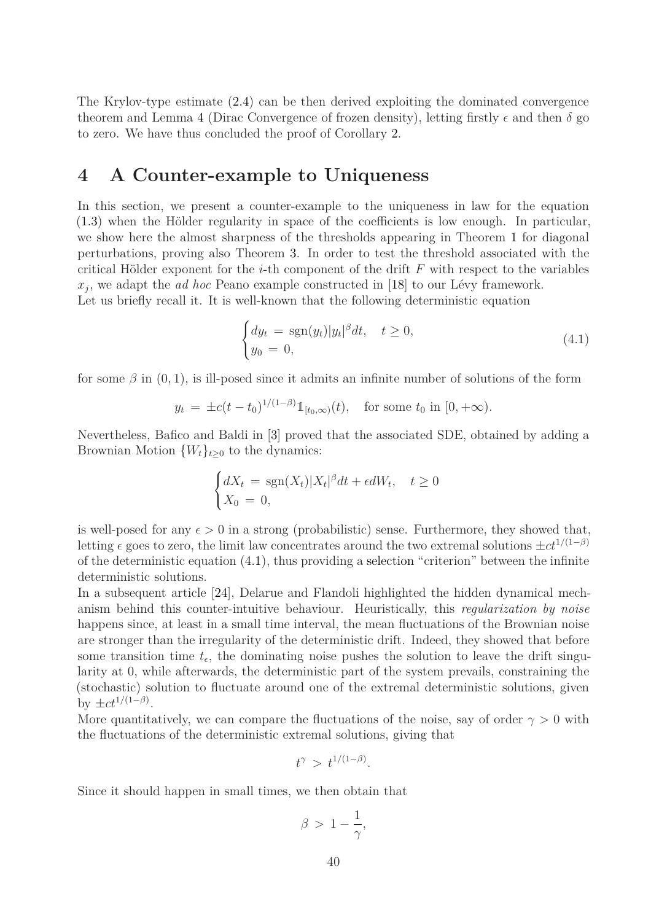The Krylov-type estimate (2.4) can be then derived exploiting the dominated convergence theorem and Lemma 4 (Dirac Convergence of frozen density), letting firstly $\epsilon$ and then $\delta$ go to zero. We have thus concluded the proof of Corollary 2.

# 4 A Counter-example to Uniqueness

In this section, we present a counter-example to the uniqueness in law for the equation (1.3) when the Hölder regularity in space of the coefficients is low enough. In particular, we show here the almost sharpness of the thresholds appearing in Theorem 1 for diagonal perturbations, proving also Theorem 3. In order to test the threshold associated with the critical Hölder exponent for the $i$-th component of the drift $F$ with respect to the variables $x_j$, we adapt the *ad hoc* Peano example constructed in [18] to our Lévy framework.
Let us briefly recall it. It is well-known that the following deterministic equation

$$
\begin{cases} dy_t \,=\, \operatorname{sgn}(y_t)|y_t|^{\beta}dt, \quad t\geq 0, \\ y_0 \,=\, 0, \end{cases} \tag{4.1}
$$

for some $\beta$ in $(0,1)$, is ill-posed since it admits an infinite number of solutions of the form

$$
y_t \,=\, \pm c(t-t_0)^{1/(1-\beta)}\mathbb{1}_{[t_0,\infty)}(t), \quad \text{for some } t_0 \text{ in } [0,+\infty).
$$

Nevertheless, Bafico and Baldi in [3] proved that the associated SDE, obtained by adding a Brownian Motion $\{W_t\}_{t\geq 0}$ to the dynamics:

$$
\begin{cases} dX_t \,=\, \operatorname{sgn}(X_t)|X_t|^{\beta}dt + \epsilon dW_t, \quad t\geq 0 \\ X_0 \,=\, 0, \end{cases}
$$

is well-posed for any $\epsilon > 0$ in a strong (probabilistic) sense. Furthermore, they showed that, letting $\epsilon$ goes to zero, the limit law concentrates around the two extremal solutions $\pm ct^{1/(1-\beta)}$ of the deterministic equation (4.1), thus providing a selection "criterion" between the infinite deterministic solutions.
In a subsequent article [24], Delarue and Flandoli highlighted the hidden dynamical mechanism behind this counter-intuitive behaviour. Heuristically, this *regularization by noise* happens since, at least in a small time interval, the mean fluctuations of the Brownian noise are stronger than the irregularity of the deterministic drift. Indeed, they showed that before some transition time $t_\epsilon$, the dominating noise pushes the solution to leave the drift singularity at 0, while afterwards, the deterministic part of the system prevails, constraining the (stochastic) solution to fluctuate around one of the extremal deterministic solutions, given by $\pm ct^{1/(1-\beta)}$.
More quantitatively, we can compare the fluctuations of the noise, say of order $\gamma > 0$ with the fluctuations of the deterministic extremal solutions, giving that

$$
t^{\gamma} \,>\, t^{1/(1-\beta)}.
$$

Since it should happen in small times, we then obtain that

$$
\beta \,>\, 1 - \frac{1}{\gamma},
$$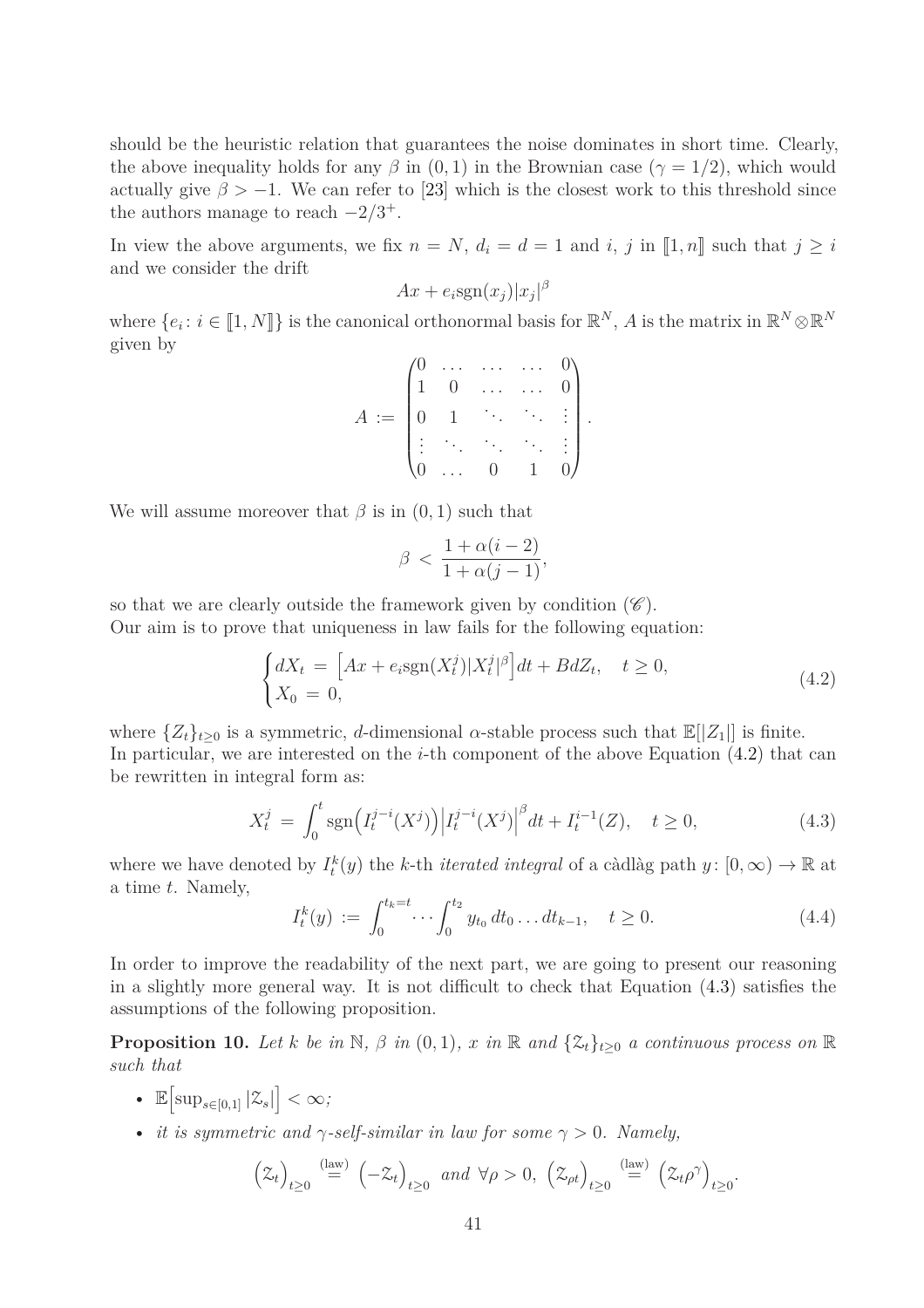should be the heuristic relation that guarantees the noise dominates in short time. Clearly, the above inequality holds for any $\beta$ in $(0,1)$ in the Brownian case ($\gamma = 1/2$), which would actually give $\beta > -1$. We can refer to [23] which is the closest work to this threshold since the authors manage to reach $-2/3^{+}$.

In view the above arguments, we fix $n = N$, $d_i = d = 1$ and $i$, $j$ in $[\![1,n]\!]$ such that $j \geq i$ and we consider the drift

$$Ax + e_i \text{sgn}(x_j)|x_j|^{\beta}$$

where $\{e_i \colon i \in [\![1,N]\!]\}$ is the canonical orthonormal basis for $\mathbb{R}^N$, $A$ is the matrix in $\mathbb{R}^N \otimes \mathbb{R}^N$ given by

$$A := \begin{pmatrix} 0 & \dots & \dots & \dots & 0 \\ 1 & 0 & \dots & \dots & 0 \\ 0 & 1 & \ddots & \ddots & \vdots \\ \vdots & \ddots & \ddots & \ddots & \vdots \\ 0 & \dots & 0 & 1 & 0 \end{pmatrix}.$$

We will assume moreover that $\beta$ is in $(0,1)$ such that

$$\beta < \frac{1+\alpha(i-2)}{1+\alpha(j-1)},$$

so that we are clearly outside the framework given by condition $(\mathscr{C})$.
Our aim is to prove that uniqueness in law fails for the following equation:

$$\begin{cases} dX_t = \Big[Ax + e_i \text{sgn}(X^j_t)|X^j_t|^{\beta}\Big]dt + BdZ_t, \quad t \geq 0, \\ X_0 = 0, \end{cases} \tag{4.2}$$

where $\{Z_t\}_{t\geq 0}$ is a symmetric, $d$-dimensional $\alpha$-stable process such that $\mathbb{E}[|Z_1|]$ is finite.
In particular, we are interested on the $i$-th component of the above Equation (4.2) that can be rewritten in integral form as:

$$X^j_t = \int_0^t \text{sgn}\Big(I^{j-i}_t(X^j)\Big)\Big|I^{j-i}_t(X^j)\Big|^{\beta} dt + I^{i-1}_t(Z), \quad t \geq 0, \tag{4.3}$$

where we have denoted by $I^k_t(y)$ the $k$-th *iterated integral* of a càdlàg path $y \colon [0,\infty) \to \mathbb{R}$ at a time $t$. Namely,

$$I^k_t(y) := \int_0^{t_k = t} \cdots \int_0^{t_2} y_{t_0}\, dt_0 \dots dt_{k-1}, \quad t \geq 0. \tag{4.4}$$

In order to improve the readability of the next part, we are going to present our reasoning in a slightly more general way. It is not difficult to check that Equation (4.3) satisfies the assumptions of the following proposition.

**Proposition 10.** *Let $k$ be in $\mathbb{N}$, $\beta$ in $(0,1)$, $x$ in $\mathbb{R}$ and $\{\mathcal{Z}_t\}_{t\geq 0}$ a continuous process on $\mathbb{R}$ such that*

- $\mathbb{E}\Big[\sup_{s\in[0,1]} |\mathcal{Z}_s|\Big] < \infty$*;*
- *it is symmetric and $\gamma$-self-similar in law for some $\gamma > 0$. Namely,*

$$\Big(\mathcal{Z}_t\Big)_{t\geq 0} \overset{\text{(law)}}{=} \Big(-\mathcal{Z}_t\Big)_{t\geq 0} \text{ and } \forall \rho > 0,\ \Big(\mathcal{Z}_{\rho t}\Big)_{t\geq 0} \overset{\text{(law)}}{=} \Big(\mathcal{Z}_t \rho^{\gamma}\Big)_{t\geq 0}.$$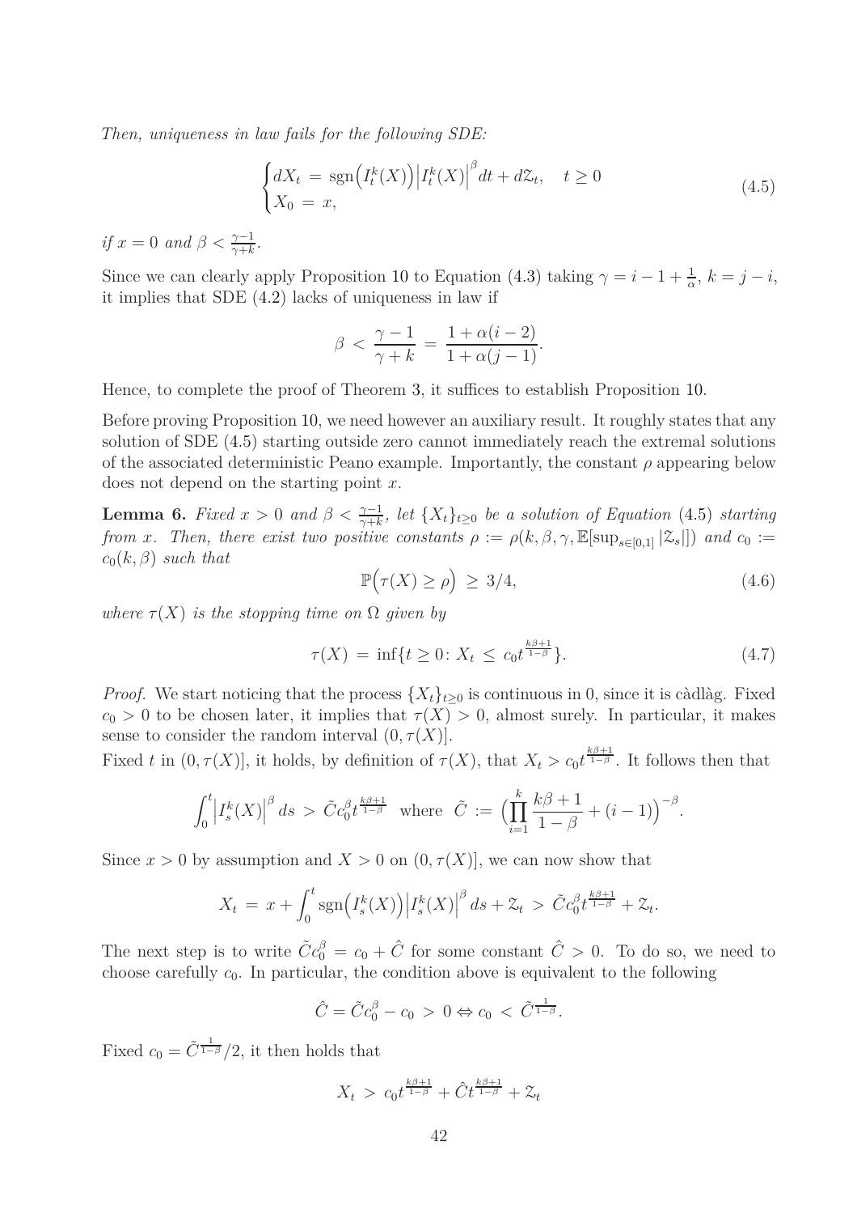*Then, uniqueness in law fails for the following SDE:*

$$\begin{cases} dX_t \,=\, \operatorname{sgn}\Bigl(I^k_t(X)\Bigr)\Bigl|I^k_t(X)\Bigr|^{\beta}dt + d\mathcal{Z}_t, \quad t \geq 0 \\ X_0 \,=\, x, \end{cases} \tag{4.5}$$

*if $x = 0$ and $\beta < \frac{\gamma-1}{\gamma+k}$.*

Since we can clearly apply Proposition 10 to Equation (4.3) taking $\gamma = i - 1 + \frac{1}{\alpha}$, $k = j - i$, it implies that SDE (4.2) lacks of uniqueness in law if

$$\beta \,<\, \frac{\gamma - 1}{\gamma + k} \,=\, \frac{1 + \alpha(i-2)}{1 + \alpha(j-1)}.$$

Hence, to complete the proof of Theorem 3, it suffices to establish Proposition 10.

Before proving Proposition 10, we need however an auxiliary result. It roughly states that any solution of SDE (4.5) starting outside zero cannot immediately reach the extremal solutions of the associated deterministic Peano example. Importantly, the constant $\rho$ appearing below does not depend on the starting point $x$.

**Lemma 6.** *Fixed $x > 0$ and $\beta < \frac{\gamma-1}{\gamma+k}$, let $\{X_t\}_{t\geq 0}$ be a solution of Equation (4.5) starting from $x$. Then, there exist two positive constants $\rho := \rho(k, \beta, \gamma, \mathbb{E}[\sup_{s\in[0,1]}|\mathcal{Z}_s|])$ and $c_0 := c_0(k,\beta)$ such that*

$$\mathbb{P}\Bigl(\tau(X) \geq \rho\Bigr) \,\geq\, 3/4, \tag{4.6}$$

*where $\tau(X)$ is the stopping time on $\Omega$ given by*

$$\tau(X) \,=\, \inf\{t \geq 0 \colon X_t \,\leq\, c_0 t^{\frac{k\beta+1}{1-\beta}}\}. \tag{4.7}$$

*Proof.* We start noticing that the process $\{X_t\}_{t\geq 0}$ is continuous in 0, since it is càdlàg. Fixed $c_0 > 0$ to be chosen later, it implies that $\tau(X) > 0$, almost surely. In particular, it makes sense to consider the random interval $(0, \tau(X)]$.

Fixed $t$ in $(0, \tau(X)]$, it holds, by definition of $\tau(X)$, that $X_t > c_0 t^{\frac{k\beta+1}{1-\beta}}$. It follows then that

$$\int_0^t \Bigl|I^k_s(X)\Bigr|^{\beta} ds \,>\, \tilde{C} c_0^{\beta} t^{\frac{k\beta+1}{1-\beta}} \quad \text{where} \quad \tilde{C} \,:=\, \Bigl(\prod_{i=1}^{k} \frac{k\beta+1}{1-\beta} + (i-1)\Bigr)^{-\beta}.$$

Since $x > 0$ by assumption and $X > 0$ on $(0, \tau(X)]$, we can now show that

$$X_t \,=\, x + \int_0^t \operatorname{sgn}\Bigl(I^k_s(X)\Bigr)\Bigl|I^k_s(X)\Bigr|^{\beta} ds + \mathcal{Z}_t \,>\, \tilde{C} c_0^{\beta} t^{\frac{k\beta+1}{1-\beta}} + \mathcal{Z}_t.$$

The next step is to write $\tilde{C} c_0^{\beta} = c_0 + \hat{C}$ for some constant $\hat{C} > 0$. To do so, we need to choose carefully $c_0$. In particular, the condition above is equivalent to the following

$$\hat{C} = \tilde{C} c_0^{\beta} - c_0 \,>\, 0 \Leftrightarrow c_0 \,<\, \tilde{C}^{\frac{1}{1-\beta}}.$$

Fixed $c_0 = \tilde{C}^{\frac{1}{1-\beta}}/2$, it then holds that

$$X_t \,>\, c_0 t^{\frac{k\beta+1}{1-\beta}} + \hat{C} t^{\frac{k\beta+1}{1-\beta}} + \mathcal{Z}_t$$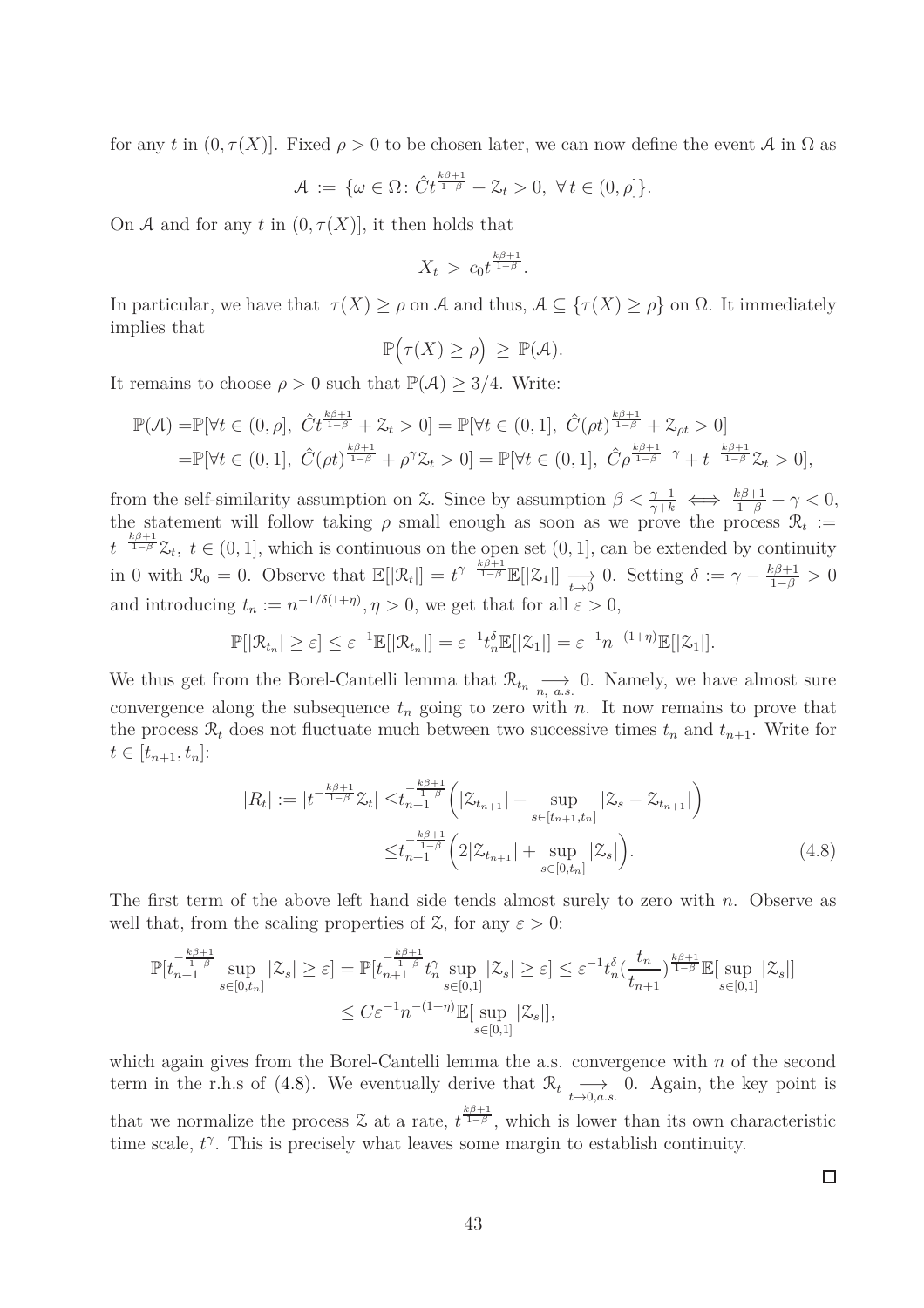for any $t$ in $(0, \tau(X)]$. Fixed $\rho > 0$ to be chosen later, we can now define the event $\mathcal{A}$ in $\Omega$ as

$$\mathcal{A} := \{\omega \in \Omega \colon \hat{C}t^{\frac{k\beta+1}{1-\beta}} + \mathcal{Z}_t > 0, \ \forall\, t \in (0, \rho]\}.$$

On $\mathcal{A}$ and for any $t$ in $(0, \tau(X)]$, it then holds that

$$X_t > c_0 t^{\frac{k\beta+1}{1-\beta}}.$$

In particular, we have that $\tau(X) \geq \rho$ on $\mathcal{A}$ and thus, $\mathcal{A} \subseteq \{\tau(X) \geq \rho\}$ on $\Omega$. It immediately implies that

$$\mathbb{P}\Big(\tau(X) \geq \rho\Big) \geq \mathbb{P}(\mathcal{A}).$$

It remains to choose $\rho > 0$ such that $\mathbb{P}(\mathcal{A}) \geq 3/4$. Write:

$$\begin{aligned}
\mathbb{P}(\mathcal{A}) =& \mathbb{P}[\forall t \in (0, \rho], \ \hat{C}t^{\frac{k\beta+1}{1-\beta}} + \mathcal{Z}_t > 0] = \mathbb{P}[\forall t \in (0, 1], \ \hat{C}(\rho t)^{\frac{k\beta+1}{1-\beta}} + \mathcal{Z}_{\rho t} > 0] \\
=& \mathbb{P}[\forall t \in (0, 1], \ \hat{C}(\rho t)^{\frac{k\beta+1}{1-\beta}} + \rho^{\gamma}\mathcal{Z}_t > 0] = \mathbb{P}[\forall t \in (0, 1], \ \hat{C}\rho^{\frac{k\beta+1}{1-\beta}-\gamma} + t^{-\frac{k\beta+1}{1-\beta}}\mathcal{Z}_t > 0],
\end{aligned}$$

from the self-similarity assumption on $\mathcal{Z}$. Since by assumption $\beta < \frac{\gamma-1}{\gamma+k} \iff \frac{k\beta+1}{1-\beta} - \gamma < 0$, the statement will follow taking $\rho$ small enough as soon as we prove the process $\mathcal{R}_t := t^{-\frac{k\beta+1}{1-\beta}}\mathcal{Z}_t, \ t \in (0, 1]$, which is continuous on the open set $(0, 1]$, can be extended by continuity in 0 with $\mathcal{R}_0 = 0$. Observe that $\mathbb{E}[|\mathcal{R}_t|] = t^{\gamma - \frac{k\beta+1}{1-\beta}}\mathbb{E}[|\mathcal{Z}_1|] \underset{t\to 0}{\longrightarrow} 0$. Setting $\delta := \gamma - \frac{k\beta+1}{1-\beta} > 0$ and introducing $t_n := n^{-1/\delta(1+\eta)}, \eta > 0$, we get that for all $\varepsilon > 0$,

$$\mathbb{P}[|\mathcal{R}_{t_n}| \geq \varepsilon] \leq \varepsilon^{-1}\mathbb{E}[|\mathcal{R}_{t_n}|] = \varepsilon^{-1}t_n^{\delta}\mathbb{E}[|\mathcal{Z}_1|] = \varepsilon^{-1}n^{-(1+\eta)}\mathbb{E}[|\mathcal{Z}_1|].$$

We thus get from the Borel-Cantelli lemma that $\mathcal{R}_{t_n} \underset{n, \ a.s.}{\longrightarrow} 0$. Namely, we have almost sure convergence along the subsequence $t_n$ going to zero with $n$. It now remains to prove that the process $\mathcal{R}_t$ does not fluctuate much between two successive times $t_n$ and $t_{n+1}$. Write for $t \in [t_{n+1}, t_n]$:

$$\begin{aligned}
|R_t| := |t^{-\frac{k\beta+1}{1-\beta}}\mathcal{Z}_t| \leq & t_{n+1}^{-\frac{k\beta+1}{1-\beta}}\Big(|\mathcal{Z}_{t_{n+1}}| + \sup_{s\in[t_{n+1}, t_n]}|\mathcal{Z}_s - \mathcal{Z}_{t_{n+1}}|\Big) \\
\leq & t_{n+1}^{-\frac{k\beta+1}{1-\beta}}\Big(2|\mathcal{Z}_{t_{n+1}}| + \sup_{s\in[0,t_n]}|\mathcal{Z}_s|\Big).
\end{aligned} \tag{4.8}$$

The first term of the above left hand side tends almost surely to zero with $n$. Observe as well that, from the scaling properties of $\mathcal{Z}$, for any $\varepsilon > 0$:

$$\begin{aligned}
\mathbb{P}[t_{n+1}^{-\frac{k\beta+1}{1-\beta}}\sup_{s\in[0,t_n]}|\mathcal{Z}_s| \geq \varepsilon] = \mathbb{P}[t_{n+1}^{-\frac{k\beta+1}{1-\beta}}t_n^{\gamma}\sup_{s\in[0,1]}|\mathcal{Z}_s| \geq \varepsilon] \leq \varepsilon^{-1}t_n^{\delta}\big(\frac{t_n}{t_{n+1}}\big)^{\frac{k\beta+1}{1-\beta}}\mathbb{E}[\sup_{s\in[0,1]}|\mathcal{Z}_s|] \\
\leq C\varepsilon^{-1}n^{-(1+\eta)}\mathbb{E}[\sup_{s\in[0,1]}|\mathcal{Z}_s|],
\end{aligned}$$

which again gives from the Borel-Cantelli lemma the a.s. convergence with $n$ of the second term in the r.h.s of (4.8). We eventually derive that $\mathcal{R}_t \underset{t\to 0, a.s.}{\longrightarrow} 0$. Again, the key point is that we normalize the process $\mathcal{Z}$ at a rate, $t^{\frac{k\beta+1}{1-\beta}}$, which is lower than its own characteristic time scale, $t^{\gamma}$. This is precisely what leaves some margin to establish continuity.

□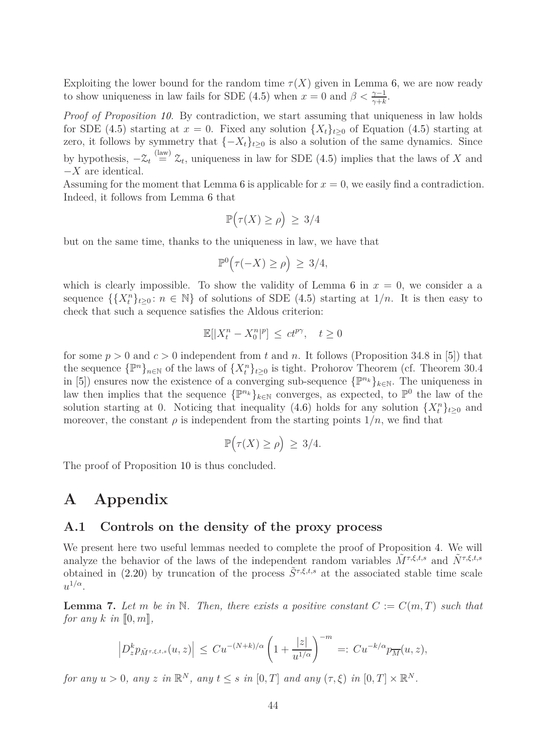Exploiting the lower bound for the random time $\tau(X)$ given in Lemma 6, we are now ready to show uniqueness in law fails for SDE (4.5) when $x = 0$ and $\beta < \frac{\gamma-1}{\gamma+k}$.

*Proof of Proposition 10.* By contradiction, we start assuming that uniqueness in law holds for SDE (4.5) starting at $x = 0$. Fixed any solution $\{X_t\}_{t\geq 0}$ of Equation (4.5) starting at zero, it follows by symmetry that $\{-X_t\}_{t\geq 0}$ is also a solution of the same dynamics. Since by hypothesis, $-\mathcal{Z}_t \overset{(\text{law})}{=} \mathcal{Z}_t$, uniqueness in law for SDE (4.5) implies that the laws of $X$ and $-X$ are identical.

Assuming for the moment that Lemma 6 is applicable for $x = 0$, we easily find a contradiction. Indeed, it follows from Lemma 6 that

$$\mathbb{P}\Big(\tau(X) \geq \rho\Big) \;\geq\; 3/4$$

but on the same time, thanks to the uniqueness in law, we have that

$$\mathbb{P}^0\Big(\tau(-X) \geq \rho\Big) \;\geq\; 3/4,$$

which is clearly impossible. To show the validity of Lemma 6 in $x = 0$, we consider a a sequence $\{\{X^n_t\}_{t\geq 0} \colon n \in \mathbb{N}\}$ of solutions of SDE (4.5) starting at $1/n$. It is then easy to check that such a sequence satisfies the Aldous criterion:

$$\mathbb{E}[|X^n_t - X^n_0|^p] \;\leq\; ct^{p\gamma}, \quad t \geq 0$$

for some $p > 0$ and $c > 0$ independent from $t$ and $n$. It follows (Proposition 34.8 in [5]) that the sequence $\{\mathbb{P}^n\}_{n\in\mathbb{N}}$ of the laws of $\{X^n_t\}_{t\geq 0}$ is tight. Prohorov Theorem (cf. Theorem 30.4 in [5]) ensures now the existence of a converging sub-sequence $\{\mathbb{P}^{n_k}\}_{k\in\mathbb{N}}$. The uniqueness in law then implies that the sequence $\{\mathbb{P}^{n_k}\}_{k\in\mathbb{N}}$ converges, as expected, to $\mathbb{P}^0$ the law of the solution starting at 0. Noticing that inequality (4.6) holds for any solution $\{X^n_t\}_{t\geq 0}$ and moreover, the constant $\rho$ is independent from the starting points $1/n$, we find that

$$\mathbb{P}\Big(\tau(X) \geq \rho\Big) \;\geq\; 3/4.$$

The proof of Proposition 10 is thus concluded.

# A Appendix

## A.1 Controls on the density of the proxy process

We present here two useful lemmas needed to complete the proof of Proposition 4. We will analyze the behavior of the laws of the independent random variables $\tilde{M}^{\tau,\xi,t,s}$ and $\tilde{N}^{\tau,\xi,t,s}$ obtained in (2.20) by truncation of the process $\tilde{S}^{\tau,\xi,t,s}$ at the associated stable time scale $u^{1/\alpha}$.

**Lemma 7.** *Let $m$ be in $\mathbb{N}$. Then, there exists a positive constant $C := C(m,T)$ such that for any $k$ in $[\![0,m]\!]$,*

$$\Big|D^k_z p_{\tilde{M}^{\tau,\xi,t,s}}(u,z)\Big| \;\leq\; Cu^{-(N+k)/\alpha}\left(1+\frac{|z|}{u^{1/\alpha}}\right)^{-m} \;=:\; Cu^{-k/\alpha}p_{\overline{M}}(u,z),$$

*for any $u > 0$, any $z$ in $\mathbb{R}^N$, any $t \leq s$ in $[0,T]$ and any $(\tau,\xi)$ in $[0,T]\times\mathbb{R}^N$.*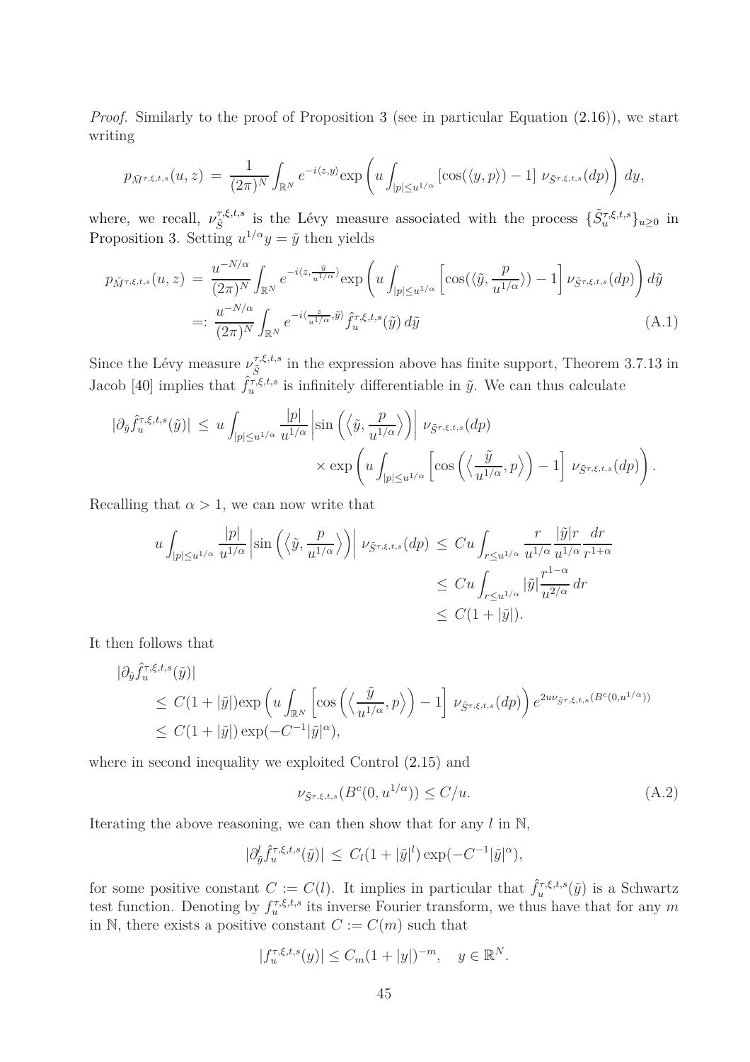*Proof.* Similarly to the proof of Proposition 3 (see in particular Equation (2.16)), we start writing

$$p_{\tilde{M}^{\tau,\xi,t,s}}(u,z) \,=\, \frac{1}{(2\pi)^N}\int_{\mathbb{R}^N} e^{-i\langle z,y\rangle}\exp\left(u\int_{|p|\le u^{1/\alpha}}\left[\cos(\langle y,p\rangle)-1\right]\,\nu_{\tilde{S}^{\tau,\xi,t,s}}(dp)\right)\,dy,$$

where, we recall, $\nu_{\tilde{S}}^{\tau,\xi,t,s}$ is the Lévy measure associated with the process $\{\tilde{S}^{\tau,\xi,t,s}_u\}_{u\ge 0}$ in Proposition 3. Setting $u^{1/\alpha}y=\tilde{y}$ then yields

$$\begin{aligned}
p_{\tilde{M}^{\tau,\xi,t,s}}(u,z) \,&=\, \frac{u^{-N/\alpha}}{(2\pi)^N}\int_{\mathbb{R}^N} e^{-i\langle z,\frac{\tilde{y}}{u^{1/\alpha}}\rangle}\exp\left(u\int_{|p|\le u^{1/\alpha}}\left[\cos(\langle\tilde{y},\frac{p}{u^{1/\alpha}}\rangle)-1\right]\nu_{\tilde{S}^{\tau,\xi,t,s}}(dp)\right)d\tilde{y}\\
&=:\, \frac{u^{-N/\alpha}}{(2\pi)^N}\int_{\mathbb{R}^N} e^{-i\langle\frac{z}{u^{1/\alpha}},\tilde{y}\rangle}\hat{f}^{\tau,\xi,t,s}_u(\tilde{y})\,d\tilde{y} \qquad\qquad (A.1)
\end{aligned}$$

Since the Lévy measure $\nu_{\tilde{S}}^{\tau,\xi,t,s}$ in the expression above has finite support, Theorem 3.7.13 in Jacob [40] implies that $\hat{f}^{\tau,\xi,t,s}_u$ is infinitely differentiable in $\tilde{y}$. We can thus calculate

$$\begin{aligned}
|\partial_{\tilde{y}}\hat{f}^{\tau,\xi,t,s}_u(\tilde{y})| \,&\le\, u\int_{|p|\le u^{1/\alpha}}\frac{|p|}{u^{1/\alpha}}\left|\sin\left(\left\langle\tilde{y},\frac{p}{u^{1/\alpha}}\right\rangle\right)\right|\,\nu_{\tilde{S}^{\tau,\xi,t,s}}(dp)\\
&\qquad\times\exp\left(u\int_{|p|\le u^{1/\alpha}}\left[\cos\left(\left\langle\frac{\tilde{y}}{u^{1/\alpha}},p\right\rangle\right)-1\right]\,\nu_{\tilde{S}^{\tau,\xi,t,s}}(dp)\right).
\end{aligned}$$

Recalling that $\alpha>1$, we can now write that

$$\begin{aligned}
u\int_{|p|\le u^{1/\alpha}}\frac{|p|}{u^{1/\alpha}}\left|\sin\left(\left\langle\tilde{y},\frac{p}{u^{1/\alpha}}\right\rangle\right)\right|\,\nu_{\tilde{S}^{\tau,\xi,t,s}}(dp) \,&\le\, Cu\int_{r\le u^{1/\alpha}}\frac{r}{u^{1/\alpha}}\frac{|\tilde{y}|r}{u^{1/\alpha}}\frac{dr}{r^{1+\alpha}}\\
&\le\, Cu\int_{r\le u^{1/\alpha}}|\tilde{y}|\frac{r^{1-\alpha}}{u^{2/\alpha}}\,dr\\
&\le\, C(1+|\tilde{y}|).
\end{aligned}$$

It then follows that

$$\begin{aligned}
&|\partial_{\tilde{y}}\hat{f}^{\tau,\xi,t,s}_u(\tilde{y})|\\
&\le\, C(1+|\tilde{y}|)\exp\left(u\int_{\mathbb{R}^N}\left[\cos\left(\left\langle\frac{\tilde{y}}{u^{1/\alpha}},p\right\rangle\right)-1\right]\,\nu_{\tilde{S}^{\tau,\xi,t,s}}(dp)\right)e^{2u\nu_{\tilde{S}^{\tau,\xi,t,s}}(B^c(0,u^{1/\alpha}))}\\
&\le\, C(1+|\tilde{y}|)\exp(-C^{-1}|\tilde{y}|^\alpha),
\end{aligned}$$

where in second inequality we exploited Control (2.15) and

$$\nu_{\tilde{S}^{\tau,\xi,t,s}}(B^c(0,u^{1/\alpha}))\le C/u. \qquad (A.2)$$

Iterating the above reasoning, we can then show that for any $l$ in $\mathbb{N}$,

$$|\partial^l_{\tilde{y}}\hat{f}^{\tau,\xi,t,s}_u(\tilde{y})|\,\le\, C_l(1+|\tilde{y}|^l)\exp(-C^{-1}|\tilde{y}|^\alpha),$$

for some positive constant $C:=C(l)$. It implies in particular that $\hat{f}^{\tau,\xi,t,s}_u(\tilde{y})$ is a Schwartz test function. Denoting by $f^{\tau,\xi,t,s}_u$ its inverse Fourier transform, we thus have that for any $m$ in $\mathbb{N}$, there exists a positive constant $C:=C(m)$ such that

$$|f^{\tau,\xi,t,s}_u(y)|\le C_m(1+|y|)^{-m},\quad y\in\mathbb{R}^N.$$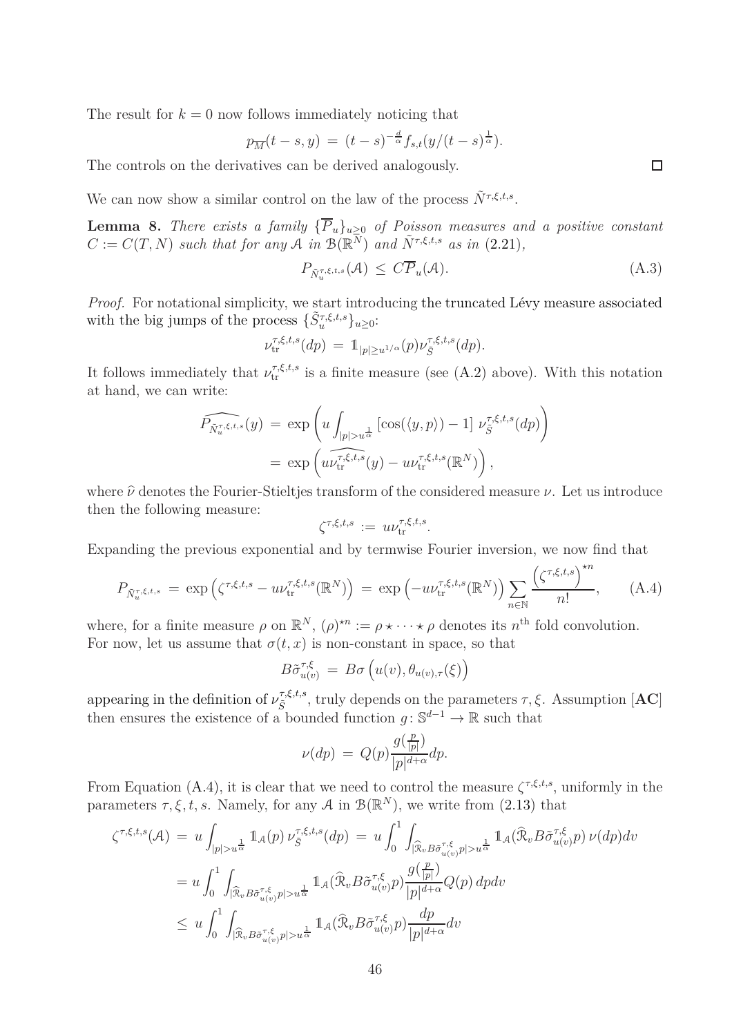The result for $k = 0$ now follows immediately noticing that

$$p_{\overline{M}}(t-s, y) \,=\, (t-s)^{-\frac{d}{\alpha}} f_{s,t}(y/(t-s)^{\frac{1}{\alpha}}).$$

The controls on the derivatives can be derived analogously. $\square$

We can now show a similar control on the law of the process $\tilde{N}^{\tau,\xi,t,s}$.

**Lemma 8.** *There exists a family $\{\overline{P}_u\}_{u\geq 0}$ of Poisson measures and a positive constant $C := C(T,N)$ such that for any $\mathcal{A}$ in $\mathcal{B}(\mathbb{R}^N)$ and $\tilde{N}^{\tau,\xi,t,s}$ as in (2.21),*

$$P_{\tilde{N}_u^{\tau,\xi,t,s}}(\mathcal{A}) \,\leq\, C\overline{P}_u(\mathcal{A}). \tag{A.3}$$

*Proof.* For notational simplicity, we start introducing the truncated Lévy measure associated with the big jumps of the process $\{\tilde{S}_u^{\tau,\xi,t,s}\}_{u\geq 0}$:

$$\nu_{\text{tr}}^{\tau,\xi,t,s}(dp) \,=\, \mathbb{1}_{|p|\geq u^{1/\alpha}}(p)\nu_{\tilde{S}}^{\tau,\xi,t,s}(dp).$$

It follows immediately that $\nu_{\text{tr}}^{\tau,\xi,t,s}$ is a finite measure (see (A.2) above). With this notation at hand, we can write:

$$\begin{aligned}
\widehat{P_{\tilde{N}_u^{\tau,\xi,t,s}}}(y) \,&=\, \exp\left(u\int_{|p|>u^{\frac{1}{\alpha}}}[\cos(\langle y,p\rangle)-1]\ \nu_{\tilde{S}}^{\tau,\xi,t,s}(dp)\right)\\
&=\, \exp\left(u\widehat{\nu_{\text{tr}}^{\tau,\xi,t,s}}(y) - u\nu_{\text{tr}}^{\tau,\xi,t,s}(\mathbb{R}^N)\right),
\end{aligned}$$

where $\widehat{\nu}$ denotes the Fourier-Stieltjes transform of the considered measure $\nu$. Let us introduce then the following measure:

$$\zeta^{\tau,\xi,t,s} \,:=\, u\nu_{\text{tr}}^{\tau,\xi,t,s}.$$

Expanding the previous exponential and by termwise Fourier inversion, we now find that

$$P_{\tilde{N}_u^{\tau,\xi,t,s}} \,=\, \exp\left(\zeta^{\tau,\xi,t,s} - u\nu_{\text{tr}}^{\tau,\xi,t,s}(\mathbb{R}^N)\right) \,=\, \exp\left(-u\nu_{\text{tr}}^{\tau,\xi,t,s}(\mathbb{R}^N)\right)\sum_{n\in\mathbb{N}}\frac{\left(\zeta^{\tau,\xi,t,s}\right)^{\star n}}{n!}, \tag{A.4}$$

where, for a finite measure $\rho$ on $\mathbb{R}^N$, $(\rho)^{\star n} := \rho\star\cdots\star\rho$ denotes its $n^{\text{th}}$ fold convolution.

For now, let us assume that $\sigma(t,x)$ is non-constant in space, so that

$$B\tilde{\sigma}_{u(v)}^{\tau,\xi} \,=\, B\sigma\left(u(v), \theta_{u(v),\tau}(\xi)\right)$$

appearing in the definition of $\nu_{\tilde{S}}^{\tau,\xi,t,s}$, truly depends on the parameters $\tau,\xi$. Assumption [**AC**] then ensures the existence of a bounded function $g\colon \mathbb{S}^{d-1}\to\mathbb{R}$ such that

$$\nu(dp) \,=\, Q(p)\frac{g(\frac{p}{|p|})}{|p|^{d+\alpha}}dp.$$

From Equation (A.4), it is clear that we need to control the measure $\zeta^{\tau,\xi,t,s}$, uniformly in the parameters $\tau,\xi,t,s$. Namely, for any $\mathcal{A}$ in $\mathcal{B}(\mathbb{R}^N)$, we write from (2.13) that

$$\begin{aligned}
\zeta^{\tau,\xi,t,s}(\mathcal{A}) \,&=\, u\int_{|p|>u^{\frac{1}{\alpha}}}\mathbb{1}_{\mathcal{A}}(p)\,\nu_{\tilde{S}}^{\tau,\xi,t,s}(dp) \,=\, u\int_0^1\int_{|\widehat{\mathcal{R}}_v B\tilde{\sigma}_{u(v)}^{\tau,\xi}p|>u^{\frac{1}{\alpha}}}\mathbb{1}_{\mathcal{A}}(\widehat{\mathcal{R}}_v B\tilde{\sigma}_{u(v)}^{\tau,\xi}p)\,\nu(dp)dv\\
&=\, u\int_0^1\int_{|\widehat{\mathcal{R}}_v B\tilde{\sigma}_{u(v)}^{\tau,\xi}p|>u^{\frac{1}{\alpha}}}\mathbb{1}_{\mathcal{A}}(\widehat{\mathcal{R}}_v B\tilde{\sigma}_{u(v)}^{\tau,\xi}p)\frac{g(\frac{p}{|p|})}{|p|^{d+\alpha}}Q(p)\,dpdv\\
&\leq\, u\int_0^1\int_{|\widehat{\mathcal{R}}_v B\tilde{\sigma}_{u(v)}^{\tau,\xi}p|>u^{\frac{1}{\alpha}}}\mathbb{1}_{\mathcal{A}}(\widehat{\mathcal{R}}_v B\tilde{\sigma}_{u(v)}^{\tau,\xi}p)\frac{dp}{|p|^{d+\alpha}}dv
\end{aligned}$$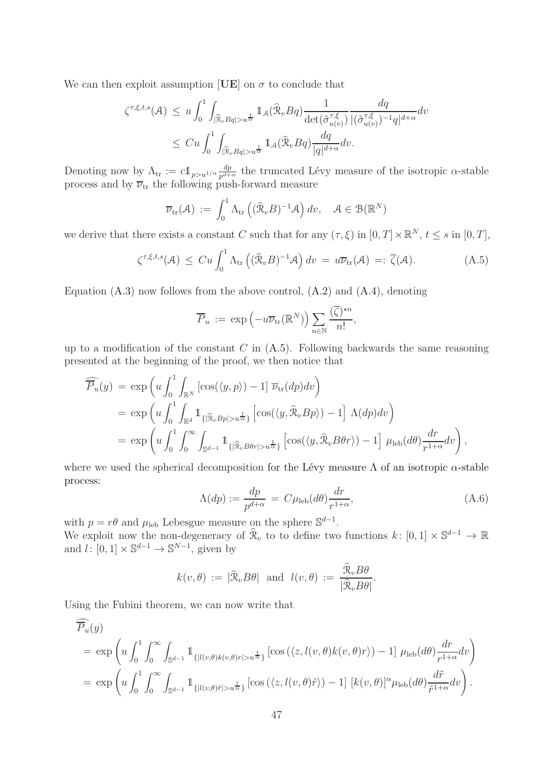We can then exploit assumption [**UE**] on $\sigma$ to conclude that

$$
\begin{aligned}
\zeta^{\tau,\xi,t,s}(\mathcal{A}) \;&\leq\; u\int_0^1 \int_{|\widehat{\mathcal{R}}_v Bq|>u^{\frac{1}{\alpha}}} \mathbb{1}_{\mathcal{A}}(\widehat{\mathcal{R}}_v Bq) \frac{1}{\det(\tilde{\sigma}^{\tau,\xi}_{u(v)})} \frac{dq}{|(\tilde{\sigma}^{\tau,\xi}_{u(v)})^{-1}q|^{d+\alpha}} dv \\
&\leq\; Cu\int_0^1 \int_{|\widehat{\mathcal{R}}_v Bq|>u^{\frac{1}{\alpha}}} \mathbb{1}_{\mathcal{A}}(\widehat{\mathcal{R}}_v Bq) \frac{dq}{|q|^{d+\alpha}} dv.
\end{aligned}
$$

Denoting now by $\Lambda_{\rm tr} := c\mathbb{1}_{p>u^{1/\alpha}}\frac{dp}{p^{d+\alpha}}$ the truncated Lévy measure of the isotropic $\alpha$-stable process and by $\overline{\nu}_{\rm tr}$ the following push-forward measure

$$
\overline{\nu}_{\rm tr}(\mathcal{A}) \;:=\; \int_0^1 \Lambda_{\rm tr}\left((\widehat{\mathcal{R}}_v B)^{-1}\mathcal{A}\right) dv, \quad \mathcal{A} \in \mathcal{B}(\mathbb{R}^N)
$$

we derive that there exists a constant $C$ such that for any $(\tau,\xi)$ in $[0,T]\times\mathbb{R}^N$, $t\leq s$ in $[0,T]$,

$$
\zeta^{\tau,\xi,t,s}(\mathcal{A}) \;\leq\; Cu\int_0^1 \Lambda_{\rm tr}\left((\widehat{\mathcal{R}}_v B)^{-1}\mathcal{A}\right) dv \;=\; u\overline{\nu}_{\rm tr}(\mathcal{A}) \;=:\; \overline{\zeta}(\mathcal{A}). \tag{A.5}
$$

Equation (A.3) now follows from the above control, (A.2) and (A.4), denoting

$$
\overline{P}_u \;:=\; \exp\left(-u\overline{\nu}_{\rm tr}(\mathbb{R}^N)\right) \sum_{n\in\mathbb{N}} \frac{(\overline{\zeta})^{\star n}}{n!},
$$

up to a modification of the constant $C$ in (A.5). Following backwards the same reasoning presented at the beginning of the proof, we then notice that

$$
\begin{aligned}
\widehat{\overline{P}_u}(y) \;&=\; \exp\left(u\int_0^1 \int_{\mathbb{R}^N} \left[\cos(\langle y,p\rangle)-1\right] \overline{\nu}_{\rm tr}(dp)dv\right) \\
&=\; \exp\left(u\int_0^1 \int_{\mathbb{R}^d} \mathbb{1}_{\{|\widehat{\mathcal{R}}_v Bp|>u^{\frac{1}{\alpha}}\}} \left[\cos(\langle y,\widehat{\mathcal{R}}_v Bp\rangle)-1\right] \Lambda(dp)dv\right) \\
&=\; \exp\left(u\int_0^1 \int_0^\infty \int_{\mathbb{S}^{d-1}} \mathbb{1}_{\{|\widehat{\mathcal{R}}_v B\theta r|>u^{\frac{1}{\alpha}}\}} \left[\cos(\langle y,\widehat{\mathcal{R}}_v B\theta r\rangle)-1\right] \mu_{\rm leb}(d\theta)\frac{dr}{r^{1+\alpha}}dv\right),
\end{aligned}
$$

where we used the spherical decomposition for the Lévy measure $\Lambda$ of an isotropic $\alpha$-stable process:

$$
\Lambda(dp) := \frac{dp}{p^{d+\alpha}} \;=\; C\mu_{\rm leb}(d\theta)\frac{dr}{r^{1+\alpha}}, \tag{A.6}
$$

with $p = r\theta$ and $\mu_{\rm leb}$ Lebesgue measure on the sphere $\mathbb{S}^{d-1}$.
We exploit now the non-degeneracy of $\widehat{\mathcal{R}}_v$ to to define two functions $k\colon [0,1]\times\mathbb{S}^{d-1}\to\mathbb{R}$ and $l\colon [0,1]\times\mathbb{S}^{d-1}\to\mathbb{S}^{N-1}$, given by

$$
k(v,\theta) \;:=\; |\widehat{\mathcal{R}}_v B\theta| \;\text{ and }\; l(v,\theta) \;:=\; \frac{\widehat{\mathcal{R}}_v B\theta}{|\widehat{\mathcal{R}}_v B\theta|}.
$$

Using the Fubini theorem, we can now write that

$$
\begin{aligned}
&\widehat{\overline{P}_u}(y) \\
&=\; \exp\left(u\int_0^1 \int_0^\infty \int_{\mathbb{S}^{d-1}} \mathbb{1}_{\{|l(v,\theta)k(v,\theta)r|>u^{\frac{1}{\alpha}}\}} \left[\cos\left(\langle z, l(v,\theta)k(v,\theta)r\rangle\right)-1\right] \mu_{\rm leb}(d\theta)\frac{dr}{r^{1+\alpha}}dv\right) \\
&=\; \exp\left(u\int_0^1 \int_0^\infty \int_{\mathbb{S}^{d-1}} \mathbb{1}_{\{|l(v,\theta)\tilde{r}|>u^{\frac{1}{\alpha}}\}} \left[\cos\left(\langle z, l(v,\theta)\tilde{r}\rangle\right)-1\right] [k(v,\theta)]^\alpha \mu_{\rm leb}(d\theta)\frac{d\tilde{r}}{\tilde{r}^{1+\alpha}}dv\right).
\end{aligned}
$$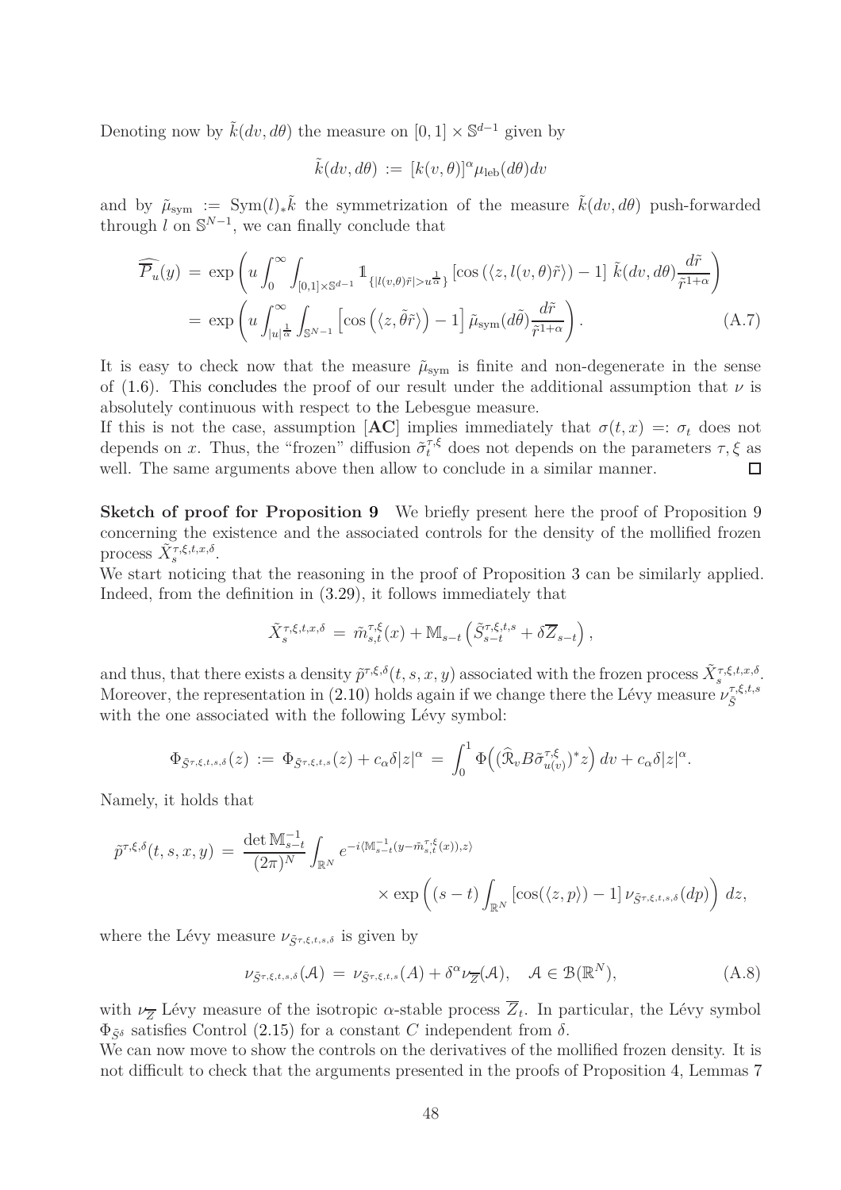Denoting now by $\tilde{k}(dv, d\theta)$ the measure on $[0,1] \times \mathbb{S}^{d-1}$ given by

$$\tilde{k}(dv, d\theta) := [k(v, \theta)]^\alpha \mu_{\text{leb}}(d\theta) dv$$

and by $\tilde{\mu}_{\text{sym}} := \text{Sym}(l)_* \tilde{k}$ the symmetrization of the measure $\tilde{k}(dv, d\theta)$ push-forwarded through $l$ on $\mathbb{S}^{N-1}$, we can finally conclude that

$$\begin{aligned}
\widehat{\overline{\mathcal{P}}_u}(y) &= \exp\left(u \int_0^\infty \int_{[0,1]\times\mathbb{S}^{d-1}} \mathbb{1}_{\{|l(v,\theta)\tilde{r}| > u^{\frac{1}{\alpha}}\}} \left[\cos\left(\langle z, l(v,\theta)\tilde{r}\rangle\right) - 1\right] \tilde{k}(dv, d\theta) \frac{d\tilde{r}}{\tilde{r}^{1+\alpha}}\right) \\
&= \exp\left(u \int_{|u|^{\frac{1}{\alpha}}}^\infty \int_{\mathbb{S}^{N-1}} \left[\cos\left(\langle z, \tilde{\theta}\tilde{r}\rangle\right) - 1\right] \tilde{\mu}_{\text{sym}}(d\tilde{\theta}) \frac{d\tilde{r}}{\tilde{r}^{1+\alpha}}\right). \qquad \text{(A.7)}
\end{aligned}$$

It is easy to check now that the measure $\tilde{\mu}_{\text{sym}}$ is finite and non-degenerate in the sense of (1.6). This concludes the proof of our result under the additional assumption that $\nu$ is absolutely continuous with respect to the Lebesgue measure.

If this is not the case, assumption [**AC**] implies immediately that $\sigma(t,x) =: \sigma_t$ does not depends on $x$. Thus, the "frozen" diffusion $\tilde{\sigma}^{\tau,\xi}_t$ does not depends on the parameters $\tau, \xi$ as well. The same arguments above then allow to conclude in a similar manner. □

**Sketch of proof for Proposition 9** We briefly present here the proof of Proposition 9 concerning the existence and the associated controls for the density of the mollified frozen process $\tilde{X}^{\tau,\xi,t,x,\delta}_s$.

We start noticing that the reasoning in the proof of Proposition 3 can be similarly applied. Indeed, from the definition in (3.29), it follows immediately that

$$\tilde{X}^{\tau,\xi,t,x,\delta}_s = \tilde{m}^{\tau,\xi}_{s,t}(x) + \mathbb{M}_{s-t}\left(\tilde{S}^{\tau,\xi,t,s}_{s-t} + \delta \overline{Z}_{s-t}\right),$$

and thus, that there exists a density $\tilde{p}^{\tau,\xi,\delta}(t,s,x,y)$ associated with the frozen process $\tilde{X}^{\tau,\xi,t,x,\delta}_s$. Moreover, the representation in (2.10) holds again if we change there the Lévy measure $\nu_{\tilde{S}}^{\tau,\xi,t,s}$ with the one associated with the following Lévy symbol:

$$\Phi_{\tilde{S}^{\tau,\xi,t,s,\delta}}(z) := \Phi_{\tilde{S}^{\tau,\xi,t,s}}(z) + c_\alpha \delta |z|^\alpha = \int_0^1 \Phi\Big((\widehat{\mathcal{R}}_v B \tilde{\sigma}^{\tau,\xi}_{u(v)})^* z\Big)\, dv + c_\alpha \delta |z|^\alpha.$$

Namely, it holds that

$$\begin{aligned}
\tilde{p}^{\tau,\xi,\delta}(t,s,x,y) = \frac{\det \mathbb{M}^{-1}_{s-t}}{(2\pi)^N} \int_{\mathbb{R}^N} & e^{-i\langle \mathbb{M}^{-1}_{s-t}(y - \tilde{m}^{\tau,\xi}_{s,t}(x)), z\rangle} \\
& \times \exp\left((s-t)\int_{\mathbb{R}^N} \left[\cos(\langle z, p\rangle) - 1\right] \nu_{\tilde{S}^{\tau,\xi,t,s,\delta}}(dp)\right) dz,
\end{aligned}$$

where the Lévy measure $\nu_{\tilde{S}^{\tau,\xi,t,s,\delta}}$ is given by

$$\nu_{\tilde{S}^{\tau,\xi,t,s,\delta}}(\mathcal{A}) = \nu_{\tilde{S}^{\tau,\xi,t,s}}(A) + \delta^\alpha \nu_{\overline{Z}}(\mathcal{A}), \quad \mathcal{A} \in \mathcal{B}(\mathbb{R}^N), \qquad \text{(A.8)}$$

with $\nu_{\overline{Z}}$ Lévy measure of the isotropic $\alpha$-stable process $\overline{Z}_t$. In particular, the Lévy symbol $\Phi_{\tilde{S}^\delta}$ satisfies Control (2.15) for a constant $C$ independent from $\delta$.

We can now move to show the controls on the derivatives of the mollified frozen density. It is not difficult to check that the arguments presented in the proofs of Proposition 4, Lemmas 7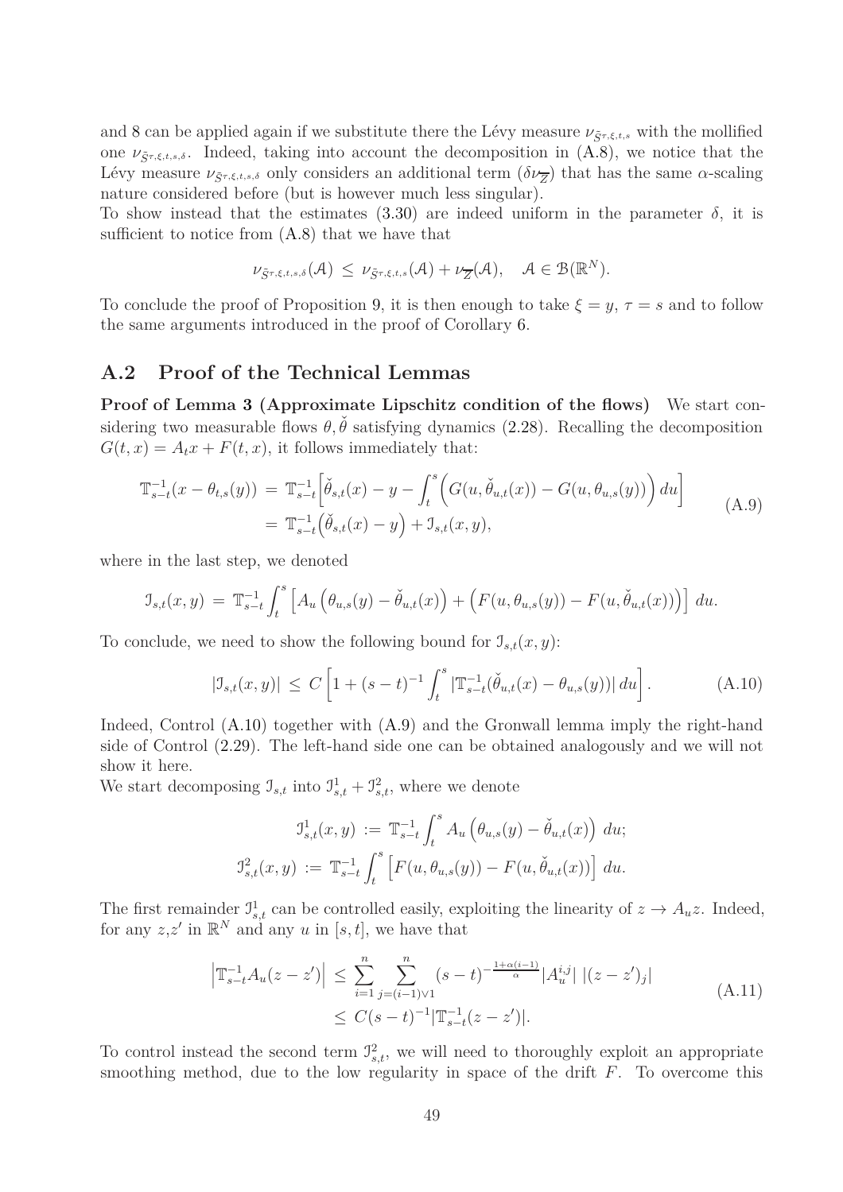and 8 can be applied again if we substitute there the Lévy measure $\nu_{\tilde{S}^{\tau,\xi,t,s}}$ with the mollified one $\nu_{\tilde{S}^{\tau,\xi,t,s,\delta}}$. Indeed, taking into account the decomposition in (A.8), we notice that the Lévy measure $\nu_{\tilde{S}^{\tau,\xi,t,s,\delta}}$ only considers an additional term $(\delta\nu_{\overline{Z}})$ that has the same $\alpha$-scaling nature considered before (but is however much less singular).

To show instead that the estimates (3.30) are indeed uniform in the parameter $\delta$, it is sufficient to notice from (A.8) that we have that

$$
\nu_{\tilde{S}^{\tau,\xi,t,s,\delta}}(\mathcal{A}) \leq \nu_{\tilde{S}^{\tau,\xi,t,s}}(\mathcal{A}) + \nu_{\overline{Z}}(\mathcal{A}), \quad \mathcal{A} \in \mathcal{B}(\mathbb{R}^N).
$$

To conclude the proof of Proposition 9, it is then enough to take $\xi = y$, $\tau = s$ and to follow the same arguments introduced in the proof of Corollary 6.

## A.2 Proof of the Technical Lemmas

**Proof of Lemma 3 (Approximate Lipschitz condition of the flows)** We start considering two measurable flows $\theta, \check{\theta}$ satisfying dynamics (2.28). Recalling the decomposition $G(t,x) = A_t x + F(t,x)$, it follows immediately that:

$$
\begin{aligned}
\mathbb{T}_{s-t}^{-1}(x - \theta_{t,s}(y)) &= \mathbb{T}_{s-t}^{-1}\Big[\check{\theta}_{s,t}(x) - y - \int_t^s \Big(G(u, \check{\theta}_{u,t}(x)) - G(u, \theta_{u,s}(y))\Big)\, du\Big] \\
&= \mathbb{T}_{s-t}^{-1}\Big(\check{\theta}_{s,t}(x) - y\Big) + \mathcal{I}_{s,t}(x,y),
\end{aligned} \tag{A.9}
$$

where in the last step, we denoted

$$
\mathcal{I}_{s,t}(x,y) = \mathbb{T}_{s-t}^{-1}\int_t^s \Big[A_u\Big(\theta_{u,s}(y) - \check{\theta}_{u,t}(x)\Big) + \Big(F(u, \theta_{u,s}(y)) - F(u, \check{\theta}_{u,t}(x))\Big)\Big]\, du.
$$

To conclude, we need to show the following bound for $\mathcal{I}_{s,t}(x,y)$:

$$
|\mathcal{I}_{s,t}(x,y)| \leq C\left[1 + (s-t)^{-1}\int_t^s |\mathbb{T}_{s-t}^{-1}(\check{\theta}_{u,t}(x) - \theta_{u,s}(y))|\, du\right]. \tag{A.10}
$$

Indeed, Control (A.10) together with (A.9) and the Gronwall lemma imply the right-hand side of Control (2.29). The left-hand side one can be obtained analogously and we will not show it here.

We start decomposing $\mathcal{I}_{s,t}$ into $\mathcal{I}^1_{s,t} + \mathcal{I}^2_{s,t}$, where we denote

$$
\begin{aligned}
\mathcal{I}^1_{s,t}(x,y) &:= \mathbb{T}_{s-t}^{-1}\int_t^s A_u\Big(\theta_{u,s}(y) - \check{\theta}_{u,t}(x)\Big)\, du; \\
\mathcal{I}^2_{s,t}(x,y) &:= \mathbb{T}_{s-t}^{-1}\int_t^s \Big[F(u, \theta_{u,s}(y)) - F(u, \check{\theta}_{u,t}(x))\Big]\, du.
\end{aligned}
$$

The first remainder $\mathcal{I}^1_{s,t}$ can be controlled easily, exploiting the linearity of $z \to A_u z$. Indeed, for any $z$,$z'$ in $\mathbb{R}^N$ and any $u$ in $[s,t]$, we have that

$$
\begin{aligned}
\Big|\mathbb{T}_{s-t}^{-1}A_u(z - z')\Big| &\leq \sum_{i=1}^n \sum_{j=(i-1)\vee 1}^n (s-t)^{-\frac{1+\alpha(i-1)}{\alpha}}|A_u^{i,j}|\;|(z-z')_j| \\
&\leq C(s-t)^{-1}|\mathbb{T}_{s-t}^{-1}(z - z')|.
\end{aligned} \tag{A.11}
$$

To control instead the second term $\mathcal{I}^2_{s,t}$, we will need to thoroughly exploit an appropriate smoothing method, due to the low regularity in space of the drift $F$. To overcome this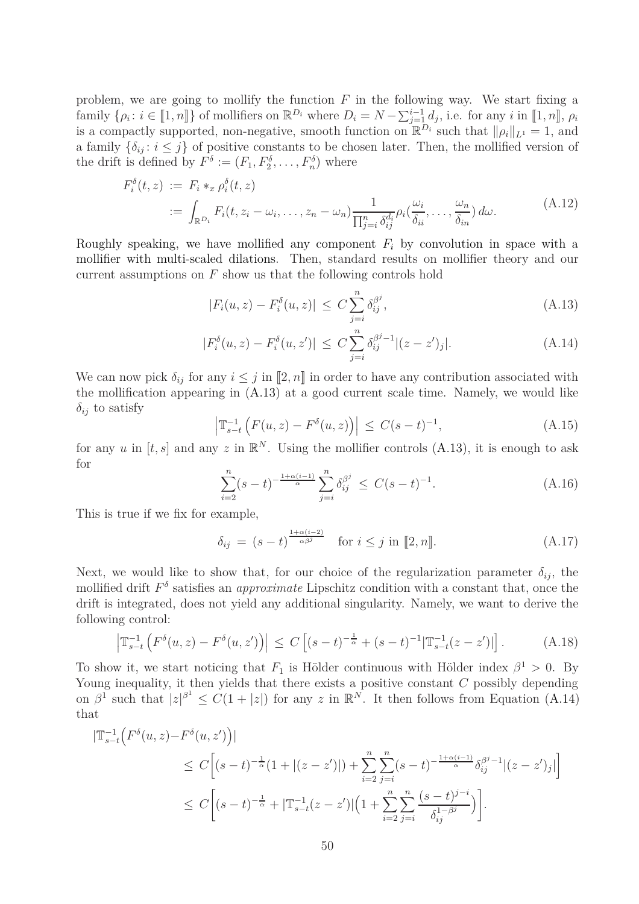problem, we are going to mollify the function $F$ in the following way. We start fixing a family $\{\rho_i \colon i \in [\![1,n]\!]\}$ of mollifiers on $\mathbb{R}^{D_i}$ where $D_i = N - \sum_{j=1}^{i-1} d_j$, i.e. for any $i$ in $[\![1,n]\!]$, $\rho_i$ is a compactly supported, non-negative, smooth function on $\mathbb{R}^{D_i}$ such that $\|\rho_i\|_{L^1} = 1$, and a family $\{\delta_{ij} \colon i \leq j\}$ of positive constants to be chosen later. Then, the mollified version of the drift is defined by $F^\delta := (F_1, F_2^\delta, \dots, F_n^\delta)$ where

$$
\begin{aligned}
F_i^\delta(t,z) &:= F_i *_x \rho_i^\delta(t,z) \\
&:= \int_{\mathbb{R}^{D_i}} F_i(t, z_i - \omega_i, \dots, z_n - \omega_n) \frac{1}{\prod_{j=i}^n \delta_{ij}^{d_i}} \rho_i(\frac{\omega_i}{\delta_{ii}}, \dots, \frac{\omega_n}{\delta_{in}})\, d\omega.
\end{aligned}
\tag{A.12}
$$

Roughly speaking, we have mollified any component $F_i$ by convolution in space with a mollifier with multi-scaled dilations. Then, standard results on mollifier theory and our current assumptions on $F$ show us that the following controls hold

$$
|F_i(u,z) - F_i^\delta(u,z)| \leq C \sum_{j=i}^n \delta_{ij}^{\beta^j},
\tag{A.13}
$$

$$
|F_i^\delta(u,z) - F_i^\delta(u,z')| \leq C \sum_{j=i}^n \delta_{ij}^{\beta^j - 1} |(z-z')_j|.
\tag{A.14}
$$

We can now pick $\delta_{ij}$ for any $i \leq j$ in $[\![2,n]\!]$ in order to have any contribution associated with the mollification appearing in (A.13) at a good current scale time. Namely, we would like $\delta_{ij}$ to satisfy

$$
\left| \mathbb{T}_{s-t}^{-1} \left( F(u,z) - F^\delta(u,z) \right) \right| \leq C(s-t)^{-1},
\tag{A.15}
$$

for any $u$ in $[t,s]$ and any $z$ in $\mathbb{R}^N$. Using the mollifier controls (A.13), it is enough to ask for

$$
\sum_{i=2}^n (s-t)^{-\frac{1+\alpha(i-1)}{\alpha}} \sum_{j=i}^n \delta_{ij}^{\beta^j} \leq C(s-t)^{-1}.
\tag{A.16}
$$

This is true if we fix for example,

$$
\delta_{ij} = (s-t)^{\frac{1+\alpha(i-2)}{\alpha\beta^j}} \quad \text{for } i \leq j \text{ in } [\![2,n]\!].
\tag{A.17}
$$

Next, we would like to show that, for our choice of the regularization parameter $\delta_{ij}$, the mollified drift $F^\delta$ satisfies an *approximate* Lipschitz condition with a constant that, once the drift is integrated, does not yield any additional singularity. Namely, we want to derive the following control:

$$
\left| \mathbb{T}_{s-t}^{-1} \left( F^\delta(u,z) - F^\delta(u,z') \right) \right| \leq C \left[ (s-t)^{-\frac{1}{\alpha}} + (s-t)^{-1} |\mathbb{T}_{s-t}^{-1}(z-z')| \right].
\tag{A.18}
$$

To show it, we start noticing that $F_1$ is Hölder continuous with Hölder index $\beta^1 > 0$. By Young inequality, it then yields that there exists a positive constant $C$ possibly depending on $\beta^1$ such that $|z|^{\beta^1} \leq C(1+|z|)$ for any $z$ in $\mathbb{R}^N$. It then follows from Equation (A.14) that

$$
\begin{aligned}
|\mathbb{T}_{s-t}^{-1} &\Big( F^\delta(u,z) - F^\delta(u,z') \Big)| \\
&\leq C \Big[ (s-t)^{-\frac{1}{\alpha}} (1 + |(z-z')|) + \sum_{i=2}^n \sum_{j=i}^n (s-t)^{-\frac{1+\alpha(i-1)}{\alpha}} \delta_{ij}^{\beta^j - 1} |(z-z')_j| \Big] \\
&\leq C \Big[ (s-t)^{-\frac{1}{\alpha}} + |\mathbb{T}_{s-t}^{-1}(z-z')| \Big( 1 + \sum_{i=2}^n \sum_{j=i}^n \frac{(s-t)^{j-i}}{\delta_{ij}^{1-\beta^j}} \Big) \Big].
\end{aligned}
$$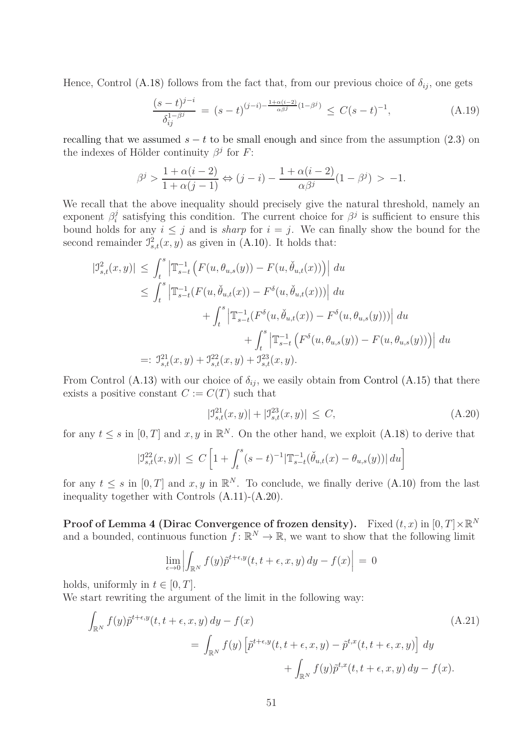Hence, Control (A.18) follows from the fact that, from our previous choice of $\delta_{ij}$, one gets

$$
\frac{(s-t)^{j-i}}{\delta_{ij}^{1-\beta^j}} \,=\, (s-t)^{(j-i)-\frac{1+\alpha(i-2)}{\alpha\beta^j}(1-\beta^j)} \,\le\, C(s-t)^{-1}, \tag{A.19}
$$

recalling that we assumed $s-t$ to be small enough and since from the assumption (2.3) on the indexes of Hölder continuity $\beta^j$ for $F$:

$$
\beta^j > \frac{1+\alpha(i-2)}{1+\alpha(j-1)} \Leftrightarrow (j-i) - \frac{1+\alpha(i-2)}{\alpha\beta^j}(1-\beta^j) \,>\, -1.
$$

We recall that the above inequality should precisely give the natural threshold, namely an exponent $\beta_i^j$ satisfying this condition. The current choice for $\beta^j$ is sufficient to ensure this bound holds for any $i \le j$ and is *sharp* for $i=j$. We can finally show the bound for the second remainder $\mathcal{I}^2_{s,t}(x,y)$ as given in (A.10). It holds that:

$$
\begin{aligned}
|\mathcal{I}^2_{s,t}(x,y)| \,&\le\, \int_t^s \left|\mathbb{T}^{-1}_{s-t}\left(F(u,\theta_{u,s}(y)) - F(u,\check{\theta}_{u,t}(x))\right)\right| du \\
&\le\, \int_t^s \left|\mathbb{T}^{-1}_{s-t}(F(u,\check{\theta}_{u,t}(x)) - F^{\delta}(u,\check{\theta}_{u,t}(x)))\right| du \\
&\qquad + \int_t^s \left|\mathbb{T}^{-1}_{s-t}(F^{\delta}(u,\check{\theta}_{u,t}(x)) - F^{\delta}(u,\theta_{u,s}(y)))\right| du \\
&\qquad\qquad + \int_t^s \left|\mathbb{T}^{-1}_{s-t}\left(F^{\delta}(u,\theta_{u,s}(y)) - F(u,\theta_{u,s}(y))\right)\right| du \\
&=: \mathcal{I}^{21}_{s,t}(x,y) + \mathcal{I}^{22}_{s,t}(x,y) + \mathcal{I}^{23}_{s,t}(x,y).
\end{aligned}
$$

From Control (A.13) with our choice of $\delta_{ij}$, we easily obtain from Control (A.15) that there exists a positive constant $C := C(T)$ such that

$$
|\mathcal{I}^{21}_{s,t}(x,y)| + |\mathcal{I}^{23}_{s,t}(x,y)| \,\le\, C, \tag{A.20}
$$

for any $t \le s$ in $[0,T]$ and $x,y$ in $\mathbb{R}^N$. On the other hand, we exploit (A.18) to derive that

$$
|\mathcal{I}^{22}_{s,t}(x,y)| \,\le\, C\left[1 + \int_t^s (s-t)^{-1}|\mathbb{T}^{-1}_{s-t}(\check{\theta}_{u,t}(x) - \theta_{u,s}(y))|\, du\right]
$$

for any $t \le s$ in $[0,T]$ and $x,y$ in $\mathbb{R}^N$. To conclude, we finally derive (A.10) from the last inequality together with Controls (A.11)-(A.20).

**Proof of Lemma 4 (Dirac Convergence of frozen density).** Fixed $(t,x)$ in $[0,T]\times\mathbb{R}^N$ and a bounded, continuous function $f\colon \mathbb{R}^N \to \mathbb{R}$, we want to show that the following limit

$$
\lim_{\epsilon\to 0}\left|\int_{\mathbb{R}^N} f(y)\tilde{p}^{t+\epsilon,y}(t,t+\epsilon,x,y)\,dy - f(x)\right| \,=\, 0
$$

holds, uniformly in $t \in [0,T]$.
We start rewriting the argument of the limit in the following way:

$$
\begin{aligned}
\int_{\mathbb{R}^N} f(y)\tilde{p}^{t+\epsilon,y}(t,t+\epsilon,x,y)\,dy - f(x) \qquad\qquad\qquad\qquad & \qquad\qquad\qquad\qquad\qquad \text{(A.21)} \\
= \int_{\mathbb{R}^N} f(y)\left[\tilde{p}^{t+\epsilon,y}(t,t+\epsilon,x,y) - \tilde{p}^{t,x}(t,t+\epsilon,x,y)\right]\, dy & \\
+ \int_{\mathbb{R}^N} f(y)\tilde{p}^{t,x}(t,t+\epsilon,x,y)\,dy - f(x). &
\end{aligned}
$$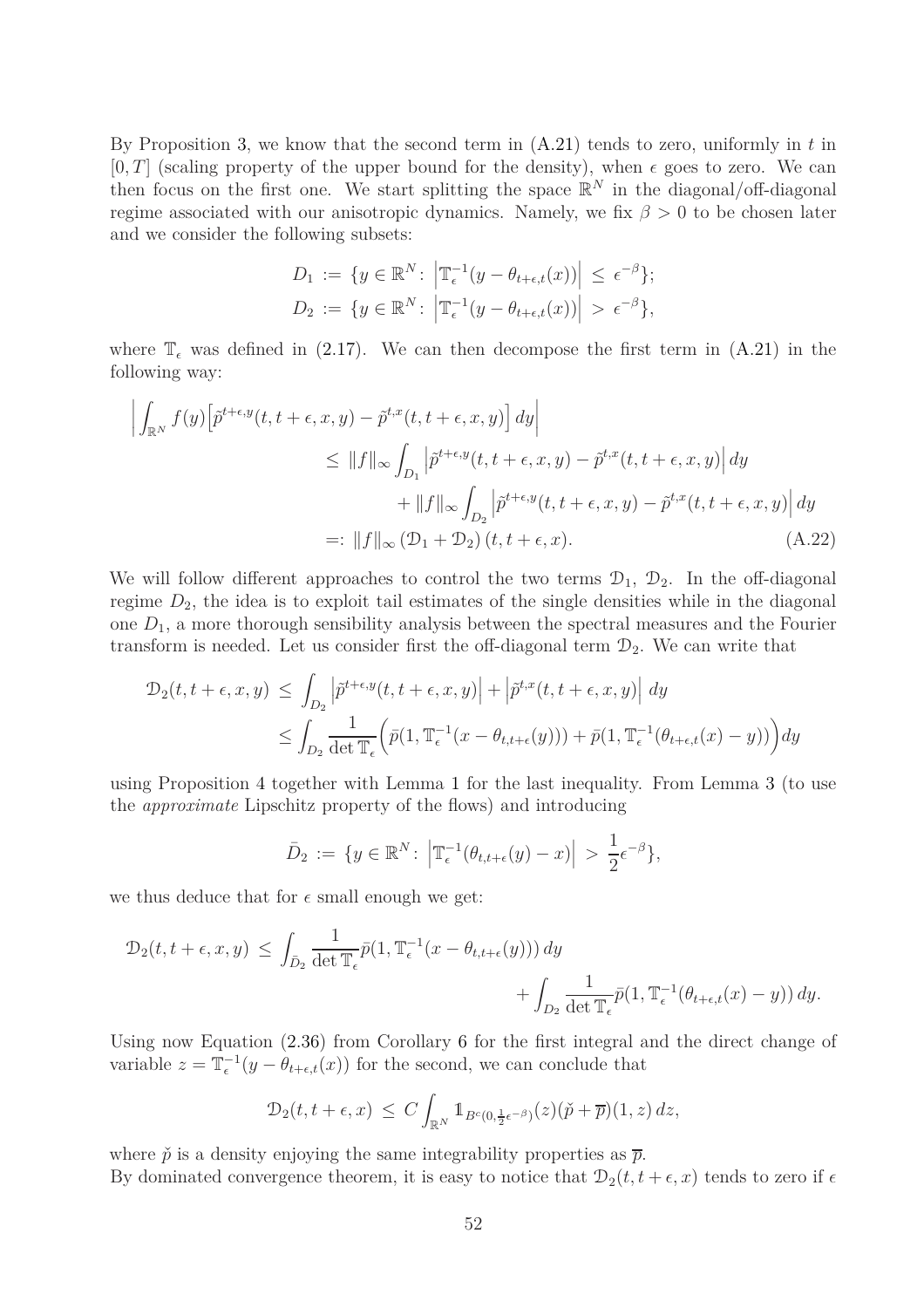By Proposition 3, we know that the second term in (A.21) tends to zero, uniformly in $t$ in $[0,T]$ (scaling property of the upper bound for the density), when $\epsilon$ goes to zero. We can then focus on the first one. We start splitting the space $\mathbb{R}^N$ in the diagonal/off-diagonal regime associated with our anisotropic dynamics. Namely, we fix $\beta > 0$ to be chosen later and we consider the following subsets:

$$
\begin{aligned}
D_1 &:= \{y \in \mathbb{R}^N \colon \left|\mathbb{T}_\epsilon^{-1}(y - \theta_{t+\epsilon,t}(x))\right| \le \epsilon^{-\beta}\};\\
D_2 &:= \{y \in \mathbb{R}^N \colon \left|\mathbb{T}_\epsilon^{-1}(y - \theta_{t+\epsilon,t}(x))\right| > \epsilon^{-\beta}\},
\end{aligned}
$$

where $\mathbb{T}_\epsilon$ was defined in (2.17). We can then decompose the first term in (A.21) in the following way:

$$
\begin{aligned}
\Big| \int_{\mathbb{R}^N} f(y)\Big[\tilde{p}^{t+\epsilon,y}(t,t+\epsilon,x,y) - \tilde{p}^{t,x}(t,t+\epsilon,x,y)\Big]\,dy\Big| &\\
\le \|f\|_\infty \int_{D_1} \Big|\tilde{p}^{t+\epsilon,y}(t,t+\epsilon,x,y) - \tilde{p}^{t,x}(t,t+\epsilon,x,y)\Big|\,dy &\\
+ \|f\|_\infty \int_{D_2} \Big|\tilde{p}^{t+\epsilon,y}(t,t+\epsilon,x,y) - \tilde{p}^{t,x}(t,t+\epsilon,x,y)\Big|\,dy &\\
=: \|f\|_\infty \left(\mathcal{D}_1 + \mathcal{D}_2\right)(t,t+\epsilon,x). & \qquad \text{(A.22)}
\end{aligned}
$$

We will follow different approaches to control the two terms $\mathcal{D}_1$, $\mathcal{D}_2$. In the off-diagonal regime $D_2$, the idea is to exploit tail estimates of the single densities while in the diagonal one $D_1$, a more thorough sensibility analysis between the spectral measures and the Fourier transform is needed. Let us consider first the off-diagonal term $\mathcal{D}_2$. We can write that

$$
\begin{aligned}
\mathcal{D}_2(t,t+\epsilon,x,y) &\le \int_{D_2} \Big|\tilde{p}^{t+\epsilon,y}(t,t+\epsilon,x,y)\Big| + \Big|\tilde{p}^{t,x}(t,t+\epsilon,x,y)\Big|\,dy\\
&\le \int_{D_2} \frac{1}{\det \mathbb{T}_\epsilon}\Big(\bar{p}(1,\mathbb{T}_\epsilon^{-1}(x - \theta_{t,t+\epsilon}(y))) + \bar{p}(1,\mathbb{T}_\epsilon^{-1}(\theta_{t+\epsilon,t}(x) - y))\Big)dy
\end{aligned}
$$

using Proposition 4 together with Lemma 1 for the last inequality. From Lemma 3 (to use the *approximate* Lipschitz property of the flows) and introducing

$$
\bar{D}_2 := \{y \in \mathbb{R}^N \colon \left|\mathbb{T}_\epsilon^{-1}(\theta_{t,t+\epsilon}(y) - x)\right| > \frac{1}{2}\epsilon^{-\beta}\},
$$

we thus deduce that for $\epsilon$ small enough we get:

$$
\mathcal{D}_2(t,t+\epsilon,x,y) \le \int_{\bar{D}_2} \frac{1}{\det \mathbb{T}_\epsilon}\bar{p}(1,\mathbb{T}_\epsilon^{-1}(x - \theta_{t,t+\epsilon}(y)))\,dy + \int_{D_2} \frac{1}{\det \mathbb{T}_\epsilon}\bar{p}(1,\mathbb{T}_\epsilon^{-1}(\theta_{t+\epsilon,t}(x) - y))\,dy.
$$

Using now Equation (2.36) from Corollary 6 for the first integral and the direct change of variable $z = \mathbb{T}_\epsilon^{-1}(y - \theta_{t+\epsilon,t}(x))$ for the second, we can conclude that

$$
\mathcal{D}_2(t,t+\epsilon,x) \le C\int_{\mathbb{R}^N} \mathbb{1}_{B^c(0,\frac{1}{2}\epsilon^{-\beta})}(z)(\check{p} + \overline{p})(1,z)\,dz,
$$

where $\check{p}$ is a density enjoying the same integrability properties as $\overline{p}$.
By dominated convergence theorem, it is easy to notice that $\mathcal{D}_2(t,t+\epsilon,x)$ tends to zero if $\epsilon$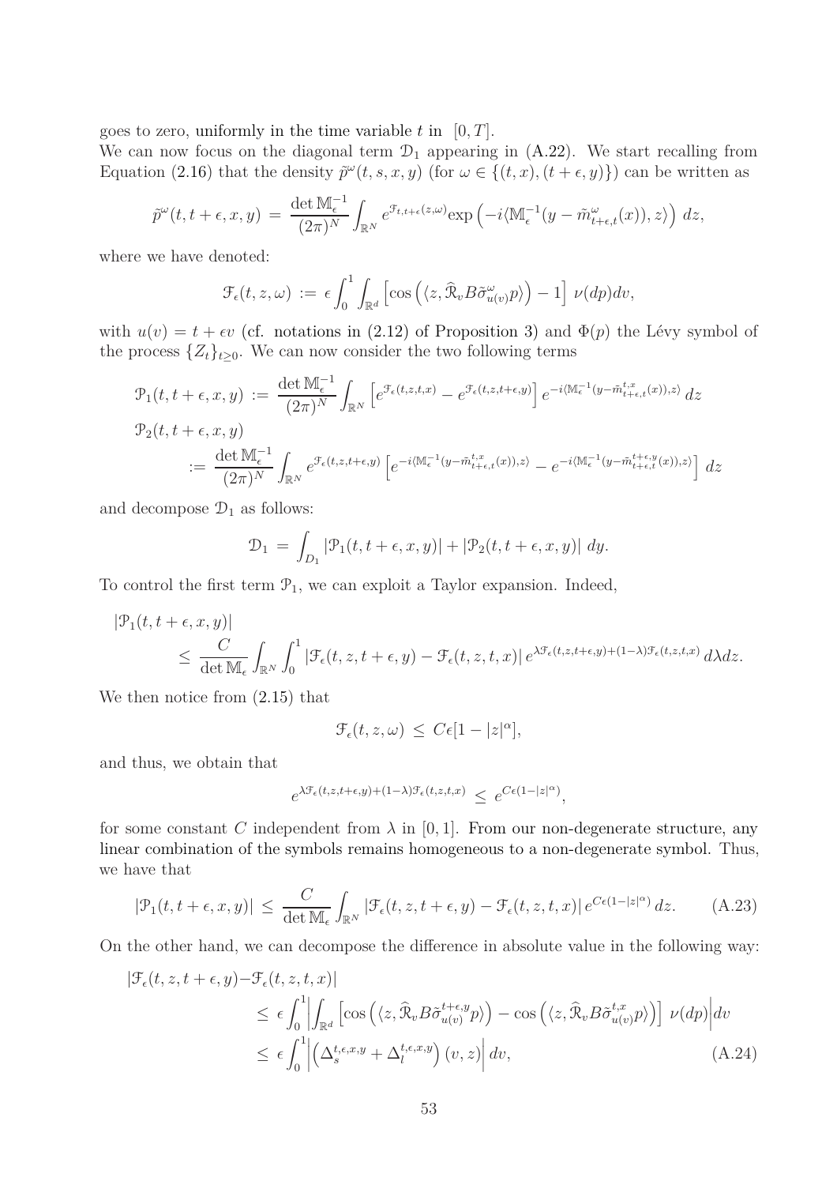goes to zero, uniformly in the time variable $t$ in $[0,T]$.

We can now focus on the diagonal term $\mathcal{D}_1$ appearing in (A.22). We start recalling from Equation (2.16) that the density $\tilde{p}^\omega(t,s,x,y)$ (for $\omega \in \{(t,x),(t+\epsilon,y)\}$) can be written as

$$\tilde{p}^\omega(t,t+\epsilon,x,y) \,=\, \frac{\det \mathbb{M}_\epsilon^{-1}}{(2\pi)^N}\int_{\mathbb{R}^N} e^{\mathcal{F}_{t,t+\epsilon}(z,\omega)}\exp\left(-i\langle \mathbb{M}_\epsilon^{-1}(y-\tilde{m}^\omega_{t+\epsilon,t}(x)),z\rangle\right)\,dz,$$

where we have denoted:

$$\mathcal{F}_\epsilon(t,z,\omega) \,:=\, \epsilon\int_0^1\int_{\mathbb{R}^d}\left[\cos\left(\langle z,\widehat{\mathcal{R}}_vB\tilde{\sigma}^\omega_{u(v)}p\rangle\right)-1\right]\,\nu(dp)dv,$$

with $u(v)=t+\epsilon v$ (cf. notations in (2.12) of Proposition 3) and $\Phi(p)$ the Lévy symbol of the process $\{Z_t\}_{t\geq 0}$. We can now consider the two following terms

$$\begin{aligned}
\mathcal{P}_1(t,t+\epsilon,x,y) \,&:=\, \frac{\det \mathbb{M}_\epsilon^{-1}}{(2\pi)^N}\int_{\mathbb{R}^N}\left[e^{\mathcal{F}_\epsilon(t,z,t,x)}-e^{\mathcal{F}_\epsilon(t,z,t+\epsilon,y)}\right]e^{-i\langle \mathbb{M}_\epsilon^{-1}(y-\tilde{m}^{t,x}_{t+\epsilon,t}(x)),z\rangle}\,dz\\
\mathcal{P}_2(t,t+\epsilon,x,y)&\\
&:=\,\frac{\det \mathbb{M}_\epsilon^{-1}}{(2\pi)^N}\int_{\mathbb{R}^N}e^{\mathcal{F}_\epsilon(t,z,t+\epsilon,y)}\left[e^{-i\langle \mathbb{M}_\epsilon^{-1}(y-\tilde{m}^{t,x}_{t+\epsilon,t}(x)),z\rangle}-e^{-i\langle \mathbb{M}_\epsilon^{-1}(y-\tilde{m}^{t+\epsilon,y}_{t+\epsilon,t}(x)),z\rangle}\right]\,dz
\end{aligned}$$

and decompose $\mathcal{D}_1$ as follows:

$$\mathcal{D}_1 \,=\, \int_{D_1}|\mathcal{P}_1(t,t+\epsilon,x,y)|+|\mathcal{P}_2(t,t+\epsilon,x,y)|\,dy.$$

To control the first term $\mathcal{P}_1$, we can exploit a Taylor expansion. Indeed,

$$\begin{aligned}
&|\mathcal{P}_1(t,t+\epsilon,x,y)|\\
&\qquad\leq\,\frac{C}{\det \mathbb{M}_\epsilon}\int_{\mathbb{R}^N}\int_0^1\left|\mathcal{F}_\epsilon(t,z,t+\epsilon,y)-\mathcal{F}_\epsilon(t,z,t,x)\right|e^{\lambda\mathcal{F}_\epsilon(t,z,t+\epsilon,y)+(1-\lambda)\mathcal{F}_\epsilon(t,z,t,x)}\,d\lambda dz.
\end{aligned}$$

We then notice from (2.15) that

$$\mathcal{F}_\epsilon(t,z,\omega)\,\leq\,C\epsilon[1-|z|^\alpha],$$

and thus, we obtain that

$$e^{\lambda\mathcal{F}_\epsilon(t,z,t+\epsilon,y)+(1-\lambda)\mathcal{F}_\epsilon(t,z,t,x)}\,\leq\,e^{C\epsilon(1-|z|^\alpha)},$$

for some constant $C$ independent from $\lambda$ in $[0,1]$. From our non-degenerate structure, any linear combination of the symbols remains homogeneous to a non-degenerate symbol. Thus, we have that

$$|\mathcal{P}_1(t,t+\epsilon,x,y)|\,\leq\,\frac{C}{\det \mathbb{M}_\epsilon}\int_{\mathbb{R}^N}\left|\mathcal{F}_\epsilon(t,z,t+\epsilon,y)-\mathcal{F}_\epsilon(t,z,t,x)\right|e^{C\epsilon(1-|z|^\alpha)}\,dz. \tag{A.23}$$

On the other hand, we can decompose the difference in absolute value in the following way:

$$\begin{aligned}
|\mathcal{F}_\epsilon(t,z,t+\epsilon,y)-&\mathcal{F}_\epsilon(t,z,t,x)|\\
&\leq\,\epsilon\int_0^1\left|\int_{\mathbb{R}^d}\left[\cos\left(\langle z,\widehat{\mathcal{R}}_vB\tilde{\sigma}^{t+\epsilon,y}_{u(v)}p\rangle\right)-\cos\left(\langle z,\widehat{\mathcal{R}}_vB\tilde{\sigma}^{t,x}_{u(v)}p\rangle\right)\right]\,\nu(dp)\right|dv\\
&\leq\,\epsilon\int_0^1\left|\left(\Delta_s^{t,\epsilon,x,y}+\Delta_l^{t,\epsilon,x,y}\right)(v,z)\right|dv,
\end{aligned}\tag{A.24}$$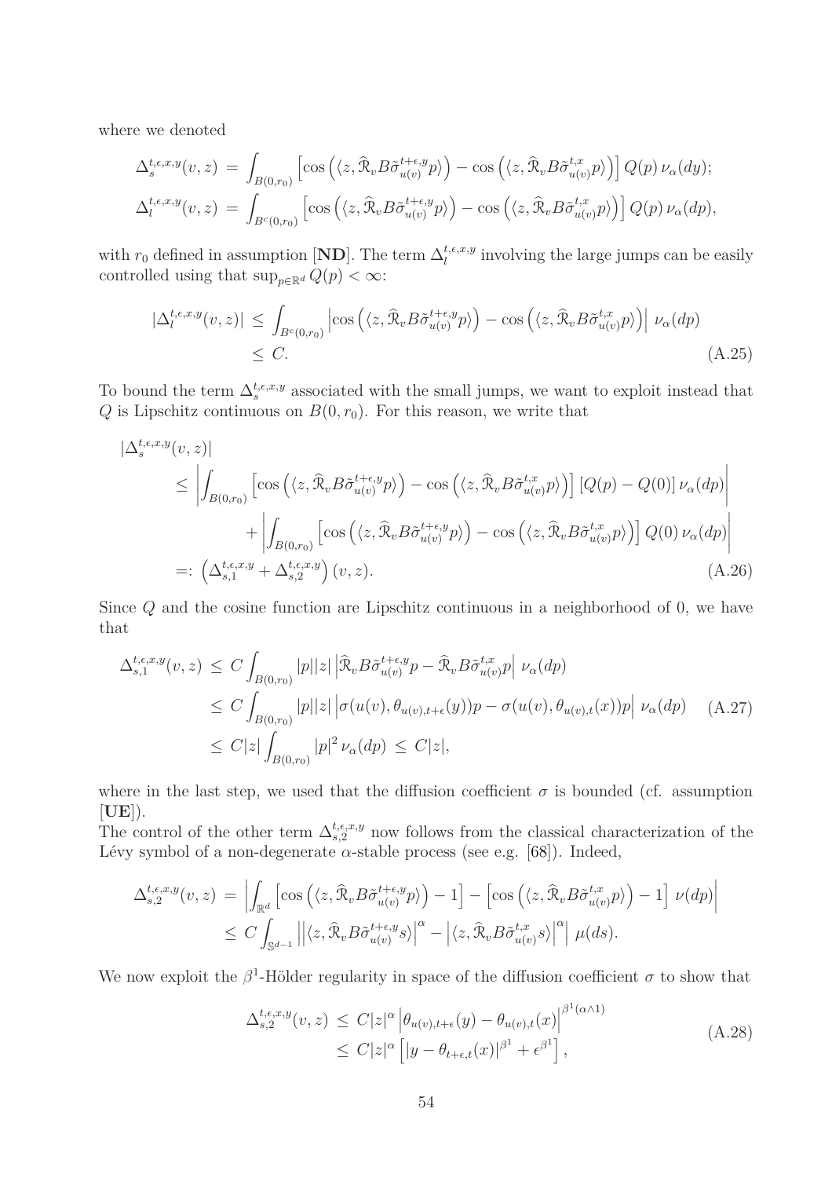where we denoted

$$\Delta_s^{t,\epsilon,x,y}(v,z) = \int_{B(0,r_0)} \Big[\cos\Big(\langle z, \widehat{\mathfrak{R}}_v B\tilde{\sigma}^{t+\epsilon,y}_{u(v)}p\rangle\Big) - \cos\Big(\langle z, \widehat{\mathfrak{R}}_v B\tilde{\sigma}^{t,x}_{u(v)}p\rangle\Big)\Big]\, Q(p)\,\nu_\alpha(dy);$$
$$\Delta_l^{t,\epsilon,x,y}(v,z) = \int_{B^c(0,r_0)} \Big[\cos\Big(\langle z, \widehat{\mathfrak{R}}_v B\tilde{\sigma}^{t+\epsilon,y}_{u(v)}p\rangle\Big) - \cos\Big(\langle z, \widehat{\mathfrak{R}}_v B\tilde{\sigma}^{t,x}_{u(v)}p\rangle\Big)\Big]\, Q(p)\,\nu_\alpha(dp),$$

with $r_0$ defined in assumption [**ND**]. The term $\Delta_l^{t,\epsilon,x,y}$ involving the large jumps can be easily controlled using that $\sup_{p\in\mathbb{R}^d} Q(p) < \infty$:

$$\begin{aligned}
|\Delta_l^{t,\epsilon,x,y}(v,z)| &\leq \int_{B^c(0,r_0)} \Big|\cos\Big(\langle z, \widehat{\mathfrak{R}}_v B\tilde{\sigma}^{t+\epsilon,y}_{u(v)}p\rangle\Big) - \cos\Big(\langle z, \widehat{\mathfrak{R}}_v B\tilde{\sigma}^{t,x}_{u(v)}p\rangle\Big)\Big|\,\nu_\alpha(dp) \\
&\leq C.
\end{aligned} \tag{A.25}$$

To bound the term $\Delta_s^{t,\epsilon,x,y}$ associated with the small jumps, we want to exploit instead that $Q$ is Lipschitz continuous on $B(0,r_0)$. For this reason, we write that

$$\begin{aligned}
&|\Delta_s^{t,\epsilon,x,y}(v,z)| \\
&\leq \left|\int_{B(0,r_0)} \Big[\cos\Big(\langle z, \widehat{\mathfrak{R}}_v B\tilde{\sigma}^{t+\epsilon,y}_{u(v)}p\rangle\Big) - \cos\Big(\langle z, \widehat{\mathfrak{R}}_v B\tilde{\sigma}^{t,x}_{u(v)}p\rangle\Big)\Big]\,[Q(p)-Q(0)]\,\nu_\alpha(dp)\right| \\
&\qquad + \left|\int_{B(0,r_0)} \Big[\cos\Big(\langle z, \widehat{\mathfrak{R}}_v B\tilde{\sigma}^{t+\epsilon,y}_{u(v)}p\rangle\Big) - \cos\Big(\langle z, \widehat{\mathfrak{R}}_v B\tilde{\sigma}^{t,x}_{u(v)}p\rangle\Big)\Big]\,Q(0)\,\nu_\alpha(dp)\right| \\
&=: \Big(\Delta_{s,1}^{t,\epsilon,x,y} + \Delta_{s,2}^{t,\epsilon,x,y}\Big)(v,z).
\end{aligned} \tag{A.26}$$

Since $Q$ and the cosine function are Lipschitz continuous in a neighborhood of 0, we have that

$$\begin{aligned}
\Delta_{s,1}^{t,\epsilon,x,y}(v,z) &\leq C\int_{B(0,r_0)} |p||z|\,\Big|\widehat{\mathfrak{R}}_v B\tilde{\sigma}^{t+\epsilon,y}_{u(v)}p - \widehat{\mathfrak{R}}_v B\tilde{\sigma}^{t,x}_{u(v)}p\Big|\,\nu_\alpha(dp) \\
&\leq C\int_{B(0,r_0)} |p||z|\,\Big|\sigma(u(v),\theta_{u(v),t+\epsilon}(y))p - \sigma(u(v),\theta_{u(v),t}(x))p\Big|\,\nu_\alpha(dp) \\
&\leq C|z|\int_{B(0,r_0)} |p|^2\,\nu_\alpha(dp) \,\leq\, C|z|,
\end{aligned} \tag{A.27}$$

where in the last step, we used that the diffusion coefficient $\sigma$ is bounded (cf. assumption [**UE**]).
The control of the other term $\Delta_{s,2}^{t,\epsilon,x,y}$ now follows from the classical characterization of the Lévy symbol of a non-degenerate $\alpha$-stable process (see e.g. [68]). Indeed,

$$\begin{aligned}
\Delta_{s,2}^{t,\epsilon,x,y}(v,z) &= \left|\int_{\mathbb{R}^d} \Big[\cos\Big(\langle z, \widehat{\mathfrak{R}}_v B\tilde{\sigma}^{t+\epsilon,y}_{u(v)}p\rangle\Big) - 1\Big] - \Big[\cos\Big(\langle z, \widehat{\mathfrak{R}}_v B\tilde{\sigma}^{t,x}_{u(v)}p\rangle\Big) - 1\Big]\,\nu(dp)\right| \\
&\leq C\int_{\mathbb{S}^{d-1}} \Big|\Big|\langle z, \widehat{\mathfrak{R}}_v B\tilde{\sigma}^{t+\epsilon,y}_{u(v)}s\rangle\Big|^\alpha - \Big|\langle z, \widehat{\mathfrak{R}}_v B\tilde{\sigma}^{t,x}_{u(v)}s\rangle\Big|^\alpha\Big|\,\mu(ds).
\end{aligned}$$

We now exploit the $\beta^1$-Hölder regularity in space of the diffusion coefficient $\sigma$ to show that

$$\begin{aligned}
\Delta_{s,2}^{t,\epsilon,x,y}(v,z) &\leq C|z|^\alpha\,\Big|\theta_{u(v),t+\epsilon}(y) - \theta_{u(v),t}(x)\Big|^{\beta^1(\alpha\wedge 1)} \\
&\leq C|z|^\alpha\Big[|y-\theta_{t+\epsilon,t}(x)|^{\beta^1} + \epsilon^{\beta^1}\Big],
\end{aligned} \tag{A.28}$$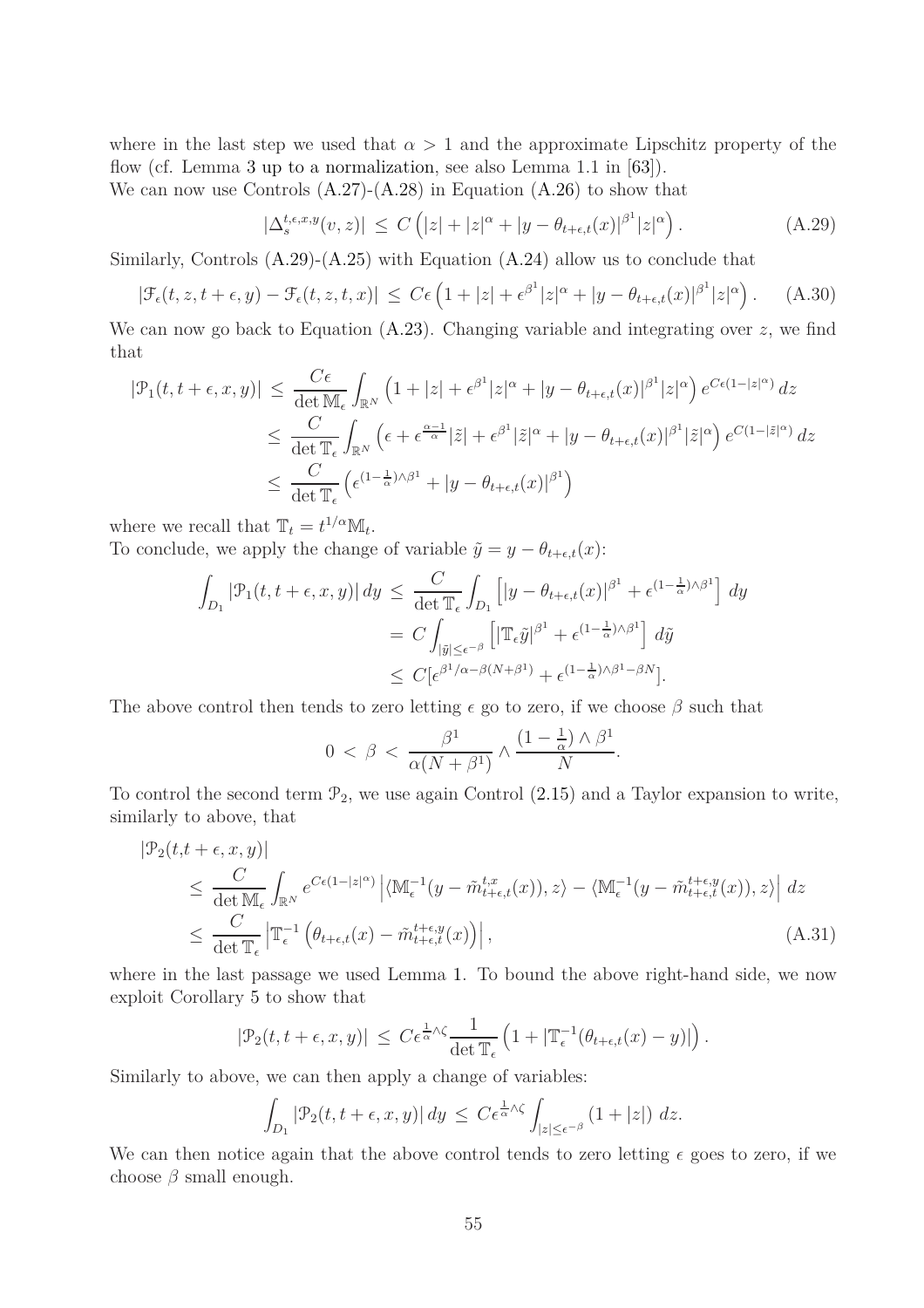where in the last step we used that $\alpha > 1$ and the approximate Lipschitz property of the flow (cf. Lemma 3 up to a normalization, see also Lemma 1.1 in [63]).
We can now use Controls (A.27)-(A.28) in Equation (A.26) to show that

$$|\Delta_s^{t,\epsilon,x,y}(v,z)| \le C\left(|z| + |z|^\alpha + |y - \theta_{t+\epsilon,t}(x)|^{\beta^1}|z|^\alpha\right). \tag{A.29}$$

Similarly, Controls (A.29)-(A.25) with Equation (A.24) allow us to conclude that

$$|\mathcal{F}_\epsilon(t,z,t+\epsilon,y) - \mathcal{F}_\epsilon(t,z,t,x)| \le C\epsilon\left(1 + |z| + \epsilon^{\beta^1}|z|^\alpha + |y - \theta_{t+\epsilon,t}(x)|^{\beta^1}|z|^\alpha\right). \tag{A.30}$$

We can now go back to Equation (A.23). Changing variable and integrating over $z$, we find that

$$\begin{aligned}
|\mathcal{P}_1(t,t+\epsilon,x,y)| &\le \frac{C\epsilon}{\det \mathbb{M}_\epsilon}\int_{\mathbb{R}^N}\left(1 + |z| + \epsilon^{\beta^1}|z|^\alpha + |y - \theta_{t+\epsilon,t}(x)|^{\beta^1}|z|^\alpha\right)e^{C\epsilon(1-|z|^\alpha)}\,dz \\
&\le \frac{C}{\det \mathbb{T}_\epsilon}\int_{\mathbb{R}^N}\left(\epsilon + \epsilon^{\frac{\alpha-1}{\alpha}}|\tilde{z}| + \epsilon^{\beta^1}|\tilde{z}|^\alpha + |y - \theta_{t+\epsilon,t}(x)|^{\beta^1}|\tilde{z}|^\alpha\right)e^{C(1-|\tilde{z}|^\alpha)}\,dz \\
&\le \frac{C}{\det \mathbb{T}_\epsilon}\left(\epsilon^{(1-\frac{1}{\alpha})\wedge\beta^1} + |y - \theta_{t+\epsilon,t}(x)|^{\beta^1}\right)
\end{aligned}$$

where we recall that $\mathbb{T}_t = t^{1/\alpha}\mathbb{M}_t$.
To conclude, we apply the change of variable $\tilde{y} = y - \theta_{t+\epsilon,t}(x)$:

$$\begin{aligned}
\int_{D_1}|\mathcal{P}_1(t,t+\epsilon,x,y)|\,dy &\le \frac{C}{\det \mathbb{T}_\epsilon}\int_{D_1}\left[|y - \theta_{t+\epsilon,t}(x)|^{\beta^1} + \epsilon^{(1-\frac{1}{\alpha})\wedge\beta^1}\right]\,dy \\
&= C\int_{|\tilde{y}|\le\epsilon^{-\beta}}\left[|\mathbb{T}_\epsilon\tilde{y}|^{\beta^1} + \epsilon^{(1-\frac{1}{\alpha})\wedge\beta^1}\right]\,d\tilde{y} \\
&\le C[\epsilon^{\beta^1/\alpha-\beta(N+\beta^1)} + \epsilon^{(1-\frac{1}{\alpha})\wedge\beta^1-\beta N}].
\end{aligned}$$

The above control then tends to zero letting $\epsilon$ go to zero, if we choose $\beta$ such that

$$0 < \beta < \frac{\beta^1}{\alpha(N+\beta^1)} \wedge \frac{(1-\frac{1}{\alpha})\wedge\beta^1}{N}.$$

To control the second term $\mathcal{P}_2$, we use again Control (2.15) and a Taylor expansion to write, similarly to above, that

$$\begin{aligned}
&|\mathcal{P}_2(t,t+\epsilon,x,y)| \\
&\le \frac{C}{\det \mathbb{M}_\epsilon}\int_{\mathbb{R}^N}e^{C\epsilon(1-|z|^\alpha)}\left|\langle\mathbb{M}_\epsilon^{-1}(y - \tilde{m}_{t+\epsilon,t}^{t,x}(x)), z\rangle - \langle\mathbb{M}_\epsilon^{-1}(y - \tilde{m}_{t+\epsilon,t}^{t+\epsilon,y}(x)), z\rangle\right|\,dz \\
&\le \frac{C}{\det \mathbb{T}_\epsilon}\left|\mathbb{T}_\epsilon^{-1}\left(\theta_{t+\epsilon,t}(x) - \tilde{m}_{t+\epsilon,t}^{t+\epsilon,y}(x)\right)\right|,
\end{aligned} \tag{A.31}$$

where in the last passage we used Lemma 1. To bound the above right-hand side, we now exploit Corollary 5 to show that

$$|\mathcal{P}_2(t,t+\epsilon,x,y)| \le C\epsilon^{\frac{1}{\alpha}\wedge\zeta}\frac{1}{\det \mathbb{T}_\epsilon}\left(1 + |\mathbb{T}_\epsilon^{-1}(\theta_{t+\epsilon,t}(x) - y)|\right).$$

Similarly to above, we can then apply a change of variables:

$$\int_{D_1}|\mathcal{P}_2(t,t+\epsilon,x,y)|\,dy \le C\epsilon^{\frac{1}{\alpha}\wedge\zeta}\int_{|z|\le\epsilon^{-\beta}}(1+|z|)\,dz.$$

We can then notice again that the above control tends to zero letting $\epsilon$ goes to zero, if we choose $\beta$ small enough.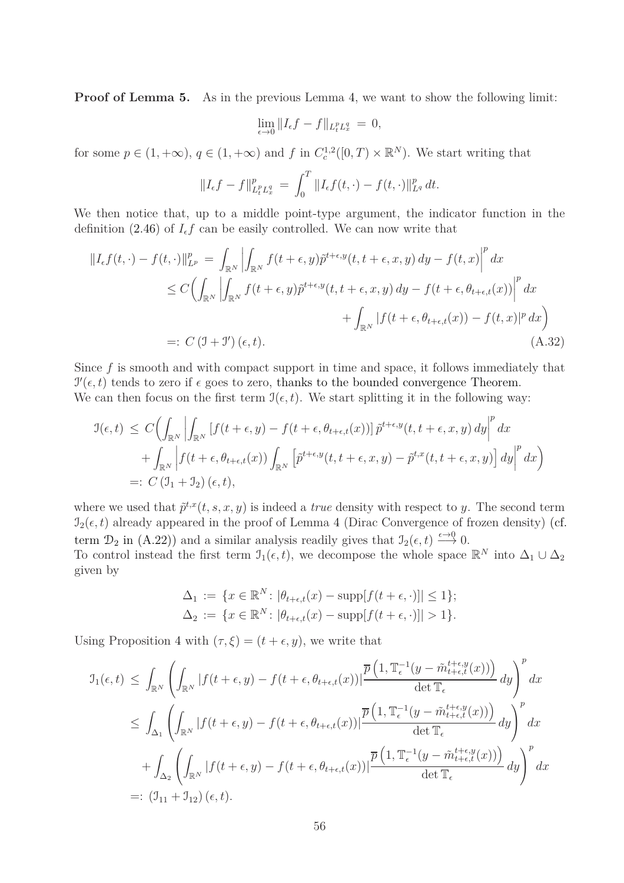**Proof of Lemma 5.** As in the previous Lemma 4, we want to show the following limit:

$$\lim_{\epsilon \to 0} \|I_\epsilon f - f\|_{L^p_t L^q_x} = 0,$$

for some $p \in (1, +\infty)$, $q \in (1, +\infty)$ and $f$ in $C^{1,2}_c([0,T) \times \mathbb{R}^N)$. We start writing that

$$\|I_\epsilon f - f\|^p_{L^p_t L^q_x} = \int_0^T \|I_\epsilon f(t, \cdot) - f(t, \cdot)\|^p_{L^q} \, dt.$$

We then notice that, up to a middle point-type argument, the indicator function in the definition (2.46) of $I_\epsilon f$ can be easily controlled. We can now write that

$$\begin{aligned}
\|I_\epsilon f(t, \cdot) - f(t, \cdot)\|^p_{L^p} &= \int_{\mathbb{R}^N} \left| \int_{\mathbb{R}^N} f(t+\epsilon, y) \tilde{p}^{t+\epsilon, y}(t, t+\epsilon, x, y) \, dy - f(t, x) \right|^p dx \\
&\le C \Big( \int_{\mathbb{R}^N} \left| \int_{\mathbb{R}^N} f(t+\epsilon, y) \tilde{p}^{t+\epsilon, y}(t, t+\epsilon, x, y) \, dy - f(t+\epsilon, \theta_{t+\epsilon, t}(x)) \right|^p dx \\
&\qquad\qquad + \int_{\mathbb{R}^N} |f(t+\epsilon, \theta_{t+\epsilon, t}(x)) - f(t, x)|^p \, dx \Big) \\
&=: C \left( \mathcal{I} + \mathcal{I}' \right)(\epsilon, t).
\end{aligned} \tag{A.32}$$

Since $f$ is smooth and with compact support in time and space, it follows immediately that $\mathcal{I}'(\epsilon, t)$ tends to zero if $\epsilon$ goes to zero, thanks to the bounded convergence Theorem. We can then focus on the first term $\mathcal{I}(\epsilon, t)$. We start splitting it in the following way:

$$\begin{aligned}
\mathcal{I}(\epsilon, t) &\le C \Big( \int_{\mathbb{R}^N} \left| \int_{\mathbb{R}^N} [f(t+\epsilon, y) - f(t+\epsilon, \theta_{t+\epsilon, t}(x))] \, \tilde{p}^{t+\epsilon, y}(t, t+\epsilon, x, y) \, dy \right|^p dx \\
&\qquad + \int_{\mathbb{R}^N} \left| f(t+\epsilon, \theta_{t+\epsilon, t}(x)) \int_{\mathbb{R}^N} \left[ \tilde{p}^{t+\epsilon, y}(t, t+\epsilon, x, y) - \tilde{p}^{t, x}(t, t+\epsilon, x, y) \right] dy \right|^p dx \Big) \\
&=: C \left( \mathcal{I}_1 + \mathcal{I}_2 \right)(\epsilon, t),
\end{aligned}$$

where we used that $\tilde{p}^{t,x}(t, s, x, y)$ is indeed a *true* density with respect to $y$. The second term $\mathcal{I}_2(\epsilon, t)$ already appeared in the proof of Lemma 4 (Dirac Convergence of frozen density) (cf. term $\mathcal{D}_2$ in (A.22)) and a similar analysis readily gives that $\mathcal{I}_2(\epsilon, t) \overset{\epsilon \to 0}{\longrightarrow} 0$.
To control instead the first term $\mathcal{I}_1(\epsilon, t)$, we decompose the whole space $\mathbb{R}^N$ into $\Delta_1 \cup \Delta_2$ given by

$$\Delta_1 := \{x \in \mathbb{R}^N \colon |\theta_{t+\epsilon, t}(x) - \mathrm{supp}[f(t+\epsilon, \cdot)]| \le 1\};$$
$$\Delta_2 := \{x \in \mathbb{R}^N \colon |\theta_{t+\epsilon, t}(x) - \mathrm{supp}[f(t+\epsilon, \cdot)]| > 1\}.$$

Using Proposition 4 with $(\tau, \xi) = (t+\epsilon, y)$, we write that

$$\begin{aligned}
\mathcal{I}_1(\epsilon, t) &\le \int_{\mathbb{R}^N} \left( \int_{\mathbb{R}^N} |f(t+\epsilon, y) - f(t+\epsilon, \theta_{t+\epsilon, t}(x))| \frac{\overline{p}\left(1, \mathbb{T}_\epsilon^{-1}(y - \tilde{m}^{t+\epsilon, y}_{t+\epsilon, t}(x))\right)}{\det \mathbb{T}_\epsilon} \, dy \right)^p dx \\
&\le \int_{\Delta_1} \left( \int_{\mathbb{R}^N} |f(t+\epsilon, y) - f(t+\epsilon, \theta_{t+\epsilon, t}(x))| \frac{\overline{p}\left(1, \mathbb{T}_\epsilon^{-1}(y - \tilde{m}^{t+\epsilon, y}_{t+\epsilon, t}(x))\right)}{\det \mathbb{T}_\epsilon} \, dy \right)^p dx \\
&\quad + \int_{\Delta_2} \left( \int_{\mathbb{R}^N} |f(t+\epsilon, y) - f(t+\epsilon, \theta_{t+\epsilon, t}(x))| \frac{\overline{p}\left(1, \mathbb{T}_\epsilon^{-1}(y - \tilde{m}^{t+\epsilon, y}_{t+\epsilon, t}(x))\right)}{\det \mathbb{T}_\epsilon} \, dy \right)^p dx \\
&=: \left( \mathcal{I}_{11} + \mathcal{I}_{12} \right)(\epsilon, t).
\end{aligned}$$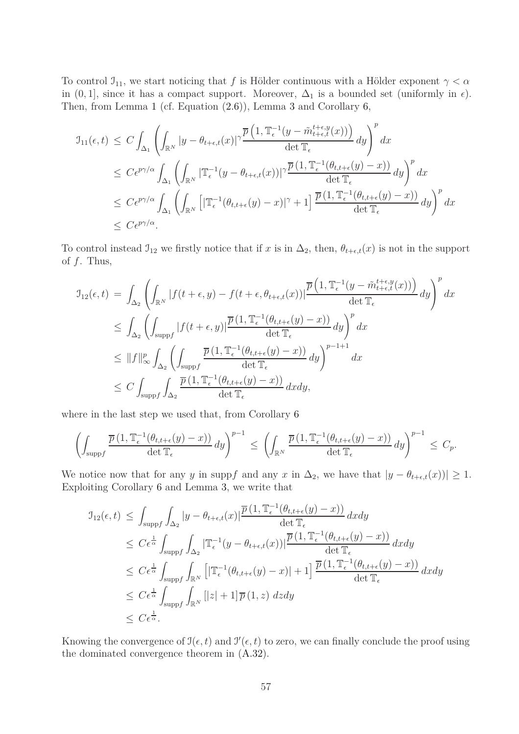To control $\mathcal{I}_{11}$, we start noticing that $f$ is Hölder continuous with a Hölder exponent $\gamma < \alpha$ in $(0, 1]$, since it has a compact support. Moreover, $\Delta_1$ is a bounded set (uniformly in $\epsilon$). Then, from Lemma 1 (cf. Equation (2.6)), Lemma 3 and Corollary 6,

$$
\begin{aligned}
\mathcal{I}_{11}(\epsilon, t) &\leq C \int_{\Delta_1} \left( \int_{\mathbb{R}^N} |y - \theta_{t+\epsilon,t}(x)|^{\gamma} \frac{\overline{p}\left(1, \mathbb{T}_\epsilon^{-1}(y - \tilde{m}^{t+\epsilon,y}_{t+\epsilon,t}(x))\right)}{\det \mathbb{T}_\epsilon} \, dy \right)^p dx \\
&\leq C\epsilon^{p\gamma/\alpha} \int_{\Delta_1} \left( \int_{\mathbb{R}^N} |\mathbb{T}_\epsilon^{-1}(y - \theta_{t+\epsilon,t}(x))|^{\gamma} \frac{\overline{p}\left(1, \mathbb{T}_\epsilon^{-1}(\theta_{t,t+\epsilon}(y) - x)\right)}{\det \mathbb{T}_\epsilon} \, dy \right)^p dx \\
&\leq C\epsilon^{p\gamma/\alpha} \int_{\Delta_1} \left( \int_{\mathbb{R}^N} \left[ |\mathbb{T}_\epsilon^{-1}(\theta_{t,t+\epsilon}(y) - x)|^{\gamma} + 1 \right] \frac{\overline{p}\left(1, \mathbb{T}_\epsilon^{-1}(\theta_{t,t+\epsilon}(y) - x)\right)}{\det \mathbb{T}_\epsilon} \, dy \right)^p dx \\
&\leq C\epsilon^{p\gamma/\alpha}.
\end{aligned}
$$

To control instead $\mathcal{I}_{12}$ we firstly notice that if $x$ is in $\Delta_2$, then, $\theta_{t+\epsilon,t}(x)$ is not in the support of $f$. Thus,

$$
\begin{aligned}
\mathcal{I}_{12}(\epsilon, t) &= \int_{\Delta_2} \left( \int_{\mathbb{R}^N} |f(t+\epsilon, y) - f(t+\epsilon, \theta_{t+\epsilon,t}(x))| \frac{\overline{p}\left(1, \mathbb{T}_\epsilon^{-1}(y - \tilde{m}^{t+\epsilon,y}_{t+\epsilon,t}(x))\right)}{\det \mathbb{T}_\epsilon} \, dy \right)^p dx \\
&\leq \int_{\Delta_2} \left( \int_{\text{supp} f} |f(t+\epsilon, y)| \frac{\overline{p}\left(1, \mathbb{T}_\epsilon^{-1}(\theta_{t,t+\epsilon}(y) - x)\right)}{\det \mathbb{T}_\epsilon} \, dy \right)^p dx \\
&\leq \|f\|_\infty^p \int_{\Delta_2} \left( \int_{\text{supp} f} \frac{\overline{p}\left(1, \mathbb{T}_\epsilon^{-1}(\theta_{t,t+\epsilon}(y) - x)\right)}{\det \mathbb{T}_\epsilon} \, dy \right)^{p-1+1} dx \\
&\leq C \int_{\text{supp} f} \int_{\Delta_2} \frac{\overline{p}\left(1, \mathbb{T}_\epsilon^{-1}(\theta_{t,t+\epsilon}(y) - x)\right)}{\det \mathbb{T}_\epsilon} \, dx dy,
\end{aligned}
$$

where in the last step we used that, from Corollary 6

$$
\left( \int_{\text{supp} f} \frac{\overline{p}\left(1, \mathbb{T}_\epsilon^{-1}(\theta_{t,t+\epsilon}(y) - x)\right)}{\det \mathbb{T}_\epsilon} \, dy \right)^{p-1} \leq \left( \int_{\mathbb{R}^N} \frac{\overline{p}\left(1, \mathbb{T}_\epsilon^{-1}(\theta_{t,t+\epsilon}(y) - x)\right)}{\det \mathbb{T}_\epsilon} \, dy \right)^{p-1} \leq C_p.
$$

We notice now that for any $y$ in supp$f$ and any $x$ in $\Delta_2$, we have that $|y - \theta_{t+\epsilon,t}(x))| \geq 1$. Exploiting Corollary 6 and Lemma 3, we write that

$$
\begin{aligned}
\mathcal{I}_{12}(\epsilon, t) &\leq \int_{\text{supp} f} \int_{\Delta_2} |y - \theta_{t+\epsilon,t}(x)| \frac{\overline{p}\left(1, \mathbb{T}_\epsilon^{-1}(\theta_{t,t+\epsilon}(y) - x)\right)}{\det \mathbb{T}_\epsilon} \, dx dy \\
&\leq C\epsilon^{\frac{1}{\alpha}} \int_{\text{supp} f} \int_{\Delta_2} |\mathbb{T}_\epsilon^{-1}(y - \theta_{t+\epsilon,t}(x))| \frac{\overline{p}\left(1, \mathbb{T}_\epsilon^{-1}(\theta_{t,t+\epsilon}(y) - x)\right)}{\det \mathbb{T}_\epsilon} \, dx dy \\
&\leq C\epsilon^{\frac{1}{\alpha}} \int_{\text{supp} f} \int_{\mathbb{R}^N} \left[ |\mathbb{T}_\epsilon^{-1}(\theta_{t,t+\epsilon}(y) - x)| + 1 \right] \frac{\overline{p}\left(1, \mathbb{T}_\epsilon^{-1}(\theta_{t,t+\epsilon}(y) - x)\right)}{\det \mathbb{T}_\epsilon} \, dx dy \\
&\leq C\epsilon^{\frac{1}{\alpha}} \int_{\text{supp} f} \int_{\mathbb{R}^N} \left[ |z| + 1 \right] \overline{p}\left(1, z\right) \, dz dy \\
&\leq C\epsilon^{\frac{1}{\alpha}}.
\end{aligned}
$$

Knowing the convergence of $\mathcal{I}(\epsilon, t)$ and $\mathcal{I}'(\epsilon, t)$ to zero, we can finally conclude the proof using the dominated convergence theorem in (A.32).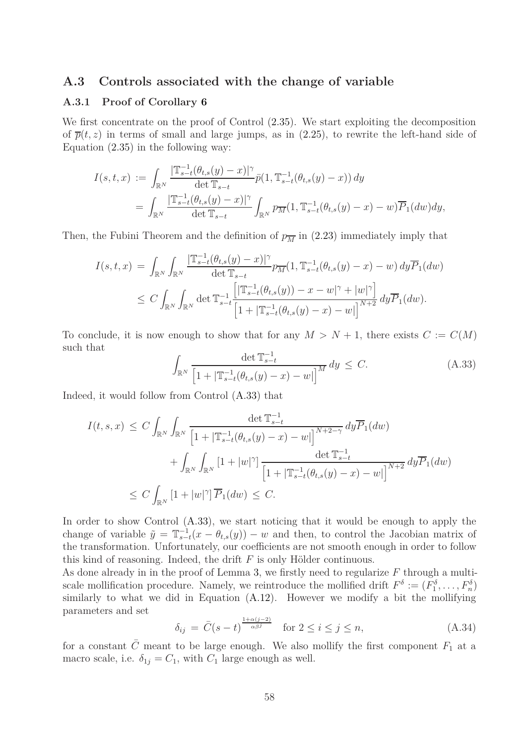## A.3 Controls associated with the change of variable

### A.3.1 Proof of Corollary 6

We first concentrate on the proof of Control (2.35). We start exploiting the decomposition of $\overline{p}(t,z)$ in terms of small and large jumps, as in (2.25), to rewrite the left-hand side of Equation (2.35) in the following way:

$$
\begin{aligned}
I(s,t,x) &:= \int_{\mathbb{R}^N} \frac{|\mathbb{T}^{-1}_{s-t}(\theta_{t,s}(y)-x)|^\gamma}{\det \mathbb{T}_{s-t}} \bar{p}(1, \mathbb{T}^{-1}_{s-t}(\theta_{t,s}(y)-x))\, dy \\
&= \int_{\mathbb{R}^N} \frac{|\mathbb{T}^{-1}_{s-t}(\theta_{t,s}(y)-x)|^\gamma}{\det \mathbb{T}_{s-t}} \int_{\mathbb{R}^N} p_{\overline{M}}(1, \mathbb{T}^{-1}_{s-t}(\theta_{t,s}(y)-x)-w)\overline{P}_1(dw)dy,
\end{aligned}
$$

Then, the Fubini Theorem and the definition of $p_{\overline{M}}$ in (2.23) immediately imply that

$$
\begin{aligned}
I(s,t,x) &= \int_{\mathbb{R}^N}\int_{\mathbb{R}^N} \frac{|\mathbb{T}^{-1}_{s-t}(\theta_{t,s}(y)-x)|^\gamma}{\det \mathbb{T}_{s-t}} p_{\overline{M}}(1, \mathbb{T}^{-1}_{s-t}(\theta_{t,s}(y)-x)-w)\, dy\overline{P}_1(dw) \\
&\le C\int_{\mathbb{R}^N}\int_{\mathbb{R}^N} \det \mathbb{T}^{-1}_{s-t} \frac{\left[|\mathbb{T}^{-1}_{s-t}(\theta_{t,s}(y))-x-w|^\gamma + |w|^\gamma\right]}{\left[1+|\mathbb{T}^{-1}_{s-t}(\theta_{t,s}(y)-x)-w|\right]^{N+2}}\, dy\overline{P}_1(dw).
\end{aligned}
$$

To conclude, it is now enough to show that for any $M > N+1$, there exists $C := C(M)$ such that

$$
\int_{\mathbb{R}^N} \frac{\det \mathbb{T}^{-1}_{s-t}}{\left[1+|\mathbb{T}^{-1}_{s-t}(\theta_{t,s}(y)-x)-w|\right]^{M}}\, dy \le C. \tag{A.33}
$$

Indeed, it would follow from Control (A.33) that

$$
\begin{aligned}
I(t,s,x) &\le C\int_{\mathbb{R}^N}\int_{\mathbb{R}^N} \frac{\det \mathbb{T}^{-1}_{s-t}}{\left[1+|\mathbb{T}^{-1}_{s-t}(\theta_{t,s}(y)-x)-w|\right]^{N+2-\gamma}}\, dy\overline{P}_1(dw) \\
&\quad + \int_{\mathbb{R}^N}\int_{\mathbb{R}^N} [1+|w|^\gamma] \frac{\det \mathbb{T}^{-1}_{s-t}}{\left[1+|\mathbb{T}^{-1}_{s-t}(\theta_{t,s}(y)-x)-w|\right]^{N+2}}\, dy\overline{P}_1(dw) \\
&\le C\int_{\mathbb{R}^N} [1+|w|^\gamma]\,\overline{P}_1(dw) \le C.
\end{aligned}
$$

In order to show Control (A.33), we start noticing that it would be enough to apply the change of variable $\tilde{y} = \mathbb{T}^{-1}_{s-t}(x-\theta_{t,s}(y)) - w$ and then, to control the Jacobian matrix of the transformation. Unfortunately, our coefficients are not smooth enough in order to follow this kind of reasoning. Indeed, the drift $F$ is only Hölder continuous.

As done already in in the proof of Lemma 3, we firstly need to regularize $F$ through a multi-scale mollification procedure. Namely, we reintroduce the mollified drift $F^\delta := (F^\delta_1, \dots, F^\delta_n)$ similarly to what we did in Equation (A.12). However we modify a bit the mollifying parameters and set

$$
\delta_{ij} = \bar{C}(s-t)^{\frac{1+\alpha(j-2)}{\alpha\beta^j}} \quad \text{for } 2 \le i \le j \le n, \tag{A.34}
$$

for a constant $\bar{C}$ meant to be large enough. We also mollify the first component $F_1$ at a macro scale, i.e. $\delta_{1j} = C_1$, with $C_1$ large enough as well.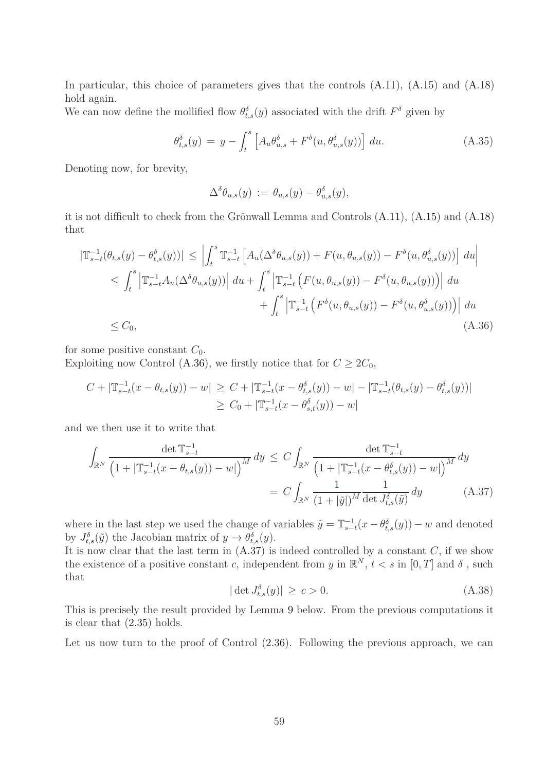In particular, this choice of parameters gives that the controls (A.11), (A.15) and (A.18) hold again.
We can now define the mollified flow $\theta^\delta_{t,s}(y)$ associated with the drift $F^\delta$ given by

$$\theta^\delta_{t,s}(y) \,=\, y - \int_t^s \Big[A_u\theta^\delta_{u,s} + F^\delta(u,\theta^\delta_{u,s}(y))\Big]\, du. \tag{A.35}$$

Denoting now, for brevity,

$$\Delta^\delta\theta_{u,s}(y) \,:=\, \theta_{u,s}(y) - \theta^\delta_{u,s}(y),$$

it is not difficult to check from the Grönwall Lemma and Controls (A.11), (A.15) and (A.18) that

$$\begin{aligned}
|\mathbb{T}^{-1}_{s-t}(\theta_{t,s}(y) - \theta^\delta_{t,s}(y))| \,&\le\, \Big|\int_t^s \mathbb{T}^{-1}_{s-t}\Big[A_u(\Delta^\delta\theta_{u,s}(y)) + F(u,\theta_{u,s}(y)) - F^\delta(u,\theta^\delta_{u,s}(y))\Big]\, du\Big| \\
&\le \int_t^s \Big|\mathbb{T}^{-1}_{s-t}A_u(\Delta^\delta\theta_{u,s}(y))\Big|\, du + \int_t^s \Big|\mathbb{T}^{-1}_{s-t}\Big(F(u,\theta_{u,s}(y)) - F^\delta(u,\theta_{u,s}(y))\Big)\Big|\, du \\
&\qquad\qquad + \int_t^s \Big|\mathbb{T}^{-1}_{s-t}\Big(F^\delta(u,\theta_{u,s}(y)) - F^\delta(u,\theta^\delta_{u,s}(y))\Big)\Big|\, du \\
&\le C_0,
\end{aligned} \tag{A.36}$$

for some positive constant $C_0$.
Exploiting now Control (A.36), we firstly notice that for $C \ge 2C_0$,

$$\begin{aligned}
C + |\mathbb{T}^{-1}_{s-t}(x - \theta_{t,s}(y)) - w| \,&\ge\, C + |\mathbb{T}^{-1}_{s-t}(x - \theta^\delta_{t,s}(y)) - w| - |\mathbb{T}^{-1}_{s-t}(\theta_{t,s}(y) - \theta^\delta_{t,s}(y))| \\
&\ge\, C_0 + |\mathbb{T}^{-1}_{s-t}(x - \theta^\delta_{s,t}(y)) - w|
\end{aligned}$$

and we then use it to write that

$$\begin{aligned}
\int_{\mathbb{R}^N} \frac{\det \mathbb{T}^{-1}_{s-t}}{\Big(1 + |\mathbb{T}^{-1}_{s-t}(x - \theta_{t,s}(y)) - w|\Big)^M}\, dy \,&\le\, C\int_{\mathbb{R}^N} \frac{\det \mathbb{T}^{-1}_{s-t}}{\Big(1 + |\mathbb{T}^{-1}_{s-t}(x - \theta^\delta_{t,s}(y)) - w|\Big)^M}\, dy \\
&=\, C\int_{\mathbb{R}^N} \frac{1}{(1 + |\tilde{y}|)^M}\frac{1}{\det J^\delta_{t,s}(\tilde{y})}\, dy
\end{aligned} \tag{A.37}$$

where in the last step we used the change of variables $\tilde{y} = \mathbb{T}^{-1}_{s-t}(x - \theta^\delta_{t,s}(y)) - w$ and denoted by $J^\delta_{t,s}(\tilde{y})$ the Jacobian matrix of $y \to \theta^\delta_{t,s}(y)$.
It is now clear that the last term in (A.37) is indeed controlled by a constant $C$, if we show the existence of a positive constant $c$, independent from $y$ in $\mathbb{R}^N$, $t < s$ in $[0,T]$ and $\delta$ , such that

$$|\det J^\delta_{t,s}(y)| \,\ge\, c > 0. \tag{A.38}$$

This is precisely the result provided by Lemma 9 below. From the previous computations it is clear that (2.35) holds.

Let us now turn to the proof of Control (2.36). Following the previous approach, we can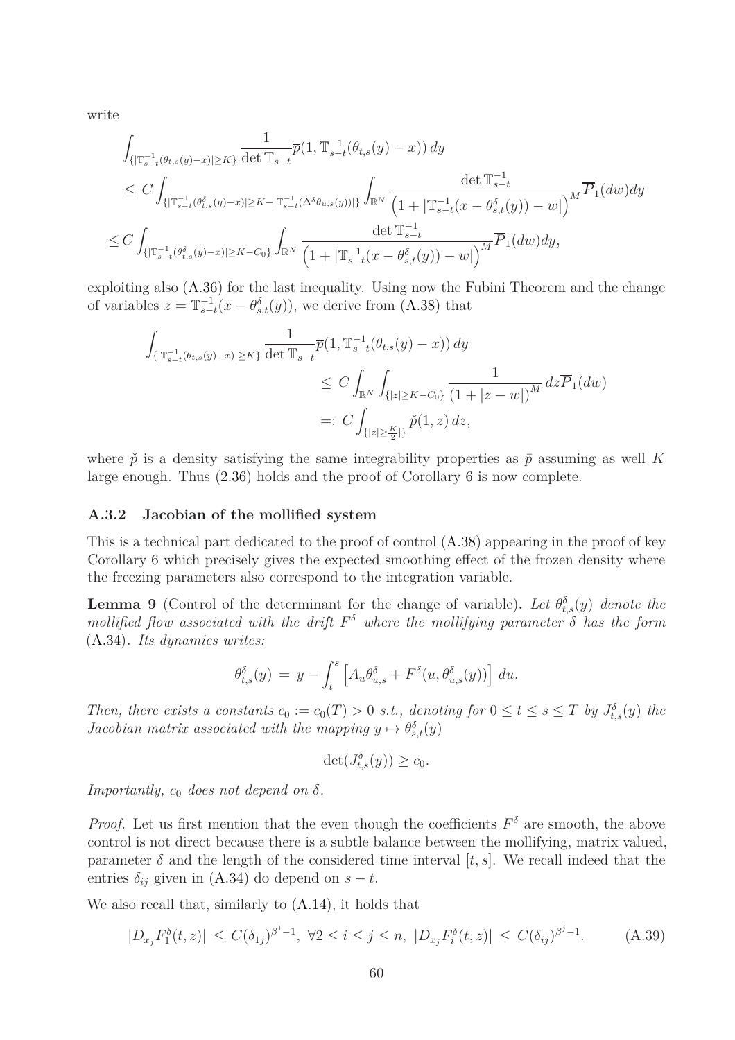write

$$
\begin{aligned}
&\int_{\{|\mathbb{T}_{s-t}^{-1}(\theta_{t,s}(y)-x)|\geq K\}} \frac{1}{\det \mathbb{T}_{s-t}} \overline{p}(1, \mathbb{T}_{s-t}^{-1}(\theta_{t,s}(y)-x))\, dy \\
&\leq C \int_{\{|\mathbb{T}_{s-t}^{-1}(\theta_{t,s}^\delta(y)-x)|\geq K-|\mathbb{T}_{s-t}^{-1}(\Delta^\delta \theta_{u,s}(y))|\}} \int_{\mathbb{R}^N} \frac{\det \mathbb{T}_{s-t}^{-1}}{\left(1+|\mathbb{T}_{s-t}^{-1}(x-\theta_{s,t}^\delta(y))-w|\right)^M} \overline{P}_1(dw) dy \\
&\leq C \int_{\{|\mathbb{T}_{s-t}^{-1}(\theta_{t,s}^\delta(y)-x)|\geq K-C_0\}} \int_{\mathbb{R}^N} \frac{\det \mathbb{T}_{s-t}^{-1}}{\left(1+|\mathbb{T}_{s-t}^{-1}(x-\theta_{s,t}^\delta(y))-w|\right)^M} \overline{P}_1(dw) dy,
\end{aligned}
$$

exploiting also (A.36) for the last inequality. Using now the Fubini Theorem and the change of variables $z = \mathbb{T}_{s-t}^{-1}(x-\theta_{s,t}^\delta(y))$, we derive from (A.38) that

$$
\begin{aligned}
\int_{\{|\mathbb{T}_{s-t}^{-1}(\theta_{t,s}(y)-x)|\geq K\}} \frac{1}{\det \mathbb{T}_{s-t}} \overline{p}(1, \mathbb{T}_{s-t}^{-1}(\theta_{t,s}(y)-x))\, dy
&\leq C \int_{\mathbb{R}^N} \int_{\{|z|\geq K-C_0\}} \frac{1}{\left(1+|z-w|\right)^M}\, dz \overline{P}_1(dw) \\
&=: C \int_{\{|z|\geq \frac{K}{2}|\}} \check{p}(1,z)\, dz,
\end{aligned}
$$

where $\check{p}$ is a density satisfying the same integrability properties as $\bar{p}$ assuming as well $K$ large enough. Thus (2.36) holds and the proof of Corollary 6 is now complete.

### A.3.2 Jacobian of the mollified system

This is a technical part dedicated to the proof of control (A.38) appearing in the proof of key Corollary 6 which precisely gives the expected smoothing effect of the frozen density where the freezing parameters also correspond to the integration variable.

**Lemma 9** (Control of the determinant for the change of variable)**.** *Let $\theta_{t,s}^\delta(y)$ denote the mollified flow associated with the drift $F^\delta$ where the mollifying parameter $\delta$ has the form* (A.34)*. Its dynamics writes:*

$$
\theta_{t,s}^\delta(y) \,=\, y - \int_t^s \left[ A_u \theta_{u,s}^\delta + F^\delta(u, \theta_{u,s}^\delta(y)) \right] du.
$$

*Then, there exists a constants $c_0 := c_0(T) > 0$ s.t., denoting for $0 \leq t \leq s \leq T$ by $J_{t,s}^\delta(y)$ the Jacobian matrix associated with the mapping $y \mapsto \theta_{s,t}^\delta(y)$*

$$
\det(J_{t,s}^\delta(y)) \geq c_0.
$$

*Importantly, $c_0$ does not depend on $\delta$.*

*Proof.* Let us first mention that the even though the coefficients $F^\delta$ are smooth, the above control is not direct because there is a subtle balance between the mollifying, matrix valued, parameter $\delta$ and the length of the considered time interval $[t,s]$. We recall indeed that the entries $\delta_{ij}$ given in (A.34) do depend on $s-t$.

We also recall that, similarly to (A.14), it holds that

$$
|D_{x_j} F_1^\delta(t,z)| \,\leq\, C(\delta_{1j})^{\beta^1 - 1},\ \forall 2 \leq i \leq j \leq n,\ |D_{x_j} F_i^\delta(t,z)| \,\leq\, C(\delta_{ij})^{\beta^j - 1}. \tag{A.39}
$$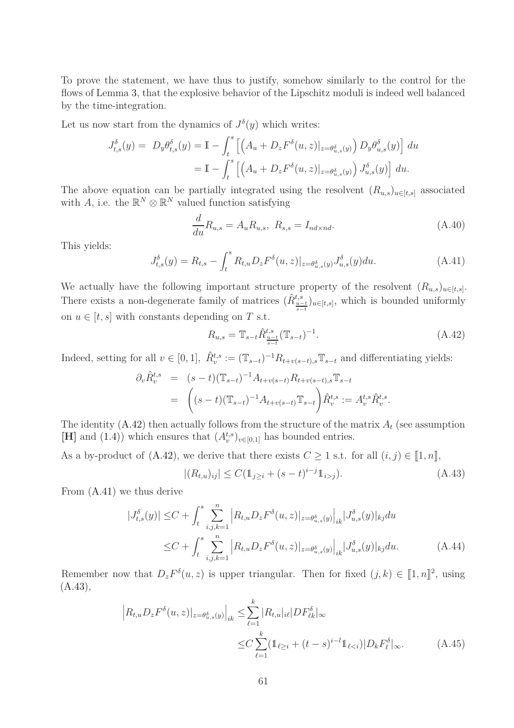To prove the statement, we have thus to justify, somehow similarly to the control for the flows of Lemma 3, that the explosive behavior of the Lipschitz moduli is indeed well balanced by the time-integration.

Let us now start from the dynamics of $J^\delta(y)$ which writes:

$$
\begin{aligned}
J^\delta_{t,s}(y) = \ D_y\theta^\delta_{t,s}(y) &= \mathbb{I} - \int_t^s \Big[\Big(A_u + D_zF^\delta(u,z)|_{z=\theta^\delta_{u,s}(y)}\Big) D_y\theta^\delta_{u,s}(y)\Big]\, du\\
&= \mathbb{I} - \int_t^s \Big[\Big(A_u + D_zF^\delta(u,z)|_{z=\theta^\delta_{u,s}(y)}\Big) J^\delta_{u,s}(y)\Big]\, du.
\end{aligned}
$$

The above equation can be partially integrated using the resolvent $(R_{u,s})_{u\in[t,s]}$ associated with $A$, i.e. the $\mathbb{R}^N \otimes \mathbb{R}^N$ valued function satisfying

$$
\frac{d}{du}R_{u,s} = A_u R_{u,s},\ R_{s,s} = I_{nd\times nd}. \tag{A.40}
$$

This yields:

$$
J^\delta_{t,s}(y) = R_{t,s} - \int_t^s R_{t,u} D_z F^\delta(u,z)|_{z=\theta^\delta_{u,s}(y)} J^\delta_{u,s}(y) du. \tag{A.41}
$$

We actually have the following important structure property of the resolvent $(R_{u,s})_{u\in[t,s]}$. There exists a non-degenerate family of matrices $(\hat{R}^{t,s}_{\frac{u-t}{s-t}})_{u\in[t,s]}$, which is bounded uniformly on $u \in [t,s]$ with constants depending on $T$ s.t.

$$
R_{u,s} = \mathbb{T}_{s-t}\hat{R}^{t,s}_{\frac{u-t}{s-t}}(\mathbb{T}_{s-t})^{-1}. \tag{A.42}
$$

Indeed, setting for all $v\in[0,1]$, $\hat{R}^{t,s}_v := (\mathbb{T}_{s-t})^{-1}R_{t+v(s-t),s}\mathbb{T}_{s-t}$ and differentiating yields:

$$
\begin{aligned}
\partial_v \hat{R}^{t,s}_v &= (s-t)(\mathbb{T}_{s-t})^{-1}A_{t+v(s-t)}R_{t+v(s-t),s}\mathbb{T}_{s-t}\\
&= \bigg((s-t)(\mathbb{T}_{s-t})^{-1}A_{t+v(s-t)}\mathbb{T}_{s-t}\bigg)\hat{R}^{t,s}_v := A^{t,s}_v\hat{R}^{t,s}_v.
\end{aligned}
$$

The identity (A.42) then actually follows from the structure of the matrix $A_t$ (see assumption **[H]** and (1.4)) which ensures that $(A^{t,s}_v)_{v\in[0,1]}$ has bounded entries.

As a by-product of (A.42), we derive that there exists $C\geq 1$ s.t. for all $(i,j)\in [\![1,n]\!]$,

$$
|(R_{t,u})_{ij}| \leq C(\mathbb{1}_{j\geq i} + (s-t)^{i-j}\mathbb{1}_{i>j}). \tag{A.43}
$$

From (A.41) we thus derive

$$
\begin{aligned}
|J^\delta_{t,s}(y)| &\leq C + \int_t^s \sum_{i,j,k=1}^n \Big|R_{t,u}D_zF^\delta(u,z)|_{z=\theta^\delta_{u,s}(y)}\Big|_{ik}|J^\delta_{u,s}(y)|_{kj}du\\
&\leq C + \int_t^s \sum_{i,j,k=1}^n \Big|R_{t,u}D_zF^\delta(u,z)|_{z=\theta^\delta_{u,s}(y)}\Big|_{ik}|J^\delta_{u,s}(y)|_{kj}du.
\end{aligned} \tag{A.44}
$$

Remember now that $D_zF^\delta(u,z)$ is upper triangular. Then for fixed $(j,k)\in[\![1,n]\!]^2$, using (A.43),

$$
\begin{aligned}
\Big|R_{t,u}D_zF^\delta(u,z)|_{z=\theta^\delta_{u,s}(y)}\Big|_{ik} &\leq \sum_{\ell=1}^k |R_{t,u}|_{i\ell}|DF^\delta_{\ell k}|_\infty\\
&\leq C\sum_{\ell=1}^k (\mathbb{1}_{\ell\geq i} + (t-s)^{i-l}\mathbb{1}_{\ell<i})|D_kF^\delta_\ell|_\infty.
\end{aligned} \tag{A.45}
$$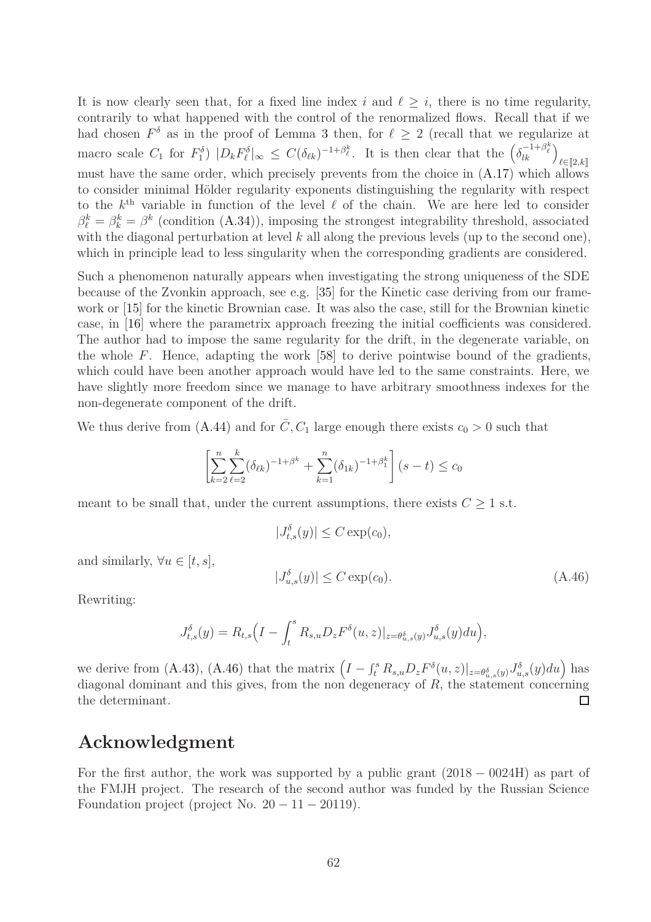It is now clearly seen that, for a fixed line index $i$ and $\ell \geq i$, there is no time regularity, contrarily to what happened with the control of the renormalized flows. Recall that if we had chosen $F^\delta$ as in the proof of Lemma 3 then, for $\ell \geq 2$ (recall that we regularize at macro scale $C_1$ for $F_1^\delta$) $|D_k F_\ell^\delta|_\infty \leq C(\delta_{\ell k})^{-1+\beta_\ell^k}$. It is then clear that the $\left(\delta_{lk}^{-1+\beta_\ell^k}\right)_{\ell \in [\![2,k]\!]}$ must have the same order, which precisely prevents from the choice in (A.17) which allows to consider minimal Hölder regularity exponents distinguishing the regularity with respect to the $k^{\text{th}}$ variable in function of the level $\ell$ of the chain. We are here led to consider $\beta_\ell^k = \beta_k^k = \beta^k$ (condition (A.34)), imposing the strongest integrability threshold, associated with the diagonal perturbation at level $k$ all along the previous levels (up to the second one), which in principle lead to less singularity when the corresponding gradients are considered.

Such a phenomenon naturally appears when investigating the strong uniqueness of the SDE because of the Zvonkin approach, see e.g. [35] for the Kinetic case deriving from our framework or [15] for the kinetic Brownian case. It was also the case, still for the Brownian kinetic case, in [16] where the parametrix approach freezing the initial coefficients was considered. The author had to impose the same regularity for the drift, in the degenerate variable, on the whole $F$. Hence, adapting the work [58] to derive pointwise bound of the gradients, which could have been another approach would have led to the same constraints. Here, we have slightly more freedom since we manage to have arbitrary smoothness indexes for the non-degenerate component of the drift.

We thus derive from (A.44) and for $\bar{C}, C_1$ large enough there exists $c_0 > 0$ such that

$$\left[\sum_{k=2}^{n}\sum_{\ell=2}^{k}(\delta_{\ell k})^{-1+\beta^k} + \sum_{k=1}^{n}(\delta_{1k})^{-1+\beta_1^k}\right](s-t) \leq c_0$$

meant to be small that, under the current assumptions, there exists $C \geq 1$ s.t.

$$|J_{t,s}^\delta(y)| \leq C\exp(c_0),$$

and similarly, $\forall u \in [t,s]$,

$$|J_{u,s}^\delta(y)| \leq C\exp(c_0). \tag{A.46}$$

Rewriting:

$$J_{t,s}^\delta(y) = R_{t,s}\Big(I - \int_t^s R_{s,u} D_z F^\delta(u,z)|_{z=\theta_{u,s}^\delta(y)} J_{u,s}^\delta(y)du\Big),$$

we derive from (A.43), (A.46) that the matrix $\Big(I - \int_t^s R_{s,u} D_z F^\delta(u,z)|_{z=\theta_{u,s}^\delta(y)} J_{u,s}^\delta(y)du\Big)$ has diagonal dominant and this gives, from the non degeneracy of $R$, the statement concerning the determinant. $\square$

## Acknowledgment

For the first author, the work was supported by a public grant $(2018-0024\text{H})$ as part of the FMJH project. The research of the second author was funded by the Russian Science Foundation project (project No. $20-11-20119$).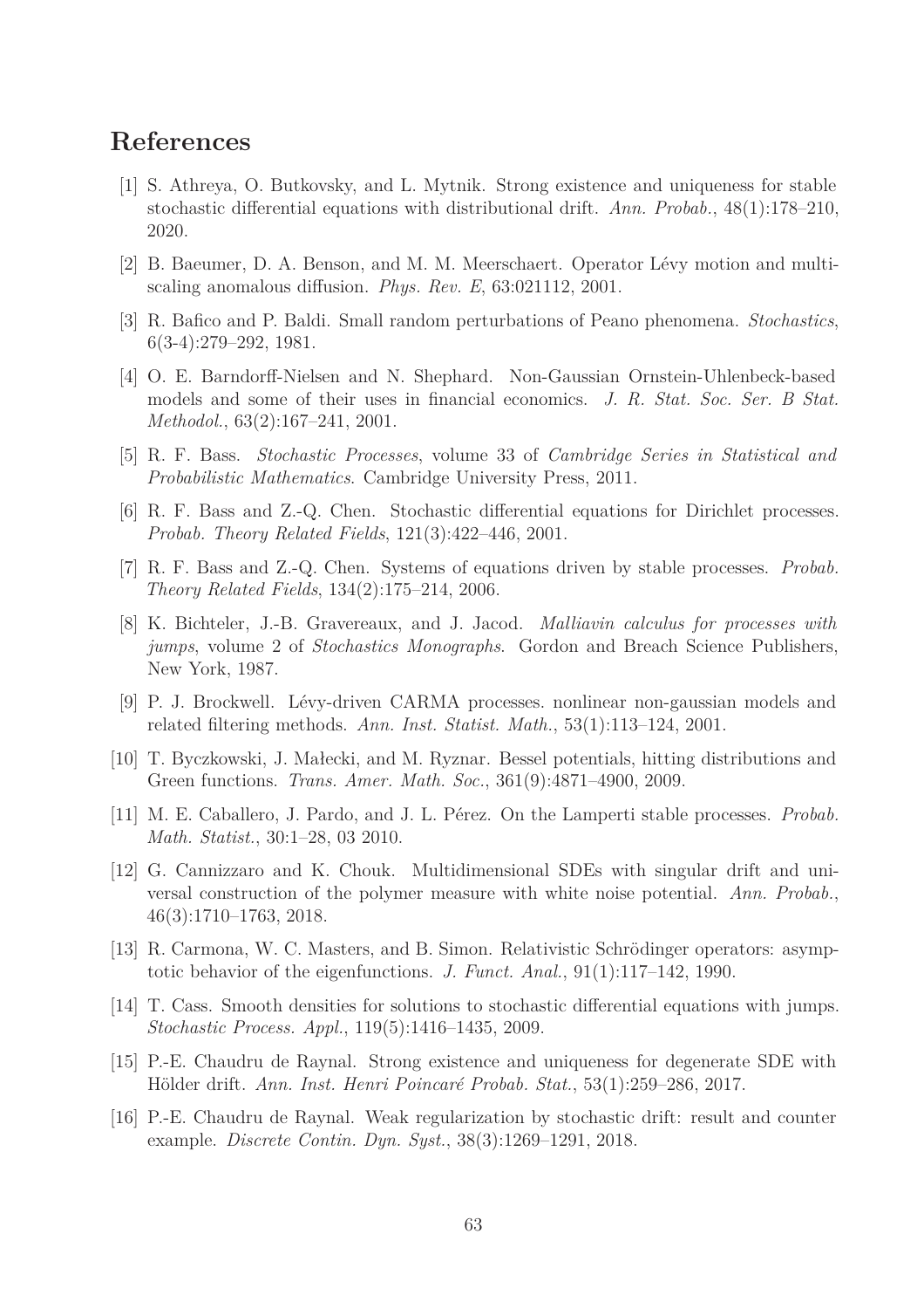## References

[1] S. Athreya, O. Butkovsky, and L. Mytnik. Strong existence and uniqueness for stable stochastic differential equations with distributional drift. *Ann. Probab.*, 48(1):178–210, 2020.

[2] B. Baeumer, D. A. Benson, and M. M. Meerschaert. Operator Lévy motion and multiscaling anomalous diffusion. *Phys. Rev. E*, 63:021112, 2001.

[3] R. Bafico and P. Baldi. Small random perturbations of Peano phenomena. *Stochastics*, 6(3-4):279–292, 1981.

[4] O. E. Barndorff-Nielsen and N. Shephard. Non-Gaussian Ornstein-Uhlenbeck-based models and some of their uses in financial economics. *J. R. Stat. Soc. Ser. B Stat. Methodol.*, 63(2):167–241, 2001.

[5] R. F. Bass. *Stochastic Processes*, volume 33 of *Cambridge Series in Statistical and Probabilistic Mathematics*. Cambridge University Press, 2011.

[6] R. F. Bass and Z.-Q. Chen. Stochastic differential equations for Dirichlet processes. *Probab. Theory Related Fields*, 121(3):422–446, 2001.

[7] R. F. Bass and Z.-Q. Chen. Systems of equations driven by stable processes. *Probab. Theory Related Fields*, 134(2):175–214, 2006.

[8] K. Bichteler, J.-B. Gravereaux, and J. Jacod. *Malliavin calculus for processes with jumps*, volume 2 of *Stochastics Monographs*. Gordon and Breach Science Publishers, New York, 1987.

[9] P. J. Brockwell. Lévy-driven CARMA processes. nonlinear non-gaussian models and related filtering methods. *Ann. Inst. Statist. Math.*, 53(1):113–124, 2001.

[10] T. Byczkowski, J. Małecki, and M. Ryznar. Bessel potentials, hitting distributions and Green functions. *Trans. Amer. Math. Soc.*, 361(9):4871–4900, 2009.

[11] M. E. Caballero, J. Pardo, and J. L. Pérez. On the Lamperti stable processes. *Probab. Math. Statist.*, 30:1–28, 03 2010.

[12] G. Cannizzaro and K. Chouk. Multidimensional SDEs with singular drift and universal construction of the polymer measure with white noise potential. *Ann. Probab.*, 46(3):1710–1763, 2018.

[13] R. Carmona, W. C. Masters, and B. Simon. Relativistic Schrödinger operators: asymptotic behavior of the eigenfunctions. *J. Funct. Anal.*, 91(1):117–142, 1990.

[14] T. Cass. Smooth densities for solutions to stochastic differential equations with jumps. *Stochastic Process. Appl.*, 119(5):1416–1435, 2009.

[15] P.-E. Chaudru de Raynal. Strong existence and uniqueness for degenerate SDE with Hölder drift. *Ann. Inst. Henri Poincaré Probab. Stat.*, 53(1):259–286, 2017.

[16] P.-E. Chaudru de Raynal. Weak regularization by stochastic drift: result and counter example. *Discrete Contin. Dyn. Syst.*, 38(3):1269–1291, 2018.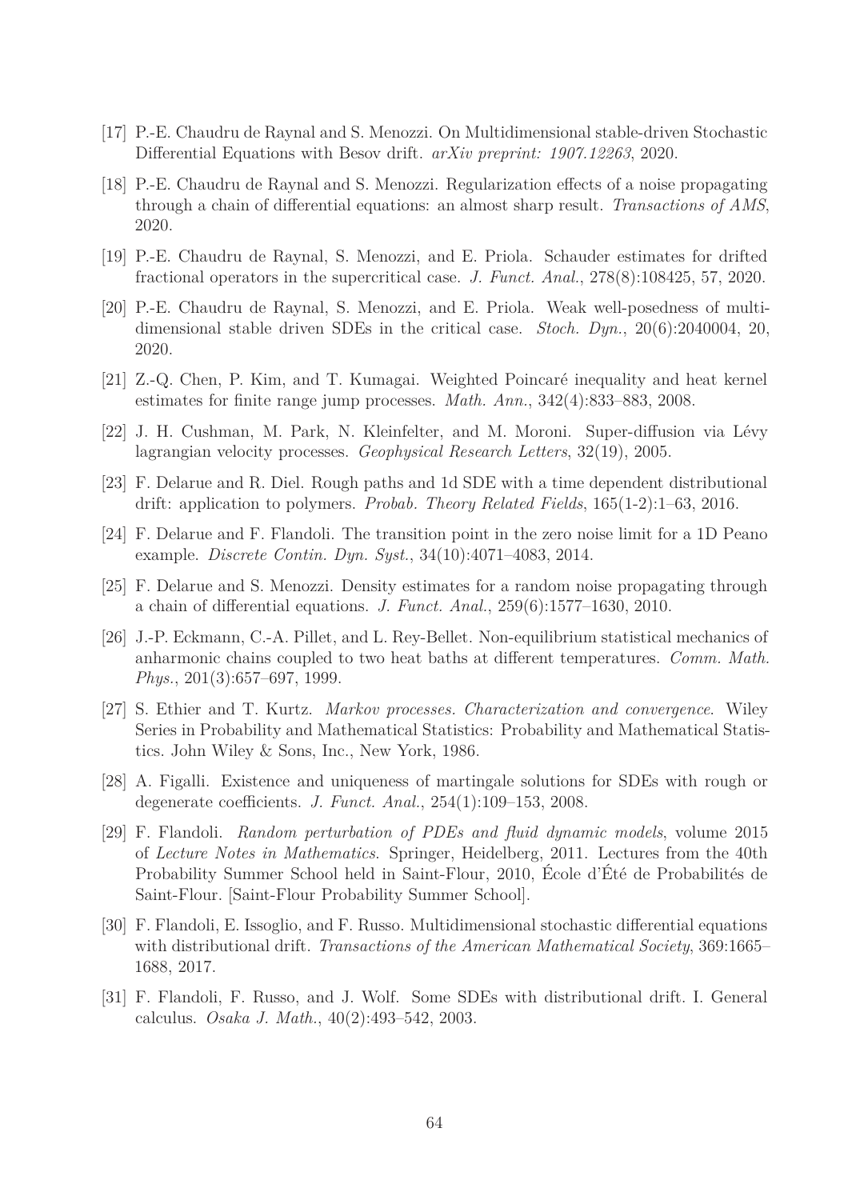[17] P.-E. Chaudru de Raynal and S. Menozzi. On Multidimensional stable-driven Stochastic Differential Equations with Besov drift. *arXiv preprint: 1907.12263*, 2020.

[18] P.-E. Chaudru de Raynal and S. Menozzi. Regularization effects of a noise propagating through a chain of differential equations: an almost sharp result. *Transactions of AMS*, 2020.

[19] P.-E. Chaudru de Raynal, S. Menozzi, and E. Priola. Schauder estimates for drifted fractional operators in the supercritical case. *J. Funct. Anal.*, 278(8):108425, 57, 2020.

[20] P.-E. Chaudru de Raynal, S. Menozzi, and E. Priola. Weak well-posedness of multidimensional stable driven SDEs in the critical case. *Stoch. Dyn.*, 20(6):2040004, 20, 2020.

[21] Z.-Q. Chen, P. Kim, and T. Kumagai. Weighted Poincaré inequality and heat kernel estimates for finite range jump processes. *Math. Ann.*, 342(4):833–883, 2008.

[22] J. H. Cushman, M. Park, N. Kleinfelter, and M. Moroni. Super-diffusion via Lévy lagrangian velocity processes. *Geophysical Research Letters*, 32(19), 2005.

[23] F. Delarue and R. Diel. Rough paths and 1d SDE with a time dependent distributional drift: application to polymers. *Probab. Theory Related Fields*, 165(1-2):1–63, 2016.

[24] F. Delarue and F. Flandoli. The transition point in the zero noise limit for a 1D Peano example. *Discrete Contin. Dyn. Syst.*, 34(10):4071–4083, 2014.

[25] F. Delarue and S. Menozzi. Density estimates for a random noise propagating through a chain of differential equations. *J. Funct. Anal.*, 259(6):1577–1630, 2010.

[26] J.-P. Eckmann, C.-A. Pillet, and L. Rey-Bellet. Non-equilibrium statistical mechanics of anharmonic chains coupled to two heat baths at different temperatures. *Comm. Math. Phys.*, 201(3):657–697, 1999.

[27] S. Ethier and T. Kurtz. *Markov processes. Characterization and convergence*. Wiley Series in Probability and Mathematical Statistics: Probability and Mathematical Statistics. John Wiley & Sons, Inc., New York, 1986.

[28] A. Figalli. Existence and uniqueness of martingale solutions for SDEs with rough or degenerate coefficients. *J. Funct. Anal.*, 254(1):109–153, 2008.

[29] F. Flandoli. *Random perturbation of PDEs and fluid dynamic models*, volume 2015 of *Lecture Notes in Mathematics*. Springer, Heidelberg, 2011. Lectures from the 40th Probability Summer School held in Saint-Flour, 2010, École d'Été de Probabilités de Saint-Flour. [Saint-Flour Probability Summer School].

[30] F. Flandoli, E. Issoglio, and F. Russo. Multidimensional stochastic differential equations with distributional drift. *Transactions of the American Mathematical Society*, 369:1665–1688, 2017.

[31] F. Flandoli, F. Russo, and J. Wolf. Some SDEs with distributional drift. I. General calculus. *Osaka J. Math.*, 40(2):493–542, 2003.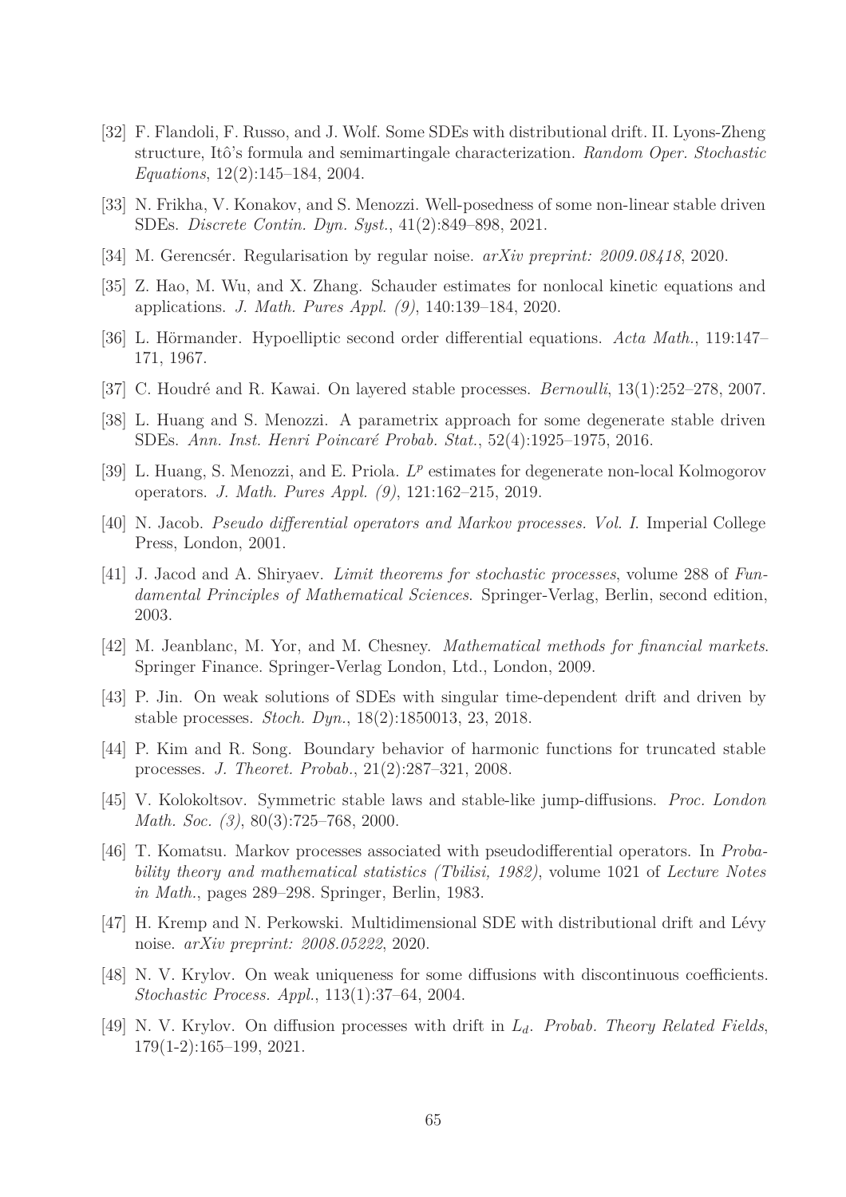[32] F. Flandoli, F. Russo, and J. Wolf. Some SDEs with distributional drift. II. Lyons-Zheng structure, Itô's formula and semimartingale characterization. *Random Oper. Stochastic Equations*, 12(2):145–184, 2004.

[33] N. Frikha, V. Konakov, and S. Menozzi. Well-posedness of some non-linear stable driven SDEs. *Discrete Contin. Dyn. Syst.*, 41(2):849–898, 2021.

[34] M. Gerencsér. Regularisation by regular noise. *arXiv preprint: 2009.08418*, 2020.

[35] Z. Hao, M. Wu, and X. Zhang. Schauder estimates for nonlocal kinetic equations and applications. *J. Math. Pures Appl. (9)*, 140:139–184, 2020.

[36] L. Hörmander. Hypoelliptic second order differential equations. *Acta Math.*, 119:147–171, 1967.

[37] C. Houdré and R. Kawai. On layered stable processes. *Bernoulli*, 13(1):252–278, 2007.

[38] L. Huang and S. Menozzi. A parametrix approach for some degenerate stable driven SDEs. *Ann. Inst. Henri Poincaré Probab. Stat.*, 52(4):1925–1975, 2016.

[39] L. Huang, S. Menozzi, and E. Priola. $L^p$ estimates for degenerate non-local Kolmogorov operators. *J. Math. Pures Appl. (9)*, 121:162–215, 2019.

[40] N. Jacob. *Pseudo differential operators and Markov processes. Vol. I.* Imperial College Press, London, 2001.

[41] J. Jacod and A. Shiryaev. *Limit theorems for stochastic processes*, volume 288 of *Fundamental Principles of Mathematical Sciences*. Springer-Verlag, Berlin, second edition, 2003.

[42] M. Jeanblanc, M. Yor, and M. Chesney. *Mathematical methods for financial markets*. Springer Finance. Springer-Verlag London, Ltd., London, 2009.

[43] P. Jin. On weak solutions of SDEs with singular time-dependent drift and driven by stable processes. *Stoch. Dyn.*, 18(2):1850013, 23, 2018.

[44] P. Kim and R. Song. Boundary behavior of harmonic functions for truncated stable processes. *J. Theoret. Probab.*, 21(2):287–321, 2008.

[45] V. Kolokoltsov. Symmetric stable laws and stable-like jump-diffusions. *Proc. London Math. Soc. (3)*, 80(3):725–768, 2000.

[46] T. Komatsu. Markov processes associated with pseudodifferential operators. In *Probability theory and mathematical statistics (Tbilisi, 1982)*, volume 1021 of *Lecture Notes in Math.*, pages 289–298. Springer, Berlin, 1983.

[47] H. Kremp and N. Perkowski. Multidimensional SDE with distributional drift and Lévy noise. *arXiv preprint: 2008.05222*, 2020.

[48] N. V. Krylov. On weak uniqueness for some diffusions with discontinuous coefficients. *Stochastic Process. Appl.*, 113(1):37–64, 2004.

[49] N. V. Krylov. On diffusion processes with drift in $L_d$. *Probab. Theory Related Fields*, 179(1-2):165–199, 2021.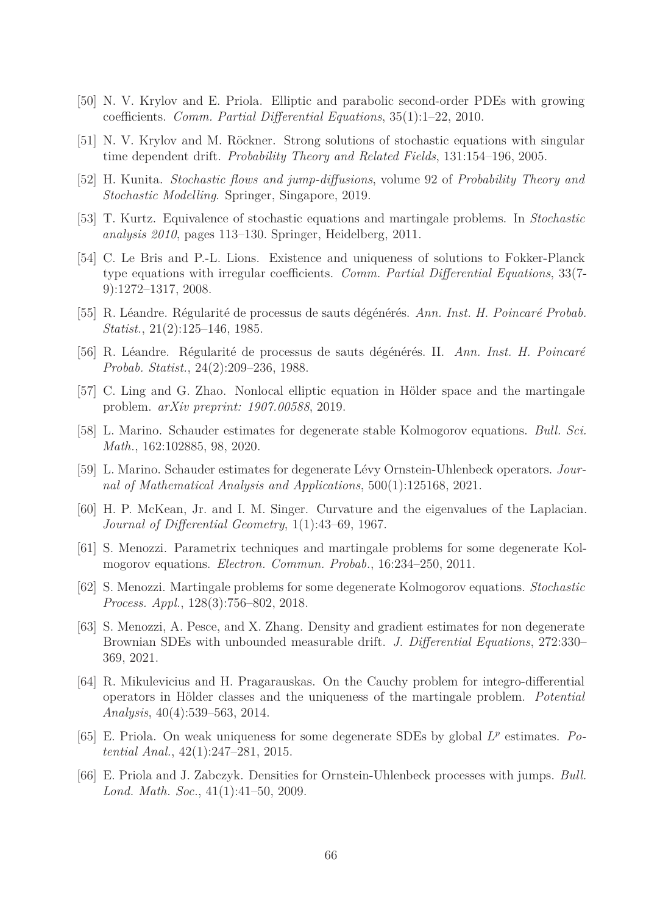[50] N. V. Krylov and E. Priola. Elliptic and parabolic second-order PDEs with growing coefficients. *Comm. Partial Differential Equations*, 35(1):1–22, 2010.

[51] N. V. Krylov and M. Röckner. Strong solutions of stochastic equations with singular time dependent drift. *Probability Theory and Related Fields*, 131:154–196, 2005.

[52] H. Kunita. *Stochastic flows and jump-diffusions*, volume 92 of *Probability Theory and Stochastic Modelling*. Springer, Singapore, 2019.

[53] T. Kurtz. Equivalence of stochastic equations and martingale problems. In *Stochastic analysis 2010*, pages 113–130. Springer, Heidelberg, 2011.

[54] C. Le Bris and P.-L. Lions. Existence and uniqueness of solutions to Fokker-Planck type equations with irregular coefficients. *Comm. Partial Differential Equations*, 33(7-9):1272–1317, 2008.

[55] R. Léandre. Régularité de processus de sauts dégénérés. *Ann. Inst. H. Poincaré Probab. Statist.*, 21(2):125–146, 1985.

[56] R. Léandre. Régularité de processus de sauts dégénérés. II. *Ann. Inst. H. Poincaré Probab. Statist.*, 24(2):209–236, 1988.

[57] C. Ling and G. Zhao. Nonlocal elliptic equation in Hölder space and the martingale problem. *arXiv preprint: 1907.00588*, 2019.

[58] L. Marino. Schauder estimates for degenerate stable Kolmogorov equations. *Bull. Sci. Math.*, 162:102885, 98, 2020.

[59] L. Marino. Schauder estimates for degenerate Lévy Ornstein-Uhlenbeck operators. *Journal of Mathematical Analysis and Applications*, 500(1):125168, 2021.

[60] H. P. McKean, Jr. and I. M. Singer. Curvature and the eigenvalues of the Laplacian. *Journal of Differential Geometry*, 1(1):43–69, 1967.

[61] S. Menozzi. Parametrix techniques and martingale problems for some degenerate Kolmogorov equations. *Electron. Commun. Probab.*, 16:234–250, 2011.

[62] S. Menozzi. Martingale problems for some degenerate Kolmogorov equations. *Stochastic Process. Appl.*, 128(3):756–802, 2018.

[63] S. Menozzi, A. Pesce, and X. Zhang. Density and gradient estimates for non degenerate Brownian SDEs with unbounded measurable drift. *J. Differential Equations*, 272:330–369, 2021.

[64] R. Mikulevicius and H. Pragarauskas. On the Cauchy problem for integro-differential operators in Hölder classes and the uniqueness of the martingale problem. *Potential Analysis*, 40(4):539–563, 2014.

[65] E. Priola. On weak uniqueness for some degenerate SDEs by global $L^p$ estimates. *Potential Anal.*, 42(1):247–281, 2015.

[66] E. Priola and J. Zabczyk. Densities for Ornstein-Uhlenbeck processes with jumps. *Bull. Lond. Math. Soc.*, 41(1):41–50, 2009.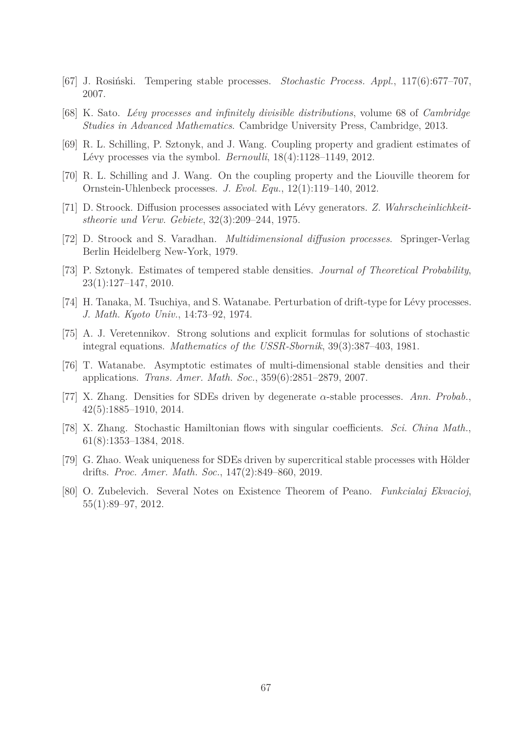[67] J. Rosiński. Tempering stable processes. *Stochastic Process. Appl.*, 117(6):677–707, 2007.

[68] K. Sato. *Lévy processes and infinitely divisible distributions*, volume 68 of *Cambridge Studies in Advanced Mathematics*. Cambridge University Press, Cambridge, 2013.

[69] R. L. Schilling, P. Sztonyk, and J. Wang. Coupling property and gradient estimates of Lévy processes via the symbol. *Bernoulli*, 18(4):1128–1149, 2012.

[70] R. L. Schilling and J. Wang. On the coupling property and the Liouville theorem for Ornstein-Uhlenbeck processes. *J. Evol. Equ.*, 12(1):119–140, 2012.

[71] D. Stroock. Diffusion processes associated with Lévy generators. *Z. Wahrscheinlichkeitstheorie und Verw. Gebiete*, 32(3):209–244, 1975.

[72] D. Stroock and S. Varadhan. *Multidimensional diffusion processes*. Springer-Verlag Berlin Heidelberg New-York, 1979.

[73] P. Sztonyk. Estimates of tempered stable densities. *Journal of Theoretical Probability*, 23(1):127–147, 2010.

[74] H. Tanaka, M. Tsuchiya, and S. Watanabe. Perturbation of drift-type for Lévy processes. *J. Math. Kyoto Univ.*, 14:73–92, 1974.

[75] A. J. Veretennikov. Strong solutions and explicit formulas for solutions of stochastic integral equations. *Mathematics of the USSR-Sbornik*, 39(3):387–403, 1981.

[76] T. Watanabe. Asymptotic estimates of multi-dimensional stable densities and their applications. *Trans. Amer. Math. Soc.*, 359(6):2851–2879, 2007.

[77] X. Zhang. Densities for SDEs driven by degenerate $\alpha$-stable processes. *Ann. Probab.*, 42(5):1885–1910, 2014.

[78] X. Zhang. Stochastic Hamiltonian flows with singular coefficients. *Sci. China Math.*, 61(8):1353–1384, 2018.

[79] G. Zhao. Weak uniqueness for SDEs driven by supercritical stable processes with Hölder drifts. *Proc. Amer. Math. Soc.*, 147(2):849–860, 2019.

[80] O. Zubelevich. Several Notes on Existence Theorem of Peano. *Funkcialaj Ekvacioj*, 55(1):89–97, 2012.